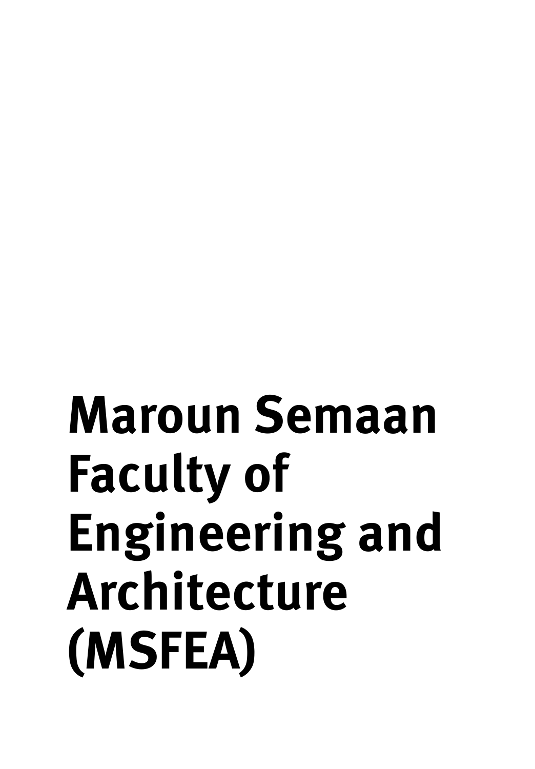# Maroun Semaan Faculty of Engineering and Architecture (MSFEA)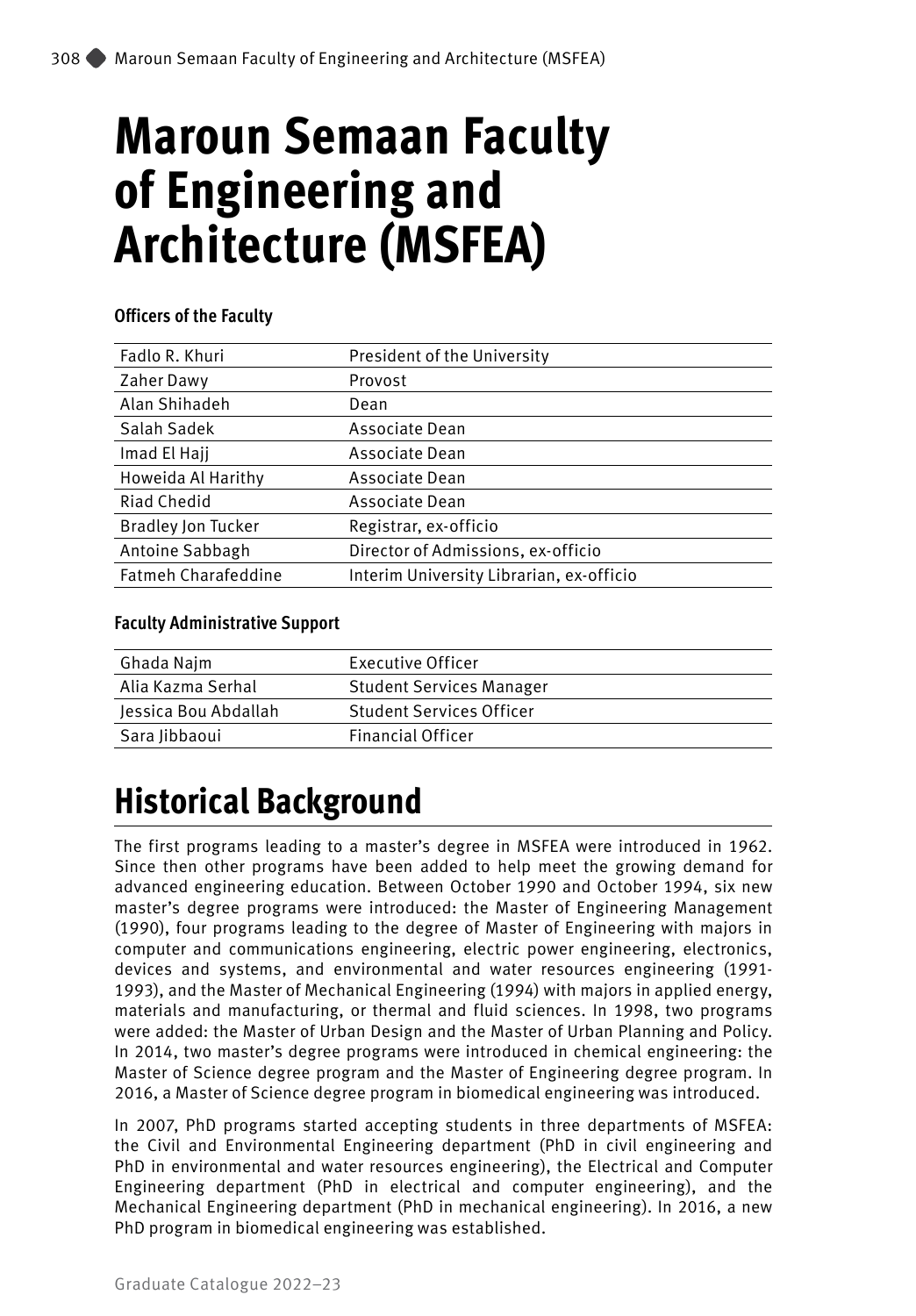# Maroun Semaan Faculty of Engineering and Architecture (MSFEA)

**Officers of the Faculty**

| | |
|---|---|
| Fadlo R. Khuri | President of the University |
| Zaher Dawy | Provost |
| Alan Shihadeh | Dean |
| Salah Sadek | Associate Dean |
| Imad El Hajj | Associate Dean |
| Howeida Al Harithy | Associate Dean |
| Riad Chedid | Associate Dean |
| Bradley Jon Tucker | Registrar, ex-officio |
| Antoine Sabbagh | Director of Admissions, ex-officio |
| Fatmeh Charafeddine | Interim University Librarian, ex-officio |

**Faculty Administrative Support**

| | |
|---|---|
| Ghada Najm | Executive Officer |
| Alia Kazma Serhal | Student Services Manager |
| Jessica Bou Abdallah | Student Services Officer |
| Sara Jibbaoui | Financial Officer |

## Historical Background

The first programs leading to a master's degree in MSFEA were introduced in 1962. Since then other programs have been added to help meet the growing demand for advanced engineering education. Between October 1990 and October 1994, six new master's degree programs were introduced: the Master of Engineering Management (1990), four programs leading to the degree of Master of Engineering with majors in computer and communications engineering, electric power engineering, electronics, devices and systems, and environmental and water resources engineering (1991-1993), and the Master of Mechanical Engineering (1994) with majors in applied energy, materials and manufacturing, or thermal and fluid sciences. In 1998, two programs were added: the Master of Urban Design and the Master of Urban Planning and Policy. In 2014, two master's degree programs were introduced in chemical engineering: the Master of Science degree program and the Master of Engineering degree program. In 2016, a Master of Science degree program in biomedical engineering was introduced.

In 2007, PhD programs started accepting students in three departments of MSFEA: the Civil and Environmental Engineering department (PhD in civil engineering and PhD in environmental and water resources engineering), the Electrical and Computer Engineering department (PhD in electrical and computer engineering), and the Mechanical Engineering department (PhD in mechanical engineering). In 2016, a new PhD program in biomedical engineering was established.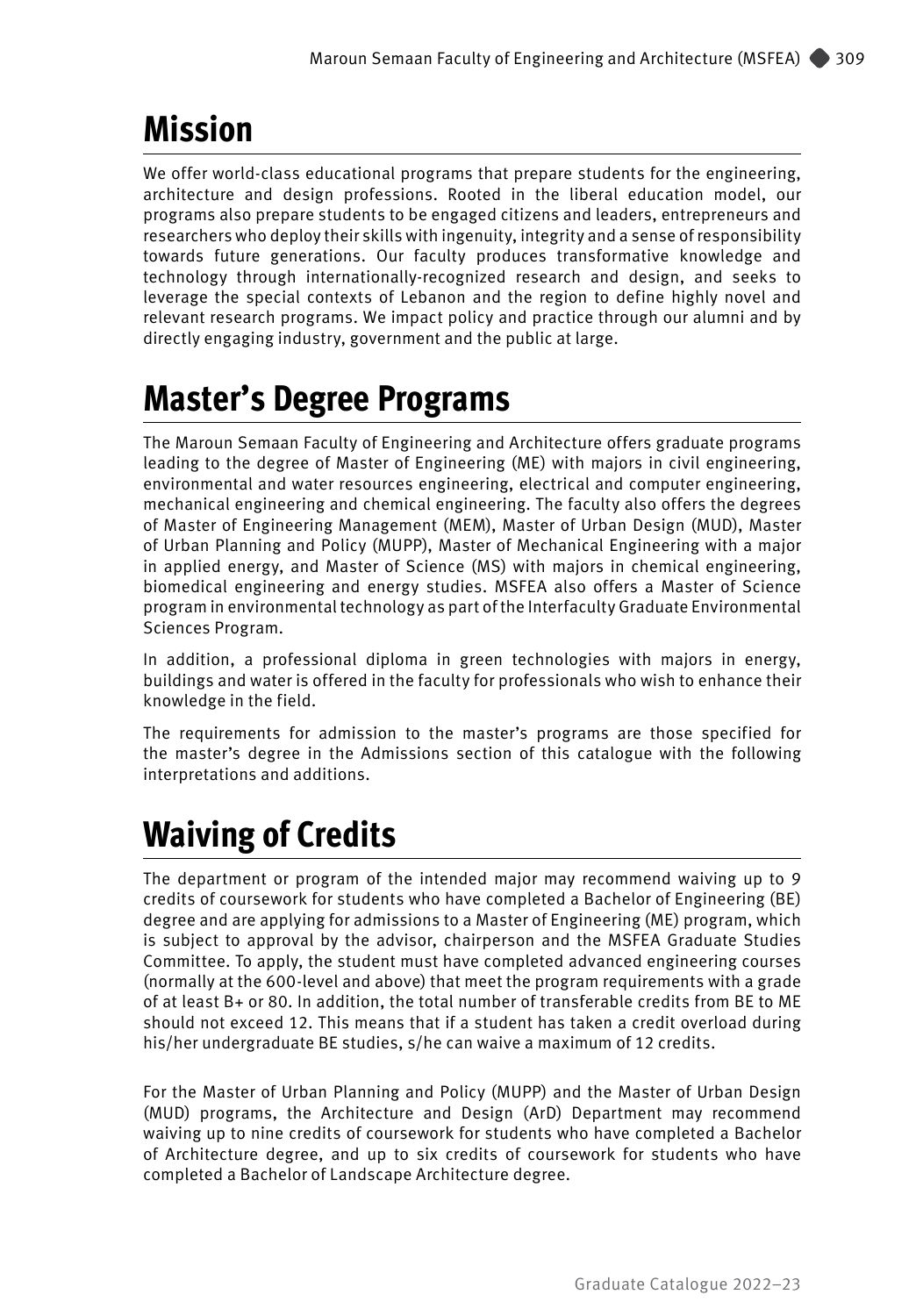# Mission

We offer world-class educational programs that prepare students for the engineering, architecture and design professions. Rooted in the liberal education model, our programs also prepare students to be engaged citizens and leaders, entrepreneurs and researchers who deploy their skills with ingenuity, integrity and a sense of responsibility towards future generations. Our faculty produces transformative knowledge and technology through internationally-recognized research and design, and seeks to leverage the special contexts of Lebanon and the region to define highly novel and relevant research programs. We impact policy and practice through our alumni and by directly engaging industry, government and the public at large.

# Master's Degree Programs

The Maroun Semaan Faculty of Engineering and Architecture offers graduate programs leading to the degree of Master of Engineering (ME) with majors in civil engineering, environmental and water resources engineering, electrical and computer engineering, mechanical engineering and chemical engineering. The faculty also offers the degrees of Master of Engineering Management (MEM), Master of Urban Design (MUD), Master of Urban Planning and Policy (MUPP), Master of Mechanical Engineering with a major in applied energy, and Master of Science (MS) with majors in chemical engineering, biomedical engineering and energy studies. MSFEA also offers a Master of Science program in environmental technology as part of the Interfaculty Graduate Environmental Sciences Program.

In addition, a professional diploma in green technologies with majors in energy, buildings and water is offered in the faculty for professionals who wish to enhance their knowledge in the field.

The requirements for admission to the master's programs are those specified for the master's degree in the Admissions section of this catalogue with the following interpretations and additions.

# Waiving of Credits

The department or program of the intended major may recommend waiving up to 9 credits of coursework for students who have completed a Bachelor of Engineering (BE) degree and are applying for admissions to a Master of Engineering (ME) program, which is subject to approval by the advisor, chairperson and the MSFEA Graduate Studies Committee. To apply, the student must have completed advanced engineering courses (normally at the 600-level and above) that meet the program requirements with a grade of at least B+ or 80. In addition, the total number of transferable credits from BE to ME should not exceed 12. This means that if a student has taken a credit overload during his/her undergraduate BE studies, s/he can waive a maximum of 12 credits.

For the Master of Urban Planning and Policy (MUPP) and the Master of Urban Design (MUD) programs, the Architecture and Design (ArD) Department may recommend waiving up to nine credits of coursework for students who have completed a Bachelor of Architecture degree, and up to six credits of coursework for students who have completed a Bachelor of Landscape Architecture degree.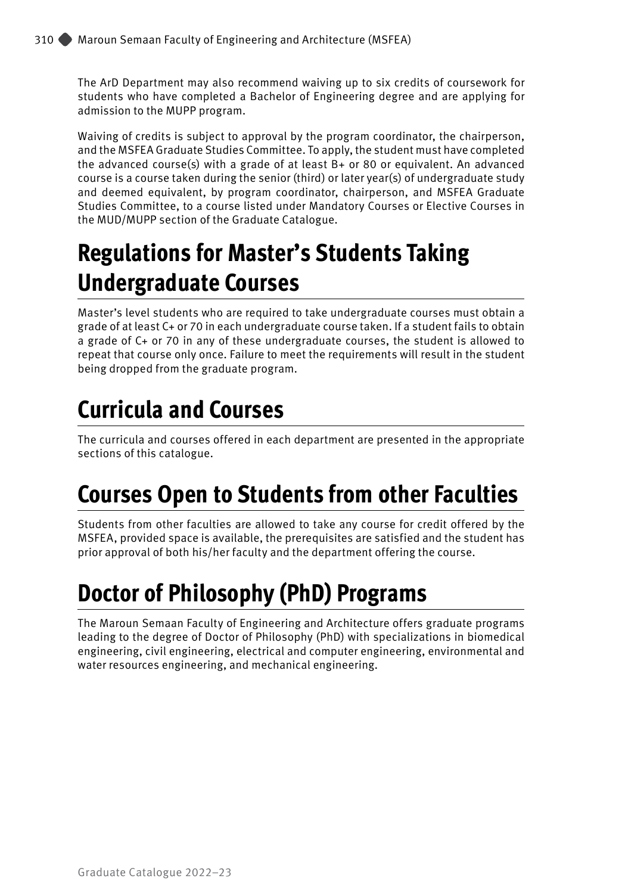The ArD Department may also recommend waiving up to six credits of coursework for students who have completed a Bachelor of Engineering degree and are applying for admission to the MUPP program.

Waiving of credits is subject to approval by the program coordinator, the chairperson, and the MSFEA Graduate Studies Committee. To apply, the student must have completed the advanced course(s) with a grade of at least B+ or 80 or equivalent. An advanced course is a course taken during the senior (third) or later year(s) of undergraduate study and deemed equivalent, by program coordinator, chairperson, and MSFEA Graduate Studies Committee, to a course listed under Mandatory Courses or Elective Courses in the MUD/MUPP section of the Graduate Catalogue.

# Regulations for Master's Students Taking Undergraduate Courses

Master's level students who are required to take undergraduate courses must obtain a grade of at least C+ or 70 in each undergraduate course taken. If a student fails to obtain a grade of C+ or 70 in any of these undergraduate courses, the student is allowed to repeat that course only once. Failure to meet the requirements will result in the student being dropped from the graduate program.

# Curricula and Courses

The curricula and courses offered in each department are presented in the appropriate sections of this catalogue.

# Courses Open to Students from other Faculties

Students from other faculties are allowed to take any course for credit offered by the MSFEA, provided space is available, the prerequisites are satisfied and the student has prior approval of both his/her faculty and the department offering the course.

# Doctor of Philosophy (PhD) Programs

The Maroun Semaan Faculty of Engineering and Architecture offers graduate programs leading to the degree of Doctor of Philosophy (PhD) with specializations in biomedical engineering, civil engineering, electrical and computer engineering, environmental and water resources engineering, and mechanical engineering.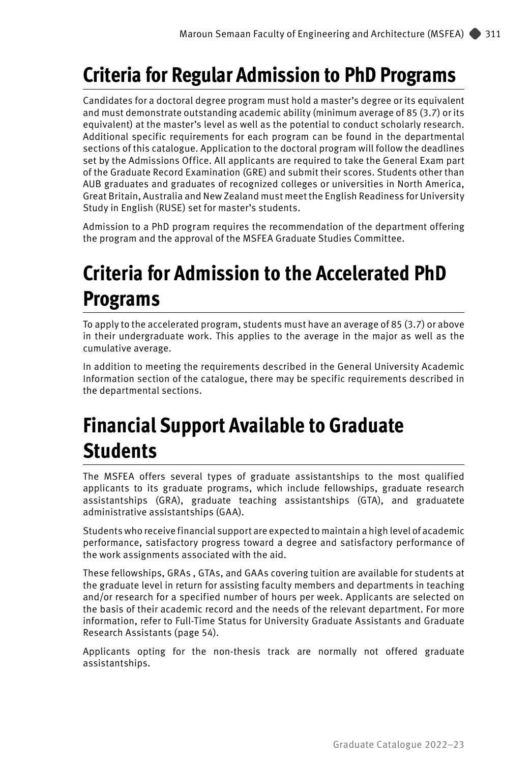# Criteria for Regular Admission to PhD Programs

Candidates for a doctoral degree program must hold a master's degree or its equivalent and must demonstrate outstanding academic ability (minimum average of 85 (3.7) or its equivalent) at the master's level as well as the potential to conduct scholarly research. Additional specific requirements for each program can be found in the departmental sections of this catalogue. Application to the doctoral program will follow the deadlines set by the Admissions Office. All applicants are required to take the General Exam part of the Graduate Record Examination (GRE) and submit their scores. Students other than AUB graduates and graduates of recognized colleges or universities in North America, Great Britain, Australia and New Zealand must meet the English Readiness for University Study in English (RUSE) set for master's students.

Admission to a PhD program requires the recommendation of the department offering the program and the approval of the MSFEA Graduate Studies Committee.

# Criteria for Admission to the Accelerated PhD Programs

To apply to the accelerated program, students must have an average of 85 (3.7) or above in their undergraduate work. This applies to the average in the major as well as the cumulative average.

In addition to meeting the requirements described in the General University Academic Information section of the catalogue, there may be specific requirements described in the departmental sections.

# Financial Support Available to Graduate Students

The MSFEA offers several types of graduate assistantships to the most qualified applicants to its graduate programs, which include fellowships, graduate research assistantships (GRA), graduate teaching assistantships (GTA), and graduatete administrative assistantships (GAA).

Students who receive financial support are expected to maintain a high level of academic performance, satisfactory progress toward a degree and satisfactory performance of the work assignments associated with the aid.

These fellowships, GRAs , GTAs, and GAAs covering tuition are available for students at the graduate level in return for assisting faculty members and departments in teaching and/or research for a specified number of hours per week. Applicants are selected on the basis of their academic record and the needs of the relevant department. For more information, refer to Full-Time Status for University Graduate Assistants and Graduate Research Assistants (page 54).

Applicants opting for the non-thesis track are normally not offered graduate assistantships.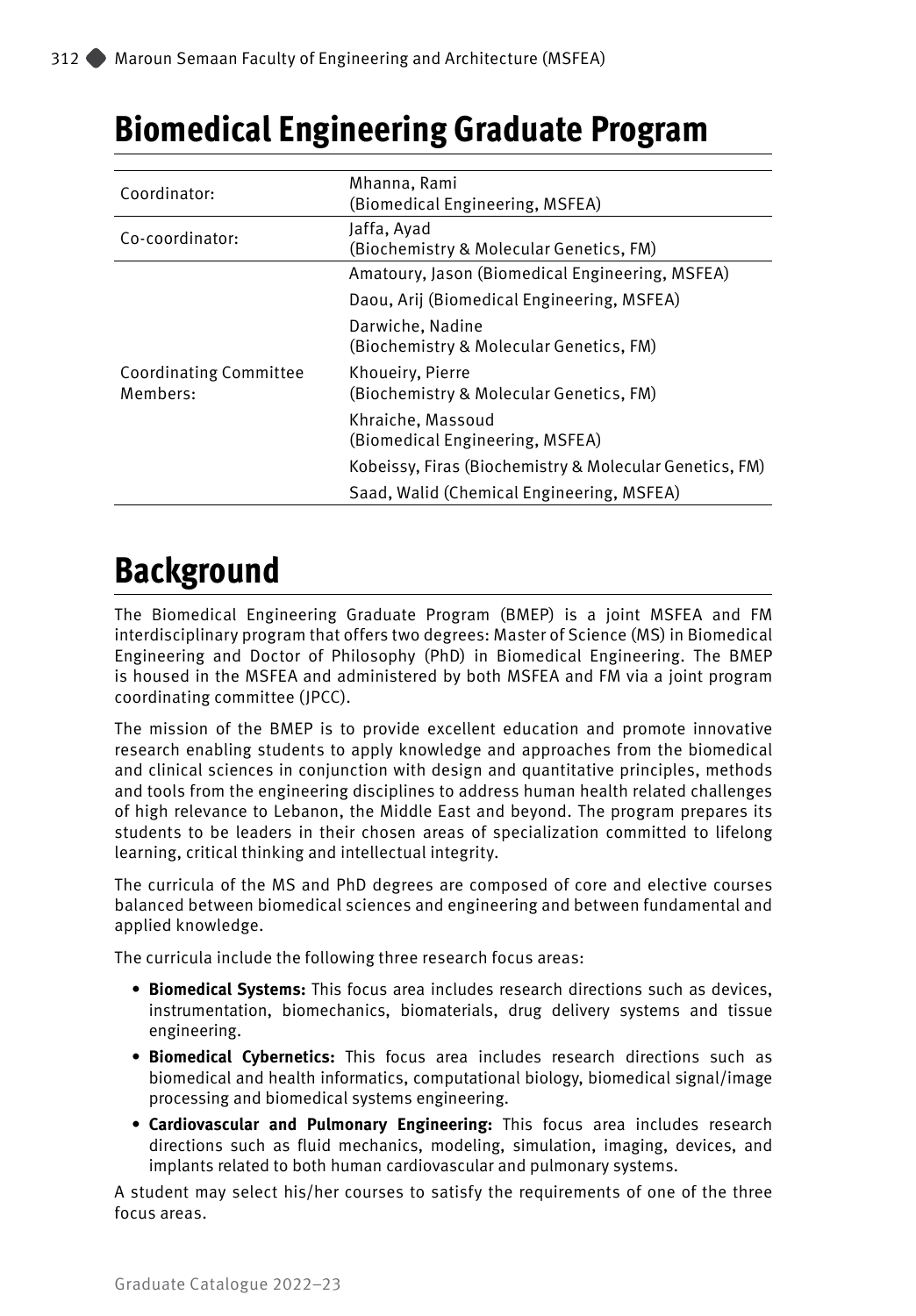# Biomedical Engineering Graduate Program

| | |
|---|---|
| Coordinator: | Mhanna, Rami (Biomedical Engineering, MSFEA) |
| Co-coordinator: | Jaffa, Ayad (Biochemistry & Molecular Genetics, FM) |
| Coordinating Committee Members: | Amatoury, Jason (Biomedical Engineering, MSFEA) |
| | Daou, Arij (Biomedical Engineering, MSFEA) |
| | Darwiche, Nadine (Biochemistry & Molecular Genetics, FM) |
| | Khoueiry, Pierre (Biochemistry & Molecular Genetics, FM) |
| | Khraiche, Massoud (Biomedical Engineering, MSFEA) |
| | Kobeissy, Firas (Biochemistry & Molecular Genetics, FM) |
| | Saad, Walid (Chemical Engineering, MSFEA) |

# Background

The Biomedical Engineering Graduate Program (BMEP) is a joint MSFEA and FM interdisciplinary program that offers two degrees: Master of Science (MS) in Biomedical Engineering and Doctor of Philosophy (PhD) in Biomedical Engineering. The BMEP is housed in the MSFEA and administered by both MSFEA and FM via a joint program coordinating committee (JPCC).

The mission of the BMEP is to provide excellent education and promote innovative research enabling students to apply knowledge and approaches from the biomedical and clinical sciences in conjunction with design and quantitative principles, methods and tools from the engineering disciplines to address human health related challenges of high relevance to Lebanon, the Middle East and beyond. The program prepares its students to be leaders in their chosen areas of specialization committed to lifelong learning, critical thinking and intellectual integrity.

The curricula of the MS and PhD degrees are composed of core and elective courses balanced between biomedical sciences and engineering and between fundamental and applied knowledge.

The curricula include the following three research focus areas:

- **Biomedical Systems:** This focus area includes research directions such as devices, instrumentation, biomechanics, biomaterials, drug delivery systems and tissue engineering.
- **Biomedical Cybernetics:** This focus area includes research directions such as biomedical and health informatics, computational biology, biomedical signal/image processing and biomedical systems engineering.
- **Cardiovascular and Pulmonary Engineering:** This focus area includes research directions such as fluid mechanics, modeling, simulation, imaging, devices, and implants related to both human cardiovascular and pulmonary systems.

A student may select his/her courses to satisfy the requirements of one of the three focus areas.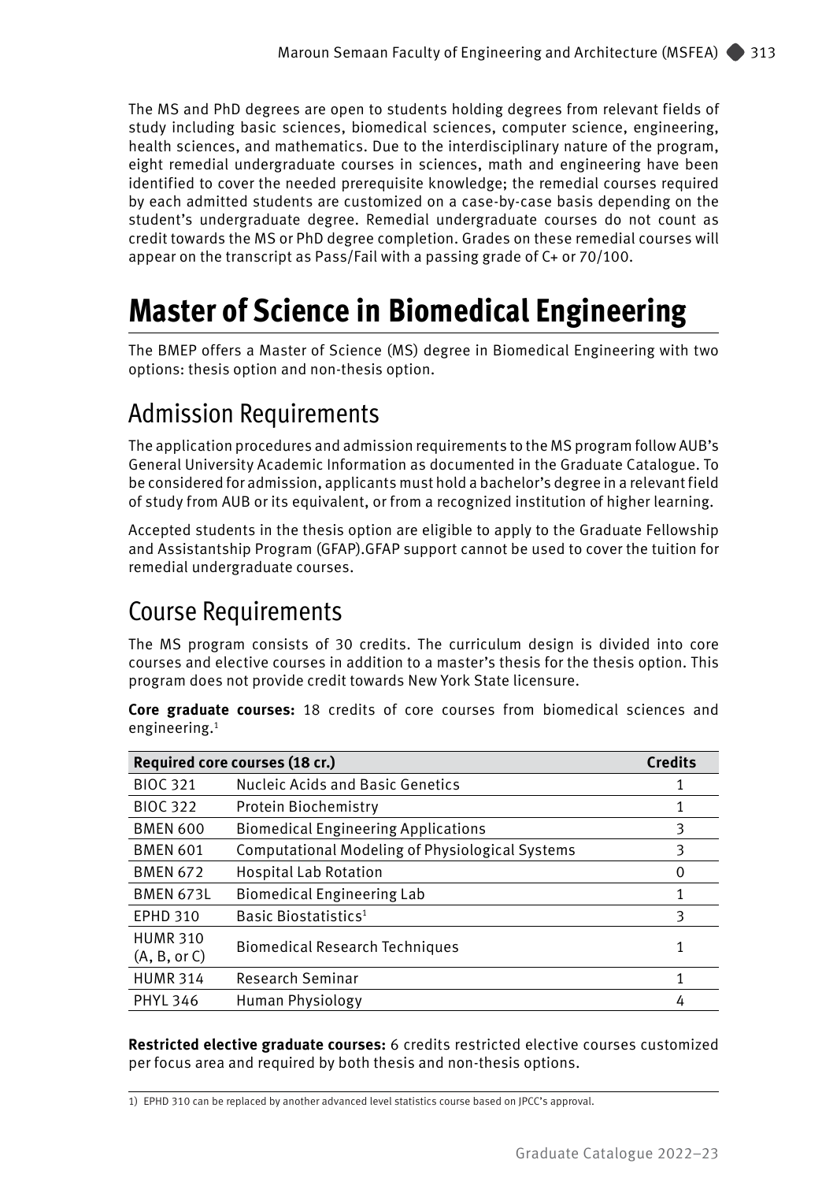The MS and PhD degrees are open to students holding degrees from relevant fields of study including basic sciences, biomedical sciences, computer science, engineering, health sciences, and mathematics. Due to the interdisciplinary nature of the program, eight remedial undergraduate courses in sciences, math and engineering have been identified to cover the needed prerequisite knowledge; the remedial courses required by each admitted students are customized on a case-by-case basis depending on the student's undergraduate degree. Remedial undergraduate courses do not count as credit towards the MS or PhD degree completion. Grades on these remedial courses will appear on the transcript as Pass/Fail with a passing grade of C+ or 70/100.

# Master of Science in Biomedical Engineering

The BMEP offers a Master of Science (MS) degree in Biomedical Engineering with two options: thesis option and non-thesis option.

## Admission Requirements

The application procedures and admission requirements to the MS program follow AUB's General University Academic Information as documented in the Graduate Catalogue. To be considered for admission, applicants must hold a bachelor's degree in a relevant field of study from AUB or its equivalent, or from a recognized institution of higher learning.

Accepted students in the thesis option are eligible to apply to the Graduate Fellowship and Assistantship Program (GFAP).GFAP support cannot be used to cover the tuition for remedial undergraduate courses.

## Course Requirements

The MS program consists of 30 credits. The curriculum design is divided into core courses and elective courses in addition to a master's thesis for the thesis option. This program does not provide credit towards New York State licensure.

**Core graduate courses:** 18 credits of core courses from biomedical sciences and engineering.[1]

| Required core courses (18 cr.) | | Credits |
|---|---|---|
| BIOC 321 | Nucleic Acids and Basic Genetics | 1 |
| BIOC 322 | Protein Biochemistry | 1 |
| BMEN 600 | Biomedical Engineering Applications | 3 |
| BMEN 601 | Computational Modeling of Physiological Systems | 3 |
| BMEN 672 | Hospital Lab Rotation | 0 |
| BMEN 673L | Biomedical Engineering Lab | 1 |
| EPHD 310 | Basic Biostatistics[1] | 3 |
| HUMR 310 (A, B, or C) | Biomedical Research Techniques | 1 |
| HUMR 314 | Research Seminar | 1 |
| PHYL 346 | Human Physiology | 4 |

**Restricted elective graduate courses:** 6 credits restricted elective courses customized per focus area and required by both thesis and non-thesis options.

1) EPHD 310 can be replaced by another advanced level statistics course based on JPCC's approval.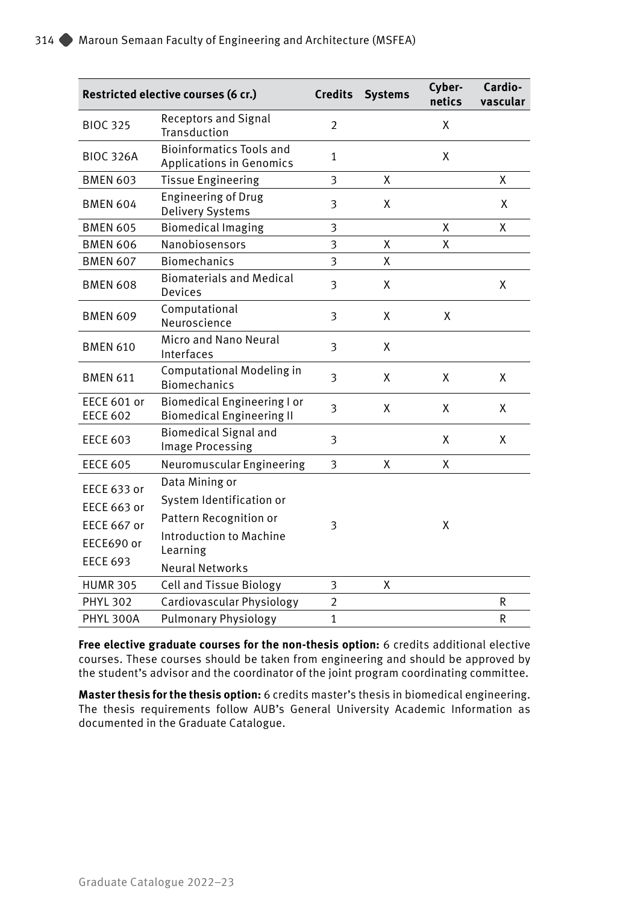| Restricted elective courses (6 cr.) | | Credits | Systems | Cyber-netics | Cardio-vascular |
|---|---|---|---|---|---|
| BIOC 325 | Receptors and Signal Transduction | 2 | | X | |
| BIOC 326A | Bioinformatics Tools and Applications in Genomics | 1 | | X | |
| BMEN 603 | Tissue Engineering | 3 | X | | X |
| BMEN 604 | Engineering of Drug Delivery Systems | 3 | X | | X |
| BMEN 605 | Biomedical Imaging | 3 | | X | X |
| BMEN 606 | Nanobiosensors | 3 | X | X | |
| BMEN 607 | Biomechanics | 3 | X | | |
| BMEN 608 | Biomaterials and Medical Devices | 3 | X | | X |
| BMEN 609 | Computational Neuroscience | 3 | X | X | |
| BMEN 610 | Micro and Nano Neural Interfaces | 3 | X | | |
| BMEN 611 | Computational Modeling in Biomechanics | 3 | X | X | X |
| EECE 601 or EECE 602 | Biomedical Engineering I or Biomedical Engineering II | 3 | X | X | X |
| EECE 603 | Biomedical Signal and Image Processing | 3 | | X | X |
| EECE 605 | Neuromuscular Engineering | 3 | X | X | |
| EECE 633 or EECE 663 or EECE 667 or EECE690 or EECE 693 | Data Mining or System Identification or Pattern Recognition or Introduction to Machine Learning Neural Networks | 3 | | X | |
| HUMR 305 | Cell and Tissue Biology | 3 | X | | |
| PHYL 302 | Cardiovascular Physiology | 2 | | | R |
| PHYL 300A | Pulmonary Physiology | 1 | | | R |

**Free elective graduate courses for the non-thesis option:** 6 credits additional elective courses. These courses should be taken from engineering and should be approved by the student's advisor and the coordinator of the joint program coordinating committee.

**Master thesis for the thesis option:** 6 credits master's thesis in biomedical engineering. The thesis requirements follow AUB's General University Academic Information as documented in the Graduate Catalogue.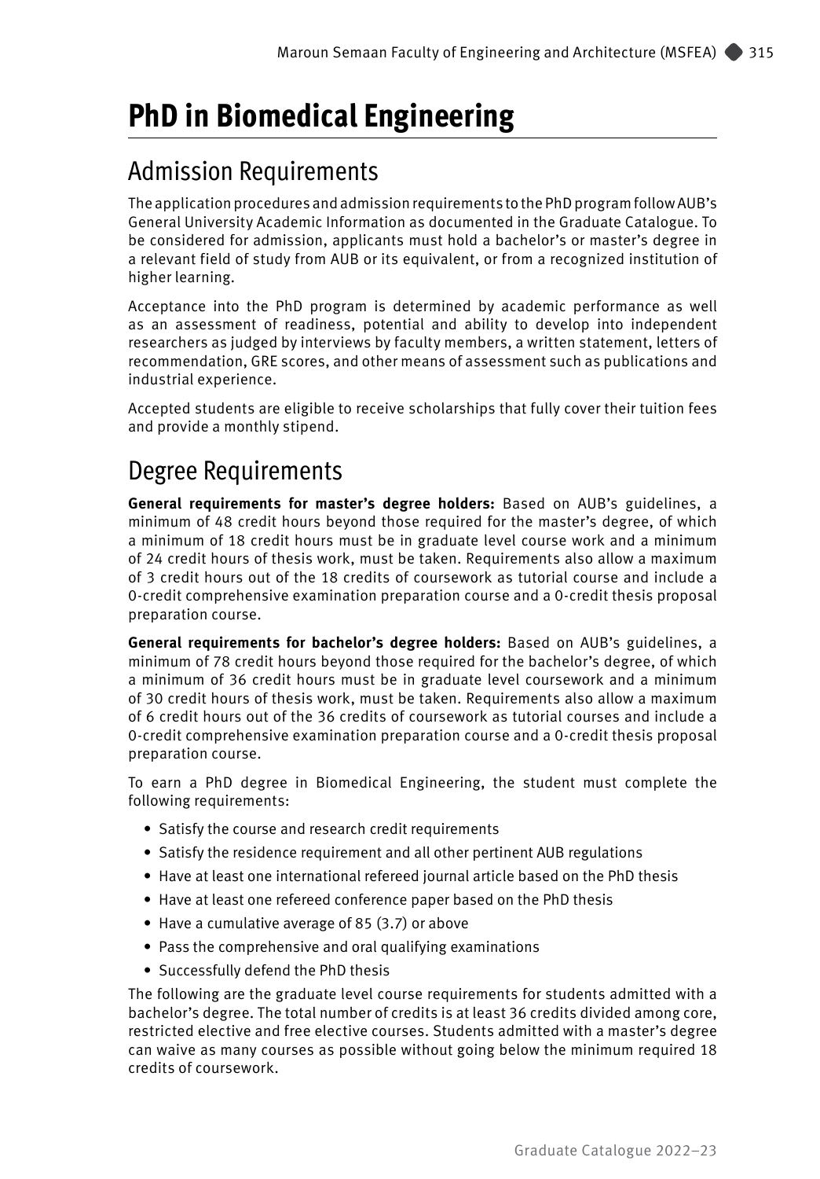# PhD in Biomedical Engineering

## Admission Requirements

The application procedures and admission requirements to the PhD program follow AUB's General University Academic Information as documented in the Graduate Catalogue. To be considered for admission, applicants must hold a bachelor's or master's degree in a relevant field of study from AUB or its equivalent, or from a recognized institution of higher learning.

Acceptance into the PhD program is determined by academic performance as well as an assessment of readiness, potential and ability to develop into independent researchers as judged by interviews by faculty members, a written statement, letters of recommendation, GRE scores, and other means of assessment such as publications and industrial experience.

Accepted students are eligible to receive scholarships that fully cover their tuition fees and provide a monthly stipend.

## Degree Requirements

**General requirements for master's degree holders:** Based on AUB's guidelines, a minimum of 48 credit hours beyond those required for the master's degree, of which a minimum of 18 credit hours must be in graduate level course work and a minimum of 24 credit hours of thesis work, must be taken. Requirements also allow a maximum of 3 credit hours out of the 18 credits of coursework as tutorial course and include a 0-credit comprehensive examination preparation course and a 0-credit thesis proposal preparation course.

**General requirements for bachelor's degree holders:** Based on AUB's guidelines, a minimum of 78 credit hours beyond those required for the bachelor's degree, of which a minimum of 36 credit hours must be in graduate level coursework and a minimum of 30 credit hours of thesis work, must be taken. Requirements also allow a maximum of 6 credit hours out of the 36 credits of coursework as tutorial courses and include a 0-credit comprehensive examination preparation course and a 0-credit thesis proposal preparation course.

To earn a PhD degree in Biomedical Engineering, the student must complete the following requirements:

- Satisfy the course and research credit requirements
- Satisfy the residence requirement and all other pertinent AUB regulations
- Have at least one international refereed journal article based on the PhD thesis
- Have at least one refereed conference paper based on the PhD thesis
- Have a cumulative average of 85 (3.7) or above
- Pass the comprehensive and oral qualifying examinations
- Successfully defend the PhD thesis

The following are the graduate level course requirements for students admitted with a bachelor's degree. The total number of credits is at least 36 credits divided among core, restricted elective and free elective courses. Students admitted with a master's degree can waive as many courses as possible without going below the minimum required 18 credits of coursework.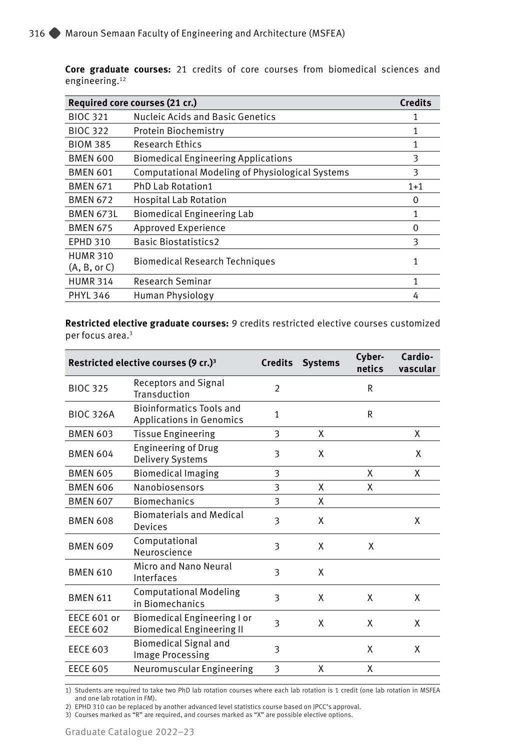**Core graduate courses:** 21 credits of core courses from biomedical sciences and engineering.[12]

| Required core courses (21 cr.) | | Credits |
|---|---|---|
| BIOC 321 | Nucleic Acids and Basic Genetics | 1 |
| BIOC 322 | Protein Biochemistry | 1 |
| BIOM 385 | Research Ethics | 1 |
| BMEN 600 | Biomedical Engineering Applications | 3 |
| BMEN 601 | Computational Modeling of Physiological Systems | 3 |
| BMEN 671 | PhD Lab Rotation1 | 1+1 |
| BMEN 672 | Hospital Lab Rotation | 0 |
| BMEN 673L | Biomedical Engineering Lab | 1 |
| BMEN 675 | Approved Experience | 0 |
| EPHD 310 | Basic Biostatistics2 | 3 |
| HUMR 310 (A, B, or C) | Biomedical Research Techniques | 1 |
| HUMR 314 | Research Seminar | 1 |
| PHYL 346 | Human Physiology | 4 |

**Restricted elective graduate courses:** 9 credits restricted elective courses customized per focus area.[3]

| Restricted elective courses (9 cr.)[3] | | Credits | Systems | Cyber-netics | Cardio-vascular |
|---|---|---|---|---|---|
| BIOC 325 | Receptors and Signal Transduction | 2 | | R | |
| BIOC 326A | Bioinformatics Tools and Applications in Genomics | 1 | | R | |
| BMEN 603 | Tissue Engineering | 3 | X | | X |
| BMEN 604 | Engineering of Drug Delivery Systems | 3 | X | | X |
| BMEN 605 | Biomedical Imaging | 3 | | X | X |
| BMEN 606 | Nanobiosensors | 3 | X | X | |
| BMEN 607 | Biomechanics | 3 | X | | |
| BMEN 608 | Biomaterials and Medical Devices | 3 | X | | X |
| BMEN 609 | Computational Neuroscience | 3 | X | X | |
| BMEN 610 | Micro and Nano Neural Interfaces | 3 | X | | |
| BMEN 611 | Computational Modeling in Biomechanics | 3 | X | X | X |
| EECE 601 or EECE 602 | Biomedical Engineering I or Biomedical Engineering II | 3 | X | X | X |
| EECE 603 | Biomedical Signal and Image Processing | 3 | | X | X |
| EECE 605 | Neuromuscular Engineering | 3 | X | X | |

1) Students are required to take two PhD lab rotation courses where each lab rotation is 1 credit (one lab rotation in MSFEA and one lab rotation in FM).
2) EPHD 310 can be replaced by another advanced level statistics course based on JPCC's approval.
3) Courses marked as "R" are required, and courses marked as "X" are possible elective options.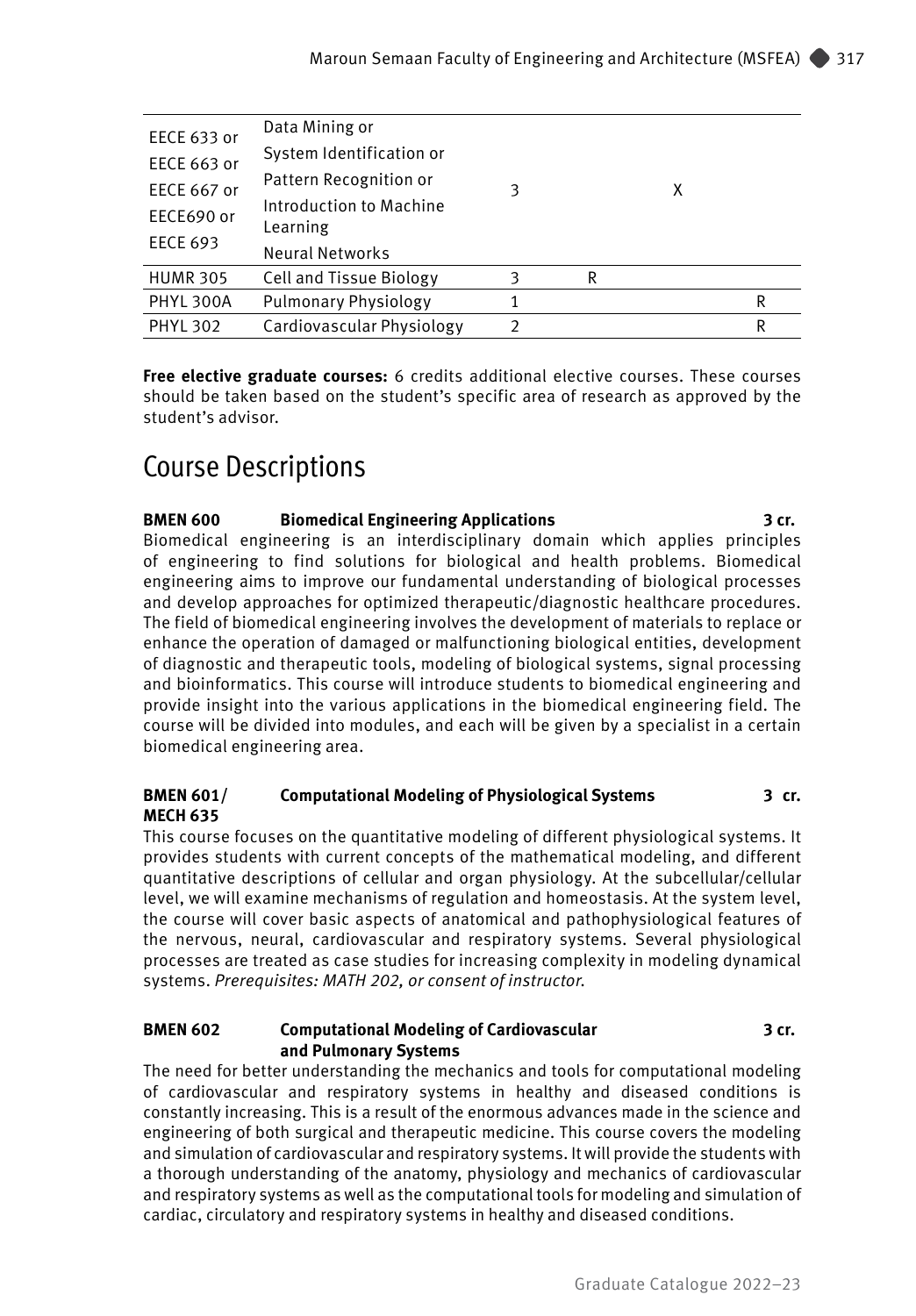| | | | | | |
|---|---|---|---|---|---|
| EECE 633 or<br>EECE 663 or<br>EECE 667 or<br>EECE690 or<br>EECE 693 | Data Mining or<br>System Identification or<br>Pattern Recognition or<br>Introduction to Machine Learning<br>Neural Networks | 3 | | X | |
| HUMR 305 | Cell and Tissue Biology | 3 | R | | |
| PHYL 300A | Pulmonary Physiology | 1 | | | R |
| PHYL 302 | Cardiovascular Physiology | 2 | | | R |

**Free elective graduate courses:** 6 credits additional elective courses. These courses should be taken based on the student's specific area of research as approved by the student's advisor.

# Course Descriptions

**BMEN 600 Biomedical Engineering Applications 3 cr.**

Biomedical engineering is an interdisciplinary domain which applies principles of engineering to find solutions for biological and health problems. Biomedical engineering aims to improve our fundamental understanding of biological processes and develop approaches for optimized therapeutic/diagnostic healthcare procedures. The field of biomedical engineering involves the development of materials to replace or enhance the operation of damaged or malfunctioning biological entities, development of diagnostic and therapeutic tools, modeling of biological systems, signal processing and bioinformatics. This course will introduce students to biomedical engineering and provide insight into the various applications in the biomedical engineering field. The course will be divided into modules, and each will be given by a specialist in a certain biomedical engineering area.

**BMEN 601/ MECH 635 Computational Modeling of Physiological Systems 3 cr.**

This course focuses on the quantitative modeling of different physiological systems. It provides students with current concepts of the mathematical modeling, and different quantitative descriptions of cellular and organ physiology. At the subcellular/cellular level, we will examine mechanisms of regulation and homeostasis. At the system level, the course will cover basic aspects of anatomical and pathophysiological features of the nervous, neural, cardiovascular and respiratory systems. Several physiological processes are treated as case studies for increasing complexity in modeling dynamical systems. *Prerequisites: MATH 202, or consent of instructor.*

**BMEN 602 Computational Modeling of Cardiovascular and Pulmonary Systems 3 cr.**

The need for better understanding the mechanics and tools for computational modeling of cardiovascular and respiratory systems in healthy and diseased conditions is constantly increasing. This is a result of the enormous advances made in the science and engineering of both surgical and therapeutic medicine. This course covers the modeling and simulation of cardiovascular and respiratory systems. It will provide the students with a thorough understanding of the anatomy, physiology and mechanics of cardiovascular and respiratory systems as well as the computational tools for modeling and simulation of cardiac, circulatory and respiratory systems in healthy and diseased conditions.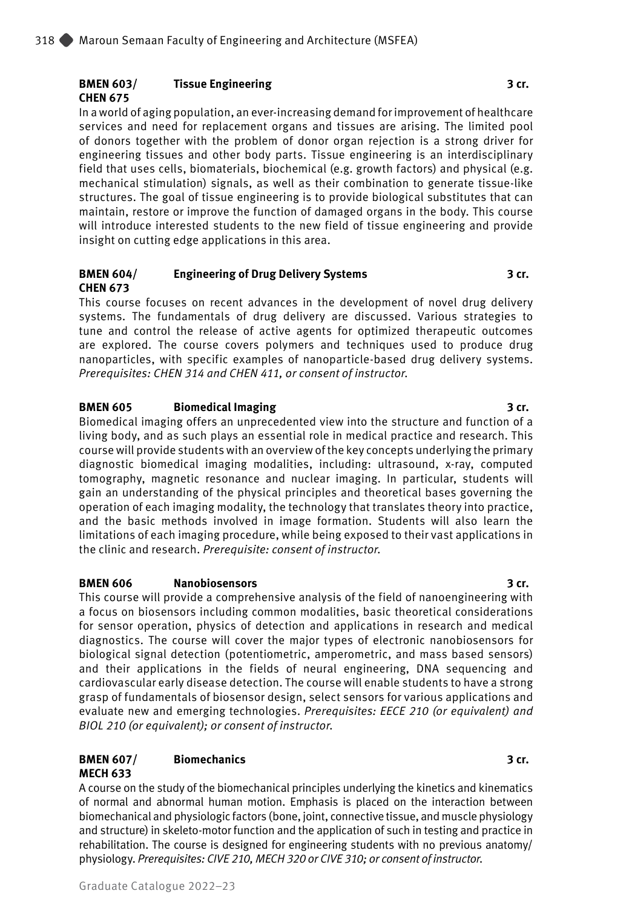**BMEN 603/ CHEN 675 Tissue Engineering 3 cr.**

In a world of aging population, an ever-increasing demand for improvement of healthcare services and need for replacement organs and tissues are arising. The limited pool of donors together with the problem of donor organ rejection is a strong driver for engineering tissues and other body parts. Tissue engineering is an interdisciplinary field that uses cells, biomaterials, biochemical (e.g. growth factors) and physical (e.g. mechanical stimulation) signals, as well as their combination to generate tissue-like structures. The goal of tissue engineering is to provide biological substitutes that can maintain, restore or improve the function of damaged organs in the body. This course will introduce interested students to the new field of tissue engineering and provide insight on cutting edge applications in this area.

**BMEN 604/ CHEN 673 Engineering of Drug Delivery Systems 3 cr.**

This course focuses on recent advances in the development of novel drug delivery systems. The fundamentals of drug delivery are discussed. Various strategies to tune and control the release of active agents for optimized therapeutic outcomes are explored. The course covers polymers and techniques used to produce drug nanoparticles, with specific examples of nanoparticle-based drug delivery systems. *Prerequisites: CHEN 314 and CHEN 411, or consent of instructor.*

**BMEN 605 Biomedical Imaging 3 cr.**

Biomedical imaging offers an unprecedented view into the structure and function of a living body, and as such plays an essential role in medical practice and research. This course will provide students with an overview of the key concepts underlying the primary diagnostic biomedical imaging modalities, including: ultrasound, x-ray, computed tomography, magnetic resonance and nuclear imaging. In particular, students will gain an understanding of the physical principles and theoretical bases governing the operation of each imaging modality, the technology that translates theory into practice, and the basic methods involved in image formation. Students will also learn the limitations of each imaging procedure, while being exposed to their vast applications in the clinic and research. *Prerequisite: consent of instructor.*

**BMEN 606 Nanobiosensors 3 cr.**

This course will provide a comprehensive analysis of the field of nanoengineering with a focus on biosensors including common modalities, basic theoretical considerations for sensor operation, physics of detection and applications in research and medical diagnostics. The course will cover the major types of electronic nanobiosensors for biological signal detection (potentiometric, amperometric, and mass based sensors) and their applications in the fields of neural engineering, DNA sequencing and cardiovascular early disease detection. The course will enable students to have a strong grasp of fundamentals of biosensor design, select sensors for various applications and evaluate new and emerging technologies. *Prerequisites: EECE 210 (or equivalent) and BIOL 210 (or equivalent); or consent of instructor.*

**BMEN 607/ MECH 633 Biomechanics 3 cr.**

A course on the study of the biomechanical principles underlying the kinetics and kinematics of normal and abnormal human motion. Emphasis is placed on the interaction between biomechanical and physiologic factors (bone, joint, connective tissue, and muscle physiology and structure) in skeleto-motor function and the application of such in testing and practice in rehabilitation. The course is designed for engineering students with no previous anatomy/physiology. *Prerequisites: CIVE 210, MECH 320 or CIVE 310; or consent of instructor.*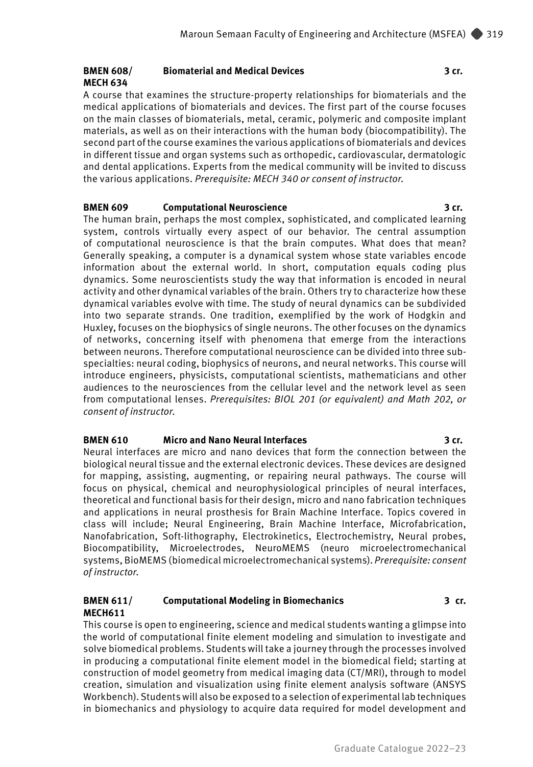**BMEN 608/ MECH 634** **Biomaterial and Medical Devices** **3 cr.**

A course that examines the structure-property relationships for biomaterials and the medical applications of biomaterials and devices. The first part of the course focuses on the main classes of biomaterials, metal, ceramic, polymeric and composite implant materials, as well as on their interactions with the human body (biocompatibility). The second part of the course examines the various applications of biomaterials and devices in different tissue and organ systems such as orthopedic, cardiovascular, dermatologic and dental applications. Experts from the medical community will be invited to discuss the various applications. *Prerequisite: MECH 340 or consent of instructor.*

**BMEN 609** **Computational Neuroscience** **3 cr.**

The human brain, perhaps the most complex, sophisticated, and complicated learning system, controls virtually every aspect of our behavior. The central assumption of computational neuroscience is that the brain computes. What does that mean? Generally speaking, a computer is a dynamical system whose state variables encode information about the external world. In short, computation equals coding plus dynamics. Some neuroscientists study the way that information is encoded in neural activity and other dynamical variables of the brain. Others try to characterize how these dynamical variables evolve with time. The study of neural dynamics can be subdivided into two separate strands. One tradition, exemplified by the work of Hodgkin and Huxley, focuses on the biophysics of single neurons. The other focuses on the dynamics of networks, concerning itself with phenomena that emerge from the interactions between neurons. Therefore computational neuroscience can be divided into three sub-specialties: neural coding, biophysics of neurons, and neural networks. This course will introduce engineers, physicists, computational scientists, mathematicians and other audiences to the neurosciences from the cellular level and the network level as seen from computational lenses. *Prerequisites: BIOL 201 (or equivalent) and Math 202, or consent of instructor.*

**BMEN 610** **Micro and Nano Neural Interfaces** **3 cr.**

Neural interfaces are micro and nano devices that form the connection between the biological neural tissue and the external electronic devices. These devices are designed for mapping, assisting, augmenting, or repairing neural pathways. The course will focus on physical, chemical and neurophysiological principles of neural interfaces, theoretical and functional basis for their design, micro and nano fabrication techniques and applications in neural prosthesis for Brain Machine Interface. Topics covered in class will include; Neural Engineering, Brain Machine Interface, Microfabrication, Nanofabrication, Soft-lithography, Electrokinetics, Electrochemistry, Neural probes, Biocompatibility, Microelectrodes, NeuroMEMS (neuro microelectromechanical systems, BioMEMS (biomedical microelectromechanical systems). *Prerequisite: consent of instructor.*

**BMEN 611/ MECH611** **Computational Modeling in Biomechanics** **3 cr.**

This course is open to engineering, science and medical students wanting a glimpse into the world of computational finite element modeling and simulation to investigate and solve biomedical problems. Students will take a journey through the processes involved in producing a computational finite element model in the biomedical field; starting at construction of model geometry from medical imaging data (CT/MRI), through to model creation, simulation and visualization using finite element analysis software (ANSYS Workbench). Students will also be exposed to a selection of experimental lab techniques in biomechanics and physiology to acquire data required for model development and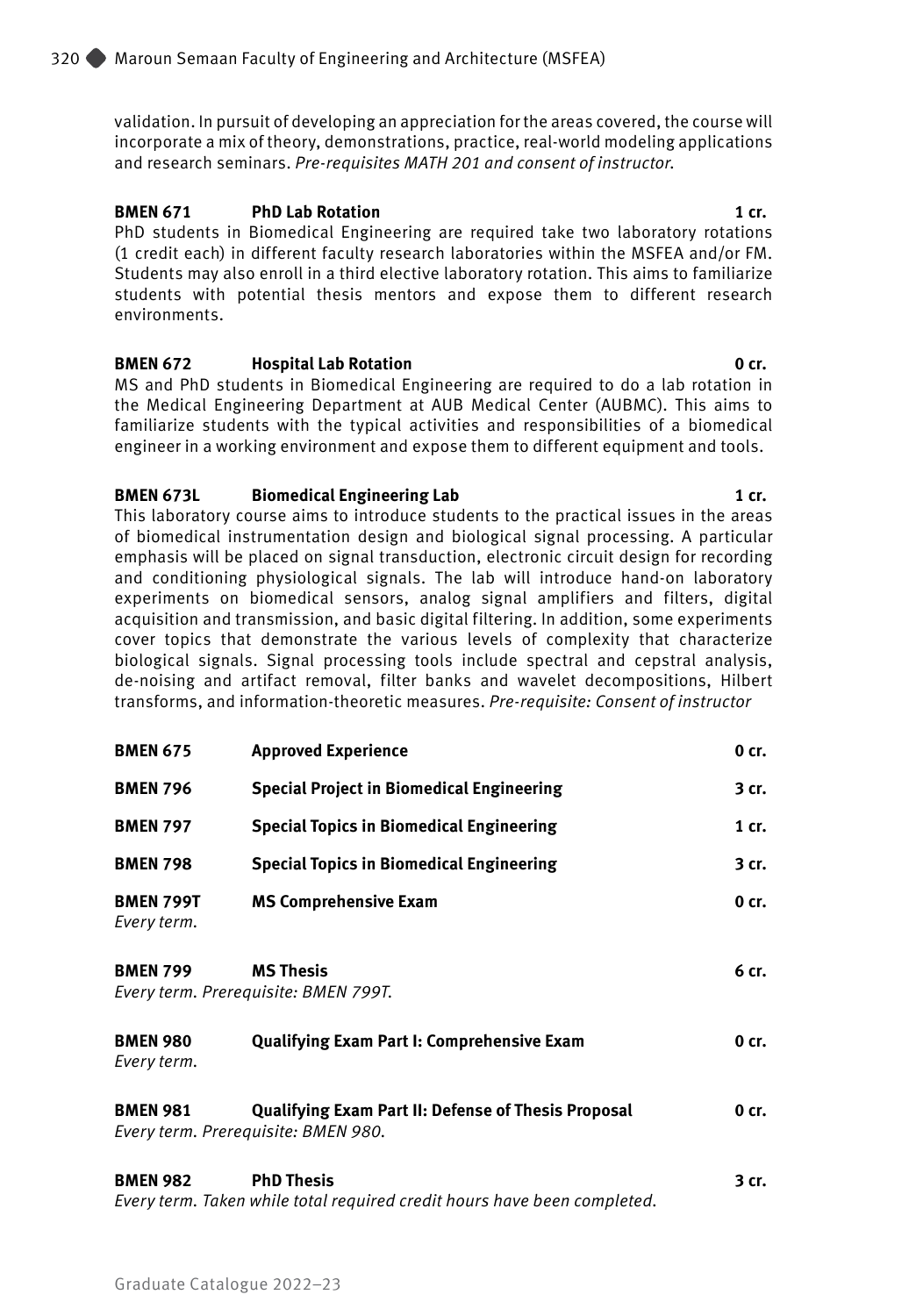validation. In pursuit of developing an appreciation for the areas covered, the course will incorporate a mix of theory, demonstrations, practice, real-world modeling applications and research seminars. *Pre-requisites MATH 201 and consent of instructor.*

**BMEN 671 PhD Lab Rotation 1 cr.**
PhD students in Biomedical Engineering are required take two laboratory rotations (1 credit each) in different faculty research laboratories within the MSFEA and/or FM. Students may also enroll in a third elective laboratory rotation. This aims to familiarize students with potential thesis mentors and expose them to different research environments.

**BMEN 672 Hospital Lab Rotation 0 cr.**
MS and PhD students in Biomedical Engineering are required to do a lab rotation in the Medical Engineering Department at AUB Medical Center (AUBMC). This aims to familiarize students with the typical activities and responsibilities of a biomedical engineer in a working environment and expose them to different equipment and tools.

**BMEN 673L Biomedical Engineering Lab 1 cr.**
This laboratory course aims to introduce students to the practical issues in the areas of biomedical instrumentation design and biological signal processing. A particular emphasis will be placed on signal transduction, electronic circuit design for recording and conditioning physiological signals. The lab will introduce hand-on laboratory experiments on biomedical sensors, analog signal amplifiers and filters, digital acquisition and transmission, and basic digital filtering. In addition, some experiments cover topics that demonstrate the various levels of complexity that characterize biological signals. Signal processing tools include spectral and cepstral analysis, de-noising and artifact removal, filter banks and wavelet decompositions, Hilbert transforms, and information-theoretic measures. *Pre-requisite: Consent of instructor*

**BMEN 675 Approved Experience 0 cr.**

**BMEN 796 Special Project in Biomedical Engineering 3 cr.**

**BMEN 797 Special Topics in Biomedical Engineering 1 cr.**

**BMEN 798 Special Topics in Biomedical Engineering 3 cr.**

**BMEN 799T MS Comprehensive Exam 0 cr.**
*Every term.*

**BMEN 799 MS Thesis 6 cr.**
*Every term. Prerequisite: BMEN 799T.*

**BMEN 980 Qualifying Exam Part I: Comprehensive Exam 0 cr.**
*Every term.*

**BMEN 981 Qualifying Exam Part II: Defense of Thesis Proposal 0 cr.**
*Every term. Prerequisite: BMEN 980.*

**BMEN 982 PhD Thesis 3 cr.**
*Every term. Taken while total required credit hours have been completed.*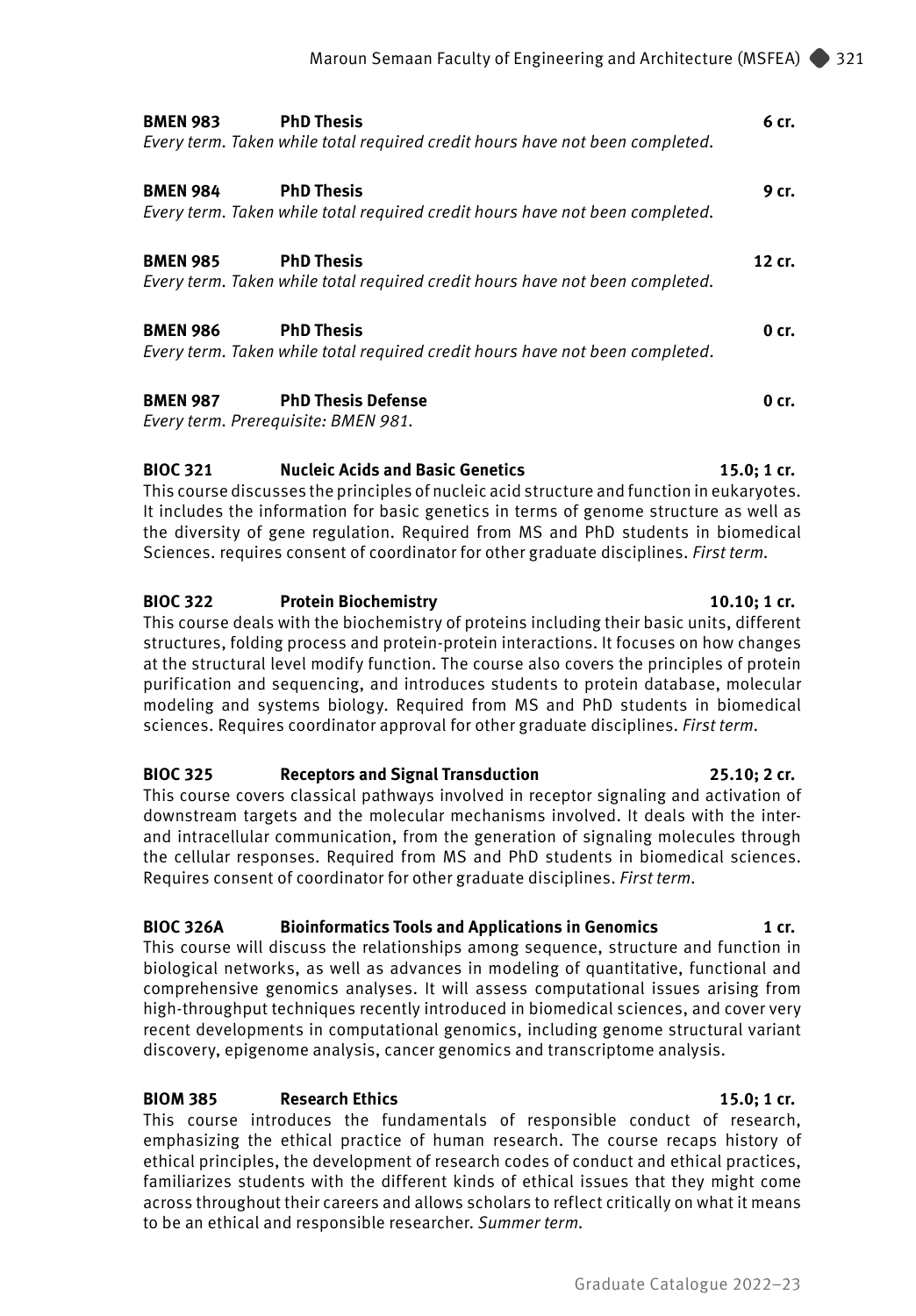**BMEN 983 PhD Thesis 6 cr.**
*Every term. Taken while total required credit hours have not been completed.*

**BMEN 984 PhD Thesis 9 cr.**
*Every term. Taken while total required credit hours have not been completed.*

**BMEN 985 PhD Thesis 12 cr.**
*Every term. Taken while total required credit hours have not been completed.*

**BMEN 986 PhD Thesis 0 cr.**
*Every term. Taken while total required credit hours have not been completed.*

**BMEN 987 PhD Thesis Defense 0 cr.**
*Every term. Prerequisite: BMEN 981.*

**BIOC 321 Nucleic Acids and Basic Genetics 15.0; 1 cr.**
This course discusses the principles of nucleic acid structure and function in eukaryotes. It includes the information for basic genetics in terms of genome structure as well as the diversity of gene regulation. Required from MS and PhD students in biomedical Sciences. requires consent of coordinator for other graduate disciplines. *First term.*

**BIOC 322 Protein Biochemistry 10.10; 1 cr.**
This course deals with the biochemistry of proteins including their basic units, different structures, folding process and protein-protein interactions. It focuses on how changes at the structural level modify function. The course also covers the principles of protein purification and sequencing, and introduces students to protein database, molecular modeling and systems biology. Required from MS and PhD students in biomedical sciences. Requires coordinator approval for other graduate disciplines. *First term.*

**BIOC 325 Receptors and Signal Transduction 25.10; 2 cr.**
This course covers classical pathways involved in receptor signaling and activation of downstream targets and the molecular mechanisms involved. It deals with the inter- and intracellular communication, from the generation of signaling molecules through the cellular responses. Required from MS and PhD students in biomedical sciences. Requires consent of coordinator for other graduate disciplines. *First term.*

**BIOC 326A Bioinformatics Tools and Applications in Genomics 1 cr.**
This course will discuss the relationships among sequence, structure and function in biological networks, as well as advances in modeling of quantitative, functional and comprehensive genomics analyses. It will assess computational issues arising from high-throughput techniques recently introduced in biomedical sciences, and cover very recent developments in computational genomics, including genome structural variant discovery, epigenome analysis, cancer genomics and transcriptome analysis.

**BIOM 385 Research Ethics 15.0; 1 cr.**
This course introduces the fundamentals of responsible conduct of research, emphasizing the ethical practice of human research. The course recaps history of ethical principles, the development of research codes of conduct and ethical practices, familiarizes students with the different kinds of ethical issues that they might come across throughout their careers and allows scholars to reflect critically on what it means to be an ethical and responsible researcher. *Summer term.*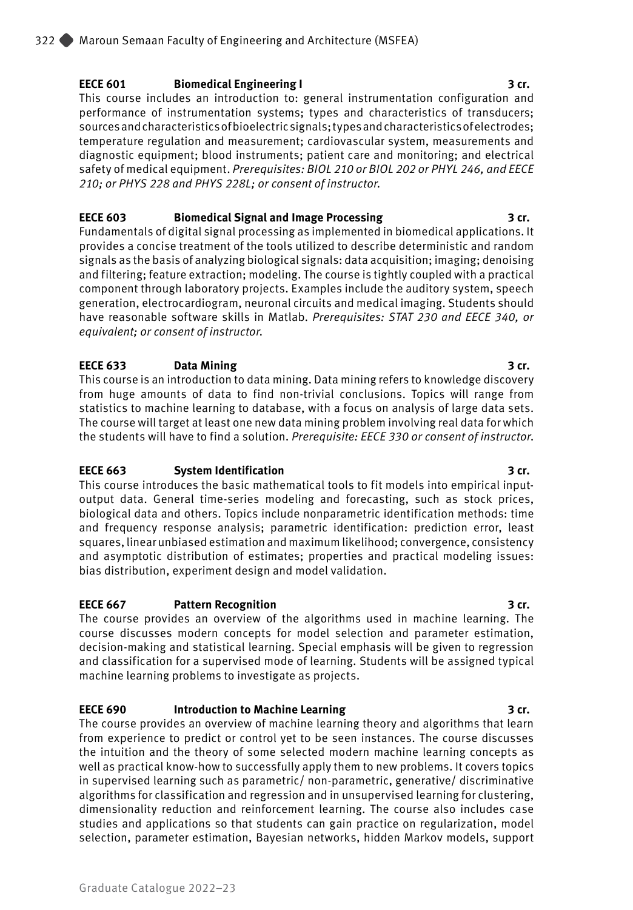**EECE 601 Biomedical Engineering I 3 cr.**

This course includes an introduction to: general instrumentation configuration and performance of instrumentation systems; types and characteristics of transducers; sources and characteristics of bioelectric signals; types and characteristics of electrodes; temperature regulation and measurement; cardiovascular system, measurements and diagnostic equipment; blood instruments; patient care and monitoring; and electrical safety of medical equipment. *Prerequisites: BIOL 210 or BIOL 202 or PHYL 246, and EECE 210; or PHYS 228 and PHYS 228L; or consent of instructor.*

**EECE 603 Biomedical Signal and Image Processing 3 cr.**

Fundamentals of digital signal processing as implemented in biomedical applications. It provides a concise treatment of the tools utilized to describe deterministic and random signals as the basis of analyzing biological signals: data acquisition; imaging; denoising and filtering; feature extraction; modeling. The course is tightly coupled with a practical component through laboratory projects. Examples include the auditory system, speech generation, electrocardiogram, neuronal circuits and medical imaging. Students should have reasonable software skills in Matlab. *Prerequisites: STAT 230 and EECE 340, or equivalent; or consent of instructor.*

**EECE 633 Data Mining 3 cr.**

This course is an introduction to data mining. Data mining refers to knowledge discovery from huge amounts of data to find non-trivial conclusions. Topics will range from statistics to machine learning to database, with a focus on analysis of large data sets. The course will target at least one new data mining problem involving real data for which the students will have to find a solution. *Prerequisite: EECE 330 or consent of instructor.*

**EECE 663 System Identification 3 cr.**

This course introduces the basic mathematical tools to fit models into empirical input-output data. General time-series modeling and forecasting, such as stock prices, biological data and others. Topics include nonparametric identification methods: time and frequency response analysis; parametric identification: prediction error, least squares, linear unbiased estimation and maximum likelihood; convergence, consistency and asymptotic distribution of estimates; properties and practical modeling issues: bias distribution, experiment design and model validation.

**EECE 667 Pattern Recognition 3 cr.**

The course provides an overview of the algorithms used in machine learning. The course discusses modern concepts for model selection and parameter estimation, decision-making and statistical learning. Special emphasis will be given to regression and classification for a supervised mode of learning. Students will be assigned typical machine learning problems to investigate as projects.

**EECE 690 Introduction to Machine Learning 3 cr.**

The course provides an overview of machine learning theory and algorithms that learn from experience to predict or control yet to be seen instances. The course discusses the intuition and the theory of some selected modern machine learning concepts as well as practical know-how to successfully apply them to new problems. It covers topics in supervised learning such as parametric/ non-parametric, generative/ discriminative algorithms for classification and regression and in unsupervised learning for clustering, dimensionality reduction and reinforcement learning. The course also includes case studies and applications so that students can gain practice on regularization, model selection, parameter estimation, Bayesian networks, hidden Markov models, support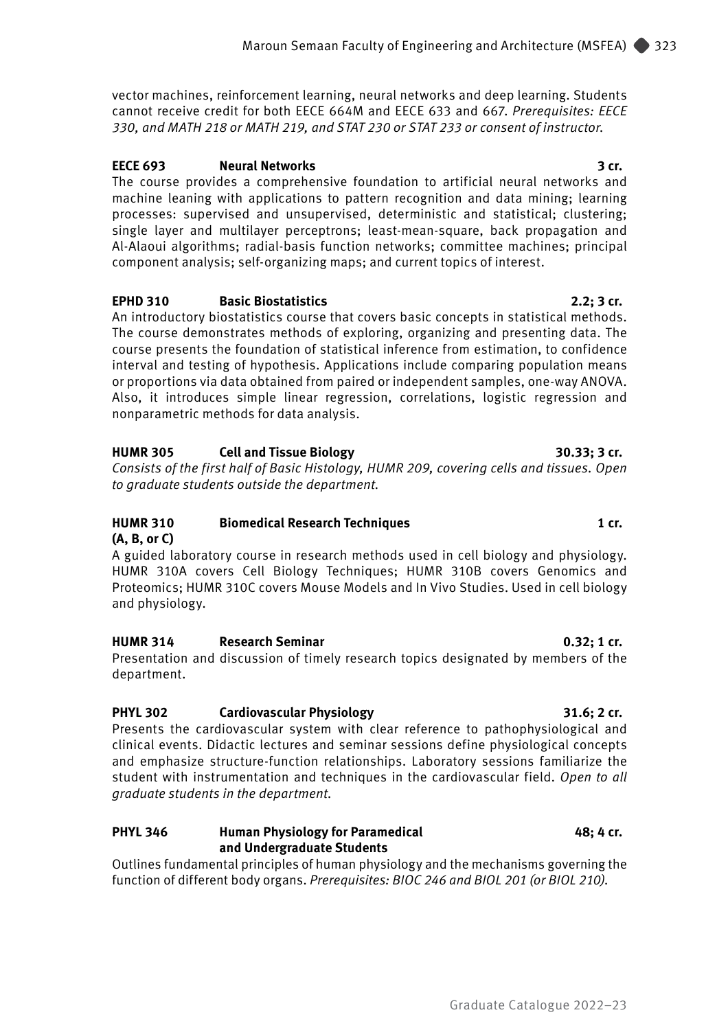vector machines, reinforcement learning, neural networks and deep learning. Students cannot receive credit for both EECE 664M and EECE 633 and 667. *Prerequisites: EECE 330, and MATH 218 or MATH 219, and STAT 230 or STAT 233 or consent of instructor.*

**EECE 693 Neural Networks 3 cr.**

The course provides a comprehensive foundation to artificial neural networks and machine leaning with applications to pattern recognition and data mining; learning processes: supervised and unsupervised, deterministic and statistical; clustering; single layer and multilayer perceptrons; least-mean-square, back propagation and Al-Alaoui algorithms; radial-basis function networks; committee machines; principal component analysis; self-organizing maps; and current topics of interest.

**EPHD 310 Basic Biostatistics 2.2; 3 cr.**

An introductory biostatistics course that covers basic concepts in statistical methods. The course demonstrates methods of exploring, organizing and presenting data. The course presents the foundation of statistical inference from estimation, to confidence interval and testing of hypothesis. Applications include comparing population means or proportions via data obtained from paired or independent samples, one-way ANOVA. Also, it introduces simple linear regression, correlations, logistic regression and nonparametric methods for data analysis.

**HUMR 305 Cell and Tissue Biology 30.33; 3 cr.**

*Consists of the first half of Basic Histology, HUMR 209, covering cells and tissues. Open to graduate students outside the department.*

**HUMR 310 (A, B, or C) Biomedical Research Techniques 1 cr.**

A guided laboratory course in research methods used in cell biology and physiology. HUMR 310A covers Cell Biology Techniques; HUMR 310B covers Genomics and Proteomics; HUMR 310C covers Mouse Models and In Vivo Studies. Used in cell biology and physiology.

**HUMR 314 Research Seminar 0.32; 1 cr.**

Presentation and discussion of timely research topics designated by members of the department.

**PHYL 302 Cardiovascular Physiology 31.6; 2 cr.**

Presents the cardiovascular system with clear reference to pathophysiological and clinical events. Didactic lectures and seminar sessions define physiological concepts and emphasize structure-function relationships. Laboratory sessions familiarize the student with instrumentation and techniques in the cardiovascular field. *Open to all graduate students in the department.*

**PHYL 346 Human Physiology for Paramedical and Undergraduate Students 48; 4 cr.**

Outlines fundamental principles of human physiology and the mechanisms governing the function of different body organs. *Prerequisites: BIOC 246 and BIOL 201 (or BIOL 210).*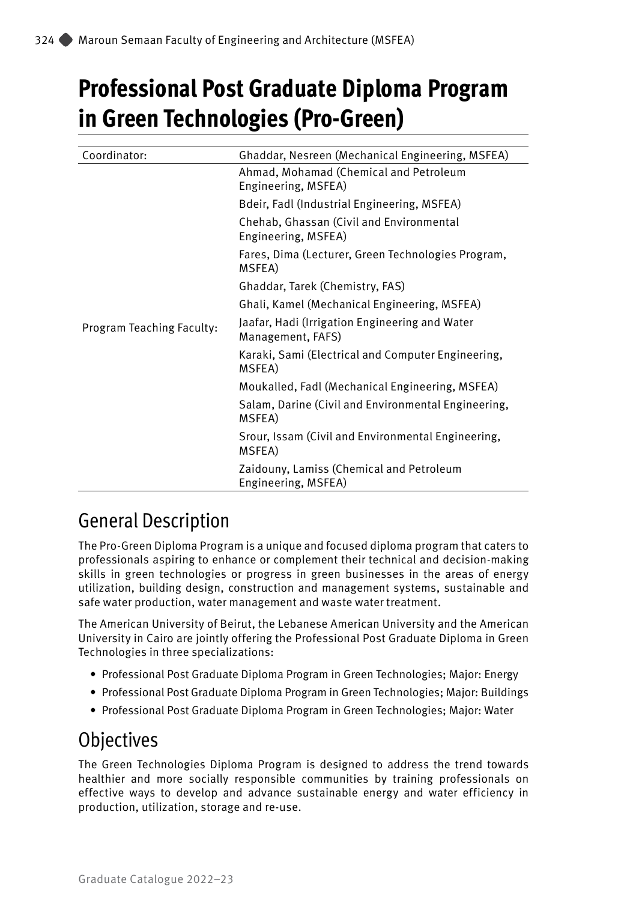# Professional Post Graduate Diploma Program in Green Technologies (Pro-Green)

| | |
|---|---|
| Coordinator: | Ghaddar, Nesreen (Mechanical Engineering, MSFEA) |
| Program Teaching Faculty: | Ahmad, Mohamad (Chemical and Petroleum Engineering, MSFEA) |
| | Bdeir, Fadl (Industrial Engineering, MSFEA) |
| | Chehab, Ghassan (Civil and Environmental Engineering, MSFEA) |
| | Fares, Dima (Lecturer, Green Technologies Program, MSFEA) |
| | Ghaddar, Tarek (Chemistry, FAS) |
| | Ghali, Kamel (Mechanical Engineering, MSFEA) |
| | Jaafar, Hadi (Irrigation Engineering and Water Management, FAFS) |
| | Karaki, Sami (Electrical and Computer Engineering, MSFEA) |
| | Moukalled, Fadl (Mechanical Engineering, MSFEA) |
| | Salam, Darine (Civil and Environmental Engineering, MSFEA) |
| | Srour, Issam (Civil and Environmental Engineering, MSFEA) |
| | Zaidouny, Lamiss (Chemical and Petroleum Engineering, MSFEA) |

## General Description

The Pro-Green Diploma Program is a unique and focused diploma program that caters to professionals aspiring to enhance or complement their technical and decision-making skills in green technologies or progress in green businesses in the areas of energy utilization, building design, construction and management systems, sustainable and safe water production, water management and waste water treatment.

The American University of Beirut, the Lebanese American University and the American University in Cairo are jointly offering the Professional Post Graduate Diploma in Green Technologies in three specializations:

- Professional Post Graduate Diploma Program in Green Technologies; Major: Energy
- Professional Post Graduate Diploma Program in Green Technologies; Major: Buildings
- Professional Post Graduate Diploma Program in Green Technologies; Major: Water

## Objectives

The Green Technologies Diploma Program is designed to address the trend towards healthier and more socially responsible communities by training professionals on effective ways to develop and advance sustainable energy and water efficiency in production, utilization, storage and re-use.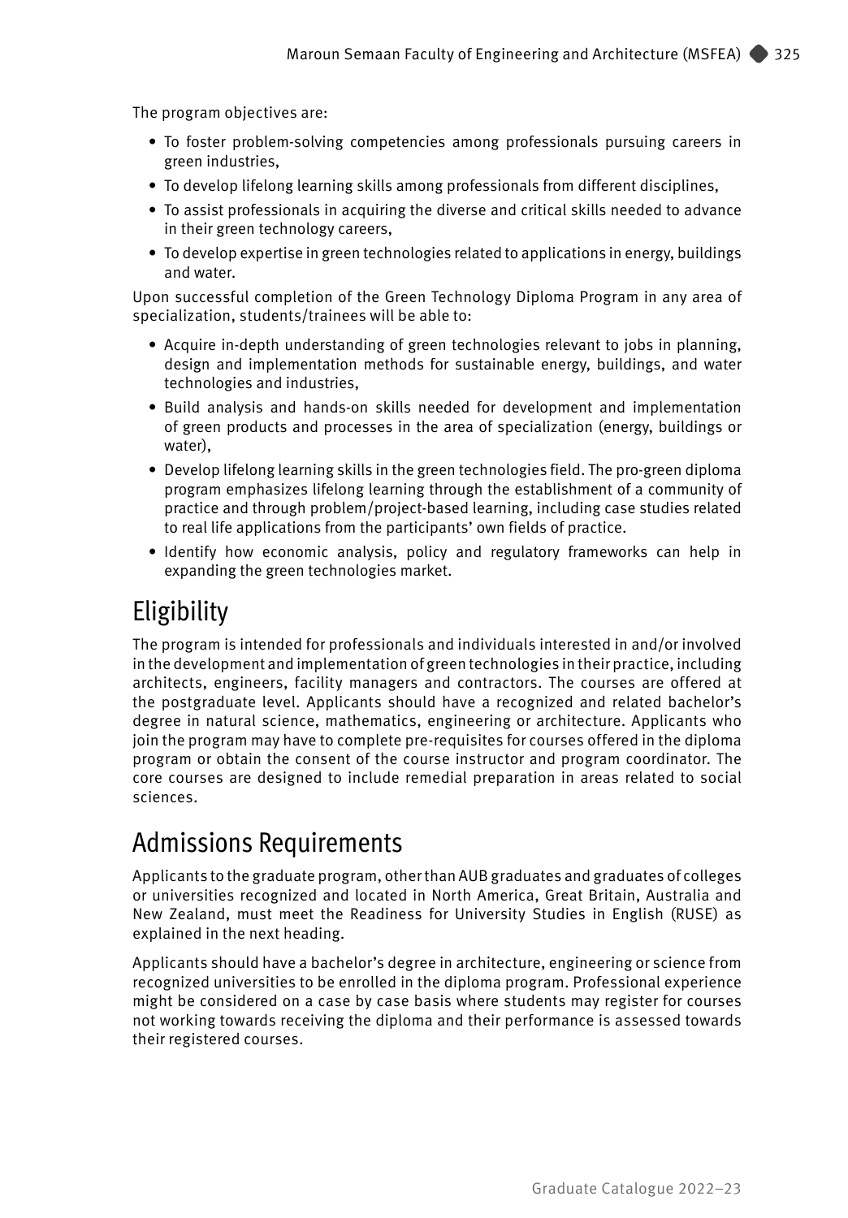The program objectives are:

- To foster problem-solving competencies among professionals pursuing careers in green industries,
- To develop lifelong learning skills among professionals from different disciplines,
- To assist professionals in acquiring the diverse and critical skills needed to advance in their green technology careers,
- To develop expertise in green technologies related to applications in energy, buildings and water.

Upon successful completion of the Green Technology Diploma Program in any area of specialization, students/trainees will be able to:

- Acquire in-depth understanding of green technologies relevant to jobs in planning, design and implementation methods for sustainable energy, buildings, and water technologies and industries,
- Build analysis and hands-on skills needed for development and implementation of green products and processes in the area of specialization (energy, buildings or water),
- Develop lifelong learning skills in the green technologies field. The pro-green diploma program emphasizes lifelong learning through the establishment of a community of practice and through problem/project-based learning, including case studies related to real life applications from the participants' own fields of practice.
- Identify how economic analysis, policy and regulatory frameworks can help in expanding the green technologies market.

## Eligibility

The program is intended for professionals and individuals interested in and/or involved in the development and implementation of green technologies in their practice, including architects, engineers, facility managers and contractors. The courses are offered at the postgraduate level. Applicants should have a recognized and related bachelor's degree in natural science, mathematics, engineering or architecture. Applicants who join the program may have to complete pre-requisites for courses offered in the diploma program or obtain the consent of the course instructor and program coordinator. The core courses are designed to include remedial preparation in areas related to social sciences.

## Admissions Requirements

Applicants to the graduate program, other than AUB graduates and graduates of colleges or universities recognized and located in North America, Great Britain, Australia and New Zealand, must meet the Readiness for University Studies in English (RUSE) as explained in the next heading.

Applicants should have a bachelor's degree in architecture, engineering or science from recognized universities to be enrolled in the diploma program. Professional experience might be considered on a case by case basis where students may register for courses not working towards receiving the diploma and their performance is assessed towards their registered courses.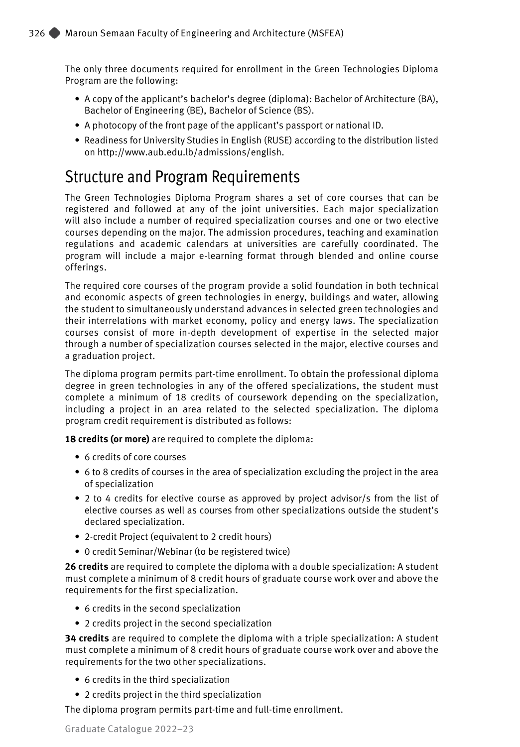The only three documents required for enrollment in the Green Technologies Diploma Program are the following:

- A copy of the applicant's bachelor's degree (diploma): Bachelor of Architecture (BA), Bachelor of Engineering (BE), Bachelor of Science (BS).
- A photocopy of the front page of the applicant's passport or national ID.
- Readiness for University Studies in English (RUSE) according to the distribution listed on http://www.aub.edu.lb/admissions/english.

## Structure and Program Requirements

The Green Technologies Diploma Program shares a set of core courses that can be registered and followed at any of the joint universities. Each major specialization will also include a number of required specialization courses and one or two elective courses depending on the major. The admission procedures, teaching and examination regulations and academic calendars at universities are carefully coordinated. The program will include a major e-learning format through blended and online course offerings.

The required core courses of the program provide a solid foundation in both technical and economic aspects of green technologies in energy, buildings and water, allowing the student to simultaneously understand advances in selected green technologies and their interrelations with market economy, policy and energy laws. The specialization courses consist of more in-depth development of expertise in the selected major through a number of specialization courses selected in the major, elective courses and a graduation project.

The diploma program permits part-time enrollment. To obtain the professional diploma degree in green technologies in any of the offered specializations, the student must complete a minimum of 18 credits of coursework depending on the specialization, including a project in an area related to the selected specialization. The diploma program credit requirement is distributed as follows:

**18 credits (or more)** are required to complete the diploma:

- 6 credits of core courses
- 6 to 8 credits of courses in the area of specialization excluding the project in the area of specialization
- 2 to 4 credits for elective course as approved by project advisor/s from the list of elective courses as well as courses from other specializations outside the student's declared specialization.
- 2-credit Project (equivalent to 2 credit hours)
- 0 credit Seminar/Webinar (to be registered twice)

**26 credits** are required to complete the diploma with a double specialization: A student must complete a minimum of 8 credit hours of graduate course work over and above the requirements for the first specialization.

- 6 credits in the second specialization
- 2 credits project in the second specialization

**34 credits** are required to complete the diploma with a triple specialization: A student must complete a minimum of 8 credit hours of graduate course work over and above the requirements for the two other specializations.

- 6 credits in the third specialization
- 2 credits project in the third specialization

The diploma program permits part-time and full-time enrollment.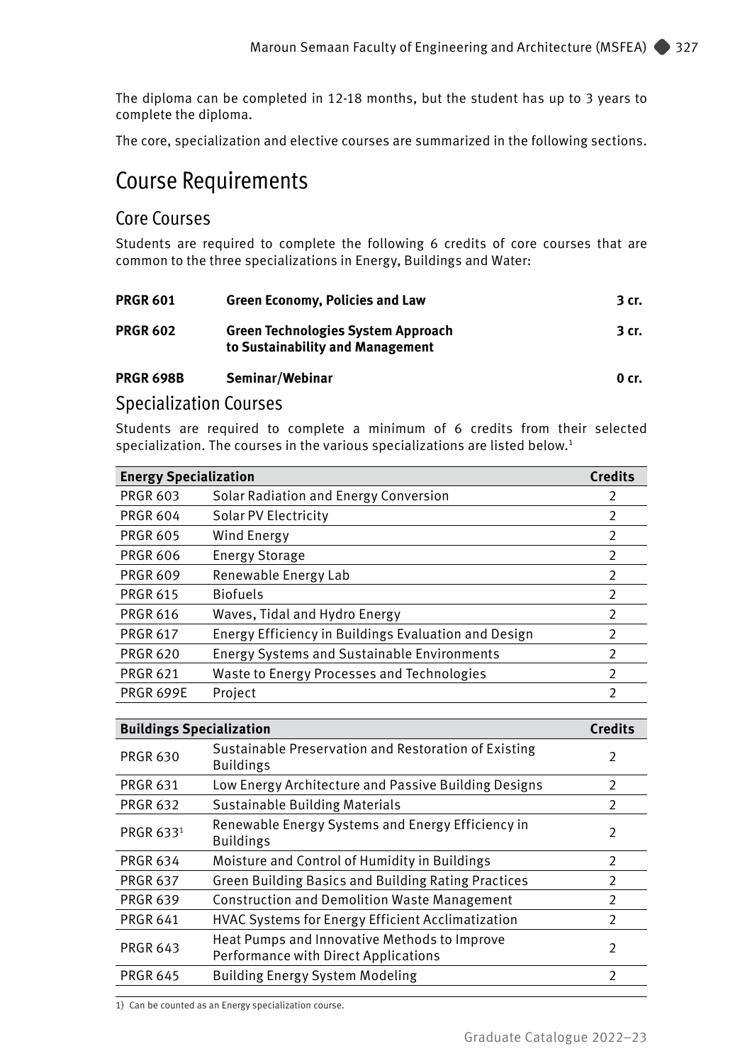The diploma can be completed in 12-18 months, but the student has up to 3 years to complete the diploma.

The core, specialization and elective courses are summarized in the following sections.

# Course Requirements

## Core Courses

Students are required to complete the following 6 credits of core courses that are common to the three specializations in Energy, Buildings and Water:

| | | |
|---|---|---|
| **PRGR 601** | **Green Economy, Policies and Law** | **3 cr.** |
| **PRGR 602** | **Green Technologies System Approach to Sustainability and Management** | **3 cr.** |
| **PRGR 698B** | **Seminar/Webinar** | **0 cr.** |

## Specialization Courses

Students are required to complete a minimum of 6 credits from their selected specialization. The courses in the various specializations are listed below.[1]

| **Energy Specialization** | | **Credits** |
|---|---|---|
| PRGR 603 | Solar Radiation and Energy Conversion | 2 |
| PRGR 604 | Solar PV Electricity | 2 |
| PRGR 605 | Wind Energy | 2 |
| PRGR 606 | Energy Storage | 2 |
| PRGR 609 | Renewable Energy Lab | 2 |
| PRGR 615 | Biofuels | 2 |
| PRGR 616 | Waves, Tidal and Hydro Energy | 2 |
| PRGR 617 | Energy Efficiency in Buildings Evaluation and Design | 2 |
| PRGR 620 | Energy Systems and Sustainable Environments | 2 |
| PRGR 621 | Waste to Energy Processes and Technologies | 2 |
| PRGR 699E | Project | 2 |

| **Buildings Specialization** | | **Credits** |
|---|---|---|
| PRGR 630 | Sustainable Preservation and Restoration of Existing Buildings | 2 |
| PRGR 631 | Low Energy Architecture and Passive Building Designs | 2 |
| PRGR 632 | Sustainable Building Materials | 2 |
| PRGR 633[1] | Renewable Energy Systems and Energy Efficiency in Buildings | 2 |
| PRGR 634 | Moisture and Control of Humidity in Buildings | 2 |
| PRGR 637 | Green Building Basics and Building Rating Practices | 2 |
| PRGR 639 | Construction and Demolition Waste Management | 2 |
| PRGR 641 | HVAC Systems for Energy Efficient Acclimatization | 2 |
| PRGR 643 | Heat Pumps and Innovative Methods to Improve Performance with Direct Applications | 2 |
| PRGR 645 | Building Energy System Modeling | 2 |

1) Can be counted as an Energy specialization course.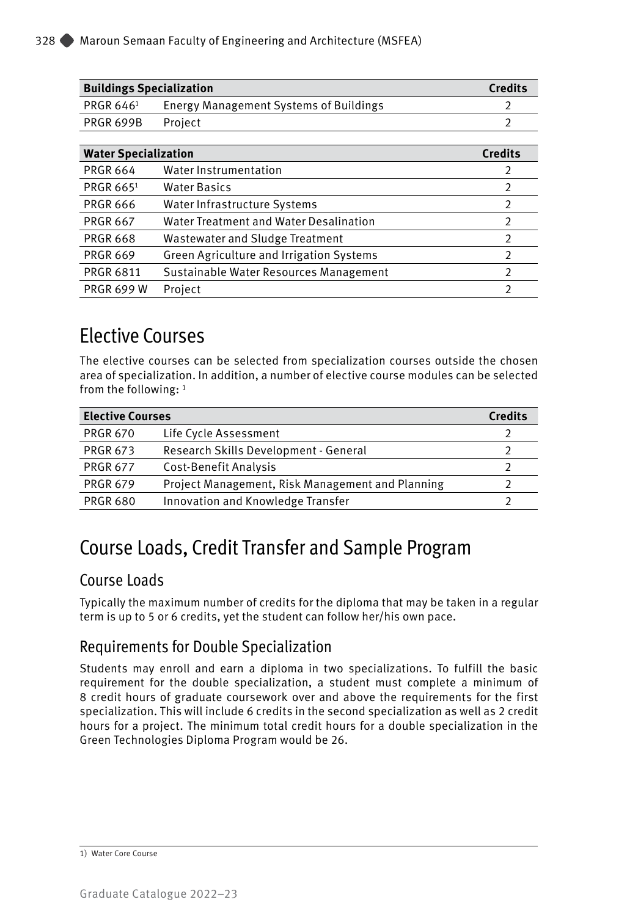| Buildings Specialization | | Credits |
|---|---|---|
| PRGR 646[1] | Energy Management Systems of Buildings | 2 |
| PRGR 699B | Project | 2 |

| Water Specialization | | Credits |
|---|---|---|
| PRGR 664 | Water Instrumentation | 2 |
| PRGR 665[1] | Water Basics | 2 |
| PRGR 666 | Water Infrastructure Systems | 2 |
| PRGR 667 | Water Treatment and Water Desalination | 2 |
| PRGR 668 | Wastewater and Sludge Treatment | 2 |
| PRGR 669 | Green Agriculture and Irrigation Systems | 2 |
| PRGR 6811 | Sustainable Water Resources Management | 2 |
| PRGR 699 W | Project | 2 |

# Elective Courses

The elective courses can be selected from specialization courses outside the chosen area of specialization. In addition, a number of elective course modules can be selected from the following: [1]

| Elective Courses | | Credits |
|---|---|---|
| PRGR 670 | Life Cycle Assessment | 2 |
| PRGR 673 | Research Skills Development - General | 2 |
| PRGR 677 | Cost-Benefit Analysis | 2 |
| PRGR 679 | Project Management, Risk Management and Planning | 2 |
| PRGR 680 | Innovation and Knowledge Transfer | 2 |

# Course Loads, Credit Transfer and Sample Program

## Course Loads

Typically the maximum number of credits for the diploma that may be taken in a regular term is up to 5 or 6 credits, yet the student can follow her/his own pace.

## Requirements for Double Specialization

Students may enroll and earn a diploma in two specializations. To fulfill the basic requirement for the double specialization, a student must complete a minimum of 8 credit hours of graduate coursework over and above the requirements for the first specialization. This will include 6 credits in the second specialization as well as 2 credit hours for a project. The minimum total credit hours for a double specialization in the Green Technologies Diploma Program would be 26.

1) Water Core Course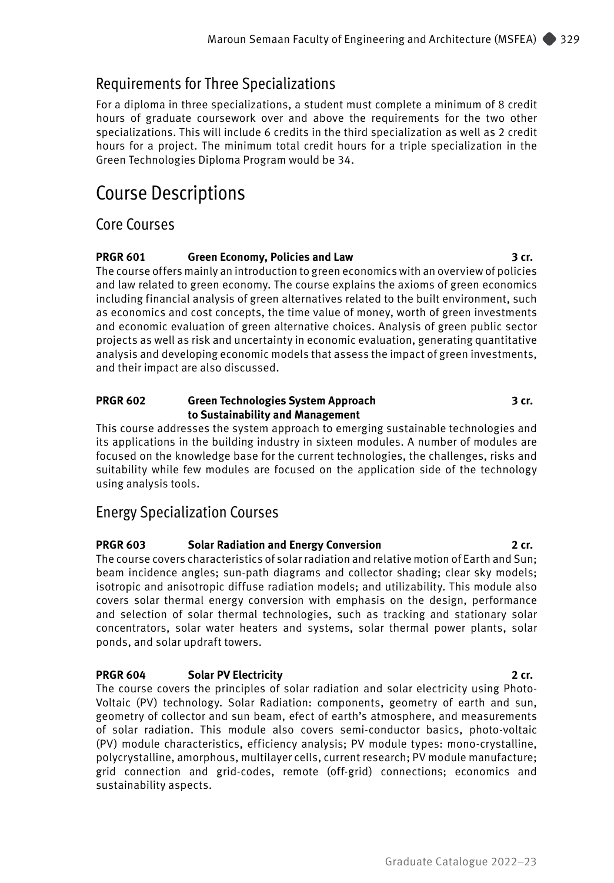## Requirements for Three Specializations

For a diploma in three specializations, a student must complete a minimum of 8 credit hours of graduate coursework over and above the requirements for the two other specializations. This will include 6 credits in the third specialization as well as 2 credit hours for a project. The minimum total credit hours for a triple specialization in the Green Technologies Diploma Program would be 34.

# Course Descriptions

## Core Courses

**PRGR 601 Green Economy, Policies and Law 3 cr.**

The course offers mainly an introduction to green economics with an overview of policies and law related to green economy. The course explains the axioms of green economics including financial analysis of green alternatives related to the built environment, such as economics and cost concepts, the time value of money, worth of green investments and economic evaluation of green alternative choices. Analysis of green public sector projects as well as risk and uncertainty in economic evaluation, generating quantitative analysis and developing economic models that assess the impact of green investments, and their impact are also discussed.

**PRGR 602 Green Technologies System Approach to Sustainability and Management 3 cr.**

This course addresses the system approach to emerging sustainable technologies and its applications in the building industry in sixteen modules. A number of modules are focused on the knowledge base for the current technologies, the challenges, risks and suitability while few modules are focused on the application side of the technology using analysis tools.

## Energy Specialization Courses

**PRGR 603 Solar Radiation and Energy Conversion 2 cr.**

The course covers characteristics of solar radiation and relative motion of Earth and Sun; beam incidence angles; sun-path diagrams and collector shading; clear sky models; isotropic and anisotropic diffuse radiation models; and utilizability. This module also covers solar thermal energy conversion with emphasis on the design, performance and selection of solar thermal technologies, such as tracking and stationary solar concentrators, solar water heaters and systems, solar thermal power plants, solar ponds, and solar updraft towers.

**PRGR 604 Solar PV Electricity 2 cr.**

The course covers the principles of solar radiation and solar electricity using Photo-Voltaic (PV) technology. Solar Radiation: components, geometry of earth and sun, geometry of collector and sun beam, efect of earth's atmosphere, and measurements of solar radiation. This module also covers semi-conductor basics, photo-voltaic (PV) module characteristics, efficiency analysis; PV module types: mono-crystalline, polycrystalline, amorphous, multilayer cells, current research; PV module manufacture; grid connection and grid-codes, remote (off-grid) connections; economics and sustainability aspects.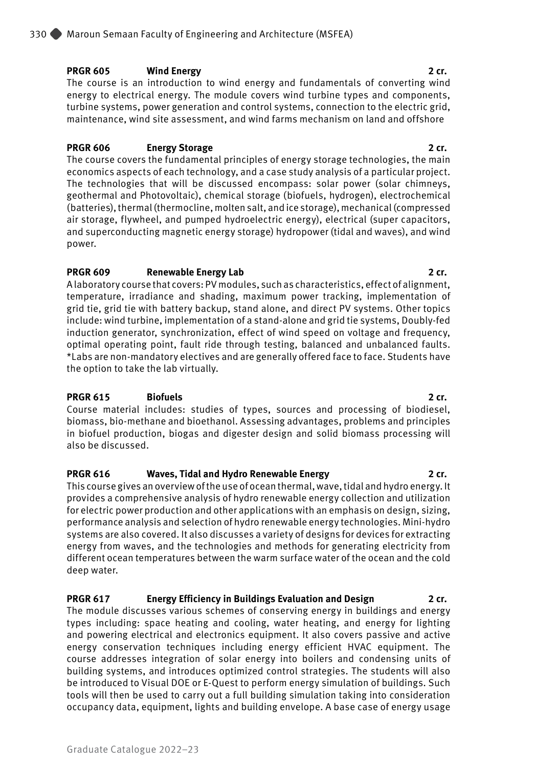**PRGR 605 Wind Energy 2 cr.**

The course is an introduction to wind energy and fundamentals of converting wind energy to electrical energy. The module covers wind turbine types and components, turbine systems, power generation and control systems, connection to the electric grid, maintenance, wind site assessment, and wind farms mechanism on land and offshore

**PRGR 606 Energy Storage 2 cr.**

The course covers the fundamental principles of energy storage technologies, the main economics aspects of each technology, and a case study analysis of a particular project. The technologies that will be discussed encompass: solar power (solar chimneys, geothermal and Photovoltaic), chemical storage (biofuels, hydrogen), electrochemical (batteries), thermal (thermocline, molten salt, and ice storage), mechanical (compressed air storage, flywheel, and pumped hydroelectric energy), electrical (super capacitors, and superconducting magnetic energy storage) hydropower (tidal and waves), and wind power.

**PRGR 609 Renewable Energy Lab 2 cr.**

A laboratory course that covers: PV modules, such as characteristics, effect of alignment, temperature, irradiance and shading, maximum power tracking, implementation of grid tie, grid tie with battery backup, stand alone, and direct PV systems. Other topics include: wind turbine, implementation of a stand-alone and grid tie systems, Doubly-fed induction generator, synchronization, effect of wind speed on voltage and frequency, optimal operating point, fault ride through testing, balanced and unbalanced faults.
*Labs are non-mandatory electives and are generally offered face to face. Students have the option to take the lab virtually.

**PRGR 615 Biofuels 2 cr.**

Course material includes: studies of types, sources and processing of biodiesel, biomass, bio-methane and bioethanol. Assessing advantages, problems and principles in biofuel production, biogas and digester design and solid biomass processing will also be discussed.

**PRGR 616 Waves, Tidal and Hydro Renewable Energy 2 cr.**

This course gives an overview of the use of ocean thermal, wave, tidal and hydro energy. It provides a comprehensive analysis of hydro renewable energy collection and utilization for electric power production and other applications with an emphasis on design, sizing, performance analysis and selection of hydro renewable energy technologies. Mini-hydro systems are also covered. It also discusses a variety of designs for devices for extracting energy from waves, and the technologies and methods for generating electricity from different ocean temperatures between the warm surface water of the ocean and the cold deep water.

**PRGR 617 Energy Efficiency in Buildings Evaluation and Design 2 cr.**

The module discusses various schemes of conserving energy in buildings and energy types including: space heating and cooling, water heating, and energy for lighting and powering electrical and electronics equipment. It also covers passive and active energy conservation techniques including energy efficient HVAC equipment. The course addresses integration of solar energy into boilers and condensing units of building systems, and introduces optimized control strategies. The students will also be introduced to Visual DOE or E-Quest to perform energy simulation of buildings. Such tools will then be used to carry out a full building simulation taking into consideration occupancy data, equipment, lights and building envelope. A base case of energy usage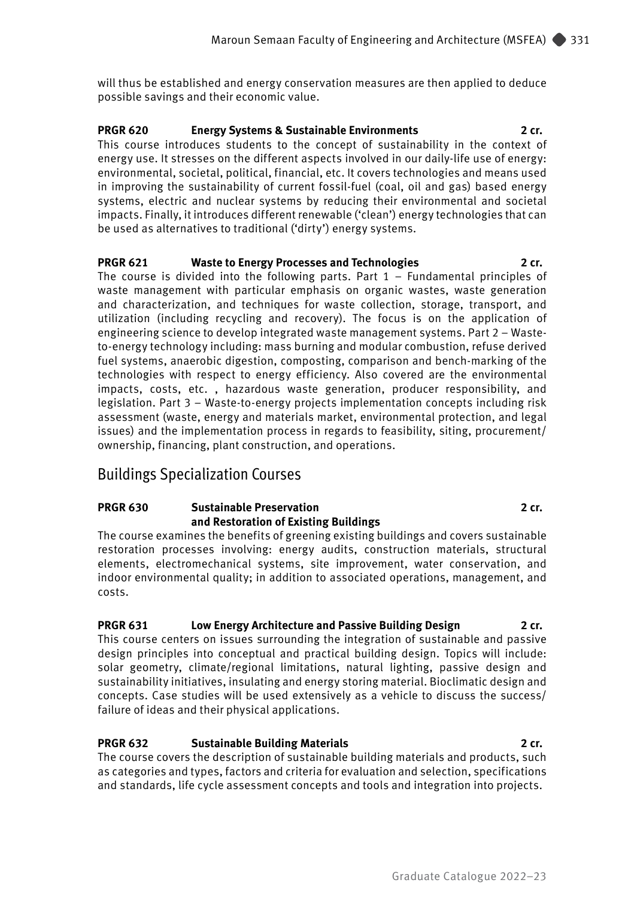will thus be established and energy conservation measures are then applied to deduce possible savings and their economic value.

**PRGR 620 Energy Systems & Sustainable Environments 2 cr.**
This course introduces students to the concept of sustainability in the context of energy use. It stresses on the different aspects involved in our daily-life use of energy: environmental, societal, political, financial, etc. It covers technologies and means used in improving the sustainability of current fossil-fuel (coal, oil and gas) based energy systems, electric and nuclear systems by reducing their environmental and societal impacts. Finally, it introduces different renewable ('clean') energy technologies that can be used as alternatives to traditional ('dirty') energy systems.

**PRGR 621 Waste to Energy Processes and Technologies 2 cr.**
The course is divided into the following parts. Part 1 – Fundamental principles of waste management with particular emphasis on organic wastes, waste generation and characterization, and techniques for waste collection, storage, transport, and utilization (including recycling and recovery). The focus is on the application of engineering science to develop integrated waste management systems. Part 2 – Waste-to-energy technology including: mass burning and modular combustion, refuse derived fuel systems, anaerobic digestion, composting, comparison and bench-marking of the technologies with respect to energy efficiency. Also covered are the environmental impacts, costs, etc. , hazardous waste generation, producer responsibility, and legislation. Part 3 – Waste-to-energy projects implementation concepts including risk assessment (waste, energy and materials market, environmental protection, and legal issues) and the implementation process in regards to feasibility, siting, procurement/ownership, financing, plant construction, and operations.

## Buildings Specialization Courses

**PRGR 630 Sustainable Preservation and Restoration of Existing Buildings 2 cr.**
The course examines the benefits of greening existing buildings and covers sustainable restoration processes involving: energy audits, construction materials, structural elements, electromechanical systems, site improvement, water conservation, and indoor environmental quality; in addition to associated operations, management, and costs.

**PRGR 631 Low Energy Architecture and Passive Building Design 2 cr.**
This course centers on issues surrounding the integration of sustainable and passive design principles into conceptual and practical building design. Topics will include: solar geometry, climate/regional limitations, natural lighting, passive design and sustainability initiatives, insulating and energy storing material. Bioclimatic design and concepts. Case studies will be used extensively as a vehicle to discuss the success/failure of ideas and their physical applications.

**PRGR 632 Sustainable Building Materials 2 cr.**
The course covers the description of sustainable building materials and products, such as categories and types, factors and criteria for evaluation and selection, specifications and standards, life cycle assessment concepts and tools and integration into projects.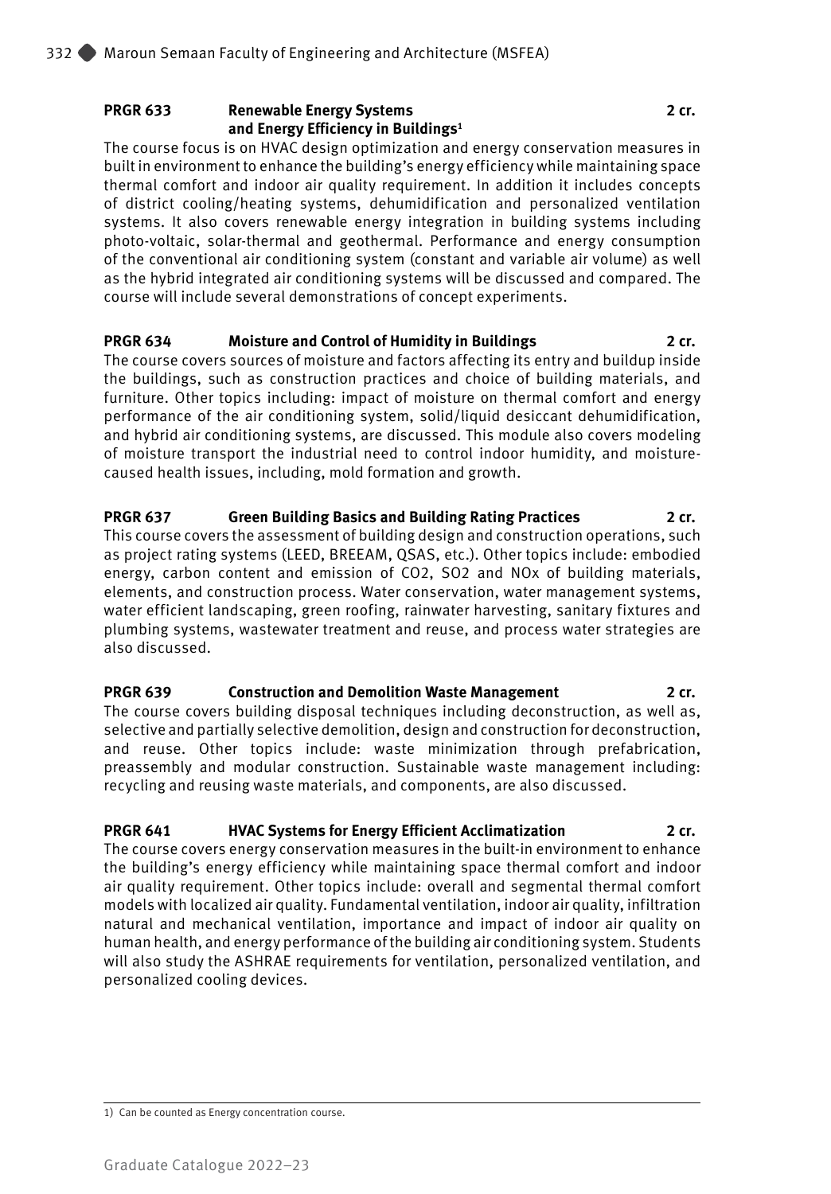**PRGR 633 Renewable Energy Systems and Energy Efficiency in Buildings[1] 2 cr.**

The course focus is on HVAC design optimization and energy conservation measures in built in environment to enhance the building's energy efficiency while maintaining space thermal comfort and indoor air quality requirement. In addition it includes concepts of district cooling/heating systems, dehumidification and personalized ventilation systems. It also covers renewable energy integration in building systems including photo-voltaic, solar-thermal and geothermal. Performance and energy consumption of the conventional air conditioning system (constant and variable air volume) as well as the hybrid integrated air conditioning systems will be discussed and compared. The course will include several demonstrations of concept experiments.

**PRGR 634 Moisture and Control of Humidity in Buildings 2 cr.**

The course covers sources of moisture and factors affecting its entry and buildup inside the buildings, such as construction practices and choice of building materials, and furniture. Other topics including: impact of moisture on thermal comfort and energy performance of the air conditioning system, solid/liquid desiccant dehumidification, and hybrid air conditioning systems, are discussed. This module also covers modeling of moisture transport the industrial need to control indoor humidity, and moisture-caused health issues, including, mold formation and growth.

**PRGR 637 Green Building Basics and Building Rating Practices 2 cr.**

This course covers the assessment of building design and construction operations, such as project rating systems (LEED, BREEAM, QSAS, etc.). Other topics include: embodied energy, carbon content and emission of $CO_2$, $SO_2$ and $NO_x$ of building materials, elements, and construction process. Water conservation, water management systems, water efficient landscaping, green roofing, rainwater harvesting, sanitary fixtures and plumbing systems, wastewater treatment and reuse, and process water strategies are also discussed.

**PRGR 639 Construction and Demolition Waste Management 2 cr.**

The course covers building disposal techniques including deconstruction, as well as, selective and partially selective demolition, design and construction for deconstruction, and reuse. Other topics include: waste minimization through prefabrication, preassembly and modular construction. Sustainable waste management including: recycling and reusing waste materials, and components, are also discussed.

**PRGR 641 HVAC Systems for Energy Efficient Acclimatization 2 cr.**

The course covers energy conservation measures in the built-in environment to enhance the building's energy efficiency while maintaining space thermal comfort and indoor air quality requirement. Other topics include: overall and segmental thermal comfort models with localized air quality. Fundamental ventilation, indoor air quality, infiltration natural and mechanical ventilation, importance and impact of indoor air quality on human health, and energy performance of the building air conditioning system. Students will also study the ASHRAE requirements for ventilation, personalized ventilation, and personalized cooling devices.

---

1) Can be counted as Energy concentration course.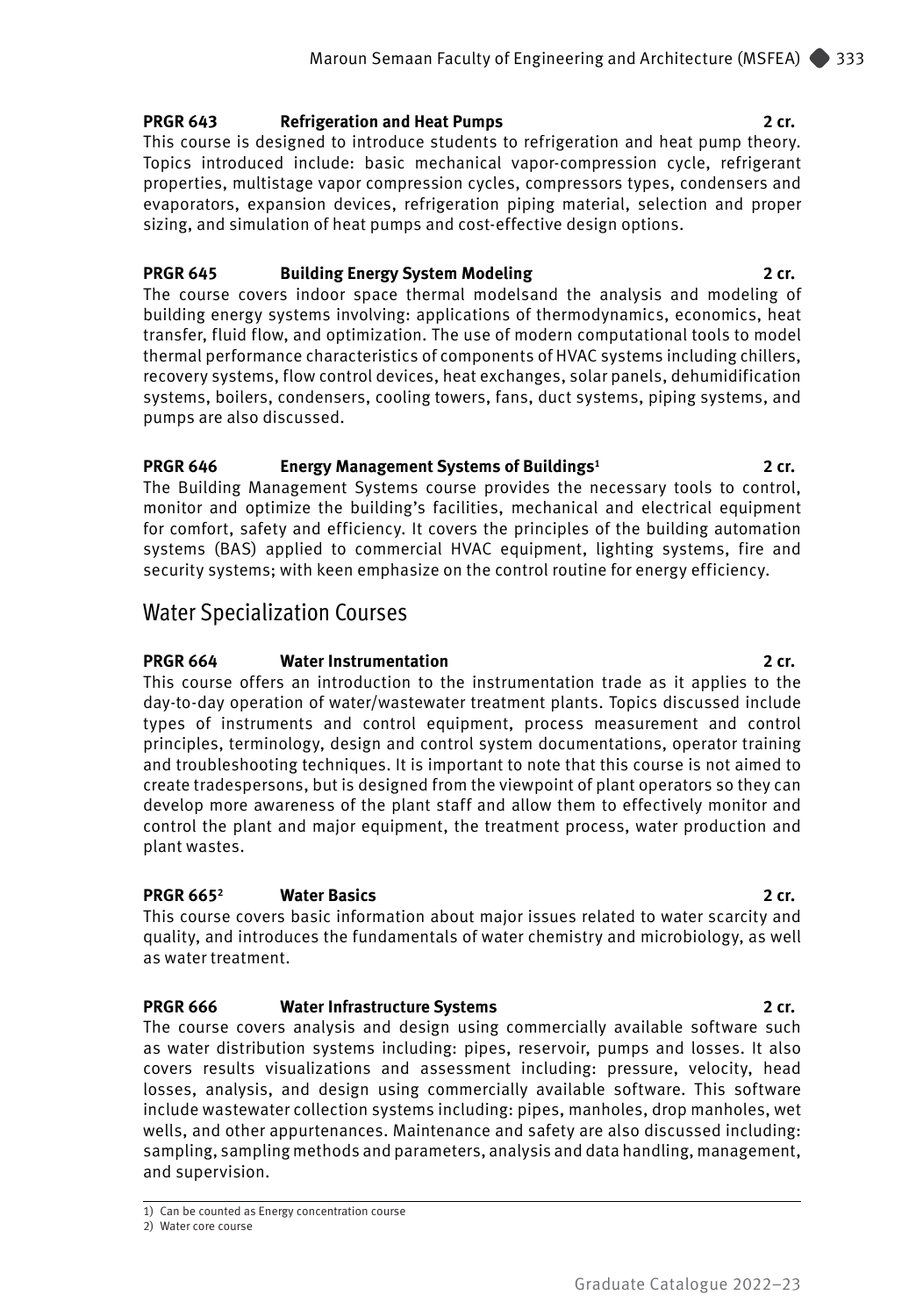**PRGR 643 Refrigeration and Heat Pumps 2 cr.**
This course is designed to introduce students to refrigeration and heat pump theory. Topics introduced include: basic mechanical vapor-compression cycle, refrigerant properties, multistage vapor compression cycles, compressors types, condensers and evaporators, expansion devices, refrigeration piping material, selection and proper sizing, and simulation of heat pumps and cost-effective design options.

**PRGR 645 Building Energy System Modeling 2 cr.**
The course covers indoor space thermal modelsand the analysis and modeling of building energy systems involving: applications of thermodynamics, economics, heat transfer, fluid flow, and optimization. The use of modern computational tools to model thermal performance characteristics of components of HVAC systems including chillers, recovery systems, flow control devices, heat exchanges, solar panels, dehumidification systems, boilers, condensers, cooling towers, fans, duct systems, piping systems, and pumps are also discussed.

**PRGR 646 Energy Management Systems of Buildings[1] 2 cr.**
The Building Management Systems course provides the necessary tools to control, monitor and optimize the building's facilities, mechanical and electrical equipment for comfort, safety and efficiency. It covers the principles of the building automation systems (BAS) applied to commercial HVAC equipment, lighting systems, fire and security systems; with keen emphasize on the control routine for energy efficiency.

## Water Specialization Courses

**PRGR 664 Water Instrumentation 2 cr.**
This course offers an introduction to the instrumentation trade as it applies to the day-to-day operation of water/wastewater treatment plants. Topics discussed include types of instruments and control equipment, process measurement and control principles, terminology, design and control system documentations, operator training and troubleshooting techniques. It is important to note that this course is not aimed to create tradespersons, but is designed from the viewpoint of plant operators so they can develop more awareness of the plant staff and allow them to effectively monitor and control the plant and major equipment, the treatment process, water production and plant wastes.

**PRGR 665[2] Water Basics 2 cr.**
This course covers basic information about major issues related to water scarcity and quality, and introduces the fundamentals of water chemistry and microbiology, as well as water treatment.

**PRGR 666 Water Infrastructure Systems 2 cr.**
The course covers analysis and design using commercially available software such as water distribution systems including: pipes, reservoir, pumps and losses. It also covers results visualizations and assessment including: pressure, velocity, head losses, analysis, and design using commercially available software. This software include wastewater collection systems including: pipes, manholes, drop manholes, wet wells, and other appurtenances. Maintenance and safety are also discussed including: sampling, sampling methods and parameters, analysis and data handling, management, and supervision.

---

1) Can be counted as Energy concentration course
2) Water core course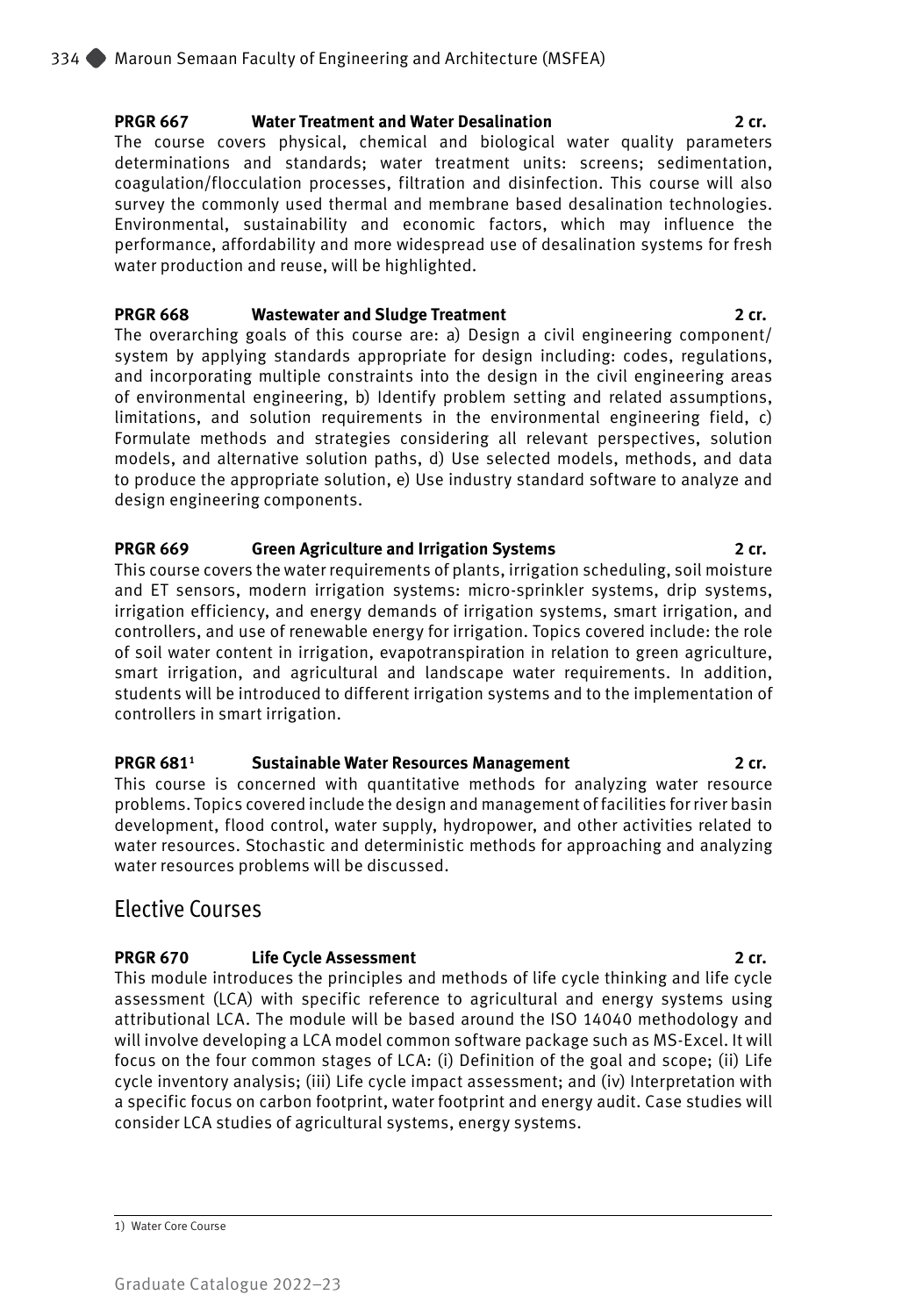**PRGR 667 Water Treatment and Water Desalination 2 cr.**

The course covers physical, chemical and biological water quality parameters determinations and standards; water treatment units: screens; sedimentation, coagulation/flocculation processes, filtration and disinfection. This course will also survey the commonly used thermal and membrane based desalination technologies. Environmental, sustainability and economic factors, which may influence the performance, affordability and more widespread use of desalination systems for fresh water production and reuse, will be highlighted.

**PRGR 668 Wastewater and Sludge Treatment 2 cr.**

The overarching goals of this course are: a) Design a civil engineering component/ system by applying standards appropriate for design including: codes, regulations, and incorporating multiple constraints into the design in the civil engineering areas of environmental engineering, b) Identify problem setting and related assumptions, limitations, and solution requirements in the environmental engineering field, c) Formulate methods and strategies considering all relevant perspectives, solution models, and alternative solution paths, d) Use selected models, methods, and data to produce the appropriate solution, e) Use industry standard software to analyze and design engineering components.

**PRGR 669 Green Agriculture and Irrigation Systems 2 cr.**

This course covers the water requirements of plants, irrigation scheduling, soil moisture and ET sensors, modern irrigation systems: micro-sprinkler systems, drip systems, irrigation efficiency, and energy demands of irrigation systems, smart irrigation, and controllers, and use of renewable energy for irrigation. Topics covered include: the role of soil water content in irrigation, evapotranspiration in relation to green agriculture, smart irrigation, and agricultural and landscape water requirements. In addition, students will be introduced to different irrigation systems and to the implementation of controllers in smart irrigation.

**PRGR 681[1] Sustainable Water Resources Management 2 cr.**

This course is concerned with quantitative methods for analyzing water resource problems. Topics covered include the design and management of facilities for river basin development, flood control, water supply, hydropower, and other activities related to water resources. Stochastic and deterministic methods for approaching and analyzing water resources problems will be discussed.

## Elective Courses

**PRGR 670 Life Cycle Assessment 2 cr.**

This module introduces the principles and methods of life cycle thinking and life cycle assessment (LCA) with specific reference to agricultural and energy systems using attributional LCA. The module will be based around the ISO 14040 methodology and will involve developing a LCA model common software package such as MS-Excel. It will focus on the four common stages of LCA: (i) Definition of the goal and scope; (ii) Life cycle inventory analysis; (iii) Life cycle impact assessment; and (iv) Interpretation with a specific focus on carbon footprint, water footprint and energy audit. Case studies will consider LCA studies of agricultural systems, energy systems.

---

1) Water Core Course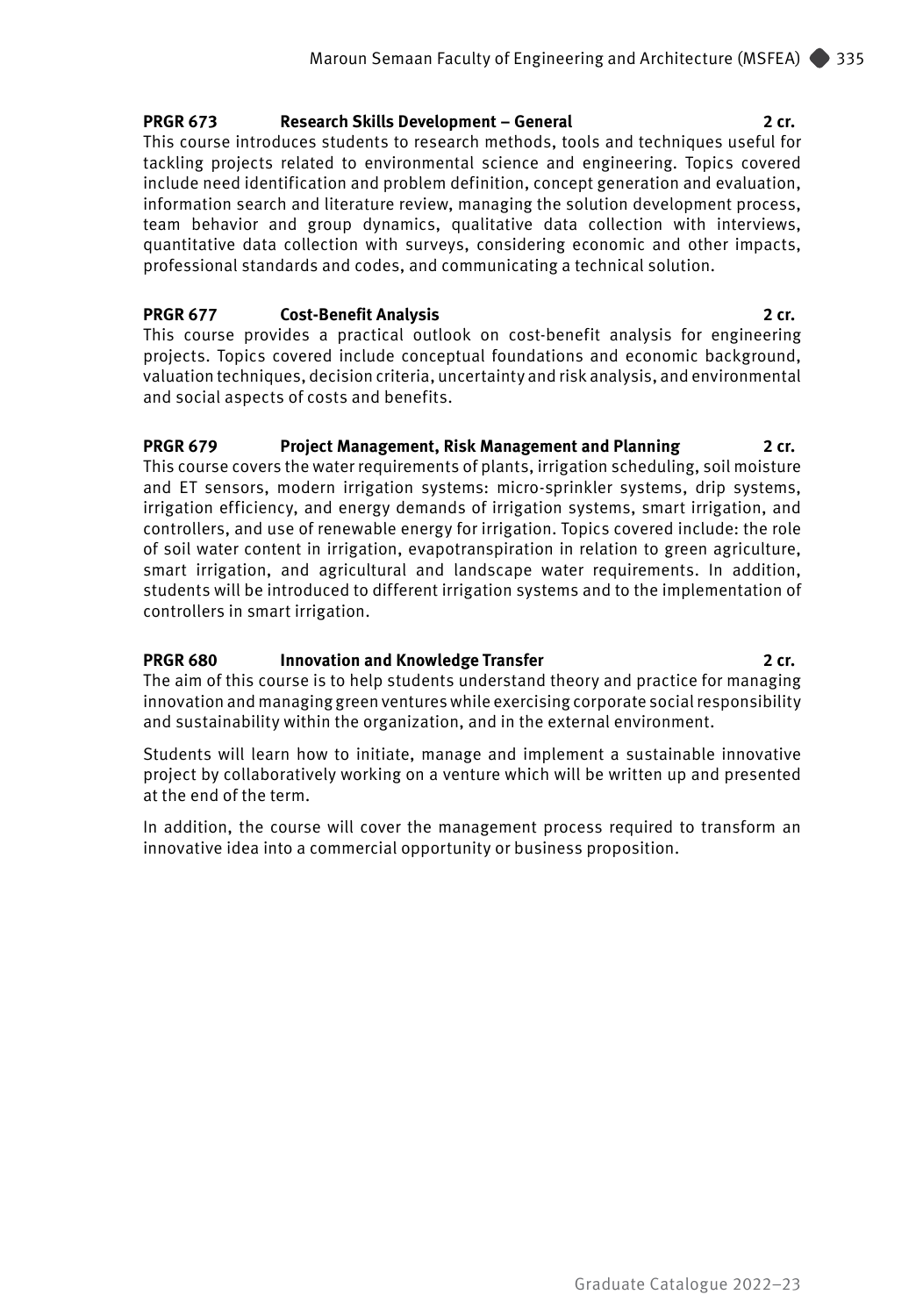**PRGR 673 Research Skills Development – General 2 cr.**

This course introduces students to research methods, tools and techniques useful for tackling projects related to environmental science and engineering. Topics covered include need identification and problem definition, concept generation and evaluation, information search and literature review, managing the solution development process, team behavior and group dynamics, qualitative data collection with interviews, quantitative data collection with surveys, considering economic and other impacts, professional standards and codes, and communicating a technical solution.

**PRGR 677 Cost-Benefit Analysis 2 cr.**

This course provides a practical outlook on cost-benefit analysis for engineering projects. Topics covered include conceptual foundations and economic background, valuation techniques, decision criteria, uncertainty and risk analysis, and environmental and social aspects of costs and benefits.

**PRGR 679 Project Management, Risk Management and Planning 2 cr.**

This course covers the water requirements of plants, irrigation scheduling, soil moisture and ET sensors, modern irrigation systems: micro-sprinkler systems, drip systems, irrigation efficiency, and energy demands of irrigation systems, smart irrigation, and controllers, and use of renewable energy for irrigation. Topics covered include: the role of soil water content in irrigation, evapotranspiration in relation to green agriculture, smart irrigation, and agricultural and landscape water requirements. In addition, students will be introduced to different irrigation systems and to the implementation of controllers in smart irrigation.

**PRGR 680 Innovation and Knowledge Transfer 2 cr.**

The aim of this course is to help students understand theory and practice for managing innovation and managing green ventures while exercising corporate social responsibility and sustainability within the organization, and in the external environment.

Students will learn how to initiate, manage and implement a sustainable innovative project by collaboratively working on a venture which will be written up and presented at the end of the term.

In addition, the course will cover the management process required to transform an innovative idea into a commercial opportunity or business proposition.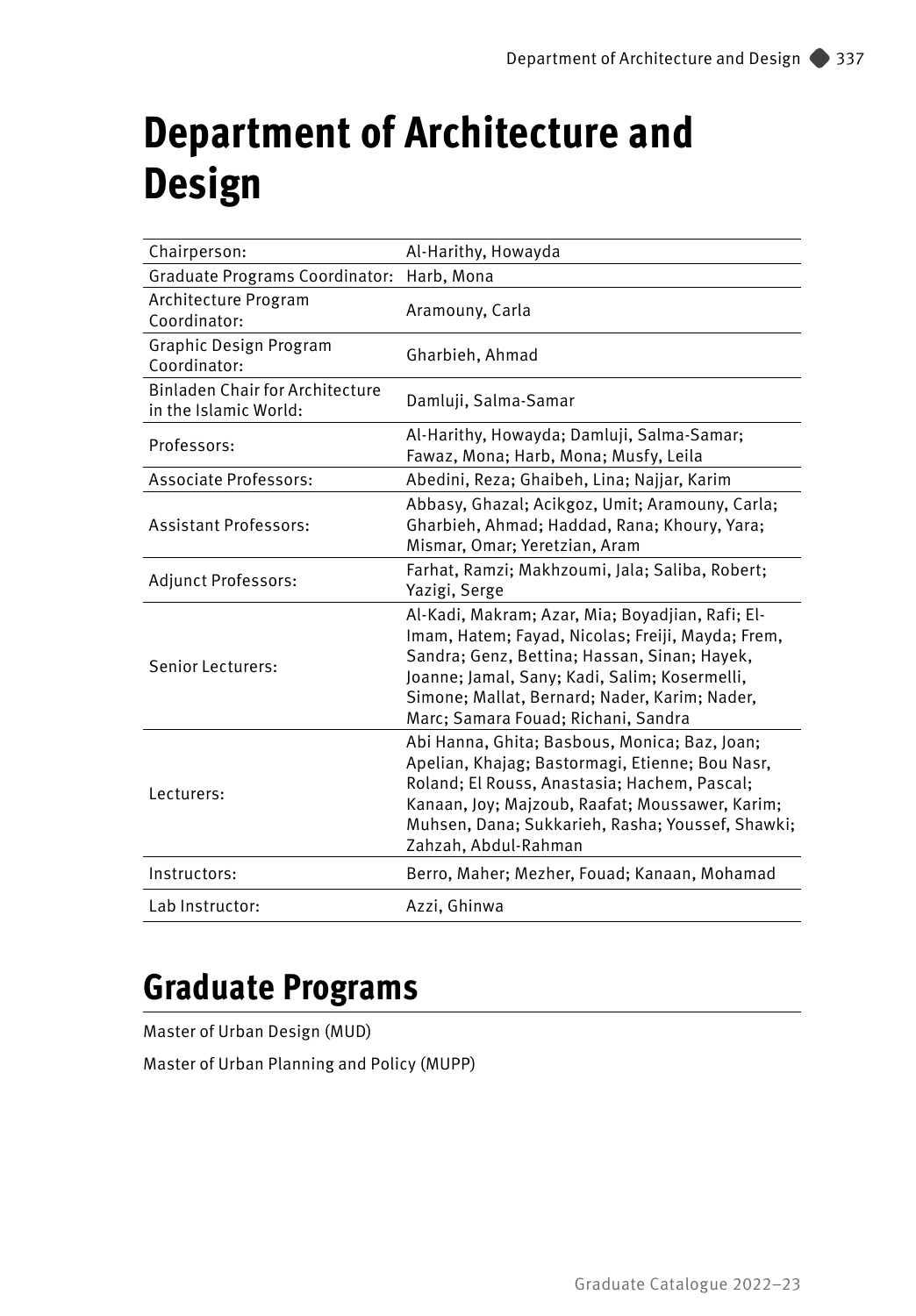# Department of Architecture and Design

| | |
|---|---|
| Chairperson: | Al-Harithy, Howayda |
| Graduate Programs Coordinator: | Harb, Mona |
| Architecture Program Coordinator: | Aramouny, Carla |
| Graphic Design Program Coordinator: | Gharbieh, Ahmad |
| Binladen Chair for Architecture in the Islamic World: | Damluji, Salma-Samar |
| Professors: | Al-Harithy, Howayda; Damluji, Salma-Samar; Fawaz, Mona; Harb, Mona; Musfy, Leila |
| Associate Professors: | Abedini, Reza; Ghaibeh, Lina; Najjar, Karim |
| Assistant Professors: | Abbasy, Ghazal; Acikgoz, Umit; Aramouny, Carla; Gharbieh, Ahmad; Haddad, Rana; Khoury, Yara; Mismar, Omar; Yeretzian, Aram |
| Adjunct Professors: | Farhat, Ramzi; Makhzoumi, Jala; Saliba, Robert; Yazigi, Serge |
| Senior Lecturers: | Al-Kadi, Makram; Azar, Mia; Boyadjian, Rafi; El-Imam, Hatem; Fayad, Nicolas; Freiji, Mayda; Frem, Sandra; Genz, Bettina; Hassan, Sinan; Hayek, Joanne; Jamal, Sany; Kadi, Salim; Kosermelli, Simone; Mallat, Bernard; Nader, Karim; Nader, Marc; Samara Fouad; Richani, Sandra |
| Lecturers: | Abi Hanna, Ghita; Basbous, Monica; Baz, Joan; Apelian, Khajag; Bastormagi, Etienne; Bou Nasr, Roland; El Rouss, Anastasia; Hachem, Pascal; Kanaan, Joy; Majzoub, Raafat; Moussawer, Karim; Muhsen, Dana; Sukkarieh, Rasha; Youssef, Shawki; Zahzah, Abdul-Rahman |
| Instructors: | Berro, Maher; Mezher, Fouad; Kanaan, Mohamad |
| Lab Instructor: | Azzi, Ghinwa |

## Graduate Programs

Master of Urban Design (MUD)

Master of Urban Planning and Policy (MUPP)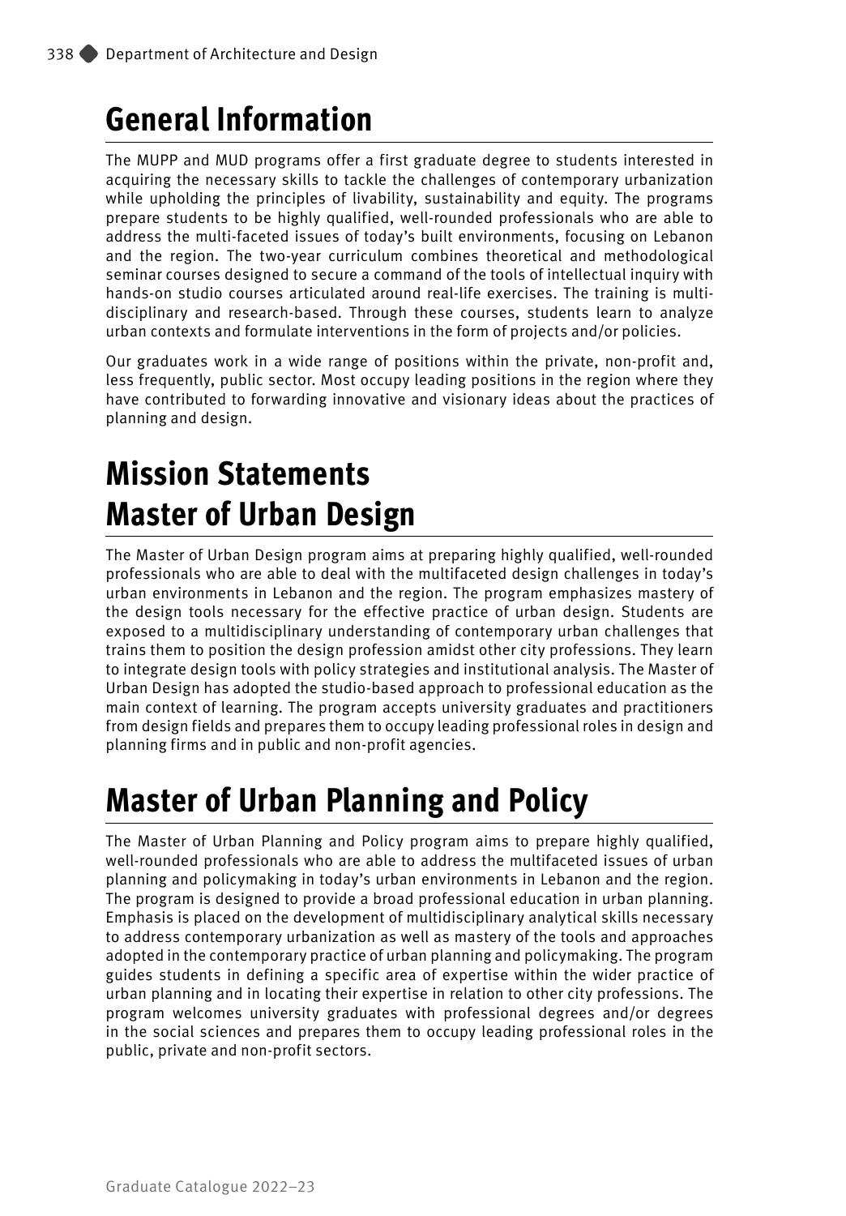# General Information

The MUPP and MUD programs offer a first graduate degree to students interested in acquiring the necessary skills to tackle the challenges of contemporary urbanization while upholding the principles of livability, sustainability and equity. The programs prepare students to be highly qualified, well-rounded professionals who are able to address the multi-faceted issues of today's built environments, focusing on Lebanon and the region. The two-year curriculum combines theoretical and methodological seminar courses designed to secure a command of the tools of intellectual inquiry with hands-on studio courses articulated around real-life exercises. The training is multi-disciplinary and research-based. Through these courses, students learn to analyze urban contexts and formulate interventions in the form of projects and/or policies.

Our graduates work in a wide range of positions within the private, non-profit and, less frequently, public sector. Most occupy leading positions in the region where they have contributed to forwarding innovative and visionary ideas about the practices of planning and design.

# Mission Statements

# Master of Urban Design

The Master of Urban Design program aims at preparing highly qualified, well-rounded professionals who are able to deal with the multifaceted design challenges in today's urban environments in Lebanon and the region. The program emphasizes mastery of the design tools necessary for the effective practice of urban design. Students are exposed to a multidisciplinary understanding of contemporary urban challenges that trains them to position the design profession amidst other city professions. They learn to integrate design tools with policy strategies and institutional analysis. The Master of Urban Design has adopted the studio-based approach to professional education as the main context of learning. The program accepts university graduates and practitioners from design fields and prepares them to occupy leading professional roles in design and planning firms and in public and non-profit agencies.

# Master of Urban Planning and Policy

The Master of Urban Planning and Policy program aims to prepare highly qualified, well-rounded professionals who are able to address the multifaceted issues of urban planning and policymaking in today's urban environments in Lebanon and the region. The program is designed to provide a broad professional education in urban planning. Emphasis is placed on the development of multidisciplinary analytical skills necessary to address contemporary urbanization as well as mastery of the tools and approaches adopted in the contemporary practice of urban planning and policymaking. The program guides students in defining a specific area of expertise within the wider practice of urban planning and in locating their expertise in relation to other city professions. The program welcomes university graduates with professional degrees and/or degrees in the social sciences and prepares them to occupy leading professional roles in the public, private and non-profit sectors.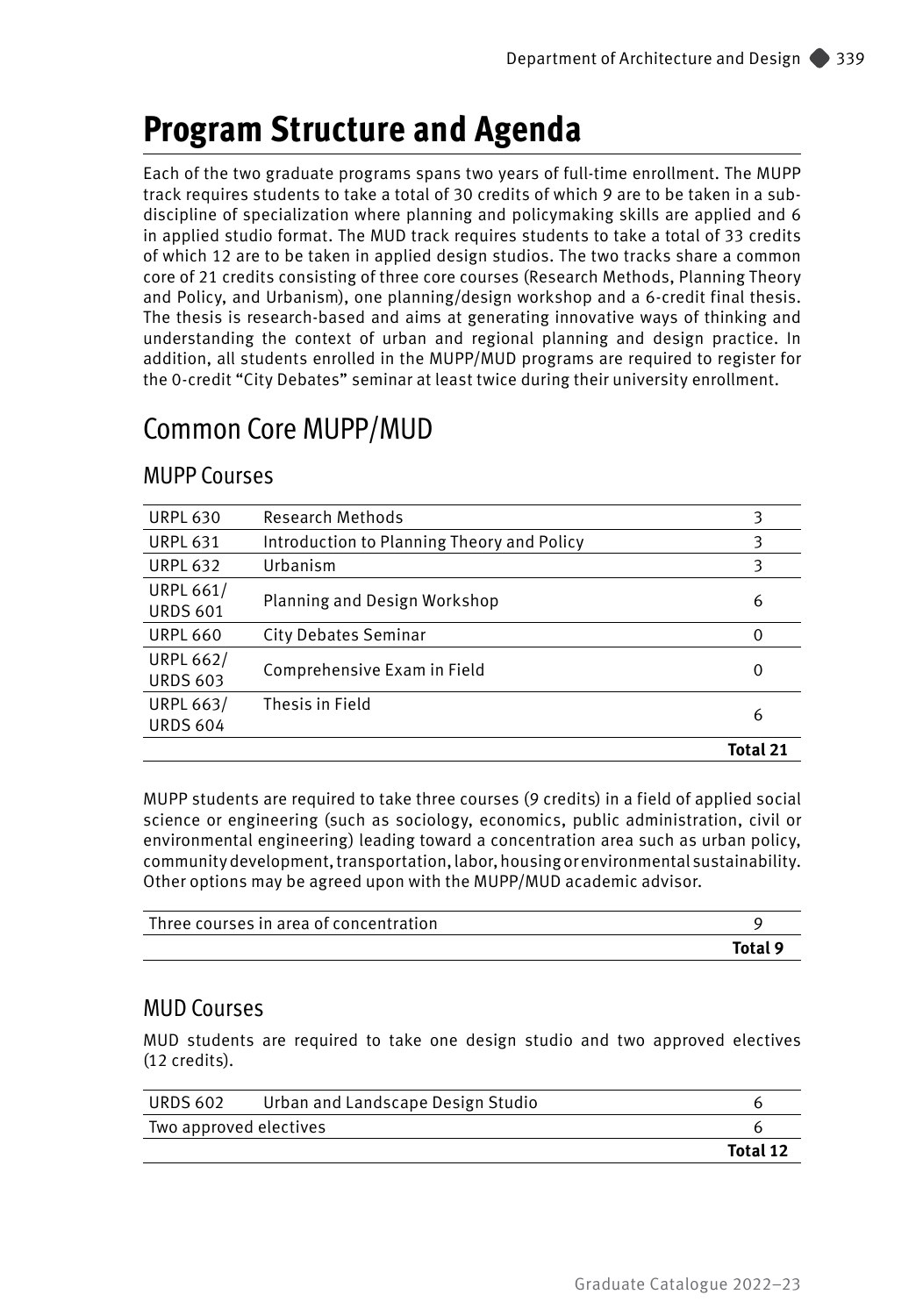# Program Structure and Agenda

Each of the two graduate programs spans two years of full-time enrollment. The MUPP track requires students to take a total of 30 credits of which 9 are to be taken in a sub-discipline of specialization where planning and policymaking skills are applied and 6 in applied studio format. The MUD track requires students to take a total of 33 credits of which 12 are to be taken in applied design studios. The two tracks share a common core of 21 credits consisting of three core courses (Research Methods, Planning Theory and Policy, and Urbanism), one planning/design workshop and a 6-credit final thesis. The thesis is research-based and aims at generating innovative ways of thinking and understanding the context of urban and regional planning and design practice. In addition, all students enrolled in the MUPP/MUD programs are required to register for the 0-credit "City Debates" seminar at least twice during their university enrollment.

## Common Core MUPP/MUD

### MUPP Courses

| | | |
|---|---|---|
| URPL 630 | Research Methods | 3 |
| URPL 631 | Introduction to Planning Theory and Policy | 3 |
| URPL 632 | Urbanism | 3 |
| URPL 661/ URDS 601 | Planning and Design Workshop | 6 |
| URPL 660 | City Debates Seminar | 0 |
| URPL 662/ URDS 603 | Comprehensive Exam in Field | 0 |
| URPL 663/ URDS 604 | Thesis in Field | 6 |
| | | **Total 21** |

MUPP students are required to take three courses (9 credits) in a field of applied social science or engineering (such as sociology, economics, public administration, civil or environmental engineering) leading toward a concentration area such as urban policy, community development, transportation, labor, housing or environmental sustainability. Other options may be agreed upon with the MUPP/MUD academic advisor.

| | |
|---|---|
| Three courses in area of concentration | 9 |
| | **Total 9** |

### MUD Courses

MUD students are required to take one design studio and two approved electives (12 credits).

| | | |
|---|---|---|
| URDS 602 | Urban and Landscape Design Studio | 6 |
| Two approved electives | | 6 |
| | | **Total 12** |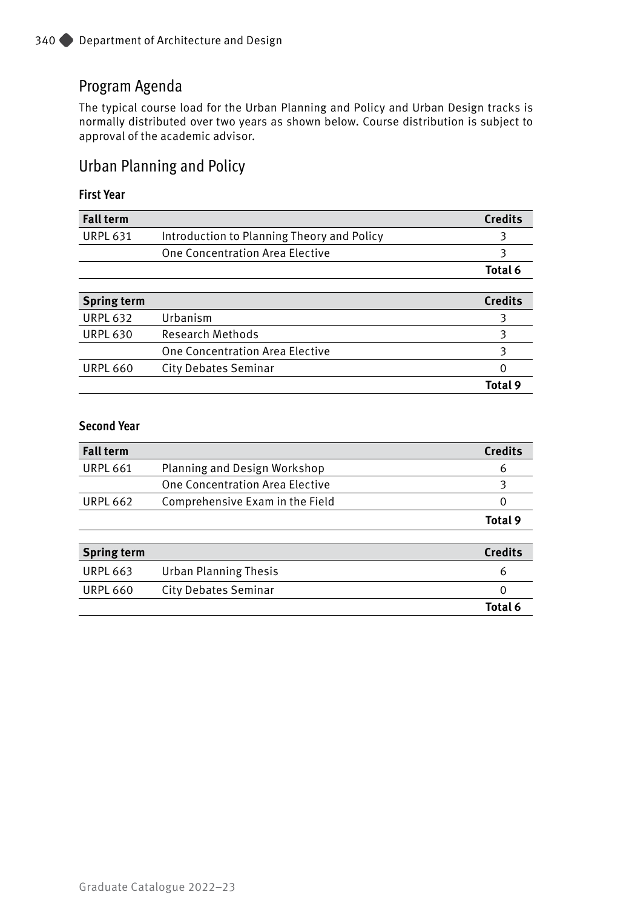## Program Agenda

The typical course load for the Urban Planning and Policy and Urban Design tracks is normally distributed over two years as shown below. Course distribution is subject to approval of the academic advisor.

## Urban Planning and Policy

### First Year

| **Fall term** | | **Credits** |
|---|---|---|
| URPL 631 | Introduction to Planning Theory and Policy | 3 |
| | One Concentration Area Elective | 3 |
| | | **Total 6** |

| **Spring term** | | **Credits** |
|---|---|---|
| URPL 632 | Urbanism | 3 |
| URPL 630 | Research Methods | 3 |
| | One Concentration Area Elective | 3 |
| URPL 660 | City Debates Seminar | 0 |
| | | **Total 9** |

### Second Year

| **Fall term** | | **Credits** |
|---|---|---|
| URPL 661 | Planning and Design Workshop | 6 |
| | One Concentration Area Elective | 3 |
| URPL 662 | Comprehensive Exam in the Field | 0 |
| | | **Total 9** |

| **Spring term** | | **Credits** |
|---|---|---|
| URPL 663 | Urban Planning Thesis | 6 |
| URPL 660 | City Debates Seminar | 0 |
| | | **Total 6** |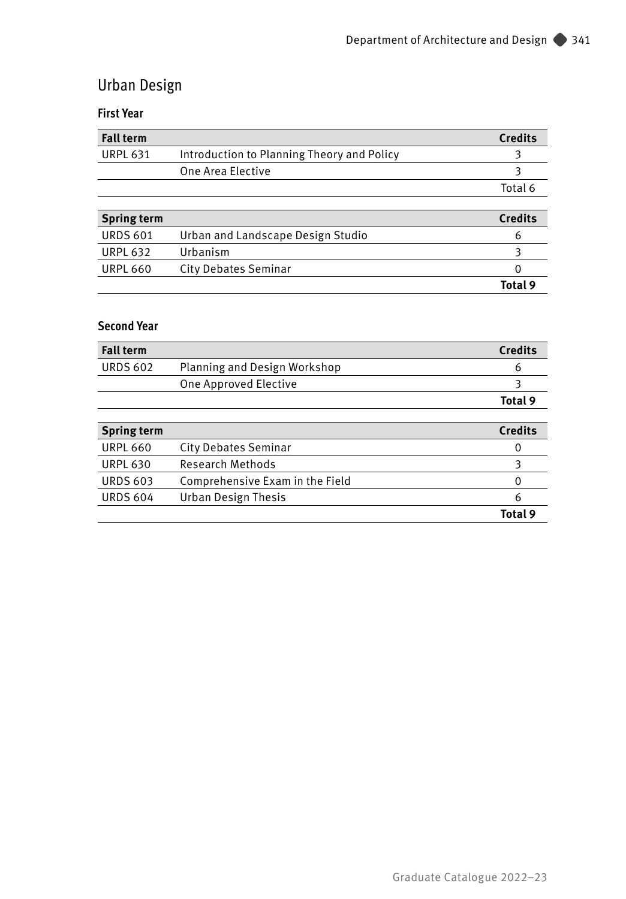## Urban Design

### First Year

| **Fall term** | | **Credits** |
|---|---|---|
| URPL 631 | Introduction to Planning Theory and Policy | 3 |
| | One Area Elective | 3 |
| | | Total 6 |

| **Spring term** | | **Credits** |
|---|---|---|
| URDS 601 | Urban and Landscape Design Studio | 6 |
| URPL 632 | Urbanism | 3 |
| URPL 660 | City Debates Seminar | 0 |
| | | **Total 9** |

### Second Year

| **Fall term** | | **Credits** |
|---|---|---|
| URDS 602 | Planning and Design Workshop | 6 |
| | One Approved Elective | 3 |
| | | **Total 9** |

| **Spring term** | | **Credits** |
|---|---|---|
| URPL 660 | City Debates Seminar | 0 |
| URPL 630 | Research Methods | 3 |
| URDS 603 | Comprehensive Exam in the Field | 0 |
| URDS 604 | Urban Design Thesis | 6 |
| | | **Total 9** |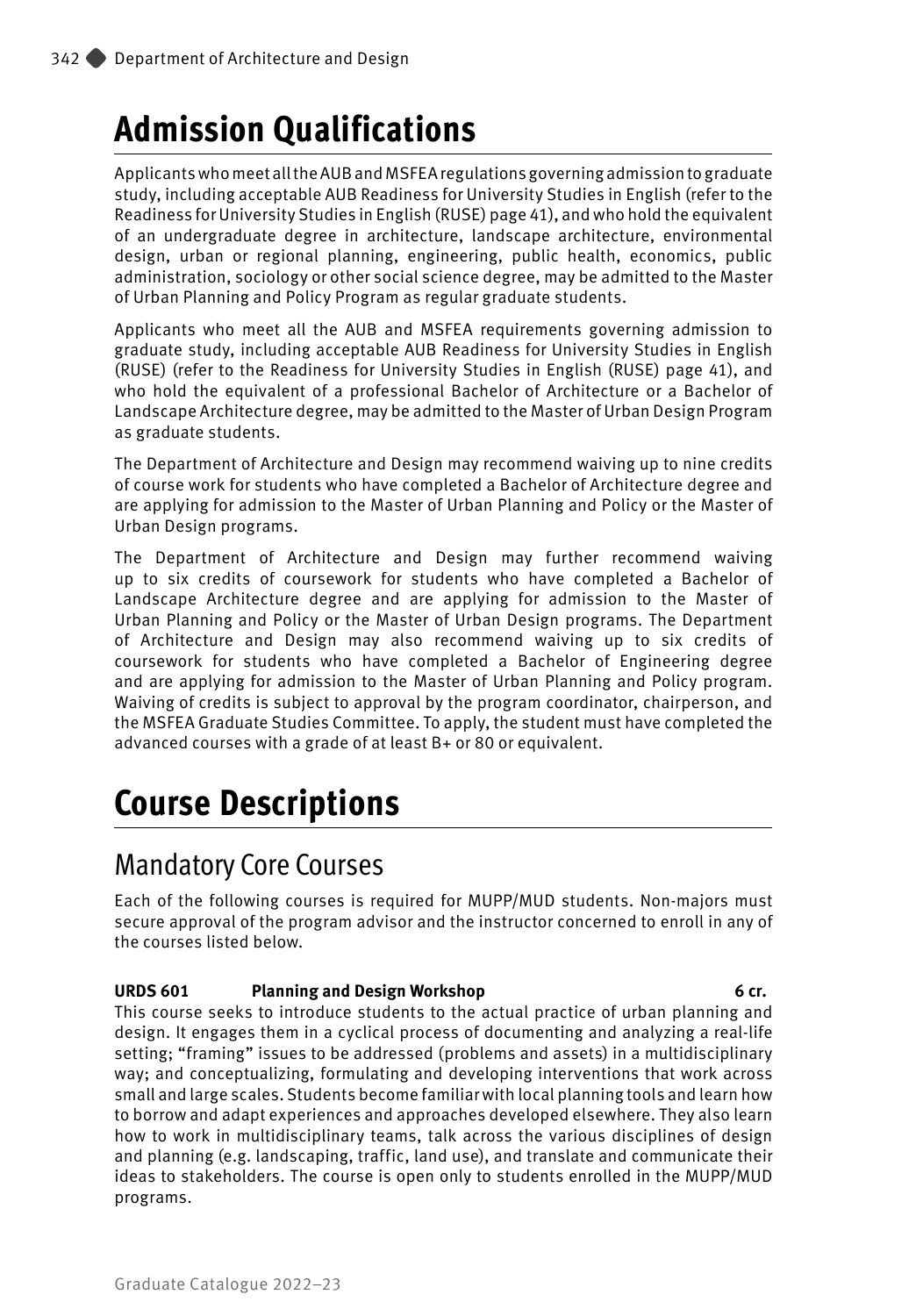# Admission Qualifications

Applicants who meet all the AUB and MSFEA regulations governing admission to graduate study, including acceptable AUB Readiness for University Studies in English (refer to the Readiness for University Studies in English (RUSE) page 41), and who hold the equivalent of an undergraduate degree in architecture, landscape architecture, environmental design, urban or regional planning, engineering, public health, economics, public administration, sociology or other social science degree, may be admitted to the Master of Urban Planning and Policy Program as regular graduate students.

Applicants who meet all the AUB and MSFEA requirements governing admission to graduate study, including acceptable AUB Readiness for University Studies in English (RUSE) (refer to the Readiness for University Studies in English (RUSE) page 41), and who hold the equivalent of a professional Bachelor of Architecture or a Bachelor of Landscape Architecture degree, may be admitted to the Master of Urban Design Program as graduate students.

The Department of Architecture and Design may recommend waiving up to nine credits of course work for students who have completed a Bachelor of Architecture degree and are applying for admission to the Master of Urban Planning and Policy or the Master of Urban Design programs.

The Department of Architecture and Design may further recommend waiving up to six credits of coursework for students who have completed a Bachelor of Landscape Architecture degree and are applying for admission to the Master of Urban Planning and Policy or the Master of Urban Design programs. The Department of Architecture and Design may also recommend waiving up to six credits of coursework for students who have completed a Bachelor of Engineering degree and are applying for admission to the Master of Urban Planning and Policy program. Waiving of credits is subject to approval by the program coordinator, chairperson, and the MSFEA Graduate Studies Committee. To apply, the student must have completed the advanced courses with a grade of at least B+ or 80 or equivalent.

# Course Descriptions

## Mandatory Core Courses

Each of the following courses is required for MUPP/MUD students. Non-majors must secure approval of the program advisor and the instructor concerned to enroll in any of the courses listed below.

**URDS 601 Planning and Design Workshop 6 cr.**

This course seeks to introduce students to the actual practice of urban planning and design. It engages them in a cyclical process of documenting and analyzing a real-life setting; "framing" issues to be addressed (problems and assets) in a multidisciplinary way; and conceptualizing, formulating and developing interventions that work across small and large scales. Students become familiar with local planning tools and learn how to borrow and adapt experiences and approaches developed elsewhere. They also learn how to work in multidisciplinary teams, talk across the various disciplines of design and planning (e.g. landscaping, traffic, land use), and translate and communicate their ideas to stakeholders. The course is open only to students enrolled in the MUPP/MUD programs.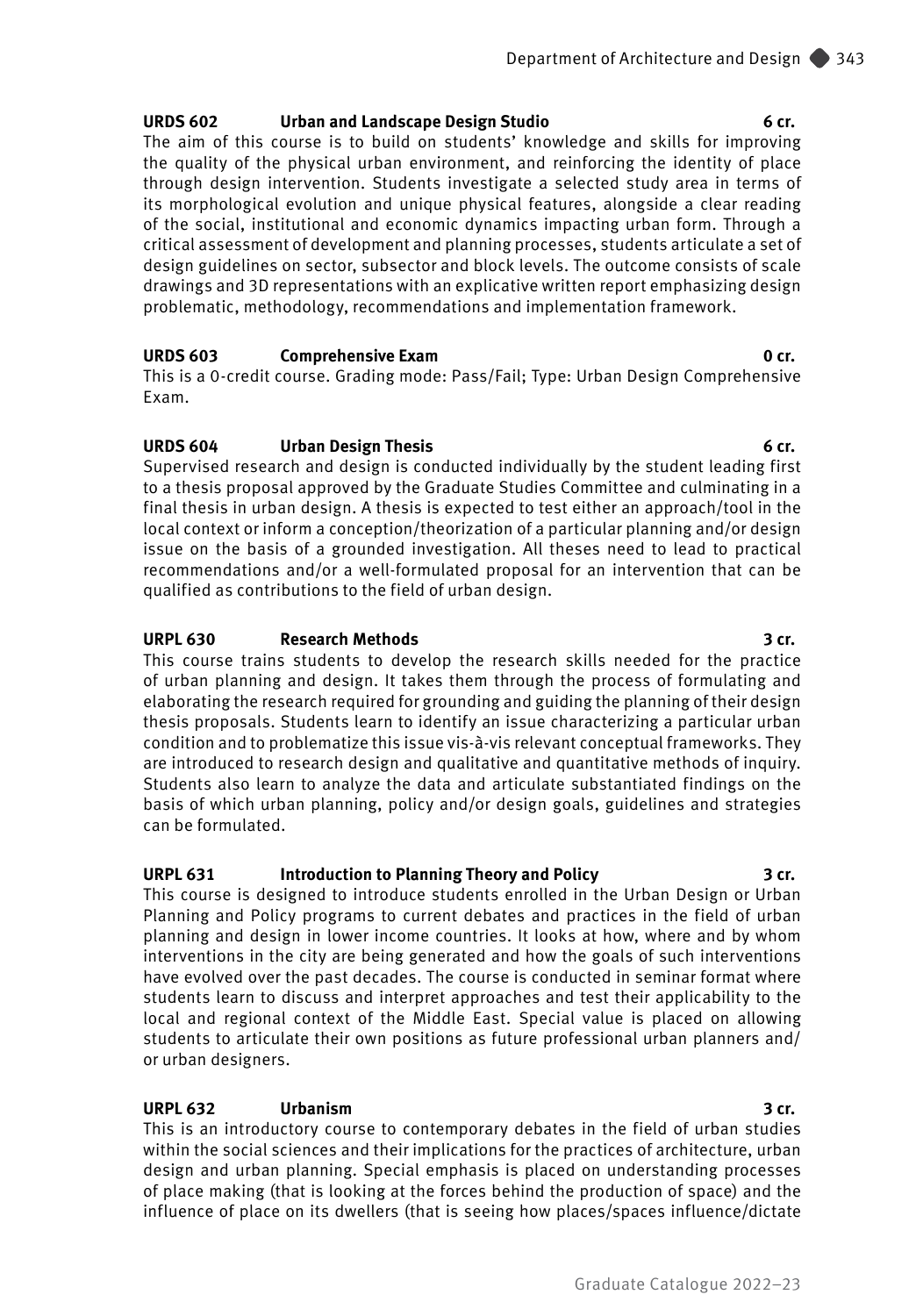**URDS 602 Urban and Landscape Design Studio 6 cr.**

The aim of this course is to build on students' knowledge and skills for improving the quality of the physical urban environment, and reinforcing the identity of place through design intervention. Students investigate a selected study area in terms of its morphological evolution and unique physical features, alongside a clear reading of the social, institutional and economic dynamics impacting urban form. Through a critical assessment of development and planning processes, students articulate a set of design guidelines on sector, subsector and block levels. The outcome consists of scale drawings and 3D representations with an explicative written report emphasizing design problematic, methodology, recommendations and implementation framework.

**URDS 603 Comprehensive Exam 0 cr.**

This is a 0-credit course. Grading mode: Pass/Fail; Type: Urban Design Comprehensive Exam.

**URDS 604 Urban Design Thesis 6 cr.**

Supervised research and design is conducted individually by the student leading first to a thesis proposal approved by the Graduate Studies Committee and culminating in a final thesis in urban design. A thesis is expected to test either an approach/tool in the local context or inform a conception/theorization of a particular planning and/or design issue on the basis of a grounded investigation. All theses need to lead to practical recommendations and/or a well-formulated proposal for an intervention that can be qualified as contributions to the field of urban design.

**URPL 630 Research Methods 3 cr.**

This course trains students to develop the research skills needed for the practice of urban planning and design. It takes them through the process of formulating and elaborating the research required for grounding and guiding the planning of their design thesis proposals. Students learn to identify an issue characterizing a particular urban condition and to problematize this issue vis-à-vis relevant conceptual frameworks. They are introduced to research design and qualitative and quantitative methods of inquiry. Students also learn to analyze the data and articulate substantiated findings on the basis of which urban planning, policy and/or design goals, guidelines and strategies can be formulated.

**URPL 631 Introduction to Planning Theory and Policy 3 cr.**

This course is designed to introduce students enrolled in the Urban Design or Urban Planning and Policy programs to current debates and practices in the field of urban planning and design in lower income countries. It looks at how, where and by whom interventions in the city are being generated and how the goals of such interventions have evolved over the past decades. The course is conducted in seminar format where students learn to discuss and interpret approaches and test their applicability to the local and regional context of the Middle East. Special value is placed on allowing students to articulate their own positions as future professional urban planners and/or urban designers.

**URPL 632 Urbanism 3 cr.**

This is an introductory course to contemporary debates in the field of urban studies within the social sciences and their implications for the practices of architecture, urban design and urban planning. Special emphasis is placed on understanding processes of place making (that is looking at the forces behind the production of space) and the influence of place on its dwellers (that is seeing how places/spaces influence/dictate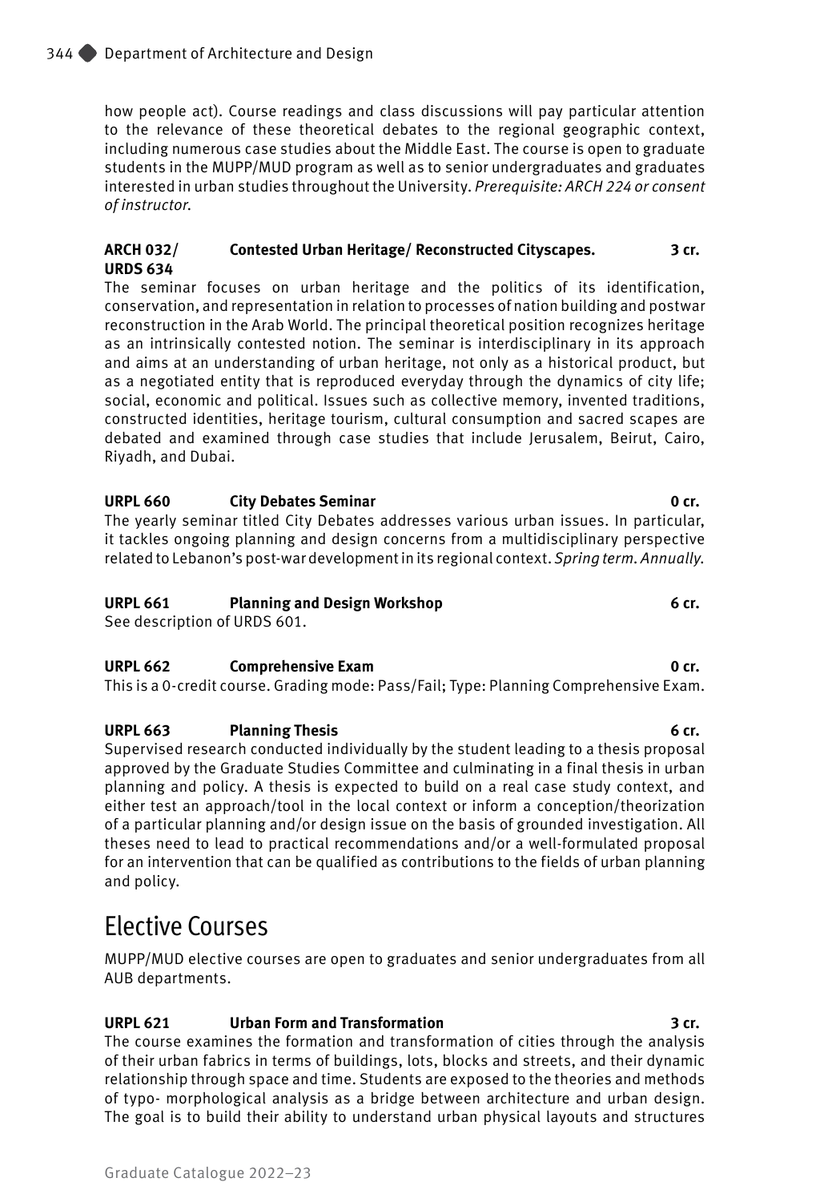how people act). Course readings and class discussions will pay particular attention to the relevance of these theoretical debates to the regional geographic context, including numerous case studies about the Middle East. The course is open to graduate students in the MUPP/MUD program as well as to senior undergraduates and graduates interested in urban studies throughout the University. *Prerequisite: ARCH 224 or consent of instructor.*

**ARCH 032/ URDS 634 — Contested Urban Heritage/ Reconstructed Cityscapes. — 3 cr.**

The seminar focuses on urban heritage and the politics of its identification, conservation, and representation in relation to processes of nation building and postwar reconstruction in the Arab World. The principal theoretical position recognizes heritage as an intrinsically contested notion. The seminar is interdisciplinary in its approach and aims at an understanding of urban heritage, not only as a historical product, but as a negotiated entity that is reproduced everyday through the dynamics of city life; social, economic and political. Issues such as collective memory, invented traditions, constructed identities, heritage tourism, cultural consumption and sacred scapes are debated and examined through case studies that include Jerusalem, Beirut, Cairo, Riyadh, and Dubai.

**URPL 660 — City Debates Seminar — 0 cr.**

The yearly seminar titled City Debates addresses various urban issues. In particular, it tackles ongoing planning and design concerns from a multidisciplinary perspective related to Lebanon's post-war development in its regional context. *Spring term. Annually.*

**URPL 661 — Planning and Design Workshop — 6 cr.**

See description of URDS 601.

**URPL 662 — Comprehensive Exam — 0 cr.**

This is a 0-credit course. Grading mode: Pass/Fail; Type: Planning Comprehensive Exam.

**URPL 663 — Planning Thesis — 6 cr.**

Supervised research conducted individually by the student leading to a thesis proposal approved by the Graduate Studies Committee and culminating in a final thesis in urban planning and policy. A thesis is expected to build on a real case study context, and either test an approach/tool in the local context or inform a conception/theorization of a particular planning and/or design issue on the basis of grounded investigation. All theses need to lead to practical recommendations and/or a well-formulated proposal for an intervention that can be qualified as contributions to the fields of urban planning and policy.

## Elective Courses

MUPP/MUD elective courses are open to graduates and senior undergraduates from all AUB departments.

**URPL 621 — Urban Form and Transformation — 3 cr.**

The course examines the formation and transformation of cities through the analysis of their urban fabrics in terms of buildings, lots, blocks and streets, and their dynamic relationship through space and time. Students are exposed to the theories and methods of typo- morphological analysis as a bridge between architecture and urban design. The goal is to build their ability to understand urban physical layouts and structures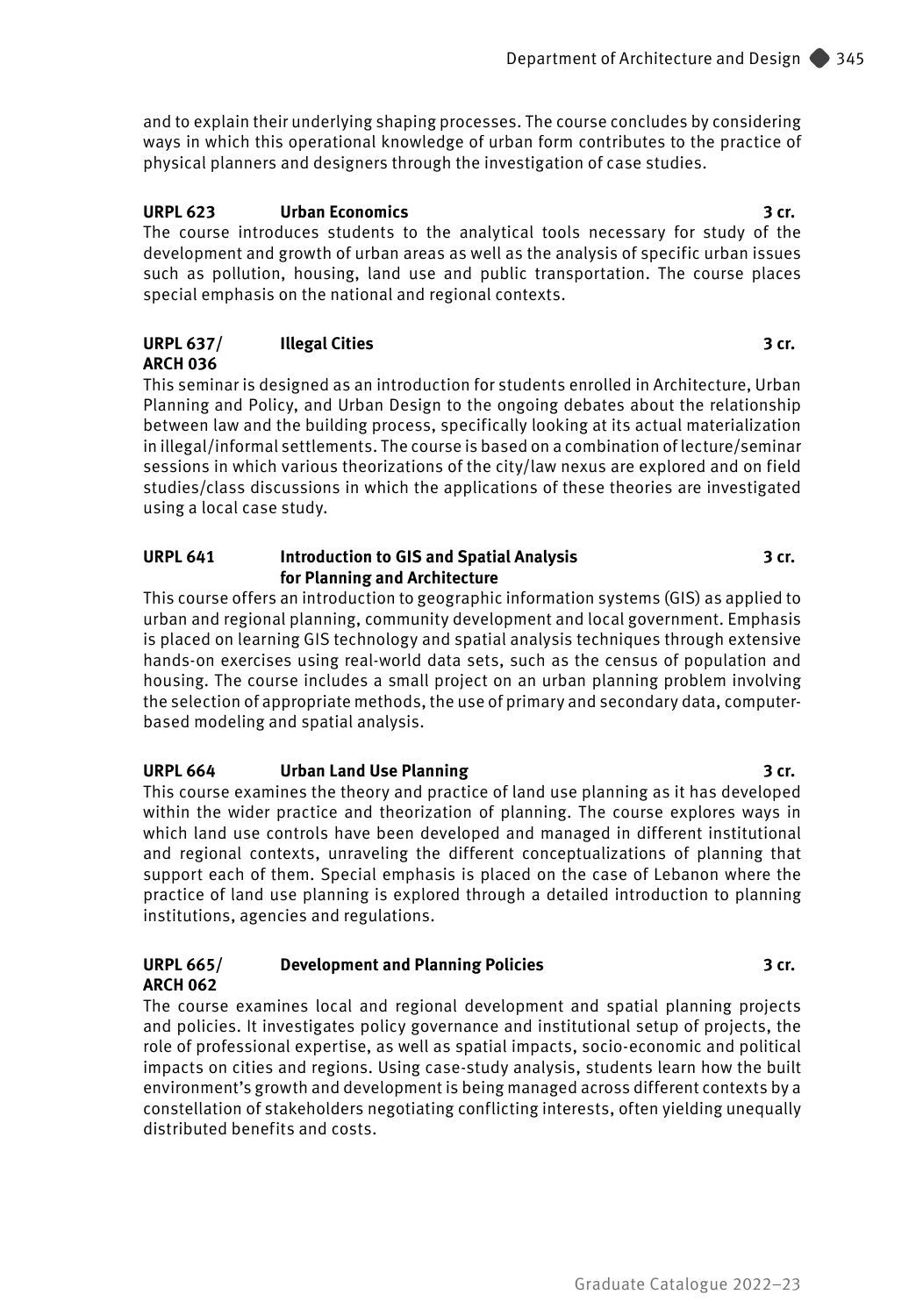and to explain their underlying shaping processes. The course concludes by considering ways in which this operational knowledge of urban form contributes to the practice of physical planners and designers through the investigation of case studies.

**URPL 623 Urban Economics 3 cr.**

The course introduces students to the analytical tools necessary for study of the development and growth of urban areas as well as the analysis of specific urban issues such as pollution, housing, land use and public transportation. The course places special emphasis on the national and regional contexts.

**URPL 637/ ARCH 036 Illegal Cities 3 cr.**

This seminar is designed as an introduction for students enrolled in Architecture, Urban Planning and Policy, and Urban Design to the ongoing debates about the relationship between law and the building process, specifically looking at its actual materialization in illegal/informal settlements. The course is based on a combination of lecture/seminar sessions in which various theorizations of the city/law nexus are explored and on field studies/class discussions in which the applications of these theories are investigated using a local case study.

**URPL 641 Introduction to GIS and Spatial Analysis for Planning and Architecture 3 cr.**

This course offers an introduction to geographic information systems (GIS) as applied to urban and regional planning, community development and local government. Emphasis is placed on learning GIS technology and spatial analysis techniques through extensive hands-on exercises using real-world data sets, such as the census of population and housing. The course includes a small project on an urban planning problem involving the selection of appropriate methods, the use of primary and secondary data, computer-based modeling and spatial analysis.

**URPL 664 Urban Land Use Planning 3 cr.**

This course examines the theory and practice of land use planning as it has developed within the wider practice and theorization of planning. The course explores ways in which land use controls have been developed and managed in different institutional and regional contexts, unraveling the different conceptualizations of planning that support each of them. Special emphasis is placed on the case of Lebanon where the practice of land use planning is explored through a detailed introduction to planning institutions, agencies and regulations.

**URPL 665/ ARCH 062 Development and Planning Policies 3 cr.**

The course examines local and regional development and spatial planning projects and policies. It investigates policy governance and institutional setup of projects, the role of professional expertise, as well as spatial impacts, socio-economic and political impacts on cities and regions. Using case-study analysis, students learn how the built environment's growth and development is being managed across different contexts by a constellation of stakeholders negotiating conflicting interests, often yielding unequally distributed benefits and costs.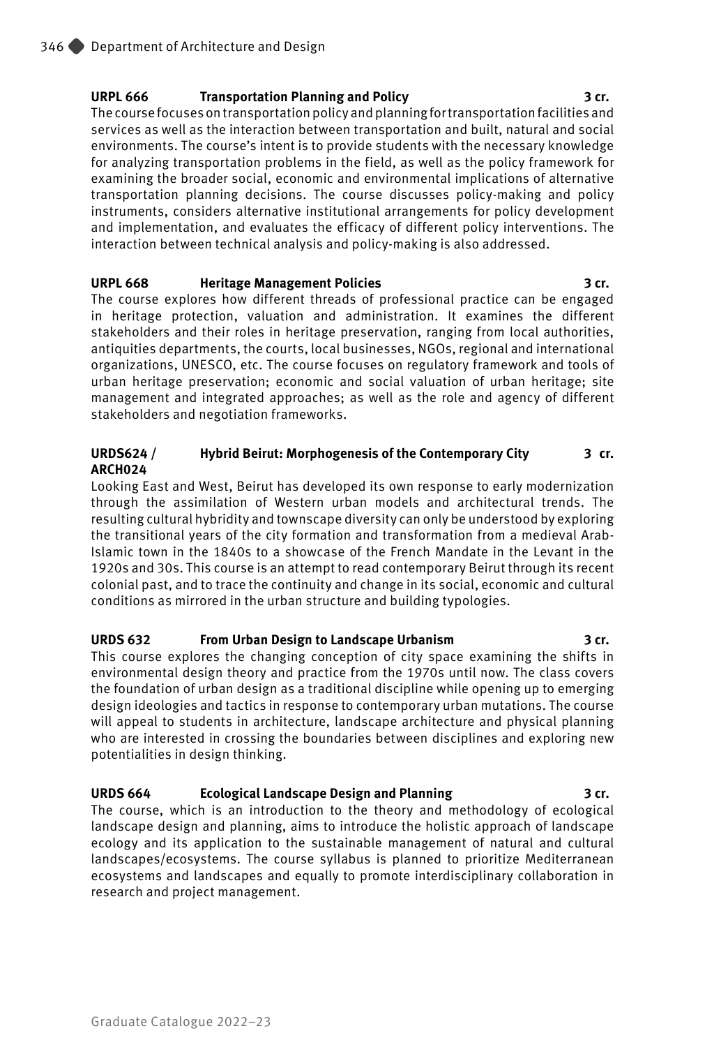**URPL 666 Transportation Planning and Policy 3 cr.**

The course focuses on transportation policy and planning for transportation facilities and services as well as the interaction between transportation and built, natural and social environments. The course's intent is to provide students with the necessary knowledge for analyzing transportation problems in the field, as well as the policy framework for examining the broader social, economic and environmental implications of alternative transportation planning decisions. The course discusses policy-making and policy instruments, considers alternative institutional arrangements for policy development and implementation, and evaluates the efficacy of different policy interventions. The interaction between technical analysis and policy-making is also addressed.

**URPL 668 Heritage Management Policies 3 cr.**

The course explores how different threads of professional practice can be engaged in heritage protection, valuation and administration. It examines the different stakeholders and their roles in heritage preservation, ranging from local authorities, antiquities departments, the courts, local businesses, NGOs, regional and international organizations, UNESCO, etc. The course focuses on regulatory framework and tools of urban heritage preservation; economic and social valuation of urban heritage; site management and integrated approaches; as well as the role and agency of different stakeholders and negotiation frameworks.

**URDS624 / ARCH024 Hybrid Beirut: Morphogenesis of the Contemporary City 3 cr.**

Looking East and West, Beirut has developed its own response to early modernization through the assimilation of Western urban models and architectural trends. The resulting cultural hybridity and townscape diversity can only be understood by exploring the transitional years of the city formation and transformation from a medieval Arab-Islamic town in the 1840s to a showcase of the French Mandate in the Levant in the 1920s and 30s. This course is an attempt to read contemporary Beirut through its recent colonial past, and to trace the continuity and change in its social, economic and cultural conditions as mirrored in the urban structure and building typologies.

**URDS 632 From Urban Design to Landscape Urbanism 3 cr.**

This course explores the changing conception of city space examining the shifts in environmental design theory and practice from the 1970s until now. The class covers the foundation of urban design as a traditional discipline while opening up to emerging design ideologies and tactics in response to contemporary urban mutations. The course will appeal to students in architecture, landscape architecture and physical planning who are interested in crossing the boundaries between disciplines and exploring new potentialities in design thinking.

**URDS 664 Ecological Landscape Design and Planning 3 cr.**

The course, which is an introduction to the theory and methodology of ecological landscape design and planning, aims to introduce the holistic approach of landscape ecology and its application to the sustainable management of natural and cultural landscapes/ecosystems. The course syllabus is planned to prioritize Mediterranean ecosystems and landscapes and equally to promote interdisciplinary collaboration in research and project management.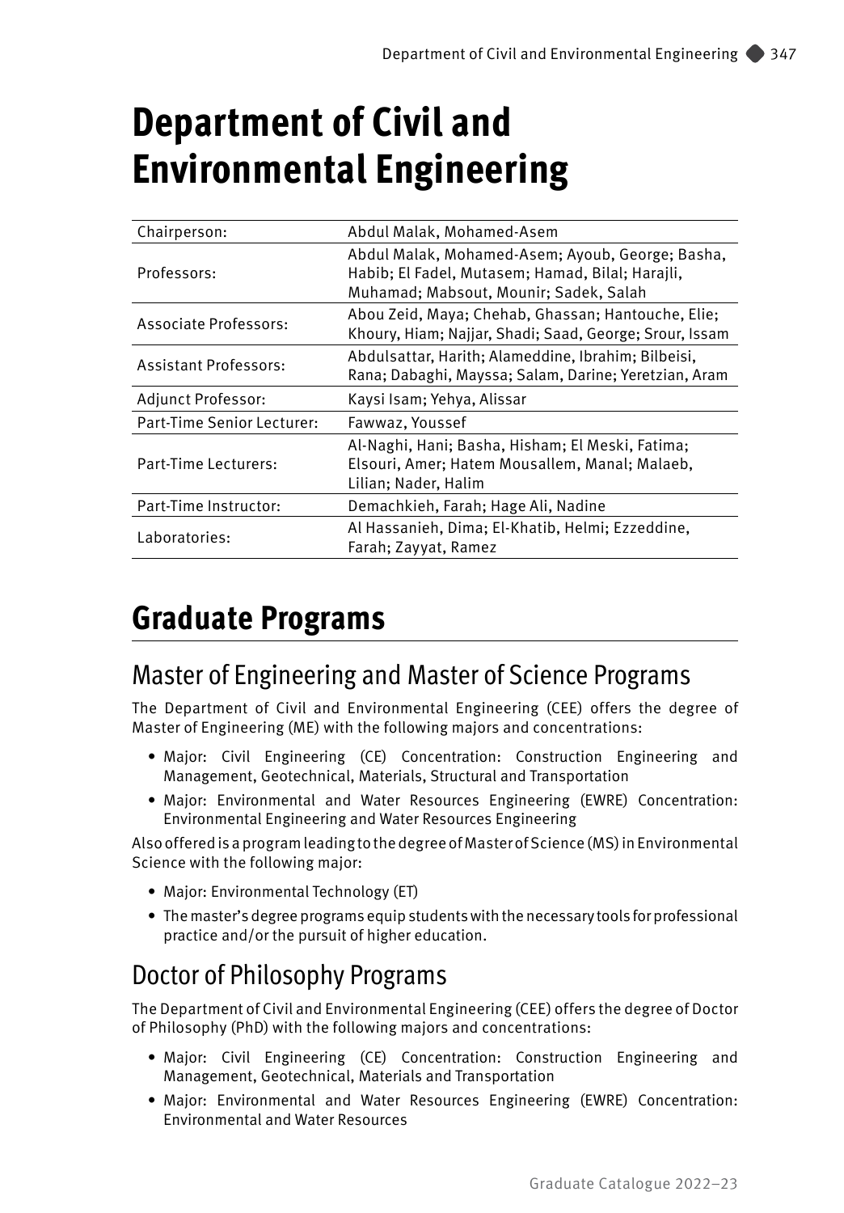# Department of Civil and Environmental Engineering

| | |
|---|---|
| Chairperson: | Abdul Malak, Mohamed-Asem |
| Professors: | Abdul Malak, Mohamed-Asem; Ayoub, George; Basha, Habib; El Fadel, Mutasem; Hamad, Bilal; Harajli, Muhamad; Mabsout, Mounir; Sadek, Salah |
| Associate Professors: | Abou Zeid, Maya; Chehab, Ghassan; Hantouche, Elie; Khoury, Hiam; Najjar, Shadi; Saad, George; Srour, Issam |
| Assistant Professors: | Abdulsattar, Harith; Alameddine, Ibrahim; Bilbeisi, Rana; Dabaghi, Mayssa; Salam, Darine; Yeretzian, Aram |
| Adjunct Professor: | Kaysi Isam; Yehya, Alissar |
| Part-Time Senior Lecturer: | Fawwaz, Youssef |
| Part-Time Lecturers: | Al-Naghi, Hani; Basha, Hisham; El Meski, Fatima; Elsouri, Amer; Hatem Mousallem, Manal; Malaeb, Lilian; Nader, Halim |
| Part-Time Instructor: | Demachkieh, Farah; Hage Ali, Nadine |
| Laboratories: | Al Hassanieh, Dima; El-Khatib, Helmi; Ezzeddine, Farah; Zayyat, Ramez |

# Graduate Programs

## Master of Engineering and Master of Science Programs

The Department of Civil and Environmental Engineering (CEE) offers the degree of Master of Engineering (ME) with the following majors and concentrations:

- Major: Civil Engineering (CE) Concentration: Construction Engineering and Management, Geotechnical, Materials, Structural and Transportation
- Major: Environmental and Water Resources Engineering (EWRE) Concentration: Environmental Engineering and Water Resources Engineering

Also offered is a program leading to the degree of Master of Science (MS) in Environmental Science with the following major:

- Major: Environmental Technology (ET)
- The master's degree programs equip students with the necessary tools for professional practice and/or the pursuit of higher education.

## Doctor of Philosophy Programs

The Department of Civil and Environmental Engineering (CEE) offers the degree of Doctor of Philosophy (PhD) with the following majors and concentrations:

- Major: Civil Engineering (CE) Concentration: Construction Engineering and Management, Geotechnical, Materials and Transportation
- Major: Environmental and Water Resources Engineering (EWRE) Concentration: Environmental and Water Resources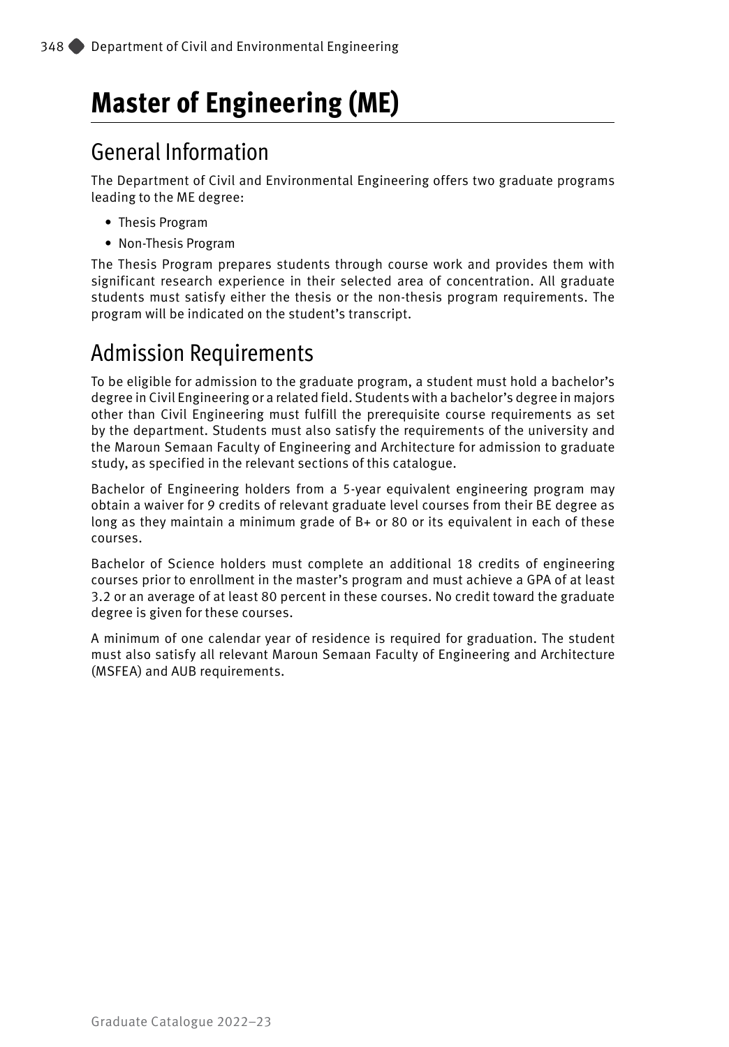# Master of Engineering (ME)

## General Information

The Department of Civil and Environmental Engineering offers two graduate programs leading to the ME degree:

- Thesis Program
- Non-Thesis Program

The Thesis Program prepares students through course work and provides them with significant research experience in their selected area of concentration. All graduate students must satisfy either the thesis or the non-thesis program requirements. The program will be indicated on the student's transcript.

## Admission Requirements

To be eligible for admission to the graduate program, a student must hold a bachelor's degree in Civil Engineering or a related field. Students with a bachelor's degree in majors other than Civil Engineering must fulfill the prerequisite course requirements as set by the department. Students must also satisfy the requirements of the university and the Maroun Semaan Faculty of Engineering and Architecture for admission to graduate study, as specified in the relevant sections of this catalogue.

Bachelor of Engineering holders from a 5-year equivalent engineering program may obtain a waiver for 9 credits of relevant graduate level courses from their BE degree as long as they maintain a minimum grade of B+ or 80 or its equivalent in each of these courses.

Bachelor of Science holders must complete an additional 18 credits of engineering courses prior to enrollment in the master's program and must achieve a GPA of at least 3.2 or an average of at least 80 percent in these courses. No credit toward the graduate degree is given for these courses.

A minimum of one calendar year of residence is required for graduation. The student must also satisfy all relevant Maroun Semaan Faculty of Engineering and Architecture (MSFEA) and AUB requirements.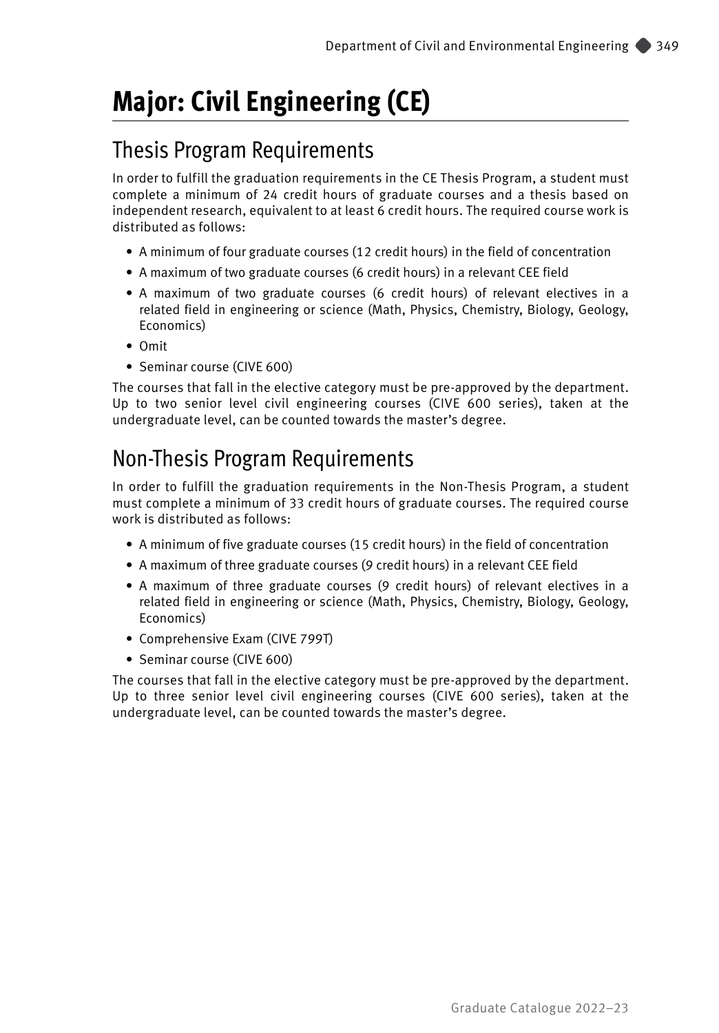# Major: Civil Engineering (CE)

## Thesis Program Requirements

In order to fulfill the graduation requirements in the CE Thesis Program, a student must complete a minimum of 24 credit hours of graduate courses and a thesis based on independent research, equivalent to at least 6 credit hours. The required course work is distributed as follows:

- A minimum of four graduate courses (12 credit hours) in the field of concentration
- A maximum of two graduate courses (6 credit hours) in a relevant CEE field
- A maximum of two graduate courses (6 credit hours) of relevant electives in a related field in engineering or science (Math, Physics, Chemistry, Biology, Geology, Economics)
- Omit
- Seminar course (CIVE 600)

The courses that fall in the elective category must be pre-approved by the department. Up to two senior level civil engineering courses (CIVE 600 series), taken at the undergraduate level, can be counted towards the master's degree.

## Non-Thesis Program Requirements

In order to fulfill the graduation requirements in the Non-Thesis Program, a student must complete a minimum of 33 credit hours of graduate courses. The required course work is distributed as follows:

- A minimum of five graduate courses (15 credit hours) in the field of concentration
- A maximum of three graduate courses (9 credit hours) in a relevant CEE field
- A maximum of three graduate courses (9 credit hours) of relevant electives in a related field in engineering or science (Math, Physics, Chemistry, Biology, Geology, Economics)
- Comprehensive Exam (CIVE 799T)
- Seminar course (CIVE 600)

The courses that fall in the elective category must be pre-approved by the department. Up to three senior level civil engineering courses (CIVE 600 series), taken at the undergraduate level, can be counted towards the master's degree.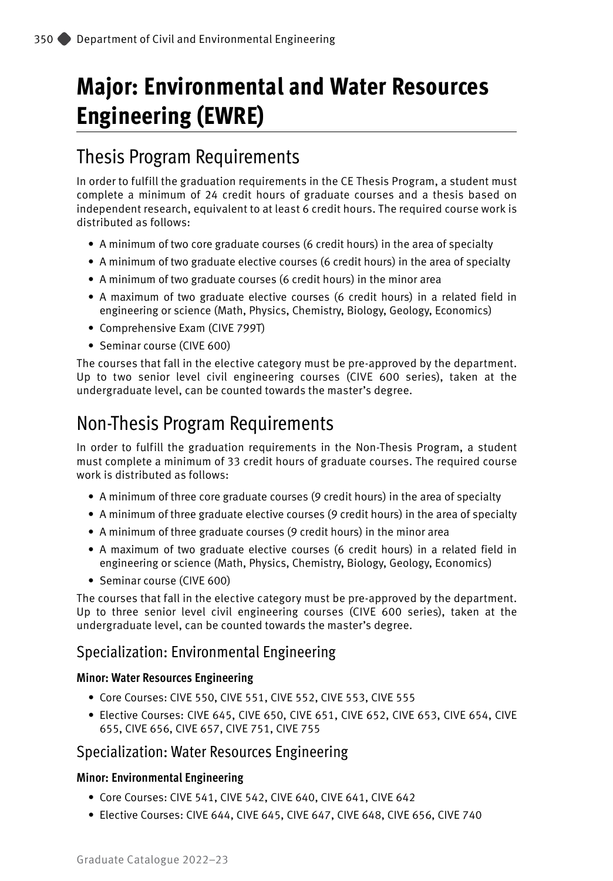# Major: Environmental and Water Resources Engineering (EWRE)

## Thesis Program Requirements

In order to fulfill the graduation requirements in the CE Thesis Program, a student must complete a minimum of 24 credit hours of graduate courses and a thesis based on independent research, equivalent to at least 6 credit hours. The required course work is distributed as follows:

- A minimum of two core graduate courses (6 credit hours) in the area of specialty
- A minimum of two graduate elective courses (6 credit hours) in the area of specialty
- A minimum of two graduate courses (6 credit hours) in the minor area
- A maximum of two graduate elective courses (6 credit hours) in a related field in engineering or science (Math, Physics, Chemistry, Biology, Geology, Economics)
- Comprehensive Exam (CIVE 799T)
- Seminar course (CIVE 600)

The courses that fall in the elective category must be pre-approved by the department. Up to two senior level civil engineering courses (CIVE 600 series), taken at the undergraduate level, can be counted towards the master's degree.

## Non-Thesis Program Requirements

In order to fulfill the graduation requirements in the Non-Thesis Program, a student must complete a minimum of 33 credit hours of graduate courses. The required course work is distributed as follows:

- A minimum of three core graduate courses (9 credit hours) in the area of specialty
- A minimum of three graduate elective courses (9 credit hours) in the area of specialty
- A minimum of three graduate courses (9 credit hours) in the minor area
- A maximum of two graduate elective courses (6 credit hours) in a related field in engineering or science (Math, Physics, Chemistry, Biology, Geology, Economics)
- Seminar course (CIVE 600)

The courses that fall in the elective category must be pre-approved by the department. Up to three senior level civil engineering courses (CIVE 600 series), taken at the undergraduate level, can be counted towards the master's degree.

### Specialization: Environmental Engineering

**Minor: Water Resources Engineering**

- Core Courses: CIVE 550, CIVE 551, CIVE 552, CIVE 553, CIVE 555
- Elective Courses: CIVE 645, CIVE 650, CIVE 651, CIVE 652, CIVE 653, CIVE 654, CIVE 655, CIVE 656, CIVE 657, CIVE 751, CIVE 755

### Specialization: Water Resources Engineering

**Minor: Environmental Engineering**

- Core Courses: CIVE 541, CIVE 542, CIVE 640, CIVE 641, CIVE 642
- Elective Courses: CIVE 644, CIVE 645, CIVE 647, CIVE 648, CIVE 656, CIVE 740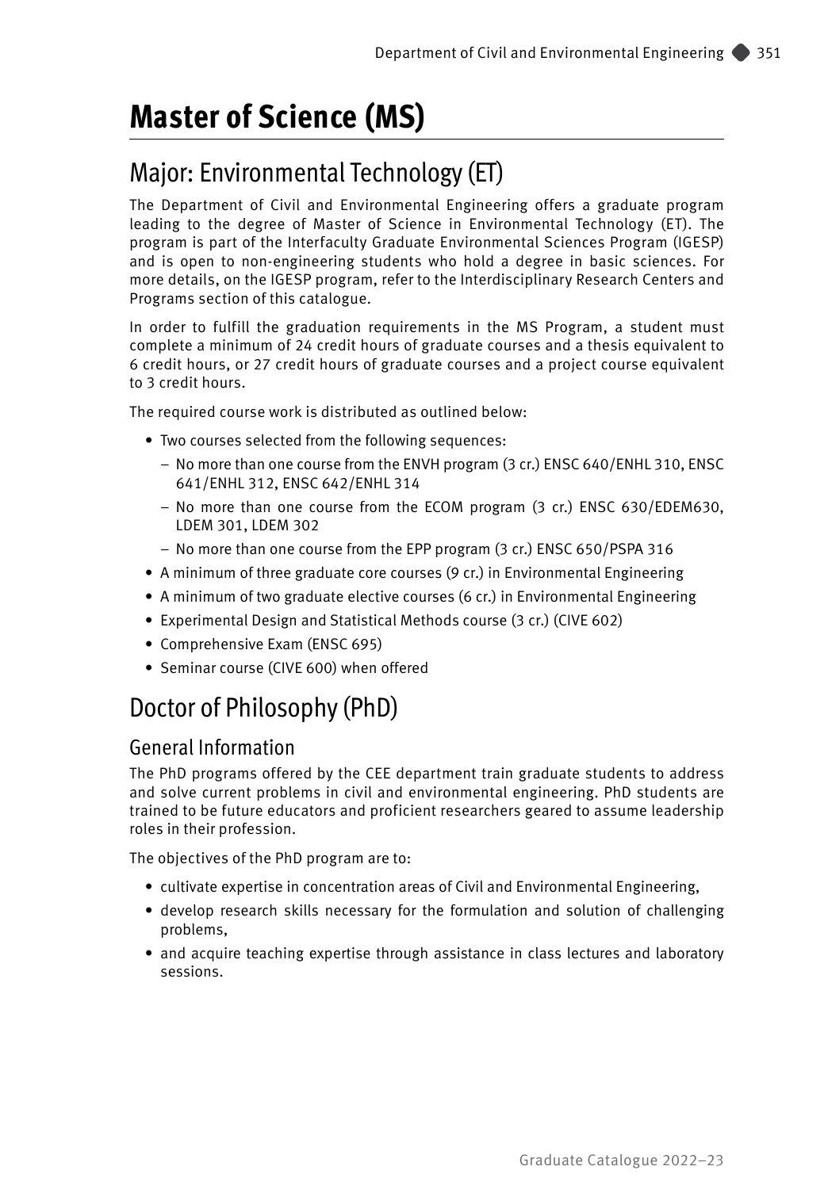# Master of Science (MS)

## Major: Environmental Technology (ET)

The Department of Civil and Environmental Engineering offers a graduate program leading to the degree of Master of Science in Environmental Technology (ET). The program is part of the Interfaculty Graduate Environmental Sciences Program (IGESP) and is open to non-engineering students who hold a degree in basic sciences. For more details, on the IGESP program, refer to the Interdisciplinary Research Centers and Programs section of this catalogue.

In order to fulfill the graduation requirements in the MS Program, a student must complete a minimum of 24 credit hours of graduate courses and a thesis equivalent to 6 credit hours, or 27 credit hours of graduate courses and a project course equivalent to 3 credit hours.

The required course work is distributed as outlined below:

- Two courses selected from the following sequences:
  - No more than one course from the ENVH program (3 cr.) ENSC 640/ENHL 310, ENSC 641/ENHL 312, ENSC 642/ENHL 314
  - No more than one course from the ECOM program (3 cr.) ENSC 630/EDEM630, LDEM 301, LDEM 302
  - No more than one course from the EPP program (3 cr.) ENSC 650/PSPA 316
- A minimum of three graduate core courses (9 cr.) in Environmental Engineering
- A minimum of two graduate elective courses (6 cr.) in Environmental Engineering
- Experimental Design and Statistical Methods course (3 cr.) (CIVE 602)
- Comprehensive Exam (ENSC 695)
- Seminar course (CIVE 600) when offered

## Doctor of Philosophy (PhD)

### General Information

The PhD programs offered by the CEE department train graduate students to address and solve current problems in civil and environmental engineering. PhD students are trained to be future educators and proficient researchers geared to assume leadership roles in their profession.

The objectives of the PhD program are to:

- cultivate expertise in concentration areas of Civil and Environmental Engineering,
- develop research skills necessary for the formulation and solution of challenging problems,
- and acquire teaching expertise through assistance in class lectures and laboratory sessions.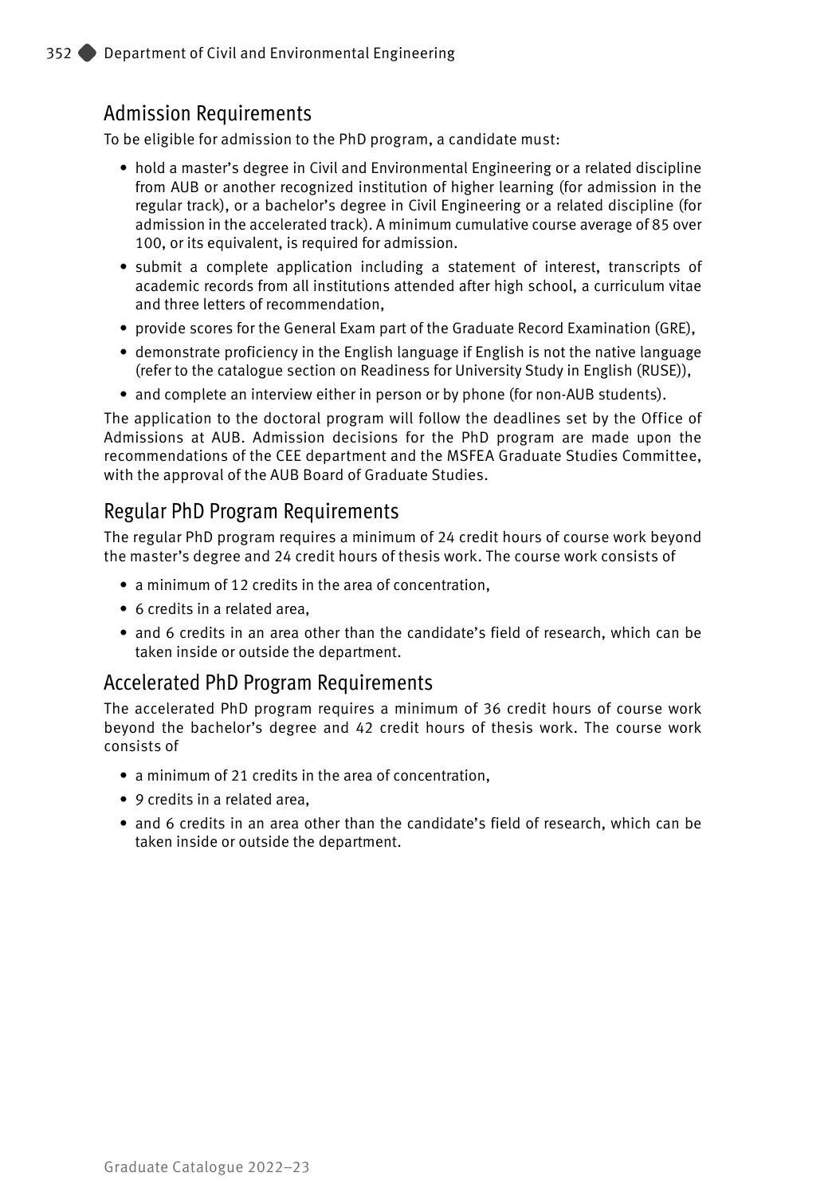## Admission Requirements

To be eligible for admission to the PhD program, a candidate must:

- hold a master's degree in Civil and Environmental Engineering or a related discipline from AUB or another recognized institution of higher learning (for admission in the regular track), or a bachelor's degree in Civil Engineering or a related discipline (for admission in the accelerated track). A minimum cumulative course average of 85 over 100, or its equivalent, is required for admission.
- submit a complete application including a statement of interest, transcripts of academic records from all institutions attended after high school, a curriculum vitae and three letters of recommendation,
- provide scores for the General Exam part of the Graduate Record Examination (GRE),
- demonstrate proficiency in the English language if English is not the native language (refer to the catalogue section on Readiness for University Study in English (RUSE)),
- and complete an interview either in person or by phone (for non-AUB students).

The application to the doctoral program will follow the deadlines set by the Office of Admissions at AUB. Admission decisions for the PhD program are made upon the recommendations of the CEE department and the MSFEA Graduate Studies Committee, with the approval of the AUB Board of Graduate Studies.

## Regular PhD Program Requirements

The regular PhD program requires a minimum of 24 credit hours of course work beyond the master's degree and 24 credit hours of thesis work. The course work consists of

- a minimum of 12 credits in the area of concentration,
- 6 credits in a related area,
- and 6 credits in an area other than the candidate's field of research, which can be taken inside or outside the department.

## Accelerated PhD Program Requirements

The accelerated PhD program requires a minimum of 36 credit hours of course work beyond the bachelor's degree and 42 credit hours of thesis work. The course work consists of

- a minimum of 21 credits in the area of concentration,
- 9 credits in a related area,
- and 6 credits in an area other than the candidate's field of research, which can be taken inside or outside the department.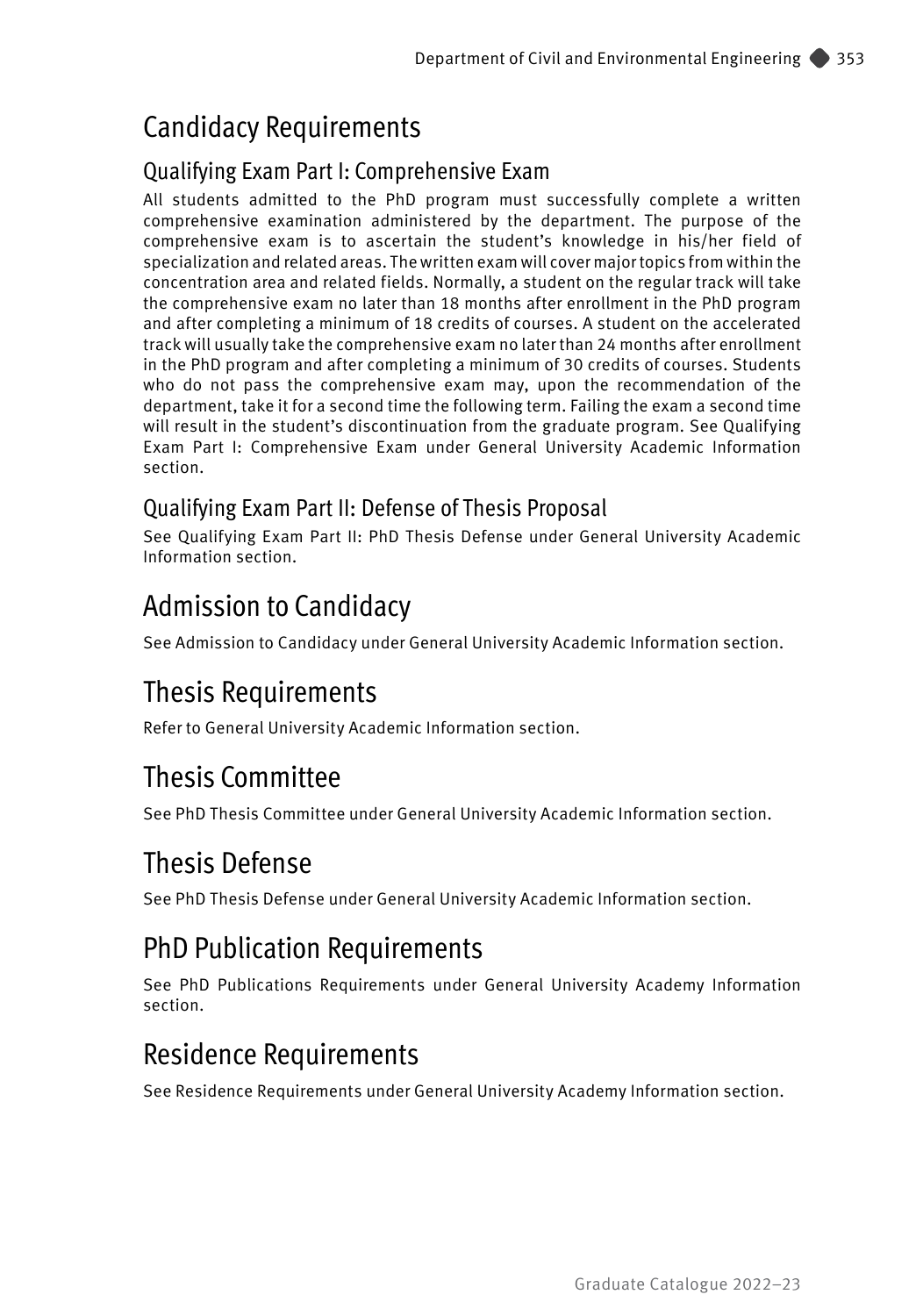# Candidacy Requirements

## Qualifying Exam Part I: Comprehensive Exam

All students admitted to the PhD program must successfully complete a written comprehensive examination administered by the department. The purpose of the comprehensive exam is to ascertain the student's knowledge in his/her field of specialization and related areas. The written exam will cover major topics from within the concentration area and related fields. Normally, a student on the regular track will take the comprehensive exam no later than 18 months after enrollment in the PhD program and after completing a minimum of 18 credits of courses. A student on the accelerated track will usually take the comprehensive exam no later than 24 months after enrollment in the PhD program and after completing a minimum of 30 credits of courses. Students who do not pass the comprehensive exam may, upon the recommendation of the department, take it for a second time the following term. Failing the exam a second time will result in the student's discontinuation from the graduate program. See Qualifying Exam Part I: Comprehensive Exam under General University Academic Information section.

## Qualifying Exam Part II: Defense of Thesis Proposal

See Qualifying Exam Part II: PhD Thesis Defense under General University Academic Information section.

# Admission to Candidacy

See Admission to Candidacy under General University Academic Information section.

# Thesis Requirements

Refer to General University Academic Information section.

# Thesis Committee

See PhD Thesis Committee under General University Academic Information section.

# Thesis Defense

See PhD Thesis Defense under General University Academic Information section.

# PhD Publication Requirements

See PhD Publications Requirements under General University Academy Information section.

# Residence Requirements

See Residence Requirements under General University Academy Information section.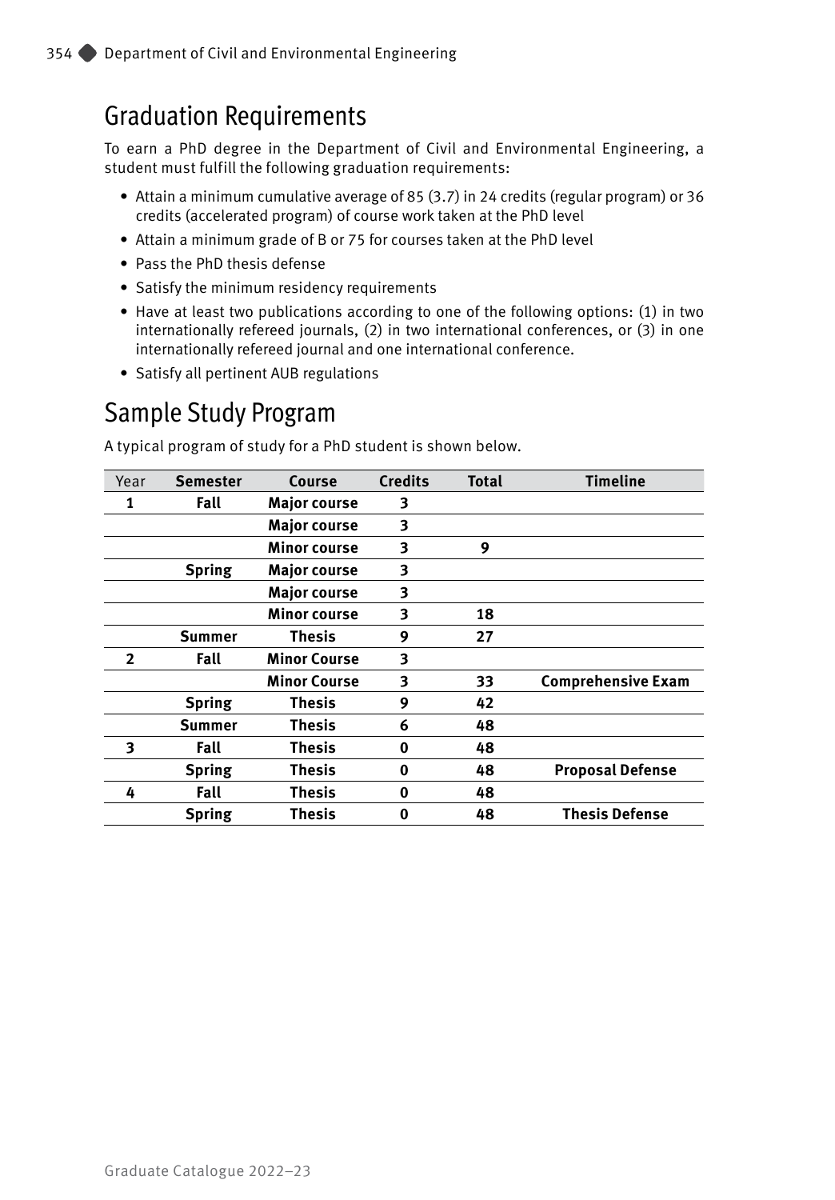## Graduation Requirements

To earn a PhD degree in the Department of Civil and Environmental Engineering, a student must fulfill the following graduation requirements:

- Attain a minimum cumulative average of 85 (3.7) in 24 credits (regular program) or 36 credits (accelerated program) of course work taken at the PhD level
- Attain a minimum grade of B or 75 for courses taken at the PhD level
- Pass the PhD thesis defense
- Satisfy the minimum residency requirements
- Have at least two publications according to one of the following options: (1) in two internationally refereed journals, (2) in two international conferences, or (3) in one internationally refereed journal and one international conference.
- Satisfy all pertinent AUB regulations

## Sample Study Program

A typical program of study for a PhD student is shown below.

| Year | Semester | Course | Credits | Total | Timeline |
|---|---|---|---|---|---|
| **1** | **Fall** | **Major course** | **3** | | |
| | | **Major course** | **3** | | |
| | | **Minor course** | **3** | **9** | |
| | **Spring** | **Major course** | **3** | | |
| | | **Major course** | **3** | | |
| | | **Minor course** | **3** | **18** | |
| | **Summer** | **Thesis** | **9** | **27** | |
| **2** | **Fall** | **Minor Course** | **3** | | |
| | | **Minor Course** | **3** | **33** | **Comprehensive Exam** |
| | **Spring** | **Thesis** | **9** | **42** | |
| | **Summer** | **Thesis** | **6** | **48** | |
| **3** | **Fall** | **Thesis** | **0** | **48** | |
| | **Spring** | **Thesis** | **0** | **48** | **Proposal Defense** |
| **4** | **Fall** | **Thesis** | **0** | **48** | |
| | **Spring** | **Thesis** | **0** | **48** | **Thesis Defense** |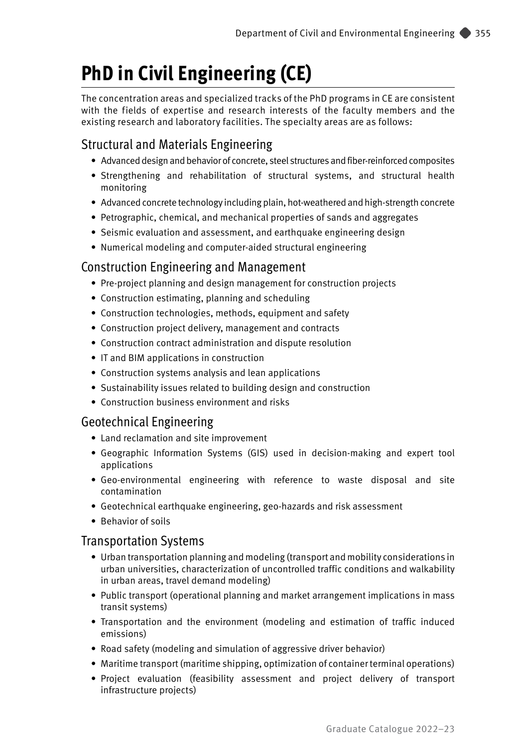# PhD in Civil Engineering (CE)

The concentration areas and specialized tracks of the PhD programs in CE are consistent with the fields of expertise and research interests of the faculty members and the existing research and laboratory facilities. The specialty areas are as follows:

## Structural and Materials Engineering

- Advanced design and behavior of concrete, steel structures and fiber-reinforced composites
- Strengthening and rehabilitation of structural systems, and structural health monitoring
- Advanced concrete technology including plain, hot-weathered and high-strength concrete
- Petrographic, chemical, and mechanical properties of sands and aggregates
- Seismic evaluation and assessment, and earthquake engineering design
- Numerical modeling and computer-aided structural engineering

## Construction Engineering and Management

- Pre-project planning and design management for construction projects
- Construction estimating, planning and scheduling
- Construction technologies, methods, equipment and safety
- Construction project delivery, management and contracts
- Construction contract administration and dispute resolution
- IT and BIM applications in construction
- Construction systems analysis and lean applications
- Sustainability issues related to building design and construction
- Construction business environment and risks

## Geotechnical Engineering

- Land reclamation and site improvement
- Geographic Information Systems (GIS) used in decision-making and expert tool applications
- Geo-environmental engineering with reference to waste disposal and site contamination
- Geotechnical earthquake engineering, geo-hazards and risk assessment
- Behavior of soils

## Transportation Systems

- Urban transportation planning and modeling (transport and mobility considerations in urban universities, characterization of uncontrolled traffic conditions and walkability in urban areas, travel demand modeling)
- Public transport (operational planning and market arrangement implications in mass transit systems)
- Transportation and the environment (modeling and estimation of traffic induced emissions)
- Road safety (modeling and simulation of aggressive driver behavior)
- Maritime transport (maritime shipping, optimization of container terminal operations)
- Project evaluation (feasibility assessment and project delivery of transport infrastructure projects)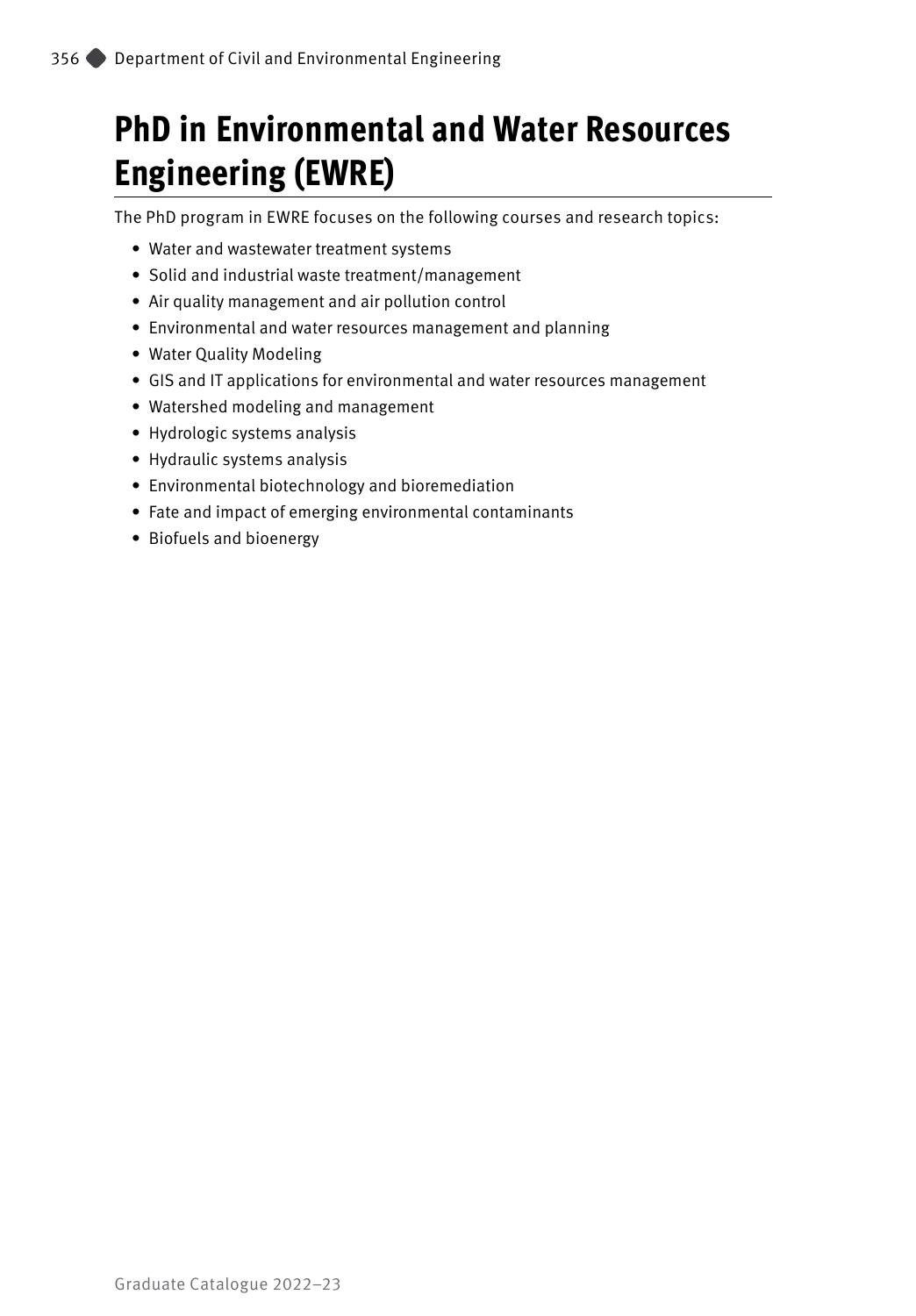# PhD in Environmental and Water Resources Engineering (EWRE)

The PhD program in EWRE focuses on the following courses and research topics:

- Water and wastewater treatment systems
- Solid and industrial waste treatment/management
- Air quality management and air pollution control
- Environmental and water resources management and planning
- Water Quality Modeling
- GIS and IT applications for environmental and water resources management
- Watershed modeling and management
- Hydrologic systems analysis
- Hydraulic systems analysis
- Environmental biotechnology and bioremediation
- Fate and impact of emerging environmental contaminants
- Biofuels and bioenergy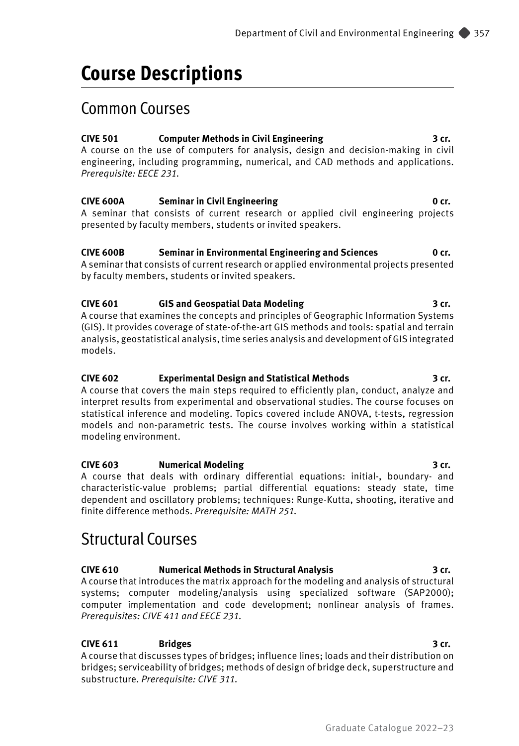# Course Descriptions

## Common Courses

**CIVE 501 Computer Methods in Civil Engineering 3 cr.**
A course on the use of computers for analysis, design and decision-making in civil engineering, including programming, numerical, and CAD methods and applications. *Prerequisite: EECE 231.*

**CIVE 600A Seminar in Civil Engineering 0 cr.**
A seminar that consists of current research or applied civil engineering projects presented by faculty members, students or invited speakers.

**CIVE 600B Seminar in Environmental Engineering and Sciences 0 cr.**
A seminar that consists of current research or applied environmental projects presented by faculty members, students or invited speakers.

**CIVE 601 GIS and Geospatial Data Modeling 3 cr.**
A course that examines the concepts and principles of Geographic Information Systems (GIS). It provides coverage of state-of-the-art GIS methods and tools: spatial and terrain analysis, geostatistical analysis, time series analysis and development of GIS integrated models.

**CIVE 602 Experimental Design and Statistical Methods 3 cr.**
A course that covers the main steps required to efficiently plan, conduct, analyze and interpret results from experimental and observational studies. The course focuses on statistical inference and modeling. Topics covered include ANOVA, t-tests, regression models and non-parametric tests. The course involves working within a statistical modeling environment.

**CIVE 603 Numerical Modeling 3 cr.**
A course that deals with ordinary differential equations: initial-, boundary- and characteristic-value problems; partial differential equations: steady state, time dependent and oscillatory problems; techniques: Runge-Kutta, shooting, iterative and finite difference methods. *Prerequisite: MATH 251.*

## Structural Courses

**CIVE 610 Numerical Methods in Structural Analysis 3 cr.**
A course that introduces the matrix approach for the modeling and analysis of structural systems; computer modeling/analysis using specialized software (SAP2000); computer implementation and code development; nonlinear analysis of frames. *Prerequisites: CIVE 411 and EECE 231.*

**CIVE 611 Bridges 3 cr.**
A course that discusses types of bridges; influence lines; loads and their distribution on bridges; serviceability of bridges; methods of design of bridge deck, superstructure and substructure. *Prerequisite: CIVE 311.*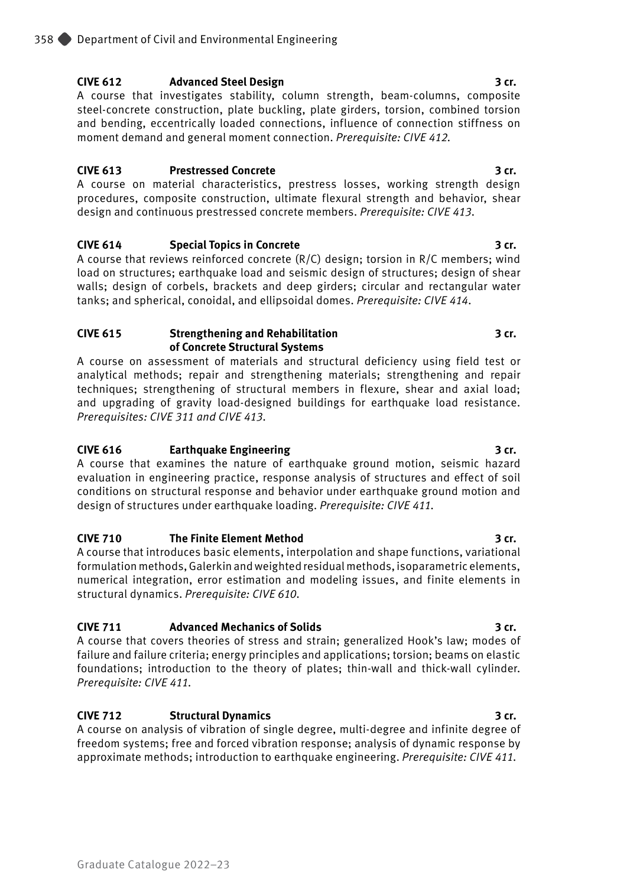**CIVE 612 Advanced Steel Design 3 cr.**
A course that investigates stability, column strength, beam-columns, composite steel-concrete construction, plate buckling, plate girders, torsion, combined torsion and bending, eccentrically loaded connections, influence of connection stiffness on moment demand and general moment connection. *Prerequisite: CIVE 412.*

**CIVE 613 Prestressed Concrete 3 cr.**
A course on material characteristics, prestress losses, working strength design procedures, composite construction, ultimate flexural strength and behavior, shear design and continuous prestressed concrete members. *Prerequisite: CIVE 413.*

**CIVE 614 Special Topics in Concrete 3 cr.**
A course that reviews reinforced concrete (R/C) design; torsion in R/C members; wind load on structures; earthquake load and seismic design of structures; design of shear walls; design of corbels, brackets and deep girders; circular and rectangular water tanks; and spherical, conoidal, and ellipsoidal domes. *Prerequisite: CIVE 414.*

**CIVE 615 Strengthening and Rehabilitation of Concrete Structural Systems 3 cr.**
A course on assessment of materials and structural deficiency using field test or analytical methods; repair and strengthening materials; strengthening and repair techniques; strengthening of structural members in flexure, shear and axial load; and upgrading of gravity load-designed buildings for earthquake load resistance. *Prerequisites: CIVE 311 and CIVE 413.*

**CIVE 616 Earthquake Engineering 3 cr.**
A course that examines the nature of earthquake ground motion, seismic hazard evaluation in engineering practice, response analysis of structures and effect of soil conditions on structural response and behavior under earthquake ground motion and design of structures under earthquake loading. *Prerequisite: CIVE 411.*

**CIVE 710 The Finite Element Method 3 cr.**
A course that introduces basic elements, interpolation and shape functions, variational formulation methods, Galerkin and weighted residual methods, isoparametric elements, numerical integration, error estimation and modeling issues, and finite elements in structural dynamics. *Prerequisite: CIVE 610.*

**CIVE 711 Advanced Mechanics of Solids 3 cr.**
A course that covers theories of stress and strain; generalized Hook's law; modes of failure and failure criteria; energy principles and applications; torsion; beams on elastic foundations; introduction to the theory of plates; thin-wall and thick-wall cylinder. *Prerequisite: CIVE 411.*

**CIVE 712 Structural Dynamics 3 cr.**
A course on analysis of vibration of single degree, multi-degree and infinite degree of freedom systems; free and forced vibration response; analysis of dynamic response by approximate methods; introduction to earthquake engineering. *Prerequisite: CIVE 411.*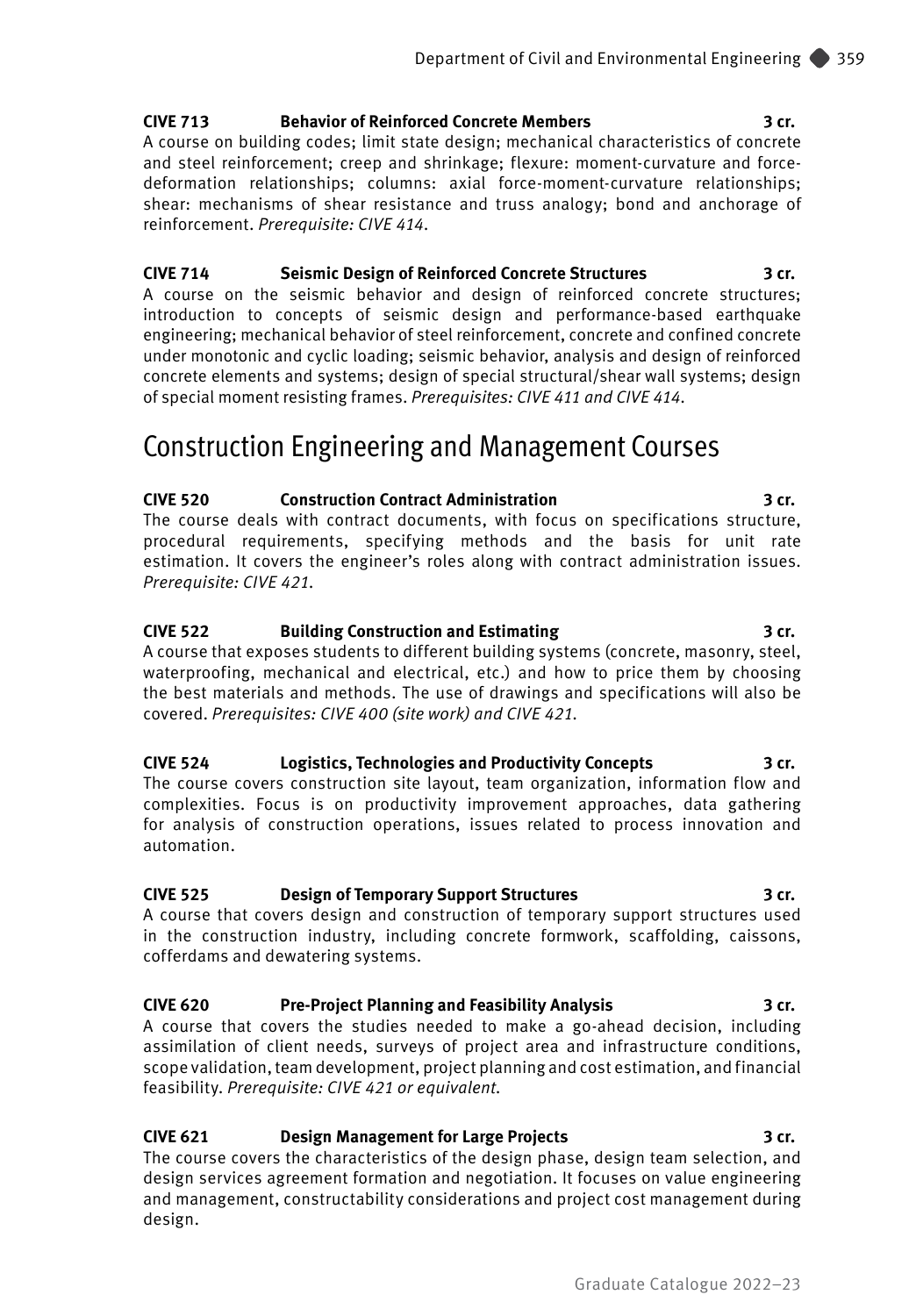**CIVE 713 Behavior of Reinforced Concrete Members 3 cr.**
A course on building codes; limit state design; mechanical characteristics of concrete and steel reinforcement; creep and shrinkage; flexure: moment-curvature and force-deformation relationships; columns: axial force-moment-curvature relationships; shear: mechanisms of shear resistance and truss analogy; bond and anchorage of reinforcement. *Prerequisite: CIVE 414.*

**CIVE 714 Seismic Design of Reinforced Concrete Structures 3 cr.**
A course on the seismic behavior and design of reinforced concrete structures; introduction to concepts of seismic design and performance-based earthquake engineering; mechanical behavior of steel reinforcement, concrete and confined concrete under monotonic and cyclic loading; seismic behavior, analysis and design of reinforced concrete elements and systems; design of special structural/shear wall systems; design of special moment resisting frames. *Prerequisites: CIVE 411 and CIVE 414.*

## Construction Engineering and Management Courses

**CIVE 520 Construction Contract Administration 3 cr.**
The course deals with contract documents, with focus on specifications structure, procedural requirements, specifying methods and the basis for unit rate estimation. It covers the engineer's roles along with contract administration issues. *Prerequisite: CIVE 421.*

**CIVE 522 Building Construction and Estimating 3 cr.**
A course that exposes students to different building systems (concrete, masonry, steel, waterproofing, mechanical and electrical, etc.) and how to price them by choosing the best materials and methods. The use of drawings and specifications will also be covered. *Prerequisites: CIVE 400 (site work) and CIVE 421.*

**CIVE 524 Logistics, Technologies and Productivity Concepts 3 cr.**
The course covers construction site layout, team organization, information flow and complexities. Focus is on productivity improvement approaches, data gathering for analysis of construction operations, issues related to process innovation and automation.

**CIVE 525 Design of Temporary Support Structures 3 cr.**
A course that covers design and construction of temporary support structures used in the construction industry, including concrete formwork, scaffolding, caissons, cofferdams and dewatering systems.

**CIVE 620 Pre-Project Planning and Feasibility Analysis 3 cr.**
A course that covers the studies needed to make a go-ahead decision, including assimilation of client needs, surveys of project area and infrastructure conditions, scope validation, team development, project planning and cost estimation, and financial feasibility. *Prerequisite: CIVE 421 or equivalent.*

**CIVE 621 Design Management for Large Projects 3 cr.**
The course covers the characteristics of the design phase, design team selection, and design services agreement formation and negotiation. It focuses on value engineering and management, constructability considerations and project cost management during design.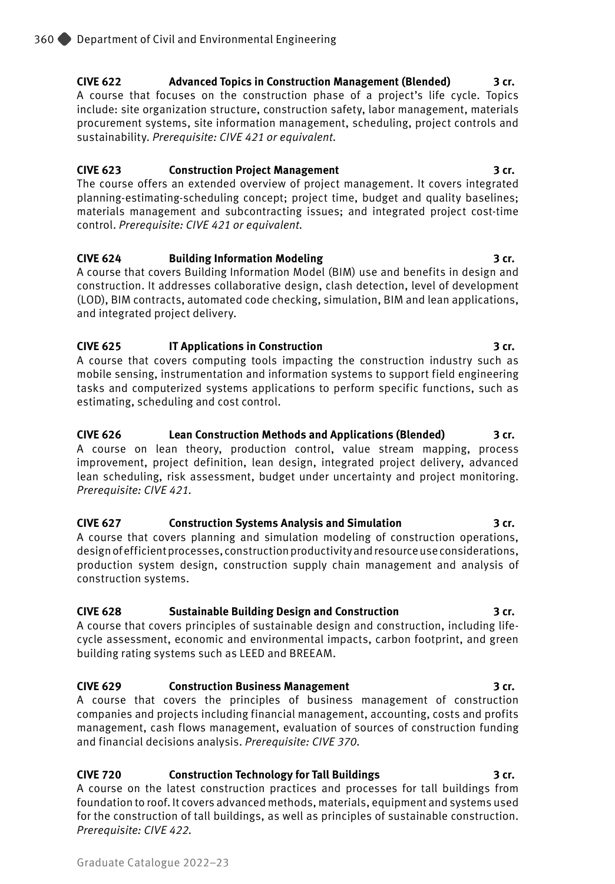**CIVE 622 Advanced Topics in Construction Management (Blended) 3 cr.**
A course that focuses on the construction phase of a project's life cycle. Topics include: site organization structure, construction safety, labor management, materials procurement systems, site information management, scheduling, project controls and sustainability. *Prerequisite: CIVE 421 or equivalent.*

**CIVE 623 Construction Project Management 3 cr.**
The course offers an extended overview of project management. It covers integrated planning-estimating-scheduling concept; project time, budget and quality baselines; materials management and subcontracting issues; and integrated project cost-time control. *Prerequisite: CIVE 421 or equivalent.*

**CIVE 624 Building Information Modeling 3 cr.**
A course that covers Building Information Model (BIM) use and benefits in design and construction. It addresses collaborative design, clash detection, level of development (LOD), BIM contracts, automated code checking, simulation, BIM and lean applications, and integrated project delivery.

**CIVE 625 IT Applications in Construction 3 cr.**
A course that covers computing tools impacting the construction industry such as mobile sensing, instrumentation and information systems to support field engineering tasks and computerized systems applications to perform specific functions, such as estimating, scheduling and cost control.

**CIVE 626 Lean Construction Methods and Applications (Blended) 3 cr.**
A course on lean theory, production control, value stream mapping, process improvement, project definition, lean design, integrated project delivery, advanced lean scheduling, risk assessment, budget under uncertainty and project monitoring. *Prerequisite: CIVE 421.*

**CIVE 627 Construction Systems Analysis and Simulation 3 cr.**
A course that covers planning and simulation modeling of construction operations, design of efficient processes, construction productivity and resource use considerations, production system design, construction supply chain management and analysis of construction systems.

**CIVE 628 Sustainable Building Design and Construction 3 cr.**
A course that covers principles of sustainable design and construction, including life-cycle assessment, economic and environmental impacts, carbon footprint, and green building rating systems such as LEED and BREEAM.

**CIVE 629 Construction Business Management 3 cr.**
A course that covers the principles of business management of construction companies and projects including financial management, accounting, costs and profits management, cash flows management, evaluation of sources of construction funding and financial decisions analysis. *Prerequisite: CIVE 370.*

**CIVE 720 Construction Technology for Tall Buildings 3 cr.**
A course on the latest construction practices and processes for tall buildings from foundation to roof. It covers advanced methods, materials, equipment and systems used for the construction of tall buildings, as well as principles of sustainable construction. *Prerequisite: CIVE 422.*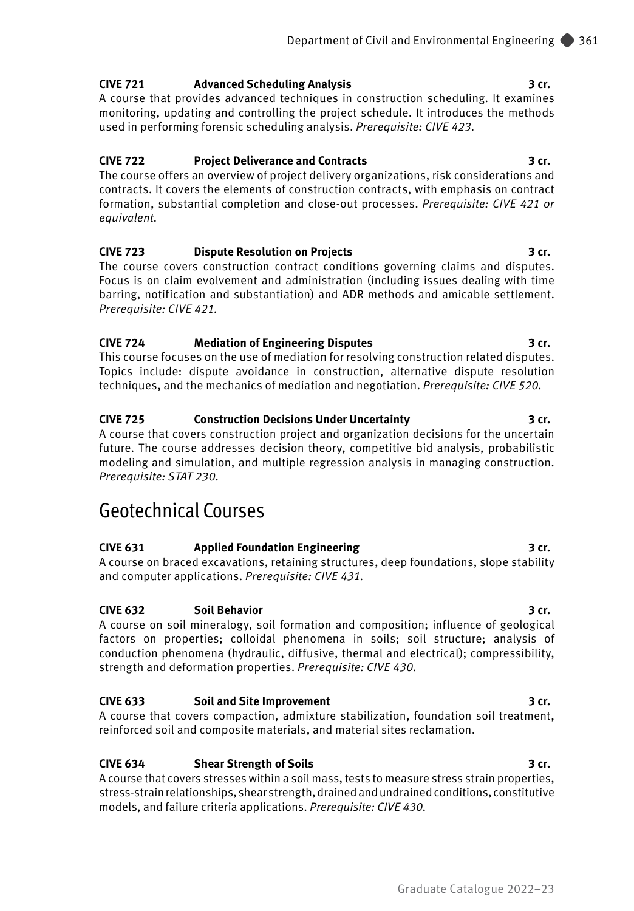**CIVE 721 Advanced Scheduling Analysis 3 cr.**

A course that provides advanced techniques in construction scheduling. It examines monitoring, updating and controlling the project schedule. It introduces the methods used in performing forensic scheduling analysis. *Prerequisite: CIVE 423.*

**CIVE 722 Project Deliverance and Contracts 3 cr.**

The course offers an overview of project delivery organizations, risk considerations and contracts. It covers the elements of construction contracts, with emphasis on contract formation, substantial completion and close-out processes. *Prerequisite: CIVE 421 or equivalent.*

**CIVE 723 Dispute Resolution on Projects 3 cr.**

The course covers construction contract conditions governing claims and disputes. Focus is on claim evolvement and administration (including issues dealing with time barring, notification and substantiation) and ADR methods and amicable settlement. *Prerequisite: CIVE 421.*

**CIVE 724 Mediation of Engineering Disputes 3 cr.**

This course focuses on the use of mediation for resolving construction related disputes. Topics include: dispute avoidance in construction, alternative dispute resolution techniques, and the mechanics of mediation and negotiation. *Prerequisite: CIVE 520.*

**CIVE 725 Construction Decisions Under Uncertainty 3 cr.**

A course that covers construction project and organization decisions for the uncertain future. The course addresses decision theory, competitive bid analysis, probabilistic modeling and simulation, and multiple regression analysis in managing construction. *Prerequisite: STAT 230.*

## Geotechnical Courses

**CIVE 631 Applied Foundation Engineering 3 cr.**

A course on braced excavations, retaining structures, deep foundations, slope stability and computer applications. *Prerequisite: CIVE 431.*

**CIVE 632 Soil Behavior 3 cr.**

A course on soil mineralogy, soil formation and composition; influence of geological factors on properties; colloidal phenomena in soils; soil structure; analysis of conduction phenomena (hydraulic, diffusive, thermal and electrical); compressibility, strength and deformation properties. *Prerequisite: CIVE 430.*

**CIVE 633 Soil and Site Improvement 3 cr.**

A course that covers compaction, admixture stabilization, foundation soil treatment, reinforced soil and composite materials, and material sites reclamation.

**CIVE 634 Shear Strength of Soils 3 cr.**

A course that covers stresses within a soil mass, tests to measure stress strain properties, stress-strain relationships, shear strength, drained and undrained conditions, constitutive models, and failure criteria applications. *Prerequisite: CIVE 430.*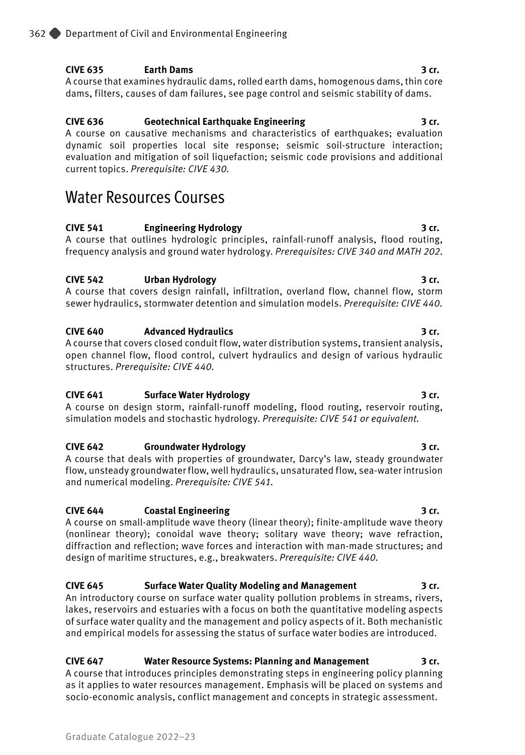**CIVE 635 Earth Dams 3 cr.**
A course that examines hydraulic dams, rolled earth dams, homogenous dams, thin core dams, filters, causes of dam failures, see page control and seismic stability of dams.

**CIVE 636 Geotechnical Earthquake Engineering 3 cr.**
A course on causative mechanisms and characteristics of earthquakes; evaluation dynamic soil properties local site response; seismic soil-structure interaction; evaluation and mitigation of soil liquefaction; seismic code provisions and additional current topics. *Prerequisite: CIVE 430.*

## Water Resources Courses

**CIVE 541 Engineering Hydrology 3 cr.**
A course that outlines hydrologic principles, rainfall-runoff analysis, flood routing, frequency analysis and ground water hydrology. *Prerequisites: CIVE 340 and MATH 202.*

**CIVE 542 Urban Hydrology 3 cr.**
A course that covers design rainfall, infiltration, overland flow, channel flow, storm sewer hydraulics, stormwater detention and simulation models. *Prerequisite: CIVE 440.*

**CIVE 640 Advanced Hydraulics 3 cr.**
A course that covers closed conduit flow, water distribution systems, transient analysis, open channel flow, flood control, culvert hydraulics and design of various hydraulic structures. *Prerequisite: CIVE 440.*

**CIVE 641 Surface Water Hydrology 3 cr.**
A course on design storm, rainfall-runoff modeling, flood routing, reservoir routing, simulation models and stochastic hydrology. *Prerequisite: CIVE 541 or equivalent.*

**CIVE 642 Groundwater Hydrology 3 cr.**
A course that deals with properties of groundwater, Darcy's law, steady groundwater flow, unsteady groundwater flow, well hydraulics, unsaturated flow, sea-water intrusion and numerical modeling. *Prerequisite: CIVE 541.*

**CIVE 644 Coastal Engineering 3 cr.**
A course on small-amplitude wave theory (linear theory); finite-amplitude wave theory (nonlinear theory); conoidal wave theory; solitary wave theory; wave refraction, diffraction and reflection; wave forces and interaction with man-made structures; and design of maritime structures, e.g., breakwaters. *Prerequisite: CIVE 440.*

**CIVE 645 Surface Water Quality Modeling and Management 3 cr.**
An introductory course on surface water quality pollution problems in streams, rivers, lakes, reservoirs and estuaries with a focus on both the quantitative modeling aspects of surface water quality and the management and policy aspects of it. Both mechanistic and empirical models for assessing the status of surface water bodies are introduced.

**CIVE 647 Water Resource Systems: Planning and Management 3 cr.**
A course that introduces principles demonstrating steps in engineering policy planning as it applies to water resources management. Emphasis will be placed on systems and socio-economic analysis, conflict management and concepts in strategic assessment.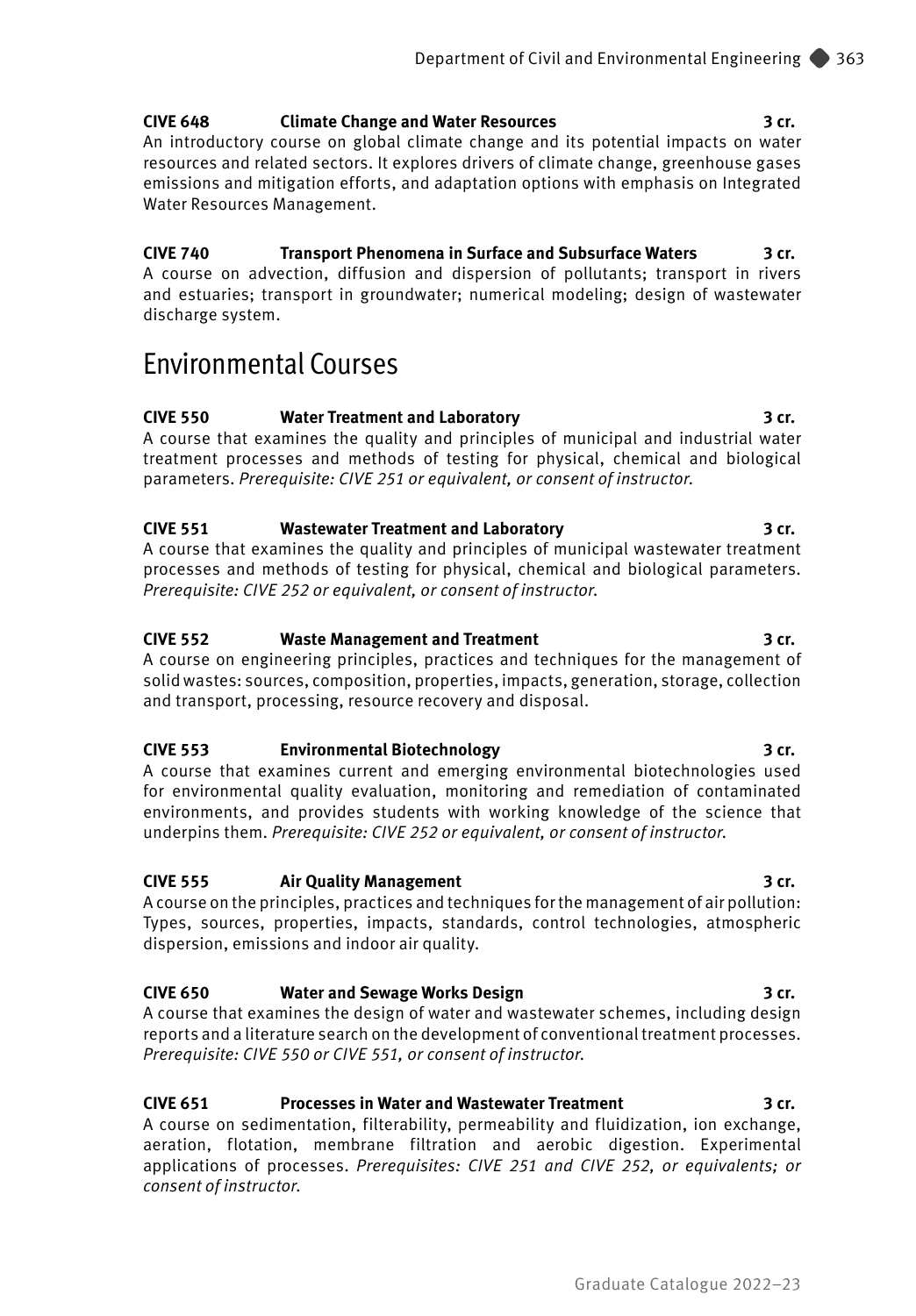**CIVE 648 Climate Change and Water Resources 3 cr.**
An introductory course on global climate change and its potential impacts on water resources and related sectors. It explores drivers of climate change, greenhouse gases emissions and mitigation efforts, and adaptation options with emphasis on Integrated Water Resources Management.

**CIVE 740 Transport Phenomena in Surface and Subsurface Waters 3 cr.**
A course on advection, diffusion and dispersion of pollutants; transport in rivers and estuaries; transport in groundwater; numerical modeling; design of wastewater discharge system.

## Environmental Courses

**CIVE 550 Water Treatment and Laboratory 3 cr.**
A course that examines the quality and principles of municipal and industrial water treatment processes and methods of testing for physical, chemical and biological parameters. *Prerequisite: CIVE 251 or equivalent, or consent of instructor.*

**CIVE 551 Wastewater Treatment and Laboratory 3 cr.**
A course that examines the quality and principles of municipal wastewater treatment processes and methods of testing for physical, chemical and biological parameters. *Prerequisite: CIVE 252 or equivalent, or consent of instructor.*

**CIVE 552 Waste Management and Treatment 3 cr.**
A course on engineering principles, practices and techniques for the management of solid wastes: sources, composition, properties, impacts, generation, storage, collection and transport, processing, resource recovery and disposal.

**CIVE 553 Environmental Biotechnology 3 cr.**
A course that examines current and emerging environmental biotechnologies used for environmental quality evaluation, monitoring and remediation of contaminated environments, and provides students with working knowledge of the science that underpins them. *Prerequisite: CIVE 252 or equivalent, or consent of instructor.*

**CIVE 555 Air Quality Management 3 cr.**
A course on the principles, practices and techniques for the management of air pollution: Types, sources, properties, impacts, standards, control technologies, atmospheric dispersion, emissions and indoor air quality.

**CIVE 650 Water and Sewage Works Design 3 cr.**
A course that examines the design of water and wastewater schemes, including design reports and a literature search on the development of conventional treatment processes. *Prerequisite: CIVE 550 or CIVE 551, or consent of instructor.*

**CIVE 651 Processes in Water and Wastewater Treatment 3 cr.**
A course on sedimentation, filterability, permeability and fluidization, ion exchange, aeration, flotation, membrane filtration and aerobic digestion. Experimental applications of processes. *Prerequisites: CIVE 251 and CIVE 252, or equivalents; or consent of instructor.*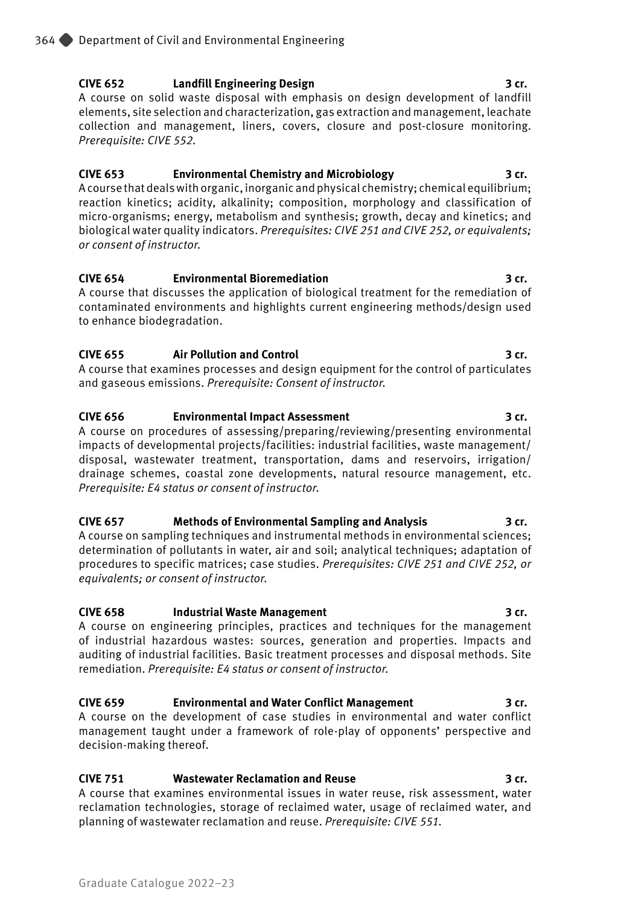**CIVE 652 Landfill Engineering Design 3 cr.**
A course on solid waste disposal with emphasis on design development of landfill elements, site selection and characterization, gas extraction and management, leachate collection and management, liners, covers, closure and post-closure monitoring. *Prerequisite: CIVE 552.*

**CIVE 653 Environmental Chemistry and Microbiology 3 cr.**
A course that deals with organic, inorganic and physical chemistry; chemical equilibrium; reaction kinetics; acidity, alkalinity; composition, morphology and classification of micro-organisms; energy, metabolism and synthesis; growth, decay and kinetics; and biological water quality indicators. *Prerequisites: CIVE 251 and CIVE 252, or equivalents; or consent of instructor.*

**CIVE 654 Environmental Bioremediation 3 cr.**
A course that discusses the application of biological treatment for the remediation of contaminated environments and highlights current engineering methods/design used to enhance biodegradation.

**CIVE 655 Air Pollution and Control 3 cr.**
A course that examines processes and design equipment for the control of particulates and gaseous emissions. *Prerequisite: Consent of instructor.*

**CIVE 656 Environmental Impact Assessment 3 cr.**
A course on procedures of assessing/preparing/reviewing/presenting environmental impacts of developmental projects/facilities: industrial facilities, waste management/ disposal, wastewater treatment, transportation, dams and reservoirs, irrigation/ drainage schemes, coastal zone developments, natural resource management, etc. *Prerequisite: E4 status or consent of instructor.*

**CIVE 657 Methods of Environmental Sampling and Analysis 3 cr.**
A course on sampling techniques and instrumental methods in environmental sciences; determination of pollutants in water, air and soil; analytical techniques; adaptation of procedures to specific matrices; case studies. *Prerequisites: CIVE 251 and CIVE 252, or equivalents; or consent of instructor.*

**CIVE 658 Industrial Waste Management 3 cr.**
A course on engineering principles, practices and techniques for the management of industrial hazardous wastes: sources, generation and properties. Impacts and auditing of industrial facilities. Basic treatment processes and disposal methods. Site remediation. *Prerequisite: E4 status or consent of instructor.*

**CIVE 659 Environmental and Water Conflict Management 3 cr.**
A course on the development of case studies in environmental and water conflict management taught under a framework of role-play of opponents' perspective and decision-making thereof.

**CIVE 751 Wastewater Reclamation and Reuse 3 cr.**
A course that examines environmental issues in water reuse, risk assessment, water reclamation technologies, storage of reclaimed water, usage of reclaimed water, and planning of wastewater reclamation and reuse. *Prerequisite: CIVE 551.*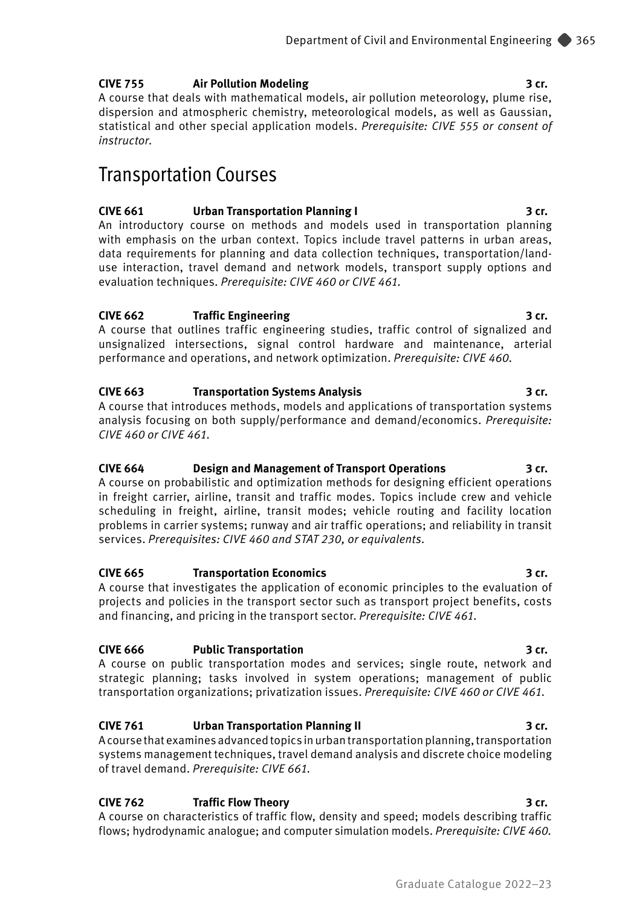**CIVE 755 Air Pollution Modeling 3 cr.**
A course that deals with mathematical models, air pollution meteorology, plume rise, dispersion and atmospheric chemistry, meteorological models, as well as Gaussian, statistical and other special application models. *Prerequisite: CIVE 555 or consent of instructor.*

## Transportation Courses

**CIVE 661 Urban Transportation Planning I 3 cr.**
An introductory course on methods and models used in transportation planning with emphasis on the urban context. Topics include travel patterns in urban areas, data requirements for planning and data collection techniques, transportation/land-use interaction, travel demand and network models, transport supply options and evaluation techniques. *Prerequisite: CIVE 460 or CIVE 461.*

**CIVE 662 Traffic Engineering 3 cr.**
A course that outlines traffic engineering studies, traffic control of signalized and unsignalized intersections, signal control hardware and maintenance, arterial performance and operations, and network optimization. *Prerequisite: CIVE 460.*

**CIVE 663 Transportation Systems Analysis 3 cr.**
A course that introduces methods, models and applications of transportation systems analysis focusing on both supply/performance and demand/economics. *Prerequisite: CIVE 460 or CIVE 461.*

**CIVE 664 Design and Management of Transport Operations 3 cr.**
A course on probabilistic and optimization methods for designing efficient operations in freight carrier, airline, transit and traffic modes. Topics include crew and vehicle scheduling in freight, airline, transit modes; vehicle routing and facility location problems in carrier systems; runway and air traffic operations; and reliability in transit services. *Prerequisites: CIVE 460 and STAT 230, or equivalents.*

**CIVE 665 Transportation Economics 3 cr.**
A course that investigates the application of economic principles to the evaluation of projects and policies in the transport sector such as transport project benefits, costs and financing, and pricing in the transport sector. *Prerequisite: CIVE 461.*

**CIVE 666 Public Transportation 3 cr.**
A course on public transportation modes and services; single route, network and strategic planning; tasks involved in system operations; management of public transportation organizations; privatization issues. *Prerequisite: CIVE 460 or CIVE 461.*

**CIVE 761 Urban Transportation Planning II 3 cr.**
A course that examines advanced topics in urban transportation planning, transportation systems management techniques, travel demand analysis and discrete choice modeling of travel demand. *Prerequisite: CIVE 661.*

**CIVE 762 Traffic Flow Theory 3 cr.**
A course on characteristics of traffic flow, density and speed; models describing traffic flows; hydrodynamic analogue; and computer simulation models. *Prerequisite: CIVE 460.*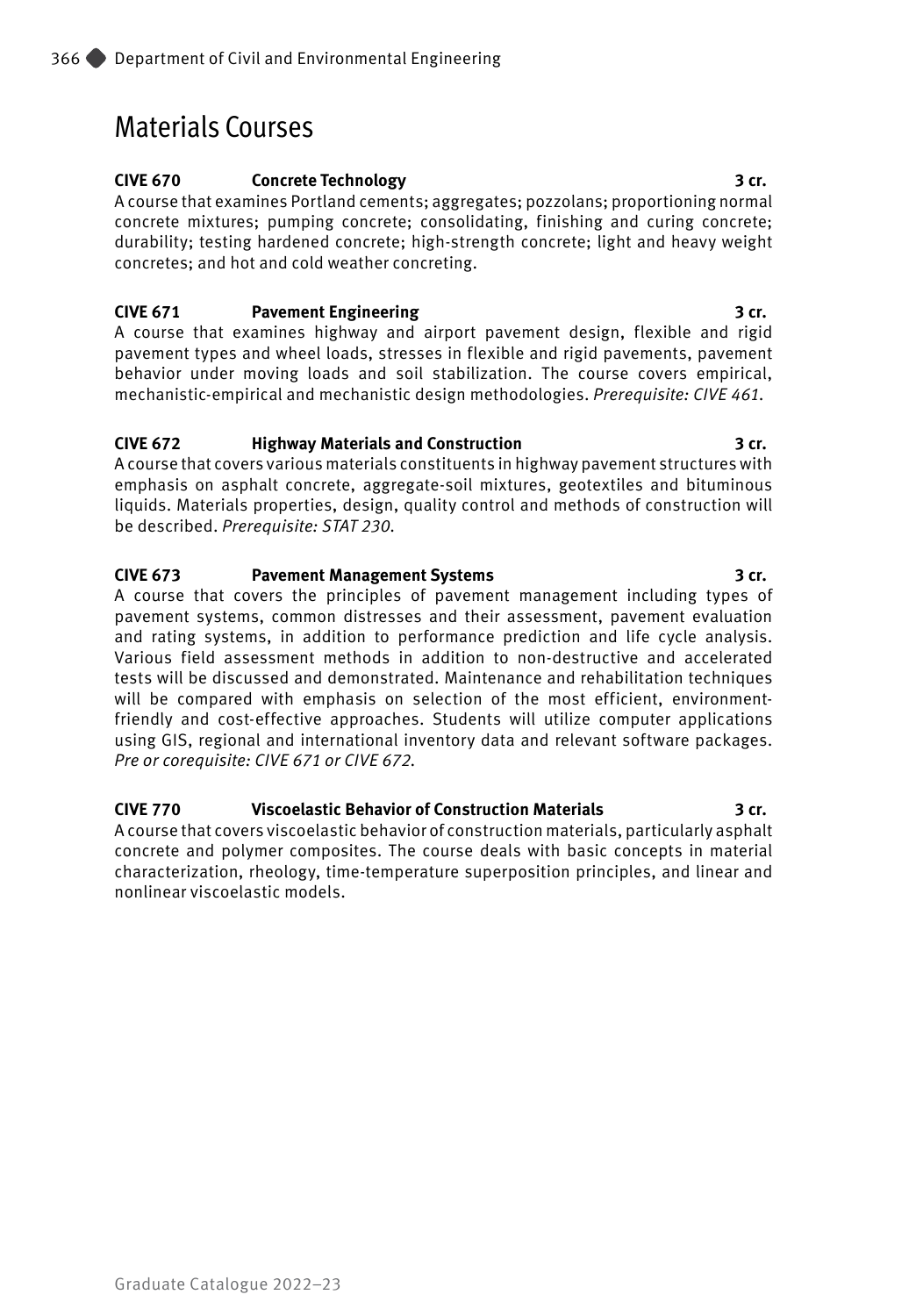## Materials Courses

**CIVE 670 Concrete Technology 3 cr.**
A course that examines Portland cements; aggregates; pozzolans; proportioning normal concrete mixtures; pumping concrete; consolidating, finishing and curing concrete; durability; testing hardened concrete; high-strength concrete; light and heavy weight concretes; and hot and cold weather concreting.

**CIVE 671 Pavement Engineering 3 cr.**
A course that examines highway and airport pavement design, flexible and rigid pavement types and wheel loads, stresses in flexible and rigid pavements, pavement behavior under moving loads and soil stabilization. The course covers empirical, mechanistic-empirical and mechanistic design methodologies. *Prerequisite: CIVE 461.*

**CIVE 672 Highway Materials and Construction 3 cr.**
A course that covers various materials constituents in highway pavement structures with emphasis on asphalt concrete, aggregate-soil mixtures, geotextiles and bituminous liquids. Materials properties, design, quality control and methods of construction will be described. *Prerequisite: STAT 230.*

**CIVE 673 Pavement Management Systems 3 cr.**
A course that covers the principles of pavement management including types of pavement systems, common distresses and their assessment, pavement evaluation and rating systems, in addition to performance prediction and life cycle analysis. Various field assessment methods in addition to non-destructive and accelerated tests will be discussed and demonstrated. Maintenance and rehabilitation techniques will be compared with emphasis on selection of the most efficient, environment-friendly and cost-effective approaches. Students will utilize computer applications using GIS, regional and international inventory data and relevant software packages. *Pre or corequisite: CIVE 671 or CIVE 672.*

**CIVE 770 Viscoelastic Behavior of Construction Materials 3 cr.**
A course that covers viscoelastic behavior of construction materials, particularly asphalt concrete and polymer composites. The course deals with basic concepts in material characterization, rheology, time-temperature superposition principles, and linear and nonlinear viscoelastic models.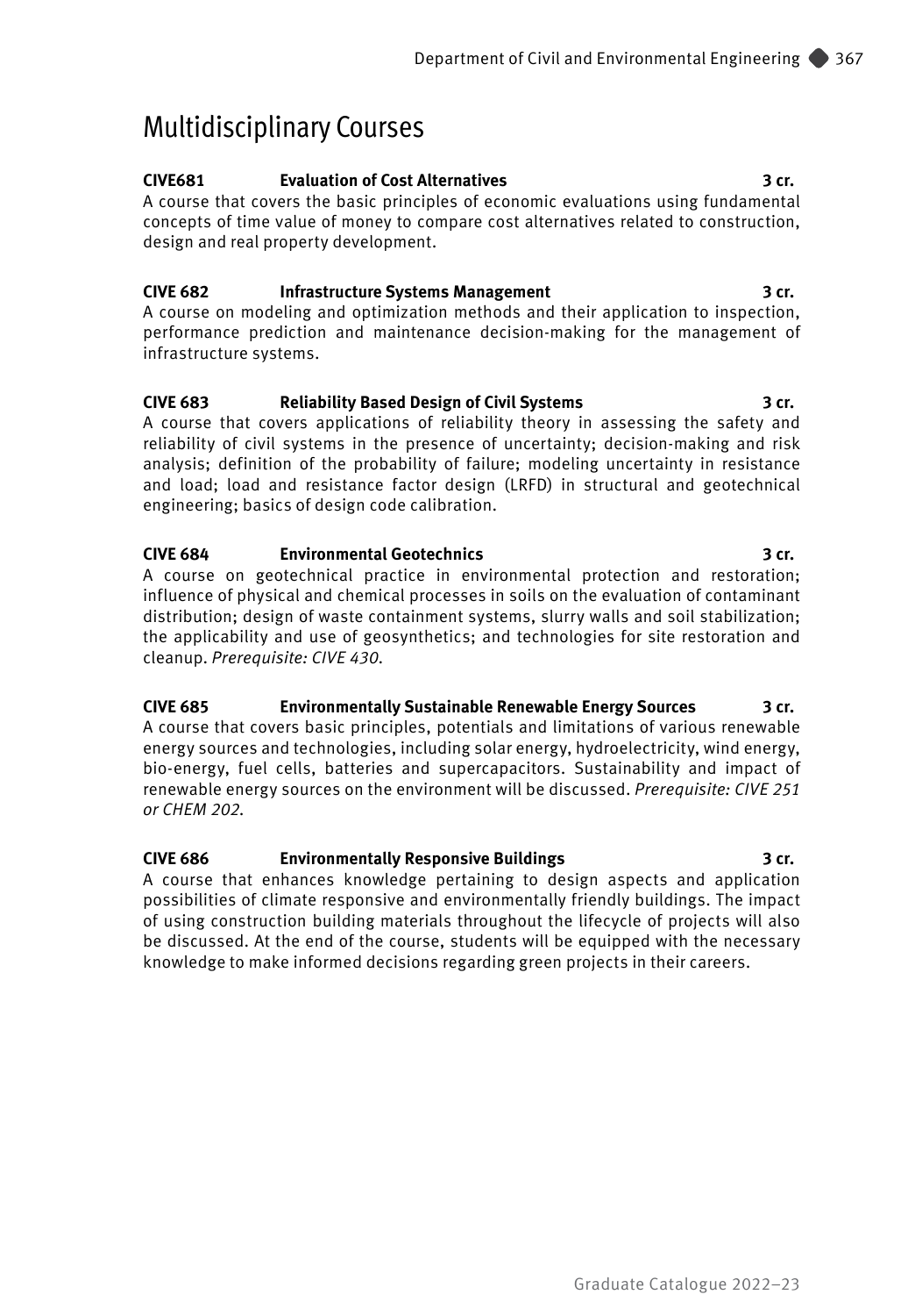## Multidisciplinary Courses

**CIVE681 Evaluation of Cost Alternatives 3 cr.**
A course that covers the basic principles of economic evaluations using fundamental concepts of time value of money to compare cost alternatives related to construction, design and real property development.

**CIVE 682 Infrastructure Systems Management 3 cr.**
A course on modeling and optimization methods and their application to inspection, performance prediction and maintenance decision-making for the management of infrastructure systems.

**CIVE 683 Reliability Based Design of Civil Systems 3 cr.**
A course that covers applications of reliability theory in assessing the safety and reliability of civil systems in the presence of uncertainty; decision-making and risk analysis; definition of the probability of failure; modeling uncertainty in resistance and load; load and resistance factor design (LRFD) in structural and geotechnical engineering; basics of design code calibration.

**CIVE 684 Environmental Geotechnics 3 cr.**
A course on geotechnical practice in environmental protection and restoration; influence of physical and chemical processes in soils on the evaluation of contaminant distribution; design of waste containment systems, slurry walls and soil stabilization; the applicability and use of geosynthetics; and technologies for site restoration and cleanup. *Prerequisite: CIVE 430.*

**CIVE 685 Environmentally Sustainable Renewable Energy Sources 3 cr.**
A course that covers basic principles, potentials and limitations of various renewable energy sources and technologies, including solar energy, hydroelectricity, wind energy, bio-energy, fuel cells, batteries and supercapacitors. Sustainability and impact of renewable energy sources on the environment will be discussed. *Prerequisite: CIVE 251 or CHEM 202.*

**CIVE 686 Environmentally Responsive Buildings 3 cr.**
A course that enhances knowledge pertaining to design aspects and application possibilities of climate responsive and environmentally friendly buildings. The impact of using construction building materials throughout the lifecycle of projects will also be discussed. At the end of the course, students will be equipped with the necessary knowledge to make informed decisions regarding green projects in their careers.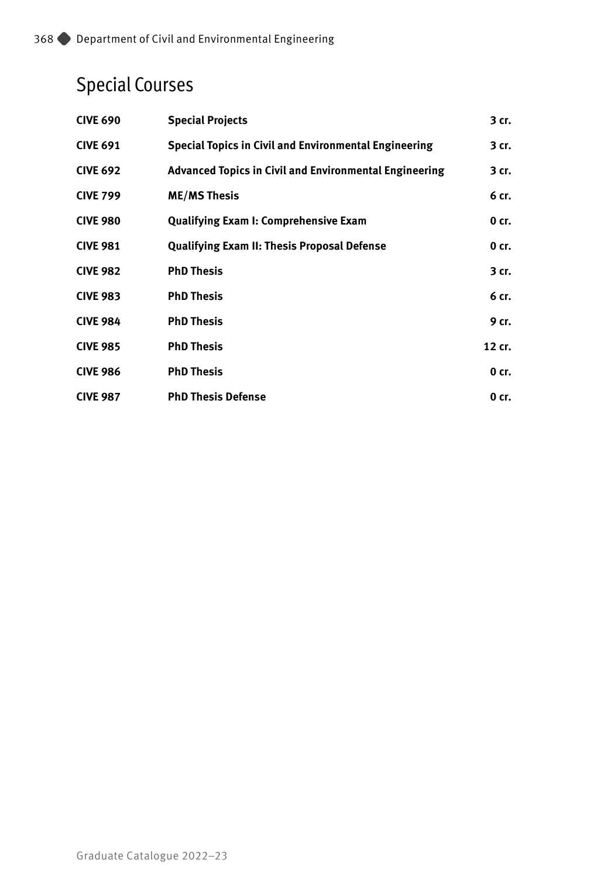## Special Courses

| | | |
|---|---|---|
| **CIVE 690** | **Special Projects** | **3 cr.** |
| **CIVE 691** | **Special Topics in Civil and Environmental Engineering** | **3 cr.** |
| **CIVE 692** | **Advanced Topics in Civil and Environmental Engineering** | **3 cr.** |
| **CIVE 799** | **ME/MS Thesis** | **6 cr.** |
| **CIVE 980** | **Qualifying Exam I: Comprehensive Exam** | **0 cr.** |
| **CIVE 981** | **Qualifying Exam II: Thesis Proposal Defense** | **0 cr.** |
| **CIVE 982** | **PhD Thesis** | **3 cr.** |
| **CIVE 983** | **PhD Thesis** | **6 cr.** |
| **CIVE 984** | **PhD Thesis** | **9 cr.** |
| **CIVE 985** | **PhD Thesis** | **12 cr.** |
| **CIVE 986** | **PhD Thesis** | **0 cr.** |
| **CIVE 987** | **PhD Thesis Defense** | **0 cr.** |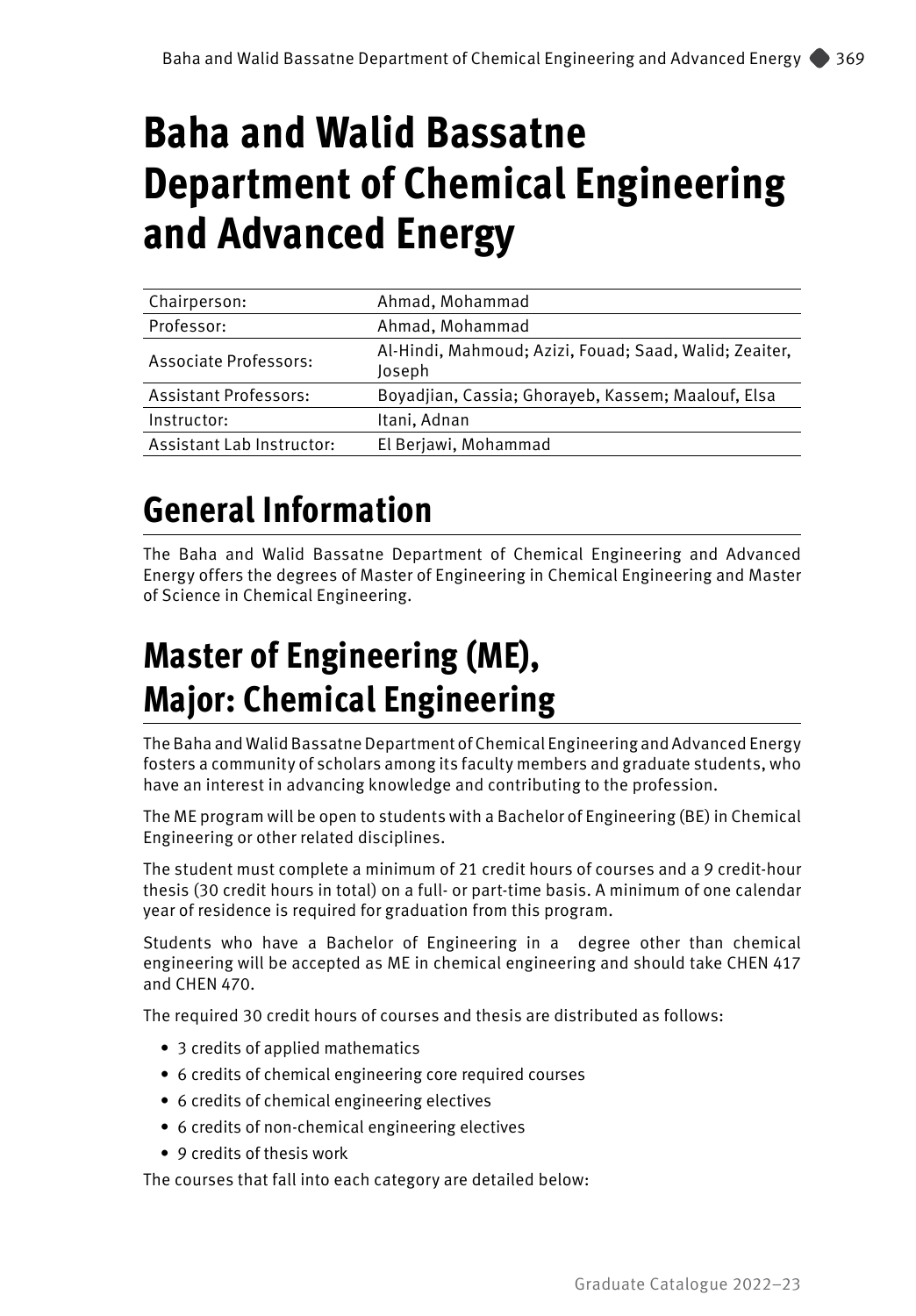# Baha and Walid Bassatne Department of Chemical Engineering and Advanced Energy

| | |
|---|---|
| Chairperson: | Ahmad, Mohammad |
| Professor: | Ahmad, Mohammad |
| Associate Professors: | Al-Hindi, Mahmoud; Azizi, Fouad; Saad, Walid; Zeaiter, Joseph |
| Assistant Professors: | Boyadjian, Cassia; Ghorayeb, Kassem; Maalouf, Elsa |
| Instructor: | Itani, Adnan |
| Assistant Lab Instructor: | El Berjawi, Mohammad |

## General Information

The Baha and Walid Bassatne Department of Chemical Engineering and Advanced Energy offers the degrees of Master of Engineering in Chemical Engineering and Master of Science in Chemical Engineering.

## Master of Engineering (ME), Major: Chemical Engineering

The Baha and Walid Bassatne Department of Chemical Engineering and Advanced Energy fosters a community of scholars among its faculty members and graduate students, who have an interest in advancing knowledge and contributing to the profession.

The ME program will be open to students with a Bachelor of Engineering (BE) in Chemical Engineering or other related disciplines.

The student must complete a minimum of 21 credit hours of courses and a 9 credit-hour thesis (30 credit hours in total) on a full- or part-time basis. A minimum of one calendar year of residence is required for graduation from this program.

Students who have a Bachelor of Engineering in a degree other than chemical engineering will be accepted as ME in chemical engineering and should take CHEN 417 and CHEN 470.

The required 30 credit hours of courses and thesis are distributed as follows:

- 3 credits of applied mathematics
- 6 credits of chemical engineering core required courses
- 6 credits of chemical engineering electives
- 6 credits of non-chemical engineering electives
- 9 credits of thesis work

The courses that fall into each category are detailed below: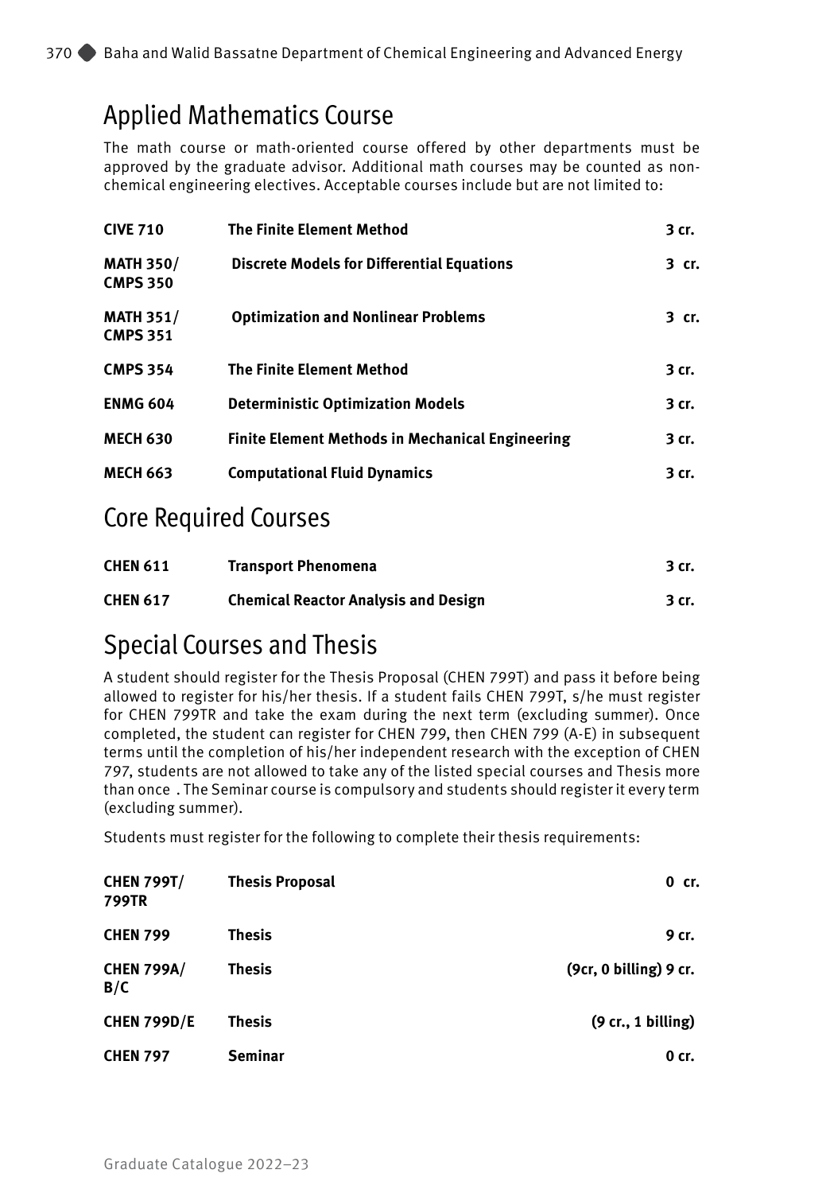## Applied Mathematics Course

The math course or math-oriented course offered by other departments must be approved by the graduate advisor. Additional math courses may be counted as non-chemical engineering electives. Acceptable courses include but are not limited to:

| | | |
|---|---|---|
| **CIVE 710** | **The Finite Element Method** | **3 cr.** |
| **MATH 350/ CMPS 350** | **Discrete Models for Differential Equations** | **3 cr.** |
| **MATH 351/ CMPS 351** | **Optimization and Nonlinear Problems** | **3 cr.** |
| **CMPS 354** | **The Finite Element Method** | **3 cr.** |
| **ENMG 604** | **Deterministic Optimization Models** | **3 cr.** |
| **MECH 630** | **Finite Element Methods in Mechanical Engineering** | **3 cr.** |
| **MECH 663** | **Computational Fluid Dynamics** | **3 cr.** |

## Core Required Courses

| | | |
|---|---|---|
| **CHEN 611** | **Transport Phenomena** | **3 cr.** |
| **CHEN 617** | **Chemical Reactor Analysis and Design** | **3 cr.** |

## Special Courses and Thesis

A student should register for the Thesis Proposal (CHEN 799T) and pass it before being allowed to register for his/her thesis. If a student fails CHEN 799T, s/he must register for CHEN 799TR and take the exam during the next term (excluding summer). Once completed, the student can register for CHEN 799, then CHEN 799 (A-E) in subsequent terms until the completion of his/her independent research with the exception of CHEN 797, students are not allowed to take any of the listed special courses and Thesis more than once . The Seminar course is compulsory and students should register it every term (excluding summer).

Students must register for the following to complete their thesis requirements:

| | | |
|---|---|---|
| **CHEN 799T/ 799TR** | **Thesis Proposal** | **0 cr.** |
| **CHEN 799** | **Thesis** | **9 cr.** |
| **CHEN 799A/ B/C** | **Thesis** | **(9cr, 0 billing) 9 cr.** |
| **CHEN 799D/E** | **Thesis** | **(9 cr., 1 billing)** |
| **CHEN 797** | **Seminar** | **0 cr.** |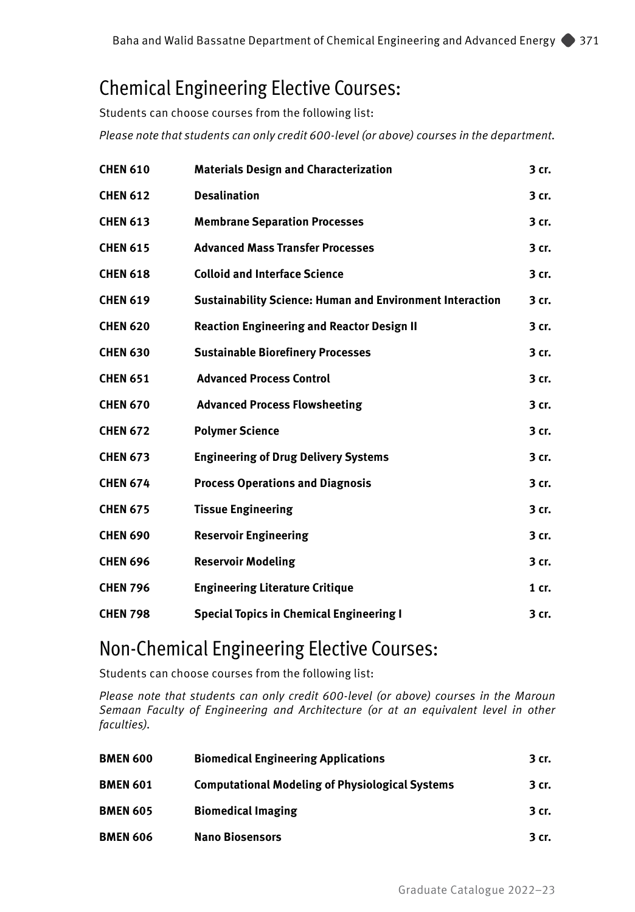## Chemical Engineering Elective Courses:

Students can choose courses from the following list:

*Please note that students can only credit 600-level (or above) courses in the department.*

| | | |
|---|---|---|
| **CHEN 610** | **Materials Design and Characterization** | **3 cr.** |
| **CHEN 612** | **Desalination** | **3 cr.** |
| **CHEN 613** | **Membrane Separation Processes** | **3 cr.** |
| **CHEN 615** | **Advanced Mass Transfer Processes** | **3 cr.** |
| **CHEN 618** | **Colloid and Interface Science** | **3 cr.** |
| **CHEN 619** | **Sustainability Science: Human and Environment Interaction** | **3 cr.** |
| **CHEN 620** | **Reaction Engineering and Reactor Design II** | **3 cr.** |
| **CHEN 630** | **Sustainable Biorefinery Processes** | **3 cr.** |
| **CHEN 651** | **Advanced Process Control** | **3 cr.** |
| **CHEN 670** | **Advanced Process Flowsheeting** | **3 cr.** |
| **CHEN 672** | **Polymer Science** | **3 cr.** |
| **CHEN 673** | **Engineering of Drug Delivery Systems** | **3 cr.** |
| **CHEN 674** | **Process Operations and Diagnosis** | **3 cr.** |
| **CHEN 675** | **Tissue Engineering** | **3 cr.** |
| **CHEN 690** | **Reservoir Engineering** | **3 cr.** |
| **CHEN 696** | **Reservoir Modeling** | **3 cr.** |
| **CHEN 796** | **Engineering Literature Critique** | **1 cr.** |
| **CHEN 798** | **Special Topics in Chemical Engineering I** | **3 cr.** |

## Non-Chemical Engineering Elective Courses:

Students can choose courses from the following list:

*Please note that students can only credit 600-level (or above) courses in the Maroun Semaan Faculty of Engineering and Architecture (or at an equivalent level in other faculties).*

| | | |
|---|---|---|
| **BMEN 600** | **Biomedical Engineering Applications** | **3 cr.** |
| **BMEN 601** | **Computational Modeling of Physiological Systems** | **3 cr.** |
| **BMEN 605** | **Biomedical Imaging** | **3 cr.** |
| **BMEN 606** | **Nano Biosensors** | **3 cr.** |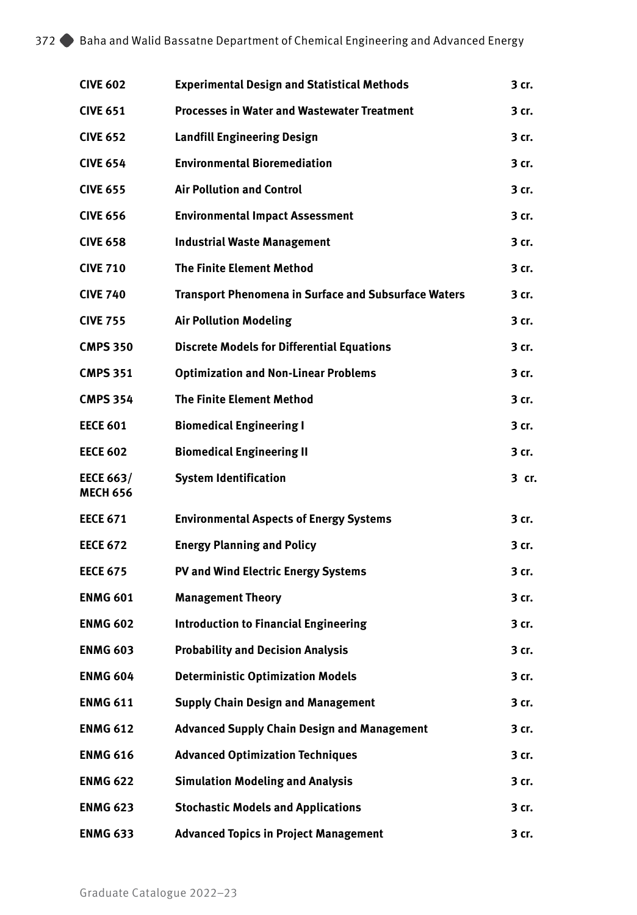| | | |
|---|---|---|
| **CIVE 602** | **Experimental Design and Statistical Methods** | **3 cr.** |
| **CIVE 651** | **Processes in Water and Wastewater Treatment** | **3 cr.** |
| **CIVE 652** | **Landfill Engineering Design** | **3 cr.** |
| **CIVE 654** | **Environmental Bioremediation** | **3 cr.** |
| **CIVE 655** | **Air Pollution and Control** | **3 cr.** |
| **CIVE 656** | **Environmental Impact Assessment** | **3 cr.** |
| **CIVE 658** | **Industrial Waste Management** | **3 cr.** |
| **CIVE 710** | **The Finite Element Method** | **3 cr.** |
| **CIVE 740** | **Transport Phenomena in Surface and Subsurface Waters** | **3 cr.** |
| **CIVE 755** | **Air Pollution Modeling** | **3 cr.** |
| **CMPS 350** | **Discrete Models for Differential Equations** | **3 cr.** |
| **CMPS 351** | **Optimization and Non-Linear Problems** | **3 cr.** |
| **CMPS 354** | **The Finite Element Method** | **3 cr.** |
| **EECE 601** | **Biomedical Engineering I** | **3 cr.** |
| **EECE 602** | **Biomedical Engineering II** | **3 cr.** |
| **EECE 663/ MECH 656** | **System Identification** | **3 cr.** |
| **EECE 671** | **Environmental Aspects of Energy Systems** | **3 cr.** |
| **EECE 672** | **Energy Planning and Policy** | **3 cr.** |
| **EECE 675** | **PV and Wind Electric Energy Systems** | **3 cr.** |
| **ENMG 601** | **Management Theory** | **3 cr.** |
| **ENMG 602** | **Introduction to Financial Engineering** | **3 cr.** |
| **ENMG 603** | **Probability and Decision Analysis** | **3 cr.** |
| **ENMG 604** | **Deterministic Optimization Models** | **3 cr.** |
| **ENMG 611** | **Supply Chain Design and Management** | **3 cr.** |
| **ENMG 612** | **Advanced Supply Chain Design and Management** | **3 cr.** |
| **ENMG 616** | **Advanced Optimization Techniques** | **3 cr.** |
| **ENMG 622** | **Simulation Modeling and Analysis** | **3 cr.** |
| **ENMG 623** | **Stochastic Models and Applications** | **3 cr.** |
| **ENMG 633** | **Advanced Topics in Project Management** | **3 cr.** |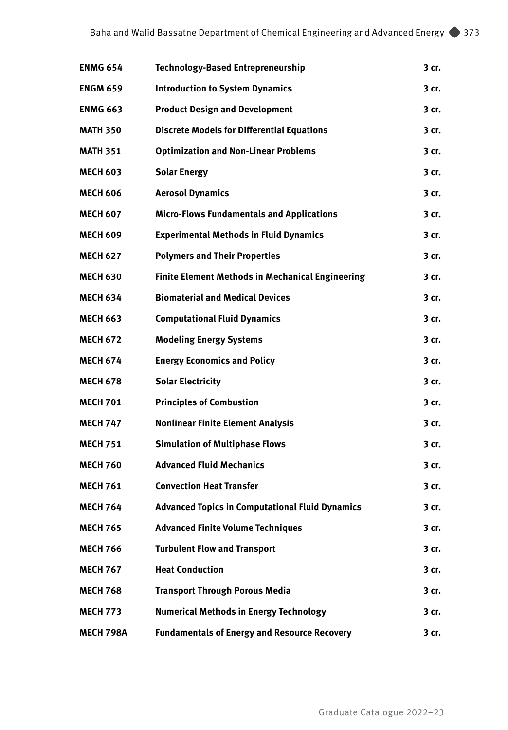| | | |
|---|---|---|
| **ENMG 654** | **Technology-Based Entrepreneurship** | **3 cr.** |
| **ENGM 659** | **Introduction to System Dynamics** | **3 cr.** |
| **ENMG 663** | **Product Design and Development** | **3 cr.** |
| **MATH 350** | **Discrete Models for Differential Equations** | **3 cr.** |
| **MATH 351** | **Optimization and Non-Linear Problems** | **3 cr.** |
| **MECH 603** | **Solar Energy** | **3 cr.** |
| **MECH 606** | **Aerosol Dynamics** | **3 cr.** |
| **MECH 607** | **Micro-Flows Fundamentals and Applications** | **3 cr.** |
| **MECH 609** | **Experimental Methods in Fluid Dynamics** | **3 cr.** |
| **MECH 627** | **Polymers and Their Properties** | **3 cr.** |
| **MECH 630** | **Finite Element Methods in Mechanical Engineering** | **3 cr.** |
| **MECH 634** | **Biomaterial and Medical Devices** | **3 cr.** |
| **MECH 663** | **Computational Fluid Dynamics** | **3 cr.** |
| **MECH 672** | **Modeling Energy Systems** | **3 cr.** |
| **MECH 674** | **Energy Economics and Policy** | **3 cr.** |
| **MECH 678** | **Solar Electricity** | **3 cr.** |
| **MECH 701** | **Principles of Combustion** | **3 cr.** |
| **MECH 747** | **Nonlinear Finite Element Analysis** | **3 cr.** |
| **MECH 751** | **Simulation of Multiphase Flows** | **3 cr.** |
| **MECH 760** | **Advanced Fluid Mechanics** | **3 cr.** |
| **MECH 761** | **Convection Heat Transfer** | **3 cr.** |
| **MECH 764** | **Advanced Topics in Computational Fluid Dynamics** | **3 cr.** |
| **MECH 765** | **Advanced Finite Volume Techniques** | **3 cr.** |
| **MECH 766** | **Turbulent Flow and Transport** | **3 cr.** |
| **MECH 767** | **Heat Conduction** | **3 cr.** |
| **MECH 768** | **Transport Through Porous Media** | **3 cr.** |
| **MECH 773** | **Numerical Methods in Energy Technology** | **3 cr.** |
| **MECH 798A** | **Fundamentals of Energy and Resource Recovery** | **3 cr.** |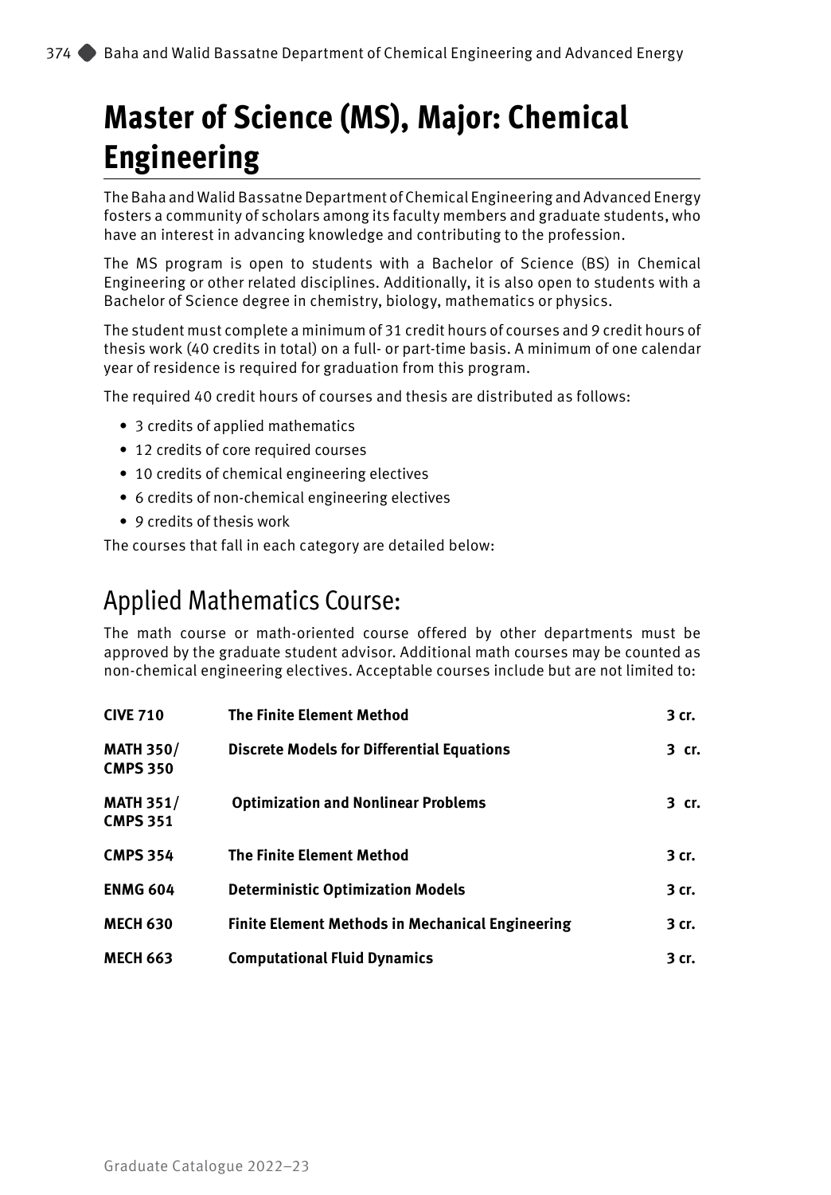# Master of Science (MS), Major: Chemical Engineering

The Baha and Walid Bassatne Department of Chemical Engineering and Advanced Energy fosters a community of scholars among its faculty members and graduate students, who have an interest in advancing knowledge and contributing to the profession.

The MS program is open to students with a Bachelor of Science (BS) in Chemical Engineering or other related disciplines. Additionally, it is also open to students with a Bachelor of Science degree in chemistry, biology, mathematics or physics.

The student must complete a minimum of 31 credit hours of courses and 9 credit hours of thesis work (40 credits in total) on a full- or part-time basis. A minimum of one calendar year of residence is required for graduation from this program.

The required 40 credit hours of courses and thesis are distributed as follows:

- 3 credits of applied mathematics
- 12 credits of core required courses
- 10 credits of chemical engineering electives
- 6 credits of non-chemical engineering electives
- 9 credits of thesis work

The courses that fall in each category are detailed below:

## Applied Mathematics Course:

The math course or math-oriented course offered by other departments must be approved by the graduate student advisor. Additional math courses may be counted as non-chemical engineering electives. Acceptable courses include but are not limited to:

| | | |
|---|---|---|
| **CIVE 710** | **The Finite Element Method** | **3 cr.** |
| **MATH 350/ CMPS 350** | **Discrete Models for Differential Equations** | **3 cr.** |
| **MATH 351/ CMPS 351** | **Optimization and Nonlinear Problems** | **3 cr.** |
| **CMPS 354** | **The Finite Element Method** | **3 cr.** |
| **ENMG 604** | **Deterministic Optimization Models** | **3 cr.** |
| **MECH 630** | **Finite Element Methods in Mechanical Engineering** | **3 cr.** |
| **MECH 663** | **Computational Fluid Dynamics** | **3 cr.** |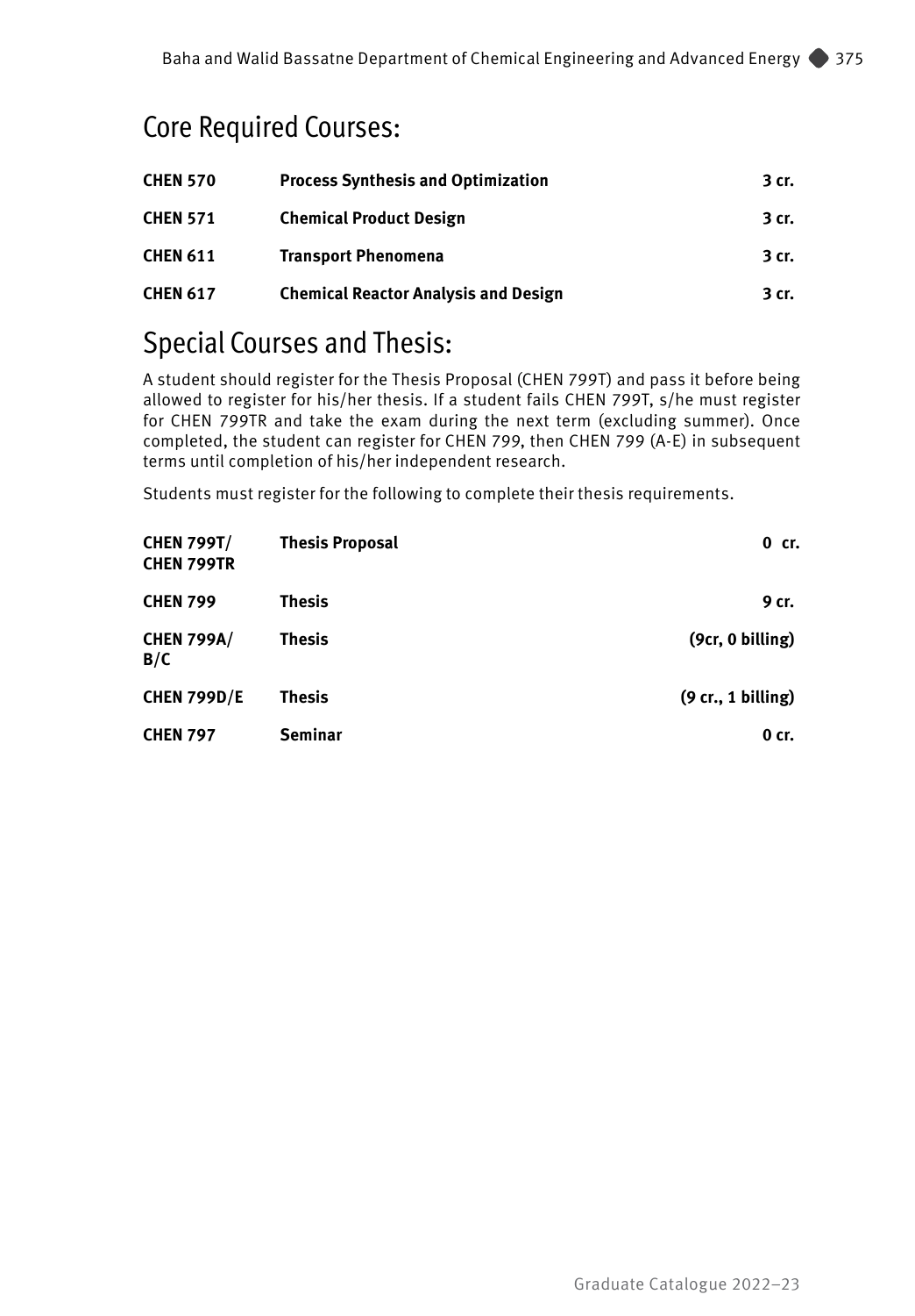## Core Required Courses:

| | | |
|---|---|---|
| **CHEN 570** | **Process Synthesis and Optimization** | **3 cr.** |
| **CHEN 571** | **Chemical Product Design** | **3 cr.** |
| **CHEN 611** | **Transport Phenomena** | **3 cr.** |
| **CHEN 617** | **Chemical Reactor Analysis and Design** | **3 cr.** |

## Special Courses and Thesis:

A student should register for the Thesis Proposal (CHEN 799T) and pass it before being allowed to register for his/her thesis. If a student fails CHEN 799T, s/he must register for CHEN 799TR and take the exam during the next term (excluding summer). Once completed, the student can register for CHEN 799, then CHEN 799 (A-E) in subsequent terms until completion of his/her independent research.

Students must register for the following to complete their thesis requirements.

| | | |
|---|---|---|
| **CHEN 799T/ CHEN 799TR** | **Thesis Proposal** | **0 cr.** |
| **CHEN 799** | **Thesis** | **9 cr.** |
| **CHEN 799A/ B/C** | **Thesis** | **(9cr, 0 billing)** |
| **CHEN 799D/E** | **Thesis** | **(9 cr., 1 billing)** |
| **CHEN 797** | **Seminar** | **0 cr.** |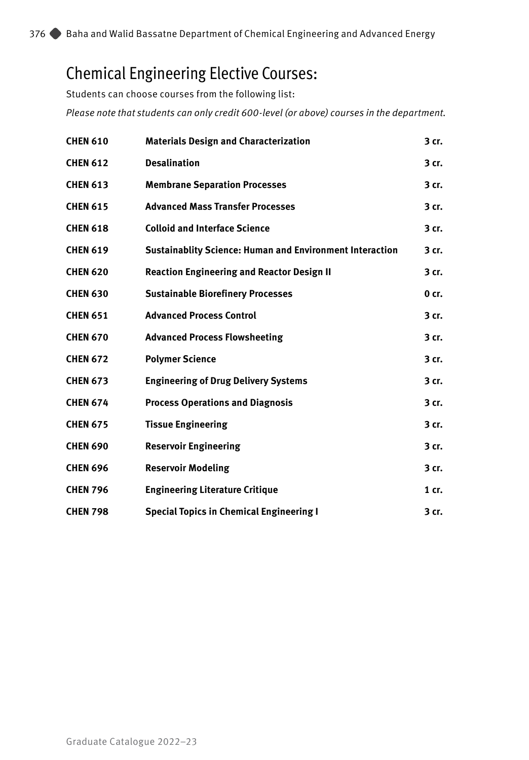## Chemical Engineering Elective Courses:

Students can choose courses from the following list:

*Please note that students can only credit 600-level (or above) courses in the department.*

| | | |
|---|---|---|
| **CHEN 610** | **Materials Design and Characterization** | **3 cr.** |
| **CHEN 612** | **Desalination** | **3 cr.** |
| **CHEN 613** | **Membrane Separation Processes** | **3 cr.** |
| **CHEN 615** | **Advanced Mass Transfer Processes** | **3 cr.** |
| **CHEN 618** | **Colloid and Interface Science** | **3 cr.** |
| **CHEN 619** | **Sustainablity Science: Human and Environment Interaction** | **3 cr.** |
| **CHEN 620** | **Reaction Engineering and Reactor Design II** | **3 cr.** |
| **CHEN 630** | **Sustainable Biorefinery Processes** | **0 cr.** |
| **CHEN 651** | **Advanced Process Control** | **3 cr.** |
| **CHEN 670** | **Advanced Process Flowsheeting** | **3 cr.** |
| **CHEN 672** | **Polymer Science** | **3 cr.** |
| **CHEN 673** | **Engineering of Drug Delivery Systems** | **3 cr.** |
| **CHEN 674** | **Process Operations and Diagnosis** | **3 cr.** |
| **CHEN 675** | **Tissue Engineering** | **3 cr.** |
| **CHEN 690** | **Reservoir Engineering** | **3 cr.** |
| **CHEN 696** | **Reservoir Modeling** | **3 cr.** |
| **CHEN 796** | **Engineering Literature Critique** | **1 cr.** |
| **CHEN 798** | **Special Topics in Chemical Engineering I** | **3 cr.** |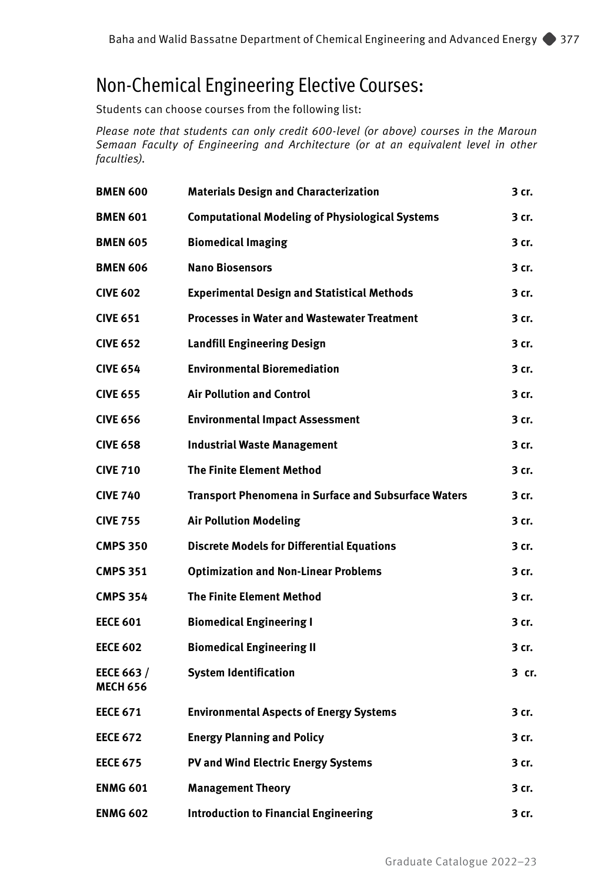# Non-Chemical Engineering Elective Courses:

Students can choose courses from the following list:

*Please note that students can only credit 600-level (or above) courses in the Maroun Semaan Faculty of Engineering and Architecture (or at an equivalent level in other faculties).*

| | | |
|---|---|---|
| **BMEN 600** | **Materials Design and Characterization** | **3 cr.** |
| **BMEN 601** | **Computational Modeling of Physiological Systems** | **3 cr.** |
| **BMEN 605** | **Biomedical Imaging** | **3 cr.** |
| **BMEN 606** | **Nano Biosensors** | **3 cr.** |
| **CIVE 602** | **Experimental Design and Statistical Methods** | **3 cr.** |
| **CIVE 651** | **Processes in Water and Wastewater Treatment** | **3 cr.** |
| **CIVE 652** | **Landfill Engineering Design** | **3 cr.** |
| **CIVE 654** | **Environmental Bioremediation** | **3 cr.** |
| **CIVE 655** | **Air Pollution and Control** | **3 cr.** |
| **CIVE 656** | **Environmental Impact Assessment** | **3 cr.** |
| **CIVE 658** | **Industrial Waste Management** | **3 cr.** |
| **CIVE 710** | **The Finite Element Method** | **3 cr.** |
| **CIVE 740** | **Transport Phenomena in Surface and Subsurface Waters** | **3 cr.** |
| **CIVE 755** | **Air Pollution Modeling** | **3 cr.** |
| **CMPS 350** | **Discrete Models for Differential Equations** | **3 cr.** |
| **CMPS 351** | **Optimization and Non-Linear Problems** | **3 cr.** |
| **CMPS 354** | **The Finite Element Method** | **3 cr.** |
| **EECE 601** | **Biomedical Engineering I** | **3 cr.** |
| **EECE 602** | **Biomedical Engineering II** | **3 cr.** |
| **EECE 663 / MECH 656** | **System Identification** | **3 cr.** |
| **EECE 671** | **Environmental Aspects of Energy Systems** | **3 cr.** |
| **EECE 672** | **Energy Planning and Policy** | **3 cr.** |
| **EECE 675** | **PV and Wind Electric Energy Systems** | **3 cr.** |
| **ENMG 601** | **Management Theory** | **3 cr.** |
| **ENMG 602** | **Introduction to Financial Engineering** | **3 cr.** |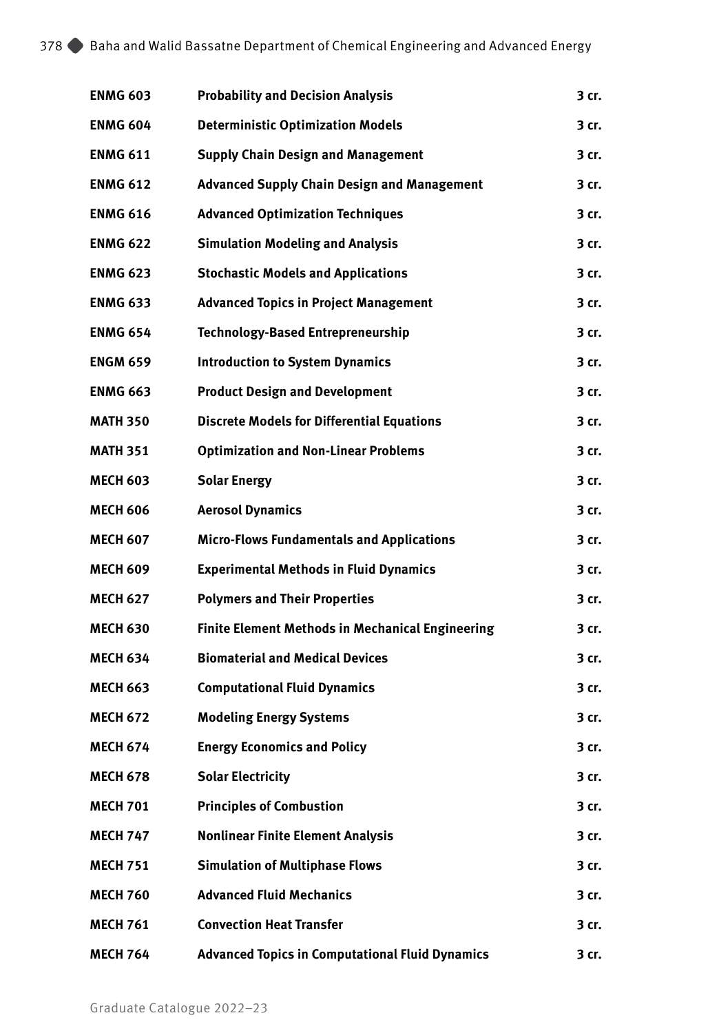| | | |
|---|---|---|
| **ENMG 603** | **Probability and Decision Analysis** | **3 cr.** |
| **ENMG 604** | **Deterministic Optimization Models** | **3 cr.** |
| **ENMG 611** | **Supply Chain Design and Management** | **3 cr.** |
| **ENMG 612** | **Advanced Supply Chain Design and Management** | **3 cr.** |
| **ENMG 616** | **Advanced Optimization Techniques** | **3 cr.** |
| **ENMG 622** | **Simulation Modeling and Analysis** | **3 cr.** |
| **ENMG 623** | **Stochastic Models and Applications** | **3 cr.** |
| **ENMG 633** | **Advanced Topics in Project Management** | **3 cr.** |
| **ENMG 654** | **Technology-Based Entrepreneurship** | **3 cr.** |
| **ENGM 659** | **Introduction to System Dynamics** | **3 cr.** |
| **ENMG 663** | **Product Design and Development** | **3 cr.** |
| **MATH 350** | **Discrete Models for Differential Equations** | **3 cr.** |
| **MATH 351** | **Optimization and Non-Linear Problems** | **3 cr.** |
| **MECH 603** | **Solar Energy** | **3 cr.** |
| **MECH 606** | **Aerosol Dynamics** | **3 cr.** |
| **MECH 607** | **Micro-Flows Fundamentals and Applications** | **3 cr.** |
| **MECH 609** | **Experimental Methods in Fluid Dynamics** | **3 cr.** |
| **MECH 627** | **Polymers and Their Properties** | **3 cr.** |
| **MECH 630** | **Finite Element Methods in Mechanical Engineering** | **3 cr.** |
| **MECH 634** | **Biomaterial and Medical Devices** | **3 cr.** |
| **MECH 663** | **Computational Fluid Dynamics** | **3 cr.** |
| **MECH 672** | **Modeling Energy Systems** | **3 cr.** |
| **MECH 674** | **Energy Economics and Policy** | **3 cr.** |
| **MECH 678** | **Solar Electricity** | **3 cr.** |
| **MECH 701** | **Principles of Combustion** | **3 cr.** |
| **MECH 747** | **Nonlinear Finite Element Analysis** | **3 cr.** |
| **MECH 751** | **Simulation of Multiphase Flows** | **3 cr.** |
| **MECH 760** | **Advanced Fluid Mechanics** | **3 cr.** |
| **MECH 761** | **Convection Heat Transfer** | **3 cr.** |
| **MECH 764** | **Advanced Topics in Computational Fluid Dynamics** | **3 cr.** |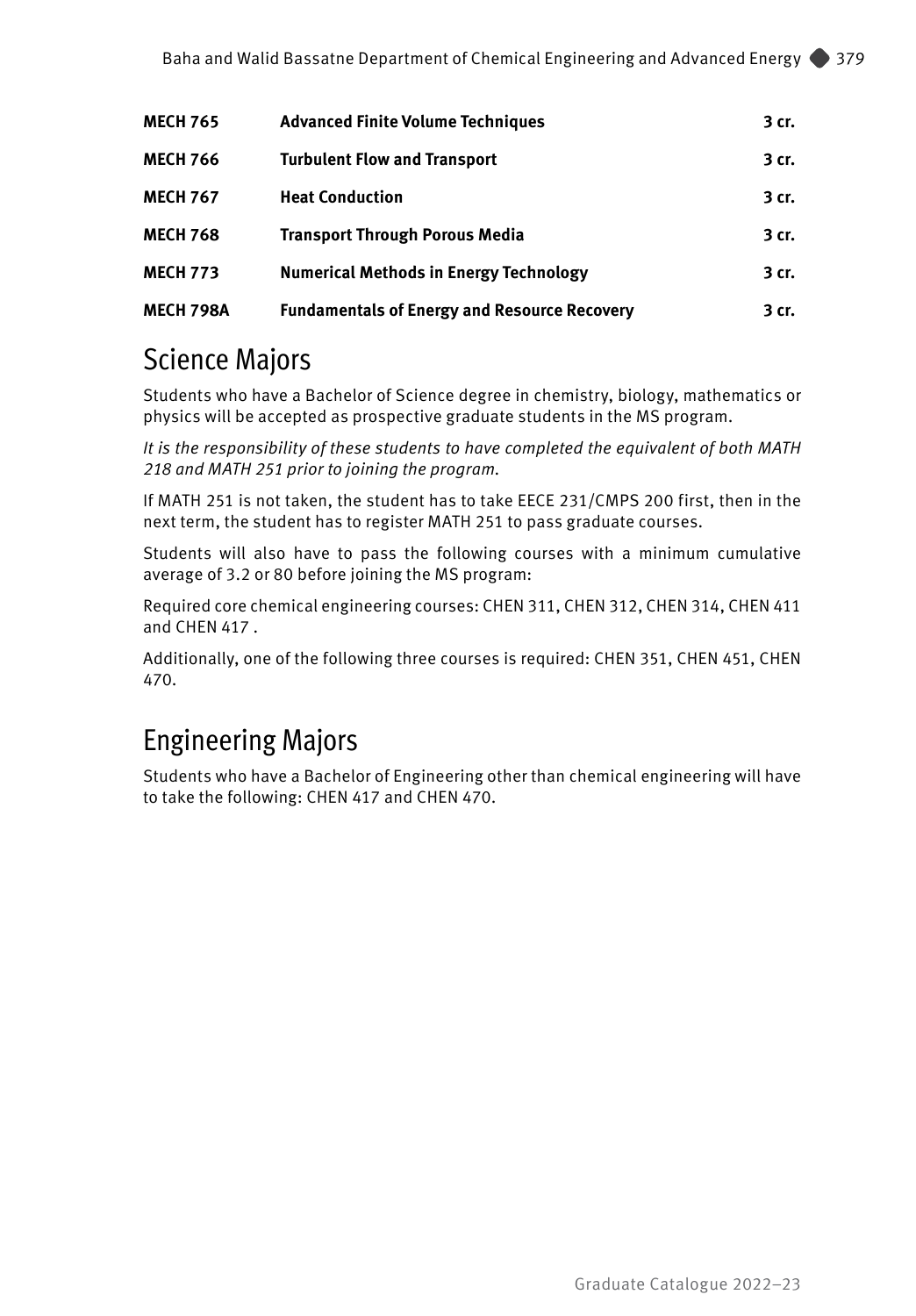| | | |
|---|---|---|
| **MECH 765** | **Advanced Finite Volume Techniques** | **3 cr.** |
| **MECH 766** | **Turbulent Flow and Transport** | **3 cr.** |
| **MECH 767** | **Heat Conduction** | **3 cr.** |
| **MECH 768** | **Transport Through Porous Media** | **3 cr.** |
| **MECH 773** | **Numerical Methods in Energy Technology** | **3 cr.** |
| **MECH 798A** | **Fundamentals of Energy and Resource Recovery** | **3 cr.** |

## Science Majors

Students who have a Bachelor of Science degree in chemistry, biology, mathematics or physics will be accepted as prospective graduate students in the MS program.

*It is the responsibility of these students to have completed the equivalent of both MATH 218 and MATH 251 prior to joining the program.*

If MATH 251 is not taken, the student has to take EECE 231/CMPS 200 first, then in the next term, the student has to register MATH 251 to pass graduate courses.

Students will also have to pass the following courses with a minimum cumulative average of 3.2 or 80 before joining the MS program:

Required core chemical engineering courses: CHEN 311, CHEN 312, CHEN 314, CHEN 411 and CHEN 417 .

Additionally, one of the following three courses is required: CHEN 351, CHEN 451, CHEN 470.

## Engineering Majors

Students who have a Bachelor of Engineering other than chemical engineering will have to take the following: CHEN 417 and CHEN 470.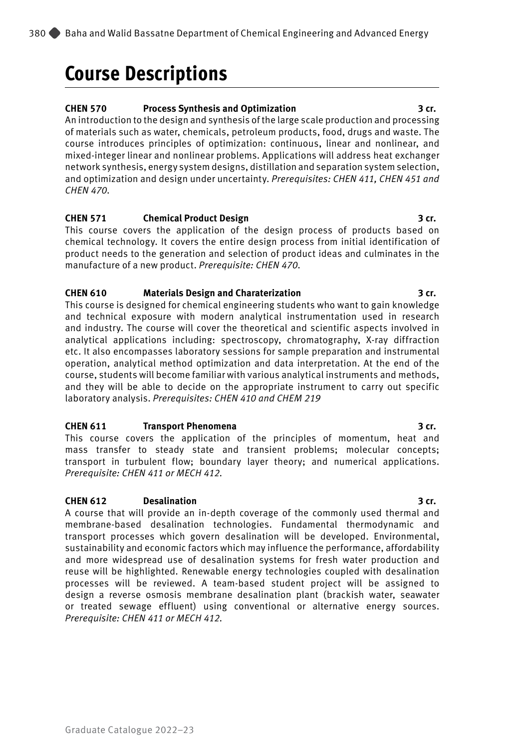# Course Descriptions

**CHEN 570 Process Synthesis and Optimization 3 cr.**

An introduction to the design and synthesis of the large scale production and processing of materials such as water, chemicals, petroleum products, food, drugs and waste. The course introduces principles of optimization: continuous, linear and nonlinear, and mixed-integer linear and nonlinear problems. Applications will address heat exchanger network synthesis, energy system designs, distillation and separation system selection, and optimization and design under uncertainty. *Prerequisites: CHEN 411, CHEN 451 and CHEN 470.*

**CHEN 571 Chemical Product Design 3 cr.**

This course covers the application of the design process of products based on chemical technology. It covers the entire design process from initial identification of product needs to the generation and selection of product ideas and culminates in the manufacture of a new product. *Prerequisite: CHEN 470.*

**CHEN 610 Materials Design and Charaterization 3 cr.**

This course is designed for chemical engineering students who want to gain knowledge and technical exposure with modern analytical instrumentation used in research and industry. The course will cover the theoretical and scientific aspects involved in analytical applications including: spectroscopy, chromatography, X-ray diffraction etc. It also encompasses laboratory sessions for sample preparation and instrumental operation, analytical method optimization and data interpretation. At the end of the course, students will become familiar with various analytical instruments and methods, and they will be able to decide on the appropriate instrument to carry out specific laboratory analysis. *Prerequisites: CHEN 410 and CHEM 219*

**CHEN 611 Transport Phenomena 3 cr.**

This course covers the application of the principles of momentum, heat and mass transfer to steady state and transient problems; molecular concepts; transport in turbulent flow; boundary layer theory; and numerical applications. *Prerequisite: CHEN 411 or MECH 412.*

**CHEN 612 Desalination 3 cr.**

A course that will provide an in-depth coverage of the commonly used thermal and membrane-based desalination technologies. Fundamental thermodynamic and transport processes which govern desalination will be developed. Environmental, sustainability and economic factors which may influence the performance, affordability and more widespread use of desalination systems for fresh water production and reuse will be highlighted. Renewable energy technologies coupled with desalination processes will be reviewed. A team-based student project will be assigned to design a reverse osmosis membrane desalination plant (brackish water, seawater or treated sewage effluent) using conventional or alternative energy sources. *Prerequisite: CHEN 411 or MECH 412.*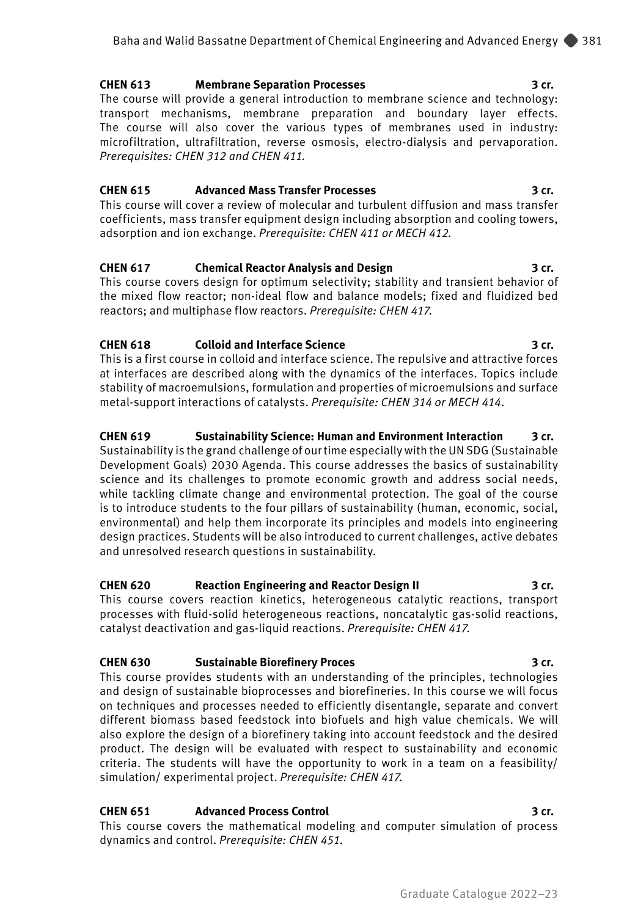**CHEN 613 Membrane Separation Processes 3 cr.**
The course will provide a general introduction to membrane science and technology: transport mechanisms, membrane preparation and boundary layer effects. The course will also cover the various types of membranes used in industry: microfiltration, ultrafiltration, reverse osmosis, electro-dialysis and pervaporation. *Prerequisites: CHEN 312 and CHEN 411.*

**CHEN 615 Advanced Mass Transfer Processes 3 cr.**
This course will cover a review of molecular and turbulent diffusion and mass transfer coefficients, mass transfer equipment design including absorption and cooling towers, adsorption and ion exchange. *Prerequisite: CHEN 411 or MECH 412.*

**CHEN 617 Chemical Reactor Analysis and Design 3 cr.**
This course covers design for optimum selectivity; stability and transient behavior of the mixed flow reactor; non-ideal flow and balance models; fixed and fluidized bed reactors; and multiphase flow reactors. *Prerequisite: CHEN 417.*

**CHEN 618 Colloid and Interface Science 3 cr.**
This is a first course in colloid and interface science. The repulsive and attractive forces at interfaces are described along with the dynamics of the interfaces. Topics include stability of macroemulsions, formulation and properties of microemulsions and surface metal-support interactions of catalysts. *Prerequisite: CHEN 314 or MECH 414.*

**CHEN 619 Sustainability Science: Human and Environment Interaction 3 cr.**
Sustainability is the grand challenge of our time especially with the UN SDG (Sustainable Development Goals) 2030 Agenda. This course addresses the basics of sustainability science and its challenges to promote economic growth and address social needs, while tackling climate change and environmental protection. The goal of the course is to introduce students to the four pillars of sustainability (human, economic, social, environmental) and help them incorporate its principles and models into engineering design practices. Students will be also introduced to current challenges, active debates and unresolved research questions in sustainability.

**CHEN 620 Reaction Engineering and Reactor Design II 3 cr.**
This course covers reaction kinetics, heterogeneous catalytic reactions, transport processes with fluid-solid heterogeneous reactions, noncatalytic gas-solid reactions, catalyst deactivation and gas-liquid reactions. *Prerequisite: CHEN 417.*

**CHEN 630 Sustainable Biorefinery Proces 3 cr.**
This course provides students with an understanding of the principles, technologies and design of sustainable bioprocesses and biorefineries. In this course we will focus on techniques and processes needed to efficiently disentangle, separate and convert different biomass based feedstock into biofuels and high value chemicals. We will also explore the design of a biorefinery taking into account feedstock and the desired product. The design will be evaluated with respect to sustainability and economic criteria. The students will have the opportunity to work in a team on a feasibility/ simulation/ experimental project. *Prerequisite: CHEN 417.*

**CHEN 651 Advanced Process Control 3 cr.**
This course covers the mathematical modeling and computer simulation of process dynamics and control. *Prerequisite: CHEN 451.*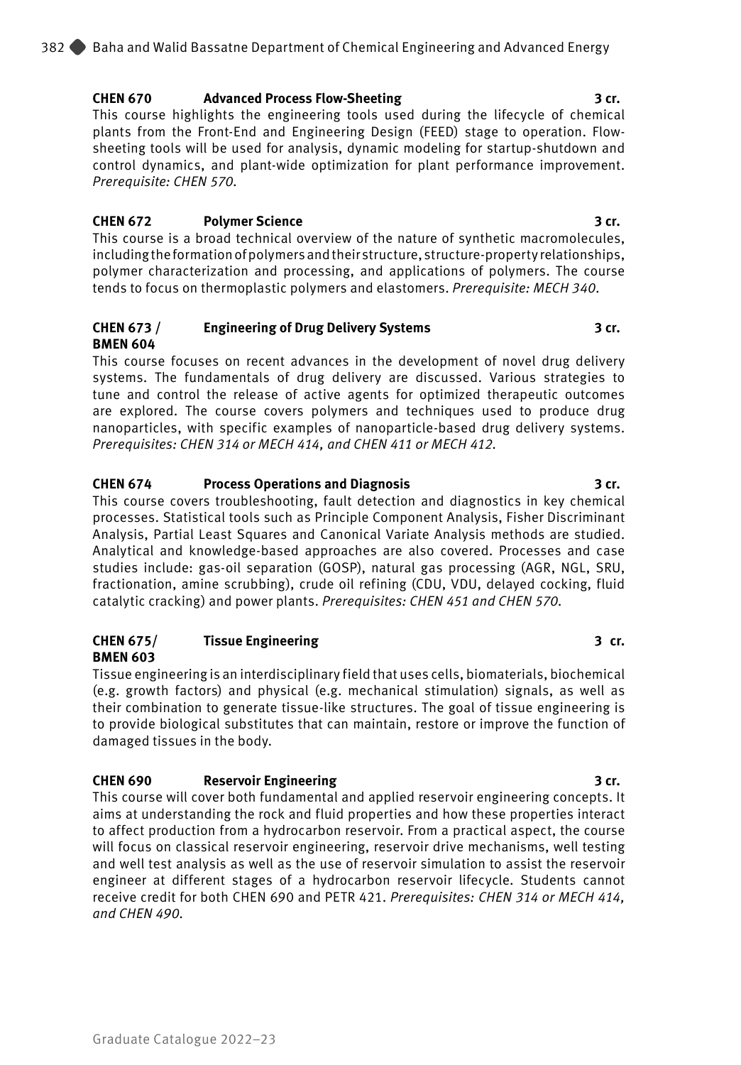**CHEN 670 Advanced Process Flow-Sheeting 3 cr.**
This course highlights the engineering tools used during the lifecycle of chemical plants from the Front-End and Engineering Design (FEED) stage to operation. Flow-sheeting tools will be used for analysis, dynamic modeling for startup-shutdown and control dynamics, and plant-wide optimization for plant performance improvement. *Prerequisite: CHEN 570.*

**CHEN 672 Polymer Science 3 cr.**
This course is a broad technical overview of the nature of synthetic macromolecules, including the formation of polymers and their structure, structure-property relationships, polymer characterization and processing, and applications of polymers. The course tends to focus on thermoplastic polymers and elastomers. *Prerequisite: MECH 340.*

**CHEN 673 / BMEN 604 Engineering of Drug Delivery Systems 3 cr.**
This course focuses on recent advances in the development of novel drug delivery systems. The fundamentals of drug delivery are discussed. Various strategies to tune and control the release of active agents for optimized therapeutic outcomes are explored. The course covers polymers and techniques used to produce drug nanoparticles, with specific examples of nanoparticle-based drug delivery systems. *Prerequisites: CHEN 314 or MECH 414, and CHEN 411 or MECH 412.*

**CHEN 674 Process Operations and Diagnosis 3 cr.**
This course covers troubleshooting, fault detection and diagnostics in key chemical processes. Statistical tools such as Principle Component Analysis, Fisher Discriminant Analysis, Partial Least Squares and Canonical Variate Analysis methods are studied. Analytical and knowledge-based approaches are also covered. Processes and case studies include: gas-oil separation (GOSP), natural gas processing (AGR, NGL, SRU, fractionation, amine scrubbing), crude oil refining (CDU, VDU, delayed cocking, fluid catalytic cracking) and power plants. *Prerequisites: CHEN 451 and CHEN 570.*

**CHEN 675/ BMEN 603 Tissue Engineering 3 cr.**
Tissue engineering is an interdisciplinary field that uses cells, biomaterials, biochemical (e.g. growth factors) and physical (e.g. mechanical stimulation) signals, as well as their combination to generate tissue-like structures. The goal of tissue engineering is to provide biological substitutes that can maintain, restore or improve the function of damaged tissues in the body.

**CHEN 690 Reservoir Engineering 3 cr.**
This course will cover both fundamental and applied reservoir engineering concepts. It aims at understanding the rock and fluid properties and how these properties interact to affect production from a hydrocarbon reservoir. From a practical aspect, the course will focus on classical reservoir engineering, reservoir drive mechanisms, well testing and well test analysis as well as the use of reservoir simulation to assist the reservoir engineer at different stages of a hydrocarbon reservoir lifecycle. Students cannot receive credit for both CHEN 690 and PETR 421. *Prerequisites: CHEN 314 or MECH 414, and CHEN 490.*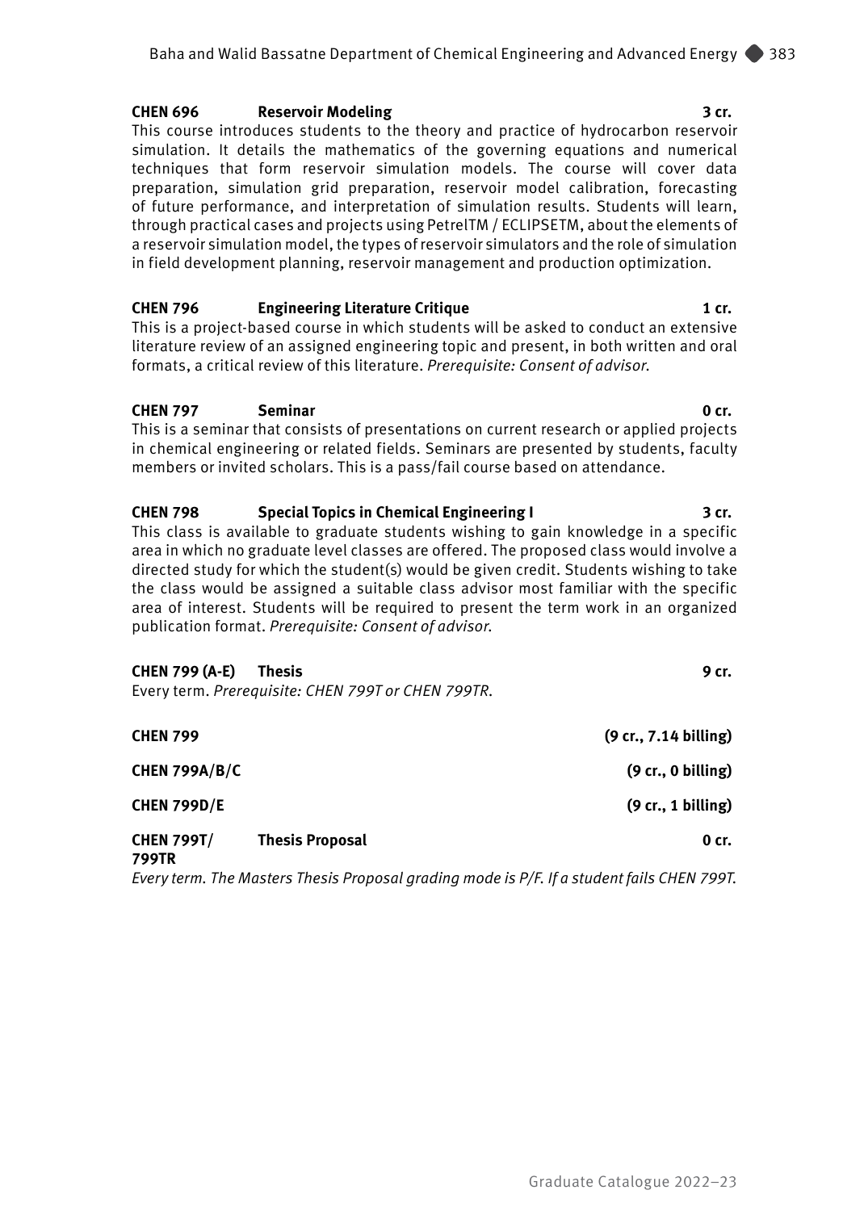**CHEN 696 Reservoir Modeling 3 cr.**

This course introduces students to the theory and practice of hydrocarbon reservoir simulation. It details the mathematics of the governing equations and numerical techniques that form reservoir simulation models. The course will cover data preparation, simulation grid preparation, reservoir model calibration, forecasting of future performance, and interpretation of simulation results. Students will learn, through practical cases and projects using PetrelTM / ECLIPSETM, about the elements of a reservoir simulation model, the types of reservoir simulators and the role of simulation in field development planning, reservoir management and production optimization.

**CHEN 796 Engineering Literature Critique 1 cr.**

This is a project-based course in which students will be asked to conduct an extensive literature review of an assigned engineering topic and present, in both written and oral formats, a critical review of this literature. *Prerequisite: Consent of advisor.*

**CHEN 797 Seminar 0 cr.**

This is a seminar that consists of presentations on current research or applied projects in chemical engineering or related fields. Seminars are presented by students, faculty members or invited scholars. This is a pass/fail course based on attendance.

**CHEN 798 Special Topics in Chemical Engineering I 3 cr.**

This class is available to graduate students wishing to gain knowledge in a specific area in which no graduate level classes are offered. The proposed class would involve a directed study for which the student(s) would be given credit. Students wishing to take the class would be assigned a suitable class advisor most familiar with the specific area of interest. Students will be required to present the term work in an organized publication format. *Prerequisite: Consent of advisor.*

**CHEN 799 (A-E) Thesis 9 cr.**

Every term. *Prerequisite: CHEN 799T or CHEN 799TR.*

**CHEN 799 (9 cr., 7.14 billing)**

**CHEN 799A/B/C (9 cr., 0 billing)**

**CHEN 799D/E (9 cr., 1 billing)**

**CHEN 799T/ 799TR Thesis Proposal 0 cr.**

*Every term. The Masters Thesis Proposal grading mode is P/F. If a student fails CHEN 799T.*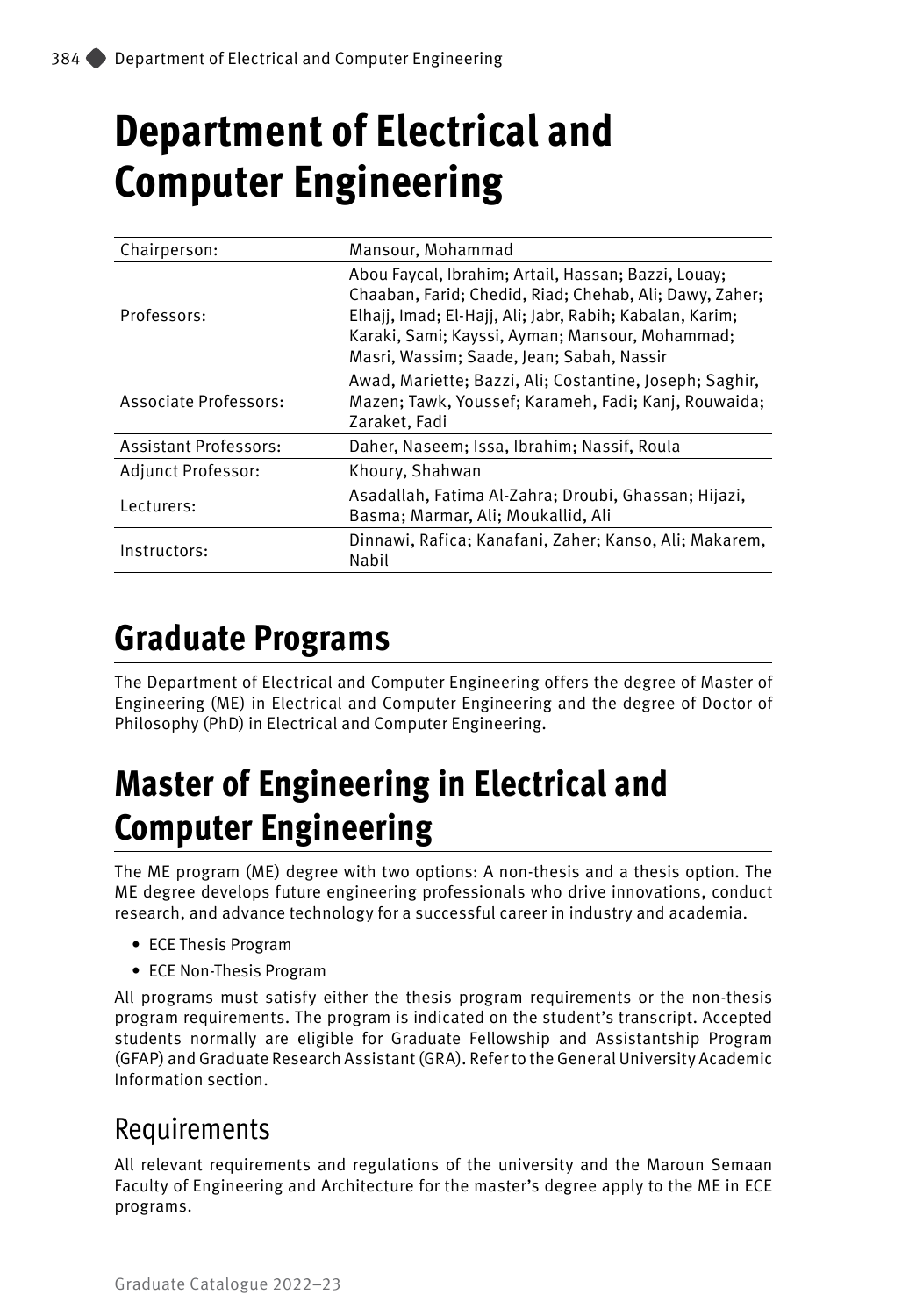# Department of Electrical and Computer Engineering

| | |
|---|---|
| Chairperson: | Mansour, Mohammad |
| Professors: | Abou Faycal, Ibrahim; Artail, Hassan; Bazzi, Louay; Chaaban, Farid; Chedid, Riad; Chehab, Ali; Dawy, Zaher; Elhajj, Imad; El-Hajj, Ali; Jabr, Rabih; Kabalan, Karim; Karaki, Sami; Kayssi, Ayman; Mansour, Mohammad; Masri, Wassim; Saade, Jean; Sabah, Nassir |
| Associate Professors: | Awad, Mariette; Bazzi, Ali; Costantine, Joseph; Saghir, Mazen; Tawk, Youssef; Karameh, Fadi; Kanj, Rouwaida; Zaraket, Fadi |
| Assistant Professors: | Daher, Naseem; Issa, Ibrahim; Nassif, Roula |
| Adjunct Professor: | Khoury, Shahwan |
| Lecturers: | Asadallah, Fatima Al-Zahra; Droubi, Ghassan; Hijazi, Basma; Marmar, Ali; Moukallid, Ali |
| Instructors: | Dinnawi, Rafica; Kanafani, Zaher; Kanso, Ali; Makarem, Nabil |

# Graduate Programs

The Department of Electrical and Computer Engineering offers the degree of Master of Engineering (ME) in Electrical and Computer Engineering and the degree of Doctor of Philosophy (PhD) in Electrical and Computer Engineering.

# Master of Engineering in Electrical and Computer Engineering

The ME program (ME) degree with two options: A non-thesis and a thesis option. The ME degree develops future engineering professionals who drive innovations, conduct research, and advance technology for a successful career in industry and academia.

- ECE Thesis Program
- ECE Non-Thesis Program

All programs must satisfy either the thesis program requirements or the non-thesis program requirements. The program is indicated on the student's transcript. Accepted students normally are eligible for Graduate Fellowship and Assistantship Program (GFAP) and Graduate Research Assistant (GRA). Refer to the General University Academic Information section.

## Requirements

All relevant requirements and regulations of the university and the Maroun Semaan Faculty of Engineering and Architecture for the master's degree apply to the ME in ECE programs.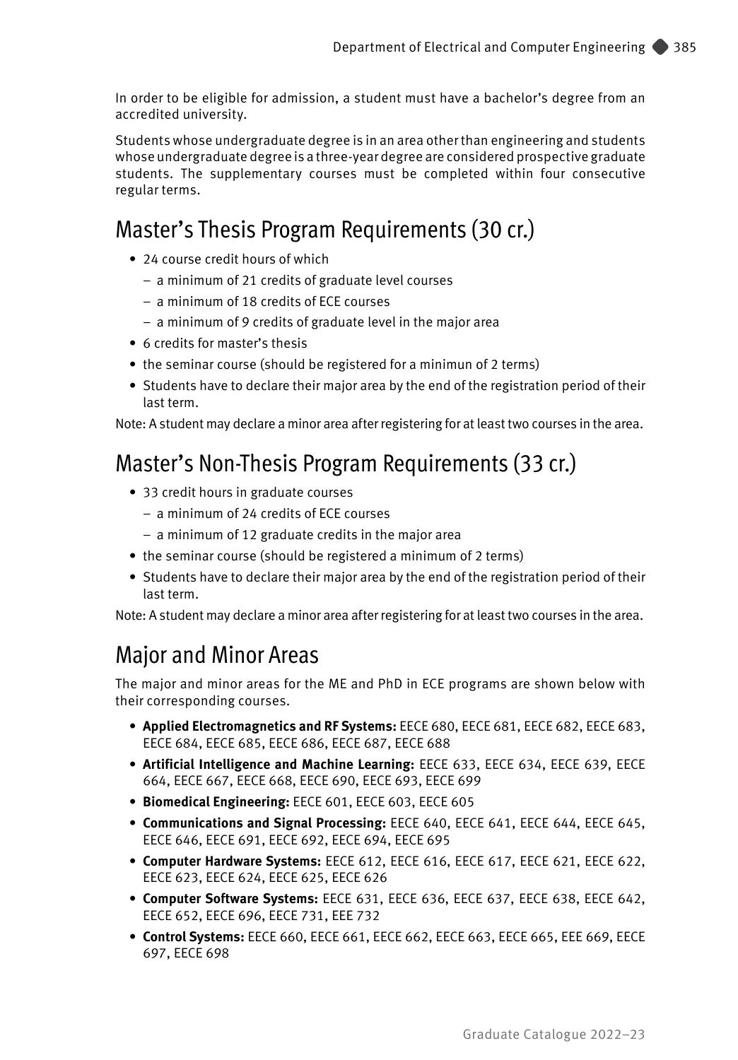In order to be eligible for admission, a student must have a bachelor's degree from an accredited university.

Students whose undergraduate degree is in an area other than engineering and students whose undergraduate degree is a three-year degree are considered prospective graduate students. The supplementary courses must be completed within four consecutive regular terms.

## Master's Thesis Program Requirements (30 cr.)

- 24 course credit hours of which
  - a minimum of 21 credits of graduate level courses
  - a minimum of 18 credits of ECE courses
  - a minimum of 9 credits of graduate level in the major area
- 6 credits for master's thesis
- the seminar course (should be registered for a minimun of 2 terms)
- Students have to declare their major area by the end of the registration period of their last term.

Note: A student may declare a minor area after registering for at least two courses in the area.

## Master's Non-Thesis Program Requirements (33 cr.)

- 33 credit hours in graduate courses
  - a minimum of 24 credits of ECE courses
  - a minimum of 12 graduate credits in the major area
- the seminar course (should be registered a minimum of 2 terms)
- Students have to declare their major area by the end of the registration period of their last term.

Note: A student may declare a minor area after registering for at least two courses in the area.

## Major and Minor Areas

The major and minor areas for the ME and PhD in ECE programs are shown below with their corresponding courses.

- **Applied Electromagnetics and RF Systems:** EECE 680, EECE 681, EECE 682, EECE 683, EECE 684, EECE 685, EECE 686, EECE 687, EECE 688
- **Artificial Intelligence and Machine Learning:** EECE 633, EECE 634, EECE 639, EECE 664, EECE 667, EECE 668, EECE 690, EECE 693, EECE 699
- **Biomedical Engineering:** EECE 601, EECE 603, EECE 605
- **Communications and Signal Processing:** EECE 640, EECE 641, EECE 644, EECE 645, EECE 646, EECE 691, EECE 692, EECE 694, EECE 695
- **Computer Hardware Systems:** EECE 612, EECE 616, EECE 617, EECE 621, EECE 622, EECE 623, EECE 624, EECE 625, EECE 626
- **Computer Software Systems:** EECE 631, EECE 636, EECE 637, EECE 638, EECE 642, EECE 652, EECE 696, EECE 731, EEE 732
- **Control Systems:** EECE 660, EECE 661, EECE 662, EECE 663, EECE 665, EEE 669, EECE 697, EECE 698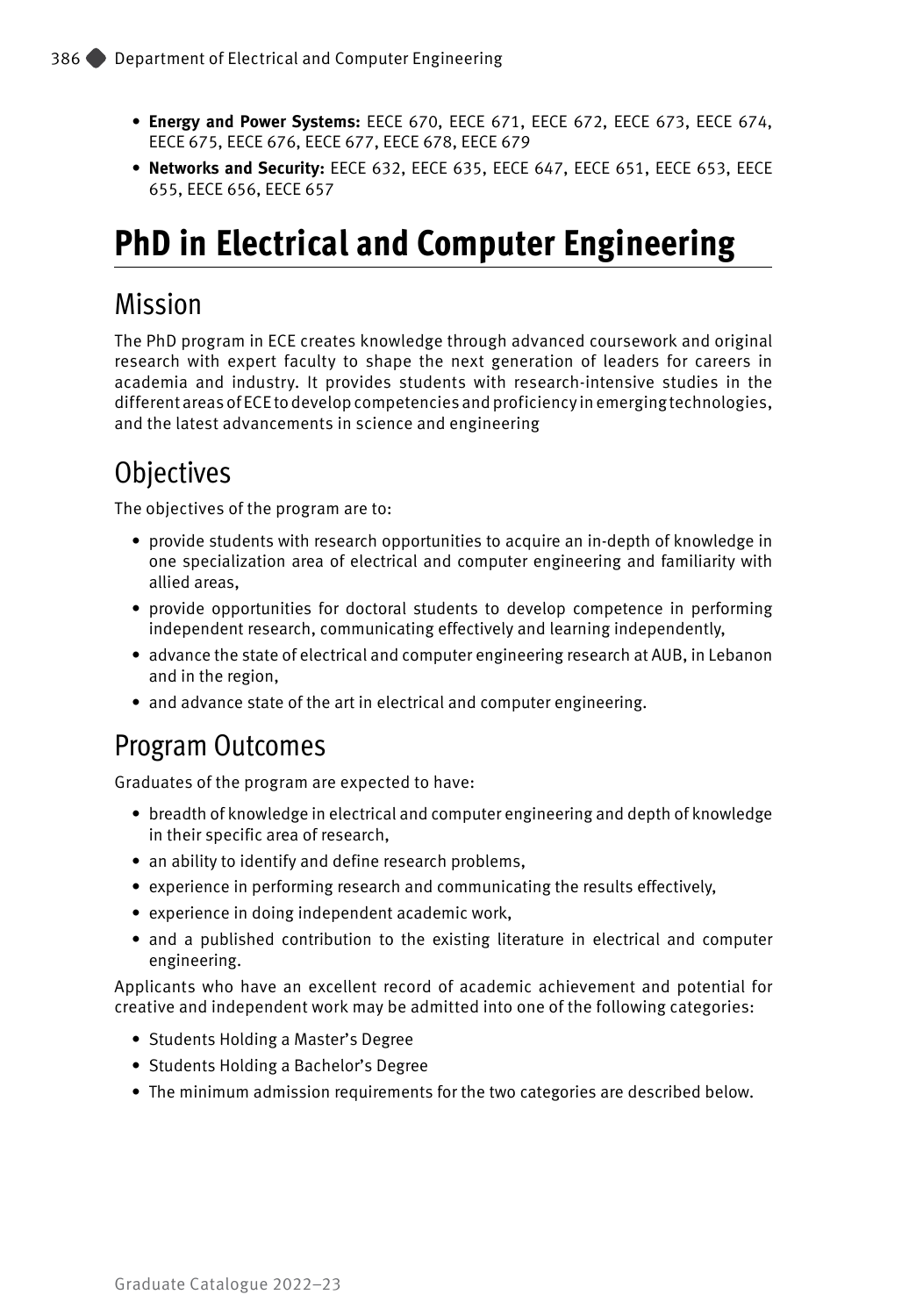- **Energy and Power Systems:** EECE 670, EECE 671, EECE 672, EECE 673, EECE 674, EECE 675, EECE 676, EECE 677, EECE 678, EECE 679
- **Networks and Security:** EECE 632, EECE 635, EECE 647, EECE 651, EECE 653, EECE 655, EECE 656, EECE 657

# PhD in Electrical and Computer Engineering

## Mission

The PhD program in ECE creates knowledge through advanced coursework and original research with expert faculty to shape the next generation of leaders for careers in academia and industry. It provides students with research-intensive studies in the different areas of ECE to develop competencies and proficiency in emerging technologies, and the latest advancements in science and engineering

## Objectives

The objectives of the program are to:

- provide students with research opportunities to acquire an in-depth of knowledge in one specialization area of electrical and computer engineering and familiarity with allied areas,
- provide opportunities for doctoral students to develop competence in performing independent research, communicating effectively and learning independently,
- advance the state of electrical and computer engineering research at AUB, in Lebanon and in the region,
- and advance state of the art in electrical and computer engineering.

## Program Outcomes

Graduates of the program are expected to have:

- breadth of knowledge in electrical and computer engineering and depth of knowledge in their specific area of research,
- an ability to identify and define research problems,
- experience in performing research and communicating the results effectively,
- experience in doing independent academic work,
- and a published contribution to the existing literature in electrical and computer engineering.

Applicants who have an excellent record of academic achievement and potential for creative and independent work may be admitted into one of the following categories:

- Students Holding a Master's Degree
- Students Holding a Bachelor's Degree
- The minimum admission requirements for the two categories are described below.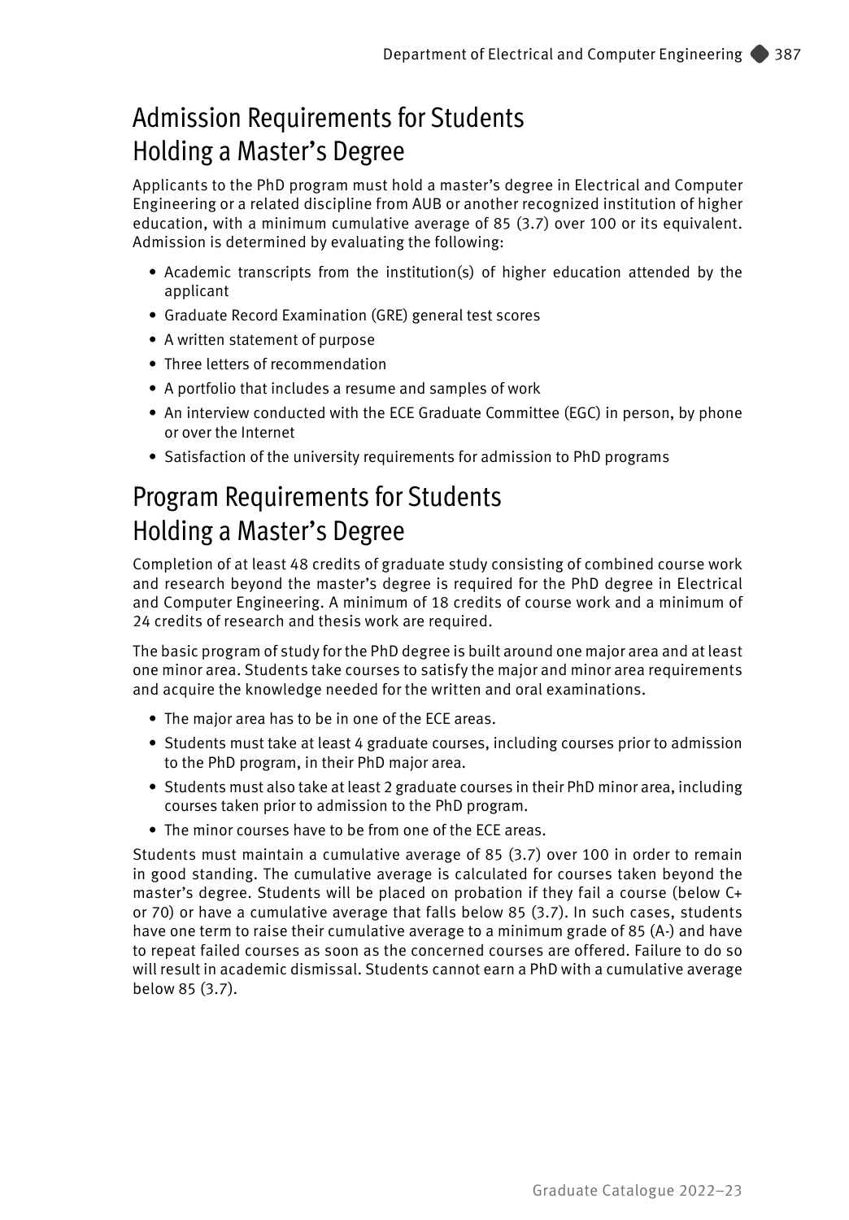## Admission Requirements for Students Holding a Master's Degree

Applicants to the PhD program must hold a master's degree in Electrical and Computer Engineering or a related discipline from AUB or another recognized institution of higher education, with a minimum cumulative average of 85 (3.7) over 100 or its equivalent. Admission is determined by evaluating the following:

- Academic transcripts from the institution(s) of higher education attended by the applicant
- Graduate Record Examination (GRE) general test scores
- A written statement of purpose
- Three letters of recommendation
- A portfolio that includes a resume and samples of work
- An interview conducted with the ECE Graduate Committee (EGC) in person, by phone or over the Internet
- Satisfaction of the university requirements for admission to PhD programs

## Program Requirements for Students Holding a Master's Degree

Completion of at least 48 credits of graduate study consisting of combined course work and research beyond the master's degree is required for the PhD degree in Electrical and Computer Engineering. A minimum of 18 credits of course work and a minimum of 24 credits of research and thesis work are required.

The basic program of study for the PhD degree is built around one major area and at least one minor area. Students take courses to satisfy the major and minor area requirements and acquire the knowledge needed for the written and oral examinations.

- The major area has to be in one of the ECE areas.
- Students must take at least 4 graduate courses, including courses prior to admission to the PhD program, in their PhD major area.
- Students must also take at least 2 graduate courses in their PhD minor area, including courses taken prior to admission to the PhD program.
- The minor courses have to be from one of the ECE areas.

Students must maintain a cumulative average of 85 (3.7) over 100 in order to remain in good standing. The cumulative average is calculated for courses taken beyond the master's degree. Students will be placed on probation if they fail a course (below C+ or 70) or have a cumulative average that falls below 85 (3.7). In such cases, students have one term to raise their cumulative average to a minimum grade of 85 (A-) and have to repeat failed courses as soon as the concerned courses are offered. Failure to do so will result in academic dismissal. Students cannot earn a PhD with a cumulative average below 85 (3.7).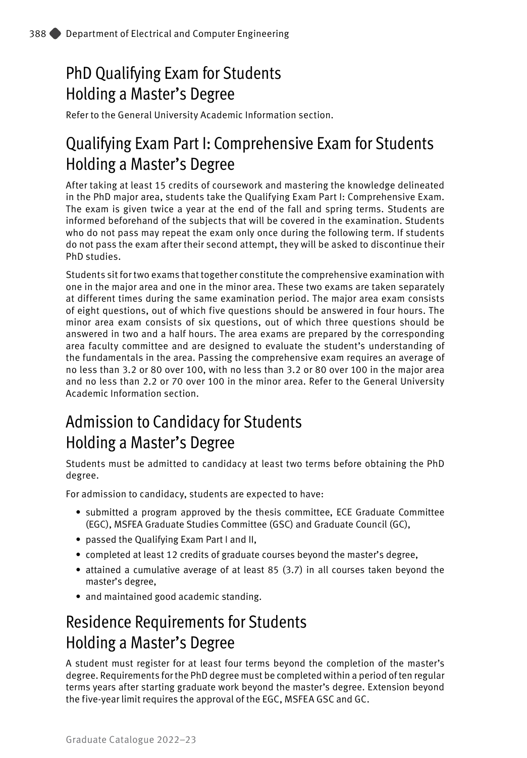## PhD Qualifying Exam for Students Holding a Master's Degree

Refer to the General University Academic Information section.

## Qualifying Exam Part I: Comprehensive Exam for Students Holding a Master's Degree

After taking at least 15 credits of coursework and mastering the knowledge delineated in the PhD major area, students take the Qualifying Exam Part I: Comprehensive Exam. The exam is given twice a year at the end of the fall and spring terms. Students are informed beforehand of the subjects that will be covered in the examination. Students who do not pass may repeat the exam only once during the following term. If students do not pass the exam after their second attempt, they will be asked to discontinue their PhD studies.

Students sit for two exams that together constitute the comprehensive examination with one in the major area and one in the minor area. These two exams are taken separately at different times during the same examination period. The major area exam consists of eight questions, out of which five questions should be answered in four hours. The minor area exam consists of six questions, out of which three questions should be answered in two and a half hours. The area exams are prepared by the corresponding area faculty committee and are designed to evaluate the student's understanding of the fundamentals in the area. Passing the comprehensive exam requires an average of no less than 3.2 or 80 over 100, with no less than 3.2 or 80 over 100 in the major area and no less than 2.2 or 70 over 100 in the minor area. Refer to the General University Academic Information section.

## Admission to Candidacy for Students Holding a Master's Degree

Students must be admitted to candidacy at least two terms before obtaining the PhD degree.

For admission to candidacy, students are expected to have:

- submitted a program approved by the thesis committee, ECE Graduate Committee (EGC), MSFEA Graduate Studies Committee (GSC) and Graduate Council (GC),
- passed the Qualifying Exam Part I and II,
- completed at least 12 credits of graduate courses beyond the master's degree,
- attained a cumulative average of at least 85 (3.7) in all courses taken beyond the master's degree,
- and maintained good academic standing.

## Residence Requirements for Students Holding a Master's Degree

A student must register for at least four terms beyond the completion of the master's degree. Requirements for the PhD degree must be completed within a period of ten regular terms years after starting graduate work beyond the master's degree. Extension beyond the five-year limit requires the approval of the EGC, MSFEA GSC and GC.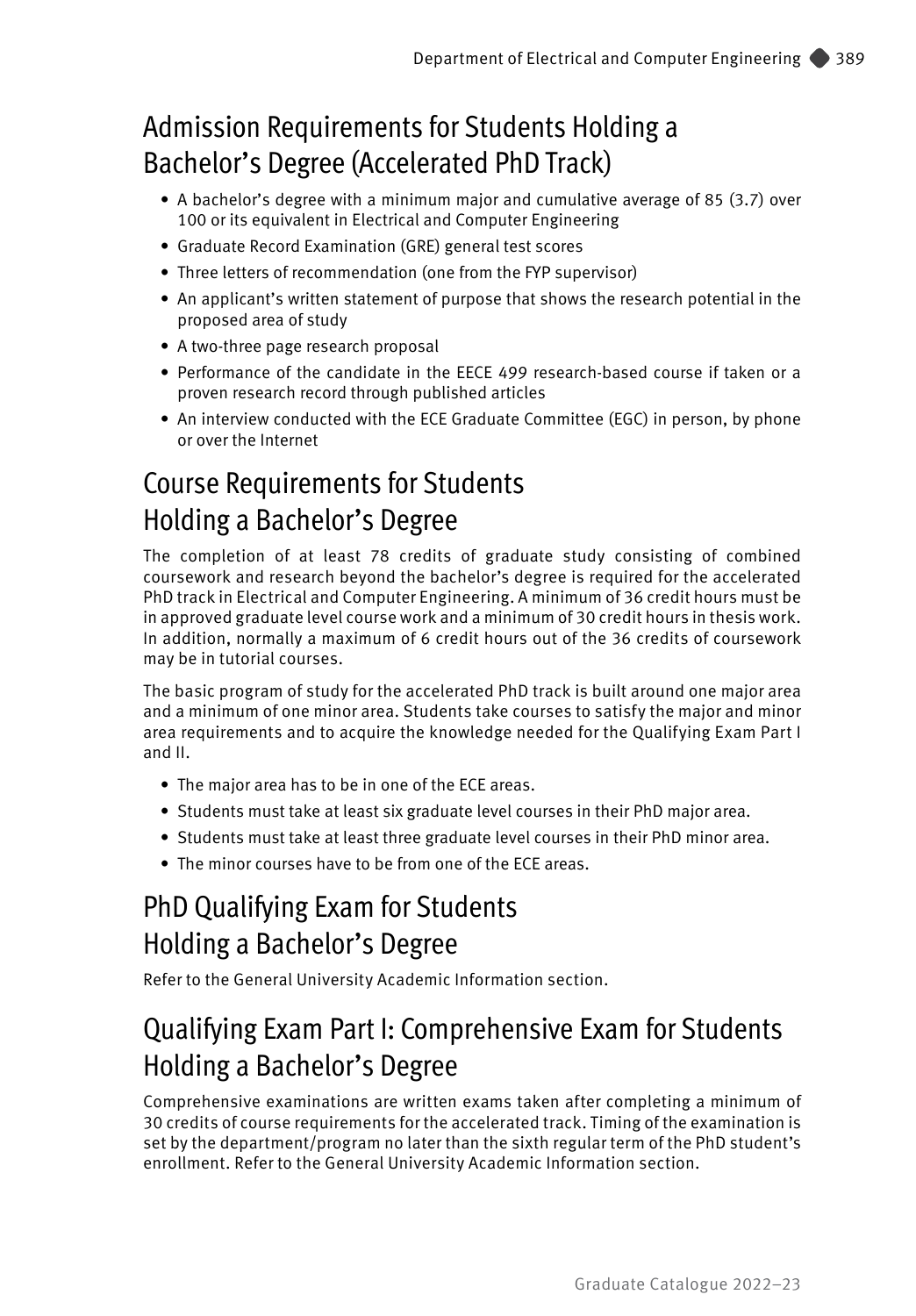## Admission Requirements for Students Holding a Bachelor's Degree (Accelerated PhD Track)

- A bachelor's degree with a minimum major and cumulative average of 85 (3.7) over 100 or its equivalent in Electrical and Computer Engineering
- Graduate Record Examination (GRE) general test scores
- Three letters of recommendation (one from the FYP supervisor)
- An applicant's written statement of purpose that shows the research potential in the proposed area of study
- A two-three page research proposal
- Performance of the candidate in the EECE 499 research-based course if taken or a proven research record through published articles
- An interview conducted with the ECE Graduate Committee (EGC) in person, by phone or over the Internet

## Course Requirements for Students Holding a Bachelor's Degree

The completion of at least 78 credits of graduate study consisting of combined coursework and research beyond the bachelor's degree is required for the accelerated PhD track in Electrical and Computer Engineering. A minimum of 36 credit hours must be in approved graduate level course work and a minimum of 30 credit hours in thesis work. In addition, normally a maximum of 6 credit hours out of the 36 credits of coursework may be in tutorial courses.

The basic program of study for the accelerated PhD track is built around one major area and a minimum of one minor area. Students take courses to satisfy the major and minor area requirements and to acquire the knowledge needed for the Qualifying Exam Part I and II.

- The major area has to be in one of the ECE areas.
- Students must take at least six graduate level courses in their PhD major area.
- Students must take at least three graduate level courses in their PhD minor area.
- The minor courses have to be from one of the ECE areas.

## PhD Qualifying Exam for Students Holding a Bachelor's Degree

Refer to the General University Academic Information section.

## Qualifying Exam Part I: Comprehensive Exam for Students Holding a Bachelor's Degree

Comprehensive examinations are written exams taken after completing a minimum of 30 credits of course requirements for the accelerated track. Timing of the examination is set by the department/program no later than the sixth regular term of the PhD student's enrollment. Refer to the General University Academic Information section.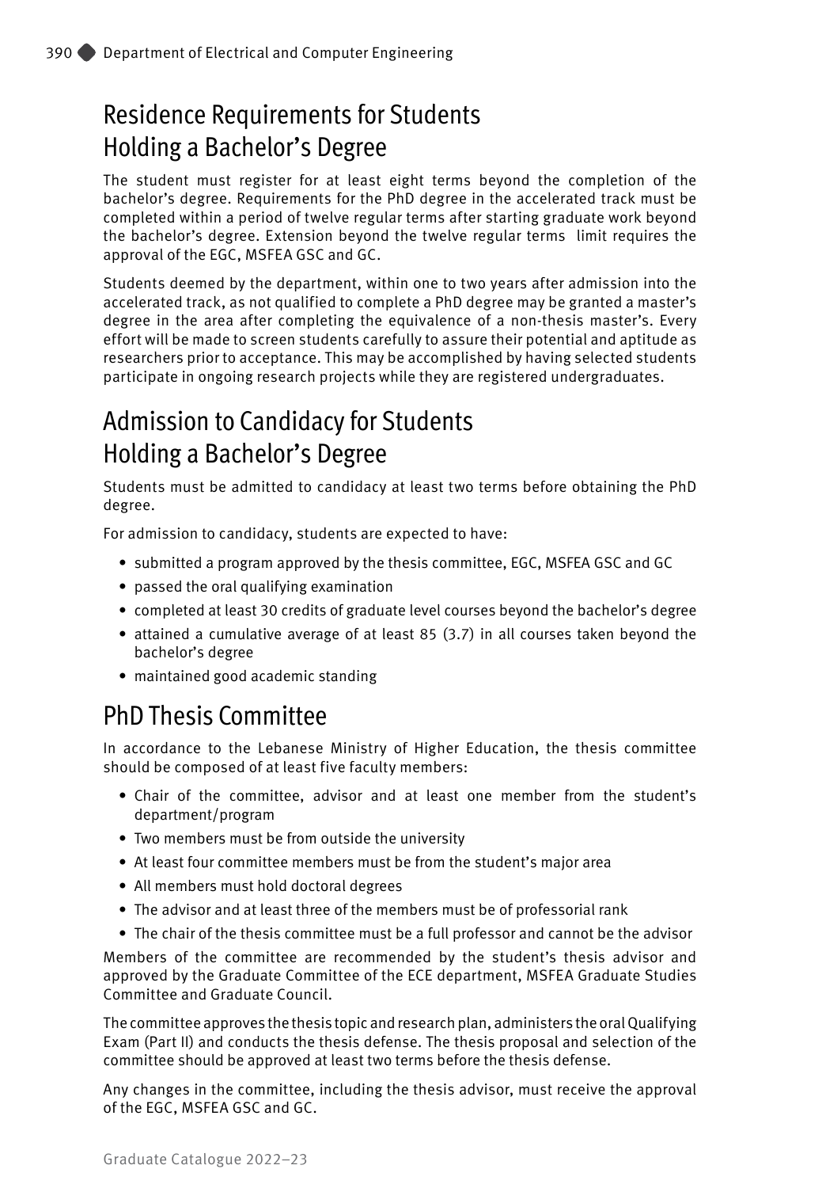## Residence Requirements for Students Holding a Bachelor's Degree

The student must register for at least eight terms beyond the completion of the bachelor's degree. Requirements for the PhD degree in the accelerated track must be completed within a period of twelve regular terms after starting graduate work beyond the bachelor's degree. Extension beyond the twelve regular terms limit requires the approval of the EGC, MSFEA GSC and GC.

Students deemed by the department, within one to two years after admission into the accelerated track, as not qualified to complete a PhD degree may be granted a master's degree in the area after completing the equivalence of a non-thesis master's. Every effort will be made to screen students carefully to assure their potential and aptitude as researchers prior to acceptance. This may be accomplished by having selected students participate in ongoing research projects while they are registered undergraduates.

## Admission to Candidacy for Students Holding a Bachelor's Degree

Students must be admitted to candidacy at least two terms before obtaining the PhD degree.

For admission to candidacy, students are expected to have:

- submitted a program approved by the thesis committee, EGC, MSFEA GSC and GC
- passed the oral qualifying examination
- completed at least 30 credits of graduate level courses beyond the bachelor's degree
- attained a cumulative average of at least 85 (3.7) in all courses taken beyond the bachelor's degree
- maintained good academic standing

## PhD Thesis Committee

In accordance to the Lebanese Ministry of Higher Education, the thesis committee should be composed of at least five faculty members:

- Chair of the committee, advisor and at least one member from the student's department/program
- Two members must be from outside the university
- At least four committee members must be from the student's major area
- All members must hold doctoral degrees
- The advisor and at least three of the members must be of professorial rank
- The chair of the thesis committee must be a full professor and cannot be the advisor

Members of the committee are recommended by the student's thesis advisor and approved by the Graduate Committee of the ECE department, MSFEA Graduate Studies Committee and Graduate Council.

The committee approves the thesis topic and research plan, administers the oral Qualifying Exam (Part II) and conducts the thesis defense. The thesis proposal and selection of the committee should be approved at least two terms before the thesis defense.

Any changes in the committee, including the thesis advisor, must receive the approval of the EGC, MSFEA GSC and GC.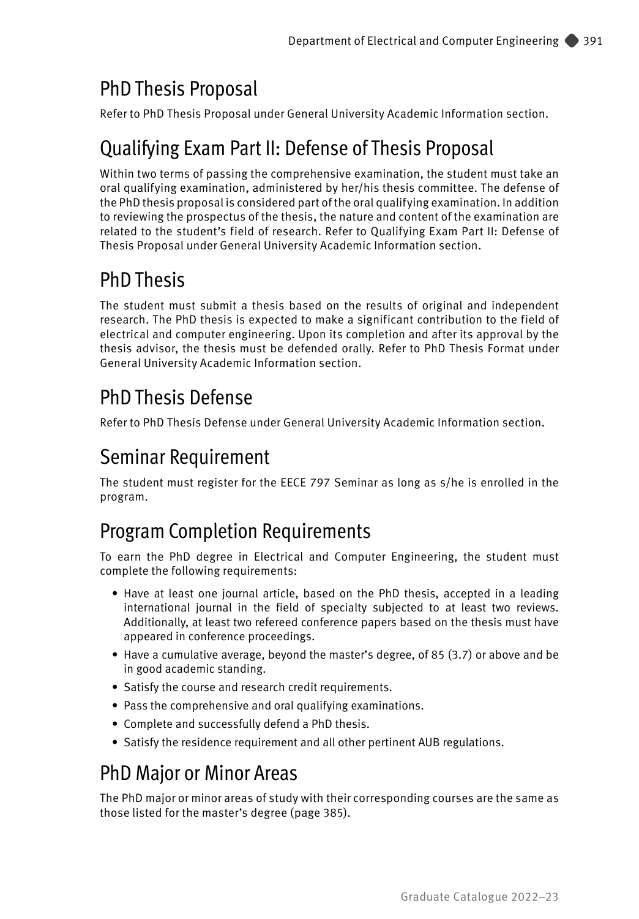## PhD Thesis Proposal

Refer to PhD Thesis Proposal under General University Academic Information section.

## Qualifying Exam Part II: Defense of Thesis Proposal

Within two terms of passing the comprehensive examination, the student must take an oral qualifying examination, administered by her/his thesis committee. The defense of the PhD thesis proposal is considered part of the oral qualifying examination. In addition to reviewing the prospectus of the thesis, the nature and content of the examination are related to the student's field of research. Refer to Qualifying Exam Part II: Defense of Thesis Proposal under General University Academic Information section.

## PhD Thesis

The student must submit a thesis based on the results of original and independent research. The PhD thesis is expected to make a significant contribution to the field of electrical and computer engineering. Upon its completion and after its approval by the thesis advisor, the thesis must be defended orally. Refer to PhD Thesis Format under General University Academic Information section.

## PhD Thesis Defense

Refer to PhD Thesis Defense under General University Academic Information section.

## Seminar Requirement

The student must register for the EECE 797 Seminar as long as s/he is enrolled in the program.

## Program Completion Requirements

To earn the PhD degree in Electrical and Computer Engineering, the student must complete the following requirements:

- Have at least one journal article, based on the PhD thesis, accepted in a leading international journal in the field of specialty subjected to at least two reviews. Additionally, at least two refereed conference papers based on the thesis must have appeared in conference proceedings.
- Have a cumulative average, beyond the master's degree, of 85 (3.7) or above and be in good academic standing.
- Satisfy the course and research credit requirements.
- Pass the comprehensive and oral qualifying examinations.
- Complete and successfully defend a PhD thesis.
- Satisfy the residence requirement and all other pertinent AUB regulations.

## PhD Major or Minor Areas

The PhD major or minor areas of study with their corresponding courses are the same as those listed for the master's degree (page 385).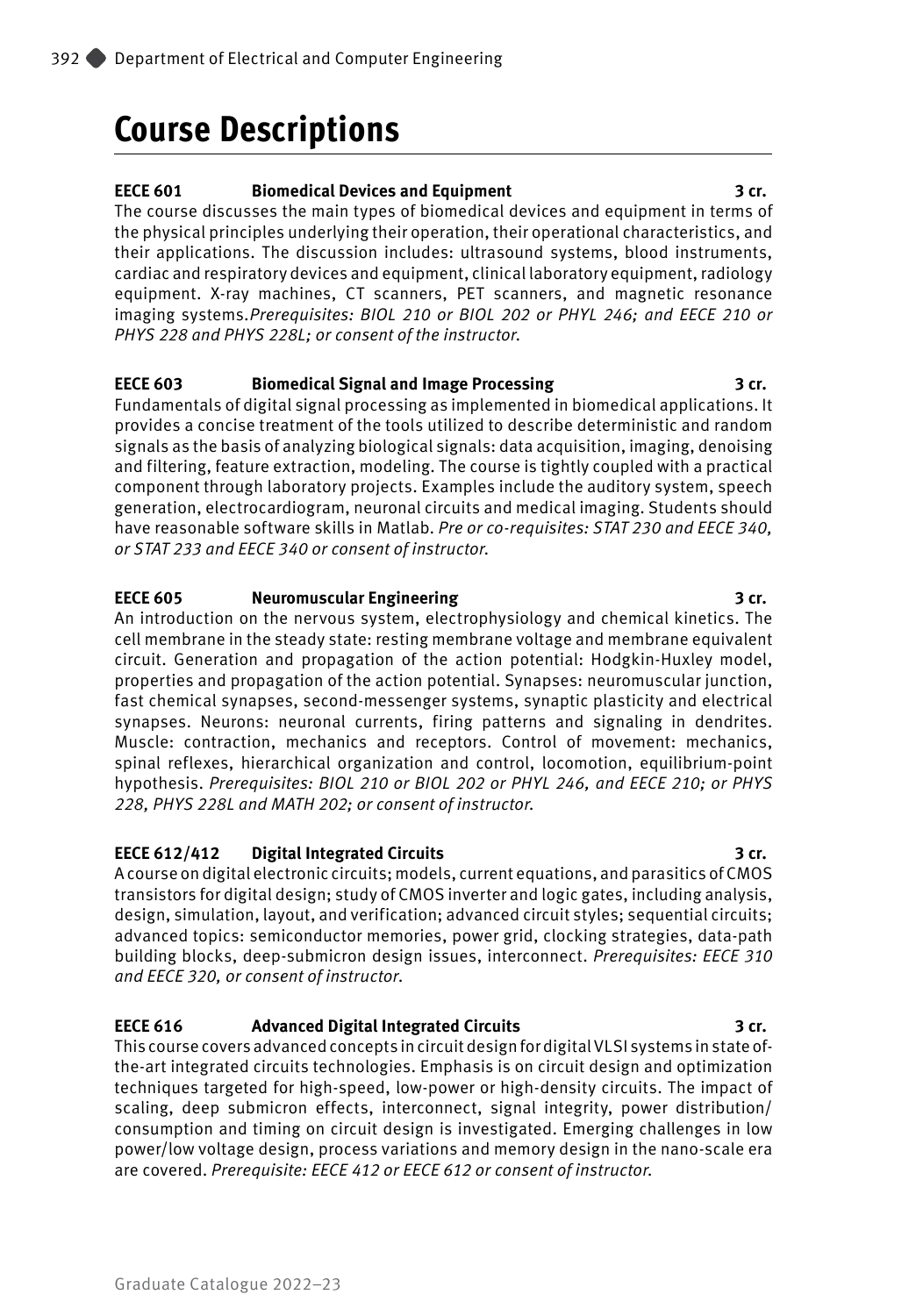# Course Descriptions

**EECE 601 Biomedical Devices and Equipment 3 cr.**

The course discusses the main types of biomedical devices and equipment in terms of the physical principles underlying their operation, their operational characteristics, and their applications. The discussion includes: ultrasound systems, blood instruments, cardiac and respiratory devices and equipment, clinical laboratory equipment, radiology equipment. X-ray machines, CT scanners, PET scanners, and magnetic resonance imaging systems.*Prerequisites: BIOL 210 or BIOL 202 or PHYL 246; and EECE 210 or PHYS 228 and PHYS 228L; or consent of the instructor.*

**EECE 603 Biomedical Signal and Image Processing 3 cr.**

Fundamentals of digital signal processing as implemented in biomedical applications. It provides a concise treatment of the tools utilized to describe deterministic and random signals as the basis of analyzing biological signals: data acquisition, imaging, denoising and filtering, feature extraction, modeling. The course is tightly coupled with a practical component through laboratory projects. Examples include the auditory system, speech generation, electrocardiogram, neuronal circuits and medical imaging. Students should have reasonable software skills in Matlab. *Pre or co-requisites: STAT 230 and EECE 340, or STAT 233 and EECE 340 or consent of instructor.*

**EECE 605 Neuromuscular Engineering 3 cr.**

An introduction on the nervous system, electrophysiology and chemical kinetics. The cell membrane in the steady state: resting membrane voltage and membrane equivalent circuit. Generation and propagation of the action potential: Hodgkin-Huxley model, properties and propagation of the action potential. Synapses: neuromuscular junction, fast chemical synapses, second-messenger systems, synaptic plasticity and electrical synapses. Neurons: neuronal currents, firing patterns and signaling in dendrites. Muscle: contraction, mechanics and receptors. Control of movement: mechanics, spinal reflexes, hierarchical organization and control, locomotion, equilibrium-point hypothesis. *Prerequisites: BIOL 210 or BIOL 202 or PHYL 246, and EECE 210; or PHYS 228, PHYS 228L and MATH 202; or consent of instructor.*

**EECE 612/412 Digital Integrated Circuits 3 cr.**

A course on digital electronic circuits; models, current equations, and parasitics of CMOS transistors for digital design; study of CMOS inverter and logic gates, including analysis, design, simulation, layout, and verification; advanced circuit styles; sequential circuits; advanced topics: semiconductor memories, power grid, clocking strategies, data-path building blocks, deep-submicron design issues, interconnect. *Prerequisites: EECE 310 and EECE 320, or consent of instructor.*

**EECE 616 Advanced Digital Integrated Circuits 3 cr.**

This course covers advanced concepts in circuit design for digital VLSI systems in state of-the-art integrated circuits technologies. Emphasis is on circuit design and optimization techniques targeted for high-speed, low-power or high-density circuits. The impact of scaling, deep submicron effects, interconnect, signal integrity, power distribution/consumption and timing on circuit design is investigated. Emerging challenges in low power/low voltage design, process variations and memory design in the nano-scale era are covered. *Prerequisite: EECE 412 or EECE 612 or consent of instructor.*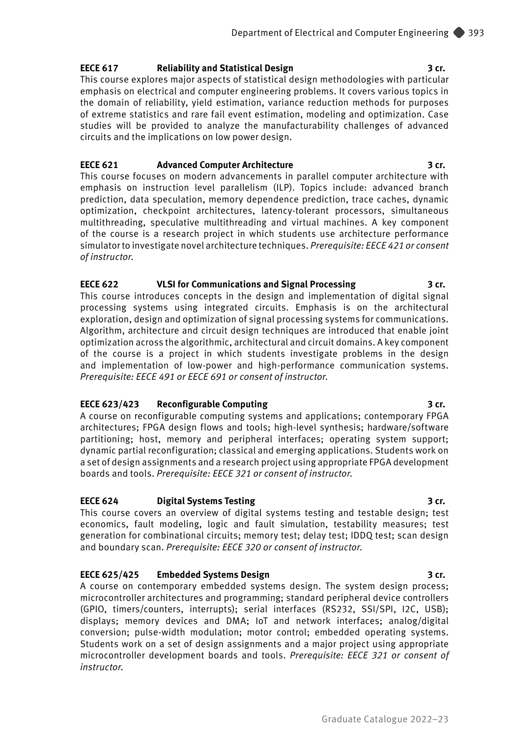**EECE 617 Reliability and Statistical Design 3 cr.**

This course explores major aspects of statistical design methodologies with particular emphasis on electrical and computer engineering problems. It covers various topics in the domain of reliability, yield estimation, variance reduction methods for purposes of extreme statistics and rare fail event estimation, modeling and optimization. Case studies will be provided to analyze the manufacturability challenges of advanced circuits and the implications on low power design.

**EECE 621 Advanced Computer Architecture 3 cr.**

This course focuses on modern advancements in parallel computer architecture with emphasis on instruction level parallelism (ILP). Topics include: advanced branch prediction, data speculation, memory dependence prediction, trace caches, dynamic optimization, checkpoint architectures, latency-tolerant processors, simultaneous multithreading, speculative multithreading and virtual machines. A key component of the course is a research project in which students use architecture performance simulator to investigate novel architecture techniques. *Prerequisite: EECE 421 or consent of instructor.*

**EECE 622 VLSI for Communications and Signal Processing 3 cr.**

This course introduces concepts in the design and implementation of digital signal processing systems using integrated circuits. Emphasis is on the architectural exploration, design and optimization of signal processing systems for communications. Algorithm, architecture and circuit design techniques are introduced that enable joint optimization across the algorithmic, architectural and circuit domains. A key component of the course is a project in which students investigate problems in the design and implementation of low-power and high-performance communication systems. *Prerequisite: EECE 491 or EECE 691 or consent of instructor.*

**EECE 623/423 Reconfigurable Computing 3 cr.**

A course on reconfigurable computing systems and applications; contemporary FPGA architectures; FPGA design flows and tools; high-level synthesis; hardware/software partitioning; host, memory and peripheral interfaces; operating system support; dynamic partial reconfiguration; classical and emerging applications. Students work on a set of design assignments and a research project using appropriate FPGA development boards and tools. *Prerequisite: EECE 321 or consent of instructor.*

**EECE 624 Digital Systems Testing 3 cr.**

This course covers an overview of digital systems testing and testable design; test economics, fault modeling, logic and fault simulation, testability measures; test generation for combinational circuits; memory test; delay test; IDDQ test; scan design and boundary scan. *Prerequisite: EECE 320 or consent of instructor.*

**EECE 625/425 Embedded Systems Design 3 cr.**

A course on contemporary embedded systems design. The system design process; microcontroller architectures and programming; standard peripheral device controllers (GPIO, timers/counters, interrupts); serial interfaces (RS232, SSI/SPI, I2C, USB); displays; memory devices and DMA; IoT and network interfaces; analog/digital conversion; pulse-width modulation; motor control; embedded operating systems. Students work on a set of design assignments and a major project using appropriate microcontroller development boards and tools. *Prerequisite: EECE 321 or consent of instructor.*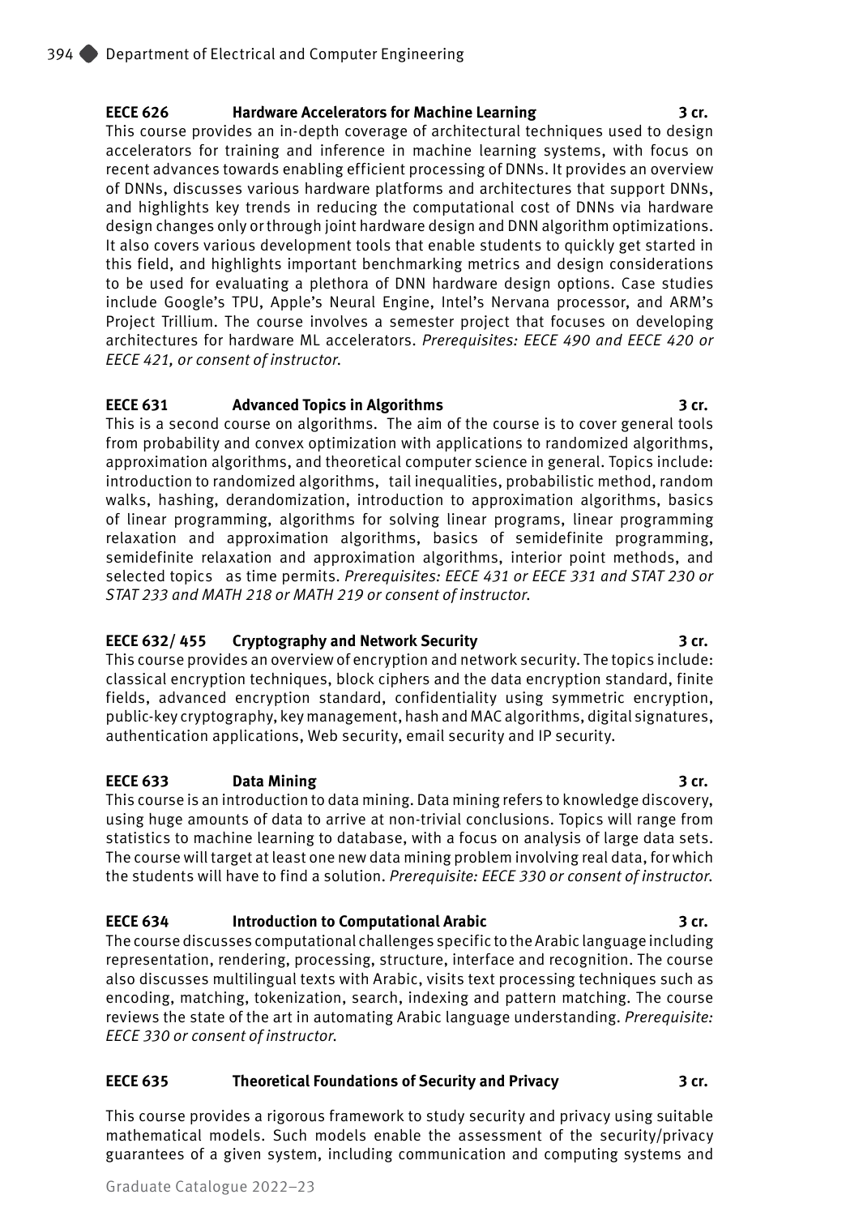**EECE 626 Hardware Accelerators for Machine Learning 3 cr.**

This course provides an in-depth coverage of architectural techniques used to design accelerators for training and inference in machine learning systems, with focus on recent advances towards enabling efficient processing of DNNs. It provides an overview of DNNs, discusses various hardware platforms and architectures that support DNNs, and highlights key trends in reducing the computational cost of DNNs via hardware design changes only or through joint hardware design and DNN algorithm optimizations. It also covers various development tools that enable students to quickly get started in this field, and highlights important benchmarking metrics and design considerations to be used for evaluating a plethora of DNN hardware design options. Case studies include Google's TPU, Apple's Neural Engine, Intel's Nervana processor, and ARM's Project Trillium. The course involves a semester project that focuses on developing architectures for hardware ML accelerators. *Prerequisites: EECE 490 and EECE 420 or EECE 421, or consent of instructor.*

**EECE 631 Advanced Topics in Algorithms 3 cr.**

This is a second course on algorithms. The aim of the course is to cover general tools from probability and convex optimization with applications to randomized algorithms, approximation algorithms, and theoretical computer science in general. Topics include: introduction to randomized algorithms, tail inequalities, probabilistic method, random walks, hashing, derandomization, introduction to approximation algorithms, basics of linear programming, algorithms for solving linear programs, linear programming relaxation and approximation algorithms, basics of semidefinite programming, semidefinite relaxation and approximation algorithms, interior point methods, and selected topics as time permits. *Prerequisites: EECE 431 or EECE 331 and STAT 230 or STAT 233 and MATH 218 or MATH 219 or consent of instructor.*

**EECE 632/ 455 Cryptography and Network Security 3 cr.**

This course provides an overview of encryption and network security. The topics include: classical encryption techniques, block ciphers and the data encryption standard, finite fields, advanced encryption standard, confidentiality using symmetric encryption, public-key cryptography, key management, hash and MAC algorithms, digital signatures, authentication applications, Web security, email security and IP security.

**EECE 633 Data Mining 3 cr.**

This course is an introduction to data mining. Data mining refers to knowledge discovery, using huge amounts of data to arrive at non-trivial conclusions. Topics will range from statistics to machine learning to database, with a focus on analysis of large data sets. The course will target at least one new data mining problem involving real data, for which the students will have to find a solution. *Prerequisite: EECE 330 or consent of instructor.*

**EECE 634 Introduction to Computational Arabic 3 cr.**

The course discusses computational challenges specific to the Arabic language including representation, rendering, processing, structure, interface and recognition. The course also discusses multilingual texts with Arabic, visits text processing techniques such as encoding, matching, tokenization, search, indexing and pattern matching. The course reviews the state of the art in automating Arabic language understanding. *Prerequisite: EECE 330 or consent of instructor.*

**EECE 635 Theoretical Foundations of Security and Privacy 3 cr.**

This course provides a rigorous framework to study security and privacy using suitable mathematical models. Such models enable the assessment of the security/privacy guarantees of a given system, including communication and computing systems and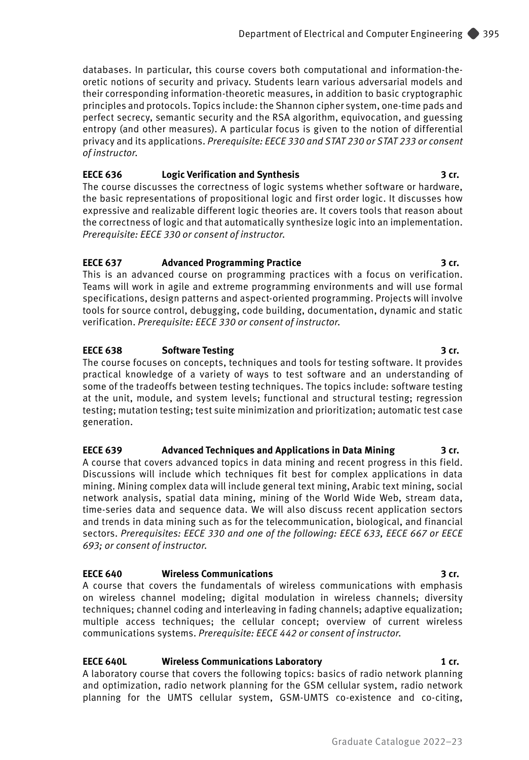databases. In particular, this course covers both computational and information-theoretic notions of security and privacy. Students learn various adversarial models and their corresponding information-theoretic measures, in addition to basic cryptographic principles and protocols. Topics include: the Shannon cipher system, one-time pads and perfect secrecy, semantic security and the RSA algorithm, equivocation, and guessing entropy (and other measures). A particular focus is given to the notion of differential privacy and its applications. *Prerequisite: EECE 330 and STAT 230 or STAT 233 or consent of instructor.*

**EECE 636 Logic Verification and Synthesis 3 cr.**

The course discusses the correctness of logic systems whether software or hardware, the basic representations of propositional logic and first order logic. It discusses how expressive and realizable different logic theories are. It covers tools that reason about the correctness of logic and that automatically synthesize logic into an implementation. *Prerequisite: EECE 330 or consent of instructor.*

**EECE 637 Advanced Programming Practice 3 cr.**

This is an advanced course on programming practices with a focus on verification. Teams will work in agile and extreme programming environments and will use formal specifications, design patterns and aspect-oriented programming. Projects will involve tools for source control, debugging, code building, documentation, dynamic and static verification. *Prerequisite: EECE 330 or consent of instructor.*

**EECE 638 Software Testing 3 cr.**

The course focuses on concepts, techniques and tools for testing software. It provides practical knowledge of a variety of ways to test software and an understanding of some of the tradeoffs between testing techniques. The topics include: software testing at the unit, module, and system levels; functional and structural testing; regression testing; mutation testing; test suite minimization and prioritization; automatic test case generation.

**EECE 639 Advanced Techniques and Applications in Data Mining 3 cr.**

A course that covers advanced topics in data mining and recent progress in this field. Discussions will include which techniques fit best for complex applications in data mining. Mining complex data will include general text mining, Arabic text mining, social network analysis, spatial data mining, mining of the World Wide Web, stream data, time-series data and sequence data. We will also discuss recent application sectors and trends in data mining such as for the telecommunication, biological, and financial sectors. *Prerequisites: EECE 330 and one of the following: EECE 633, EECE 667 or EECE 693; or consent of instructor.*

**EECE 640 Wireless Communications 3 cr.**

A course that covers the fundamentals of wireless communications with emphasis on wireless channel modeling; digital modulation in wireless channels; diversity techniques; channel coding and interleaving in fading channels; adaptive equalization; multiple access techniques; the cellular concept; overview of current wireless communications systems. *Prerequisite: EECE 442 or consent of instructor.*

**EECE 640L Wireless Communications Laboratory 1 cr.**

A laboratory course that covers the following topics: basics of radio network planning and optimization, radio network planning for the GSM cellular system, radio network planning for the UMTS cellular system, GSM-UMTS co-existence and co-citing,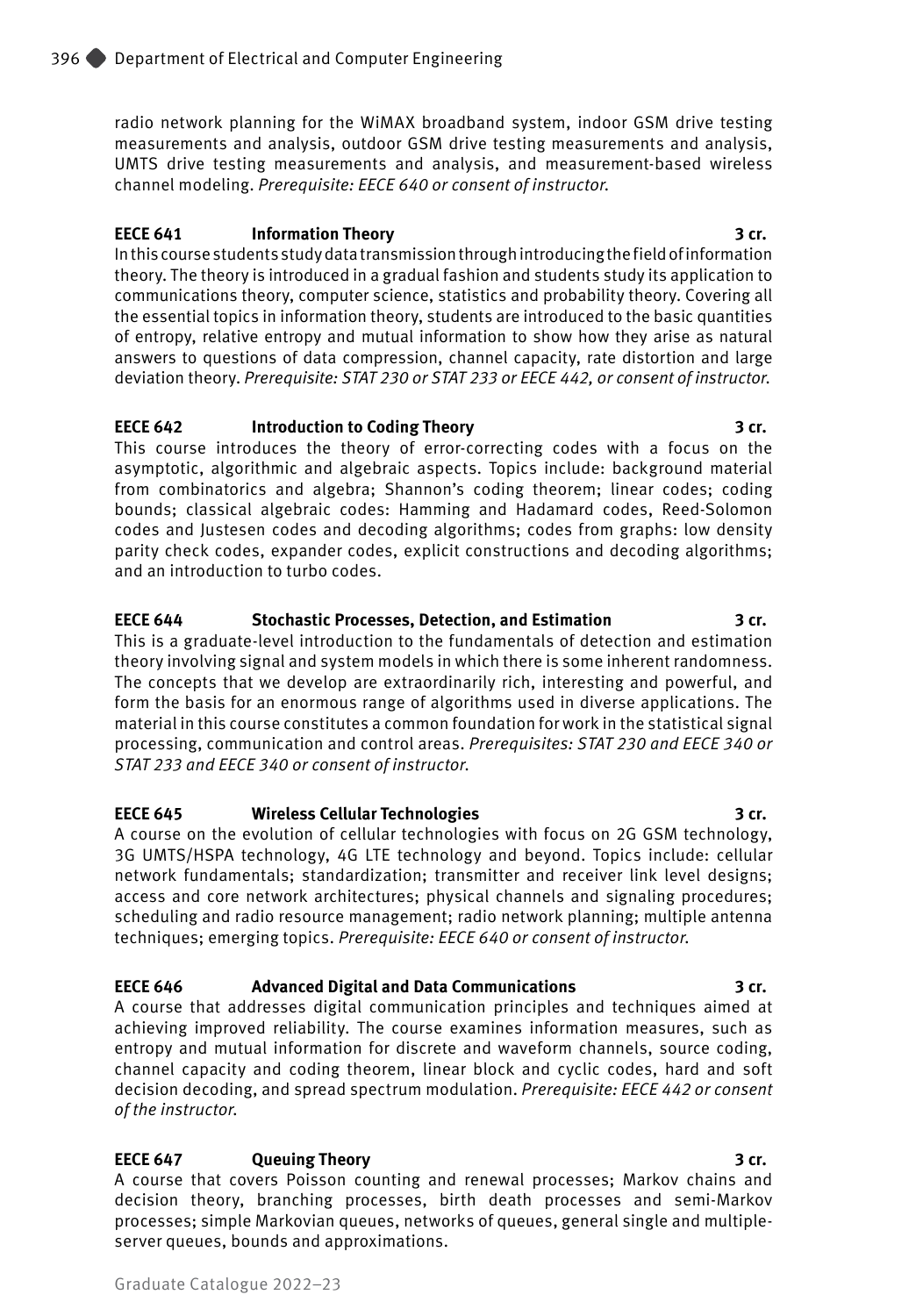radio network planning for the WiMAX broadband system, indoor GSM drive testing measurements and analysis, outdoor GSM drive testing measurements and analysis, UMTS drive testing measurements and analysis, and measurement-based wireless channel modeling. *Prerequisite: EECE 640 or consent of instructor.*

**EECE 641 Information Theory 3 cr.**

In this course students study data transmission through introducing the field of information theory. The theory is introduced in a gradual fashion and students study its application to communications theory, computer science, statistics and probability theory. Covering all the essential topics in information theory, students are introduced to the basic quantities of entropy, relative entropy and mutual information to show how they arise as natural answers to questions of data compression, channel capacity, rate distortion and large deviation theory. *Prerequisite: STAT 230 or STAT 233 or EECE 442, or consent of instructor.*

**EECE 642 Introduction to Coding Theory 3 cr.**

This course introduces the theory of error-correcting codes with a focus on the asymptotic, algorithmic and algebraic aspects. Topics include: background material from combinatorics and algebra; Shannon's coding theorem; linear codes; coding bounds; classical algebraic codes: Hamming and Hadamard codes, Reed-Solomon codes and Justesen codes and decoding algorithms; codes from graphs: low density parity check codes, expander codes, explicit constructions and decoding algorithms; and an introduction to turbo codes.

**EECE 644 Stochastic Processes, Detection, and Estimation 3 cr.**

This is a graduate-level introduction to the fundamentals of detection and estimation theory involving signal and system models in which there is some inherent randomness. The concepts that we develop are extraordinarily rich, interesting and powerful, and form the basis for an enormous range of algorithms used in diverse applications. The material in this course constitutes a common foundation for work in the statistical signal processing, communication and control areas. *Prerequisites: STAT 230 and EECE 340 or STAT 233 and EECE 340 or consent of instructor.*

**EECE 645 Wireless Cellular Technologies 3 cr.**

A course on the evolution of cellular technologies with focus on 2G GSM technology, 3G UMTS/HSPA technology, 4G LTE technology and beyond. Topics include: cellular network fundamentals; standardization; transmitter and receiver link level designs; access and core network architectures; physical channels and signaling procedures; scheduling and radio resource management; radio network planning; multiple antenna techniques; emerging topics. *Prerequisite: EECE 640 or consent of instructor.*

**EECE 646 Advanced Digital and Data Communications 3 cr.**

A course that addresses digital communication principles and techniques aimed at achieving improved reliability. The course examines information measures, such as entropy and mutual information for discrete and waveform channels, source coding, channel capacity and coding theorem, linear block and cyclic codes, hard and soft decision decoding, and spread spectrum modulation. *Prerequisite: EECE 442 or consent of the instructor.*

**EECE 647 Queuing Theory 3 cr.**

A course that covers Poisson counting and renewal processes; Markov chains and decision theory, branching processes, birth death processes and semi-Markov processes; simple Markovian queues, networks of queues, general single and multiple-server queues, bounds and approximations.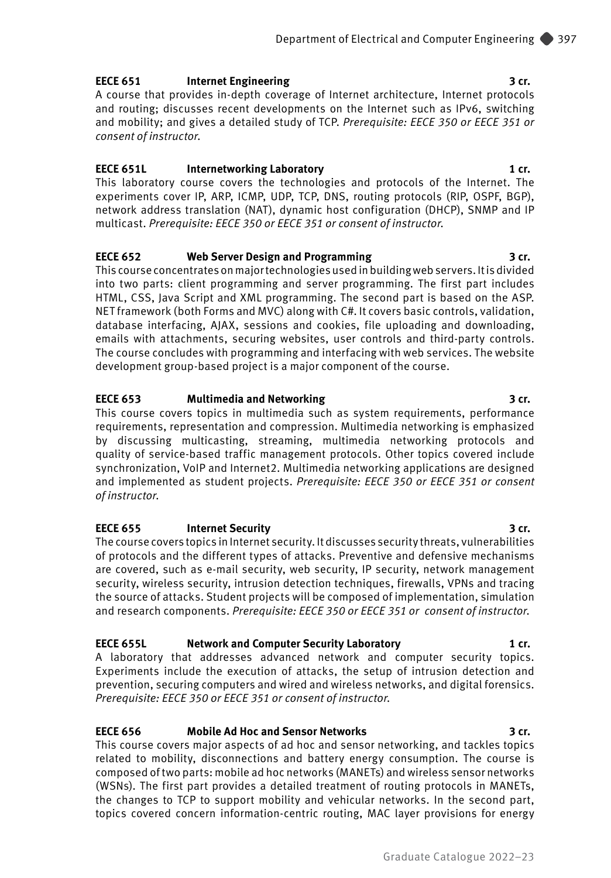**EECE 651 Internet Engineering 3 cr.**

A course that provides in-depth coverage of Internet architecture, Internet protocols and routing; discusses recent developments on the Internet such as IPv6, switching and mobility; and gives a detailed study of TCP. *Prerequisite: EECE 350 or EECE 351 or consent of instructor.*

**EECE 651L Internetworking Laboratory 1 cr.**

This laboratory course covers the technologies and protocols of the Internet. The experiments cover IP, ARP, ICMP, UDP, TCP, DNS, routing protocols (RIP, OSPF, BGP), network address translation (NAT), dynamic host configuration (DHCP), SNMP and IP multicast. *Prerequisite: EECE 350 or EECE 351 or consent of instructor.*

**EECE 652 Web Server Design and Programming 3 cr.**

This course concentrates on major technologies used in building web servers. It is divided into two parts: client programming and server programming. The first part includes HTML, CSS, Java Script and XML programming. The second part is based on the ASP. NET framework (both Forms and MVC) along with C#. It covers basic controls, validation, database interfacing, AJAX, sessions and cookies, file uploading and downloading, emails with attachments, securing websites, user controls and third-party controls. The course concludes with programming and interfacing with web services. The website development group-based project is a major component of the course.

**EECE 653 Multimedia and Networking 3 cr.**

This course covers topics in multimedia such as system requirements, performance requirements, representation and compression. Multimedia networking is emphasized by discussing multicasting, streaming, multimedia networking protocols and quality of service-based traffic management protocols. Other topics covered include synchronization, VoIP and Internet2. Multimedia networking applications are designed and implemented as student projects. *Prerequisite: EECE 350 or EECE 351 or consent of instructor.*

**EECE 655 Internet Security 3 cr.**

The course covers topics in Internet security. It discusses security threats, vulnerabilities of protocols and the different types of attacks. Preventive and defensive mechanisms are covered, such as e-mail security, web security, IP security, network management security, wireless security, intrusion detection techniques, firewalls, VPNs and tracing the source of attacks. Student projects will be composed of implementation, simulation and research components. *Prerequisite: EECE 350 or EECE 351 or consent of instructor.*

**EECE 655L Network and Computer Security Laboratory 1 cr.**

A laboratory that addresses advanced network and computer security topics. Experiments include the execution of attacks, the setup of intrusion detection and prevention, securing computers and wired and wireless networks, and digital forensics. *Prerequisite: EECE 350 or EECE 351 or consent of instructor.*

**EECE 656 Mobile Ad Hoc and Sensor Networks 3 cr.**

This course covers major aspects of ad hoc and sensor networking, and tackles topics related to mobility, disconnections and battery energy consumption. The course is composed of two parts: mobile ad hoc networks (MANETs) and wireless sensor networks (WSNs). The first part provides a detailed treatment of routing protocols in MANETs, the changes to TCP to support mobility and vehicular networks. In the second part, topics covered concern information-centric routing, MAC layer provisions for energy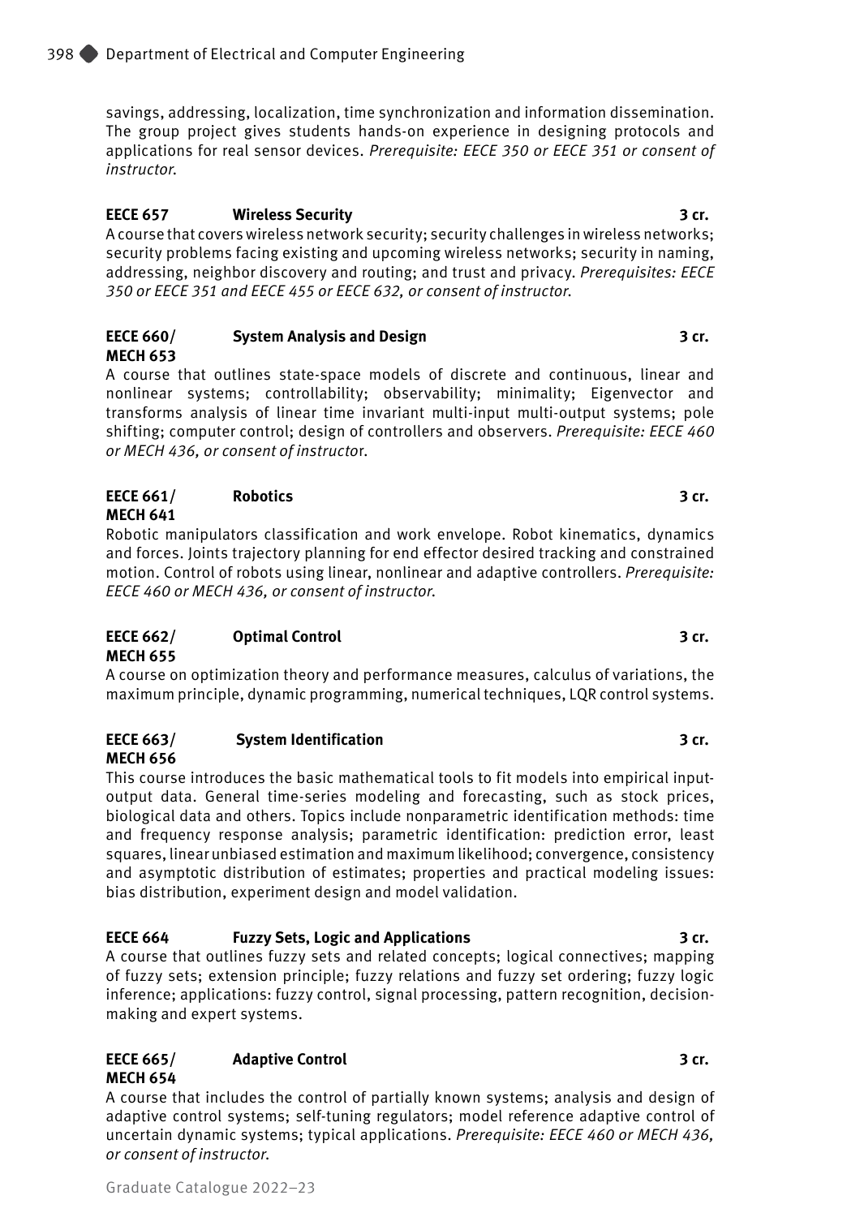savings, addressing, localization, time synchronization and information dissemination. The group project gives students hands-on experience in designing protocols and applications for real sensor devices. *Prerequisite: EECE 350 or EECE 351 or consent of instructor.*

**EECE 657 Wireless Security 3 cr.**
A course that covers wireless network security; security challenges in wireless networks; security problems facing existing and upcoming wireless networks; security in naming, addressing, neighbor discovery and routing; and trust and privacy. *Prerequisites: EECE 350 or EECE 351 and EECE 455 or EECE 632, or consent of instructor.*

**EECE 660/ MECH 653 System Analysis and Design 3 cr.**
A course that outlines state-space models of discrete and continuous, linear and nonlinear systems; controllability; observability; minimality; Eigenvector and transforms analysis of linear time invariant multi-input multi-output systems; pole shifting; computer control; design of controllers and observers. *Prerequisite: EECE 460 or MECH 436, or consent of instructor.*

**EECE 661/ MECH 641 Robotics 3 cr.**
Robotic manipulators classification and work envelope. Robot kinematics, dynamics and forces. Joints trajectory planning for end effector desired tracking and constrained motion. Control of robots using linear, nonlinear and adaptive controllers. *Prerequisite: EECE 460 or MECH 436, or consent of instructor.*

**EECE 662/ MECH 655 Optimal Control 3 cr.**
A course on optimization theory and performance measures, calculus of variations, the maximum principle, dynamic programming, numerical techniques, LQR control systems.

**EECE 663/ MECH 656 System Identification 3 cr.**
This course introduces the basic mathematical tools to fit models into empirical input-output data. General time-series modeling and forecasting, such as stock prices, biological data and others. Topics include nonparametric identification methods: time and frequency response analysis; parametric identification: prediction error, least squares, linear unbiased estimation and maximum likelihood; convergence, consistency and asymptotic distribution of estimates; properties and practical modeling issues: bias distribution, experiment design and model validation.

**EECE 664 Fuzzy Sets, Logic and Applications 3 cr.**
A course that outlines fuzzy sets and related concepts; logical connectives; mapping of fuzzy sets; extension principle; fuzzy relations and fuzzy set ordering; fuzzy logic inference; applications: fuzzy control, signal processing, pattern recognition, decision-making and expert systems.

**EECE 665/ MECH 654 Adaptive Control 3 cr.**
A course that includes the control of partially known systems; analysis and design of adaptive control systems; self-tuning regulators; model reference adaptive control of uncertain dynamic systems; typical applications. *Prerequisite: EECE 460 or MECH 436, or consent of instructor.*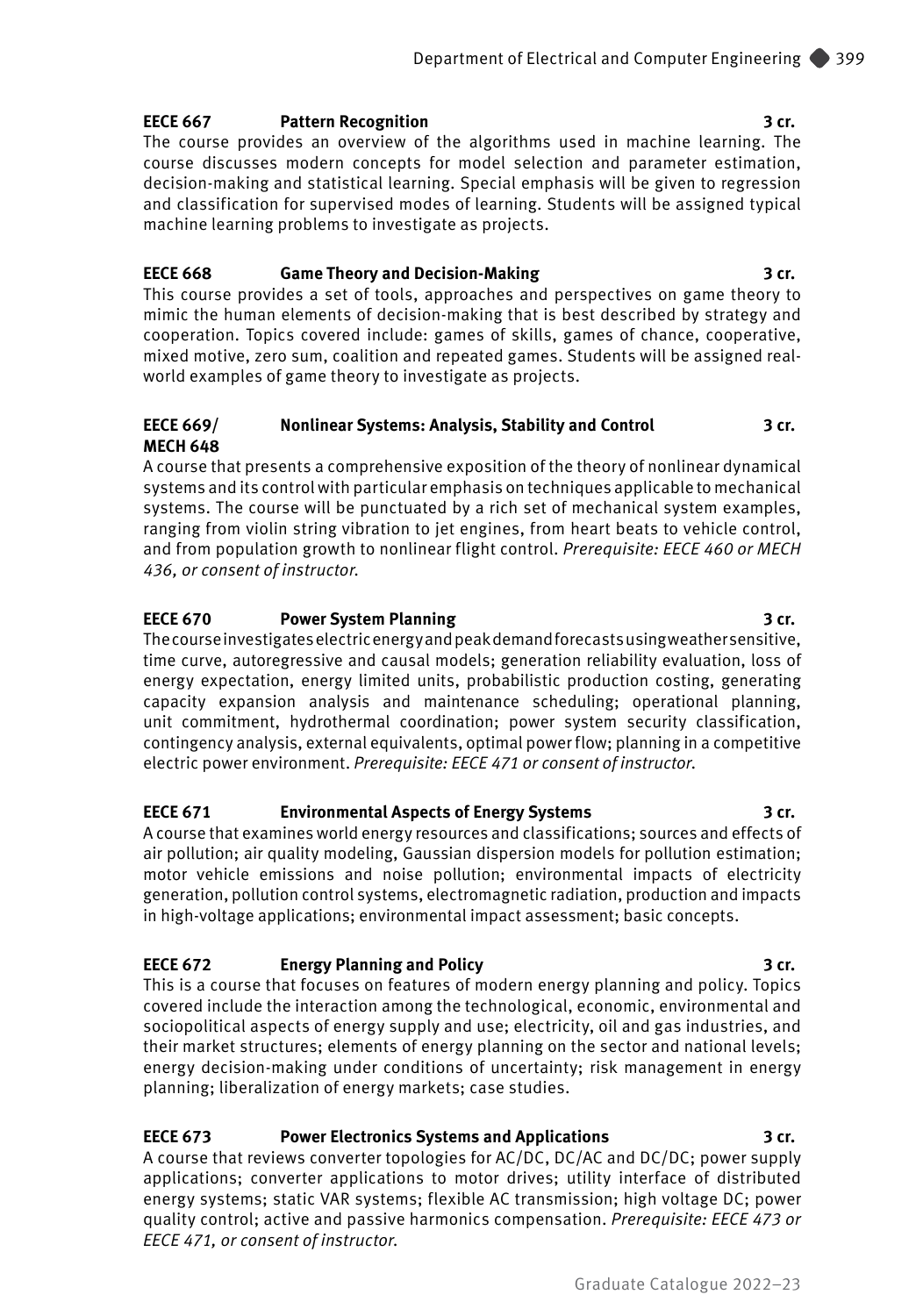**EECE 667 Pattern Recognition 3 cr.**

The course provides an overview of the algorithms used in machine learning. The course discusses modern concepts for model selection and parameter estimation, decision-making and statistical learning. Special emphasis will be given to regression and classification for supervised modes of learning. Students will be assigned typical machine learning problems to investigate as projects.

**EECE 668 Game Theory and Decision-Making 3 cr.**

This course provides a set of tools, approaches and perspectives on game theory to mimic the human elements of decision-making that is best described by strategy and cooperation. Topics covered include: games of skills, games of chance, cooperative, mixed motive, zero sum, coalition and repeated games. Students will be assigned real-world examples of game theory to investigate as projects.

**EECE 669/ MECH 648 Nonlinear Systems: Analysis, Stability and Control 3 cr.**

A course that presents a comprehensive exposition of the theory of nonlinear dynamical systems and its control with particular emphasis on techniques applicable to mechanical systems. The course will be punctuated by a rich set of mechanical system examples, ranging from violin string vibration to jet engines, from heart beats to vehicle control, and from population growth to nonlinear flight control. *Prerequisite: EECE 460 or MECH 436, or consent of instructor.*

**EECE 670 Power System Planning 3 cr.**

The course investigates electric energy and peak demand forecasts using weather sensitive, time curve, autoregressive and causal models; generation reliability evaluation, loss of energy expectation, energy limited units, probabilistic production costing, generating capacity expansion analysis and maintenance scheduling; operational planning, unit commitment, hydrothermal coordination; power system security classification, contingency analysis, external equivalents, optimal power flow; planning in a competitive electric power environment. *Prerequisite: EECE 471 or consent of instructor.*

**EECE 671 Environmental Aspects of Energy Systems 3 cr.**

A course that examines world energy resources and classifications; sources and effects of air pollution; air quality modeling, Gaussian dispersion models for pollution estimation; motor vehicle emissions and noise pollution; environmental impacts of electricity generation, pollution control systems, electromagnetic radiation, production and impacts in high-voltage applications; environmental impact assessment; basic concepts.

**EECE 672 Energy Planning and Policy 3 cr.**

This is a course that focuses on features of modern energy planning and policy. Topics covered include the interaction among the technological, economic, environmental and sociopolitical aspects of energy supply and use; electricity, oil and gas industries, and their market structures; elements of energy planning on the sector and national levels; energy decision-making under conditions of uncertainty; risk management in energy planning; liberalization of energy markets; case studies.

**EECE 673 Power Electronics Systems and Applications 3 cr.**

A course that reviews converter topologies for AC/DC, DC/AC and DC/DC; power supply applications; converter applications to motor drives; utility interface of distributed energy systems; static VAR systems; flexible AC transmission; high voltage DC; power quality control; active and passive harmonics compensation. *Prerequisite: EECE 473 or EECE 471, or consent of instructor.*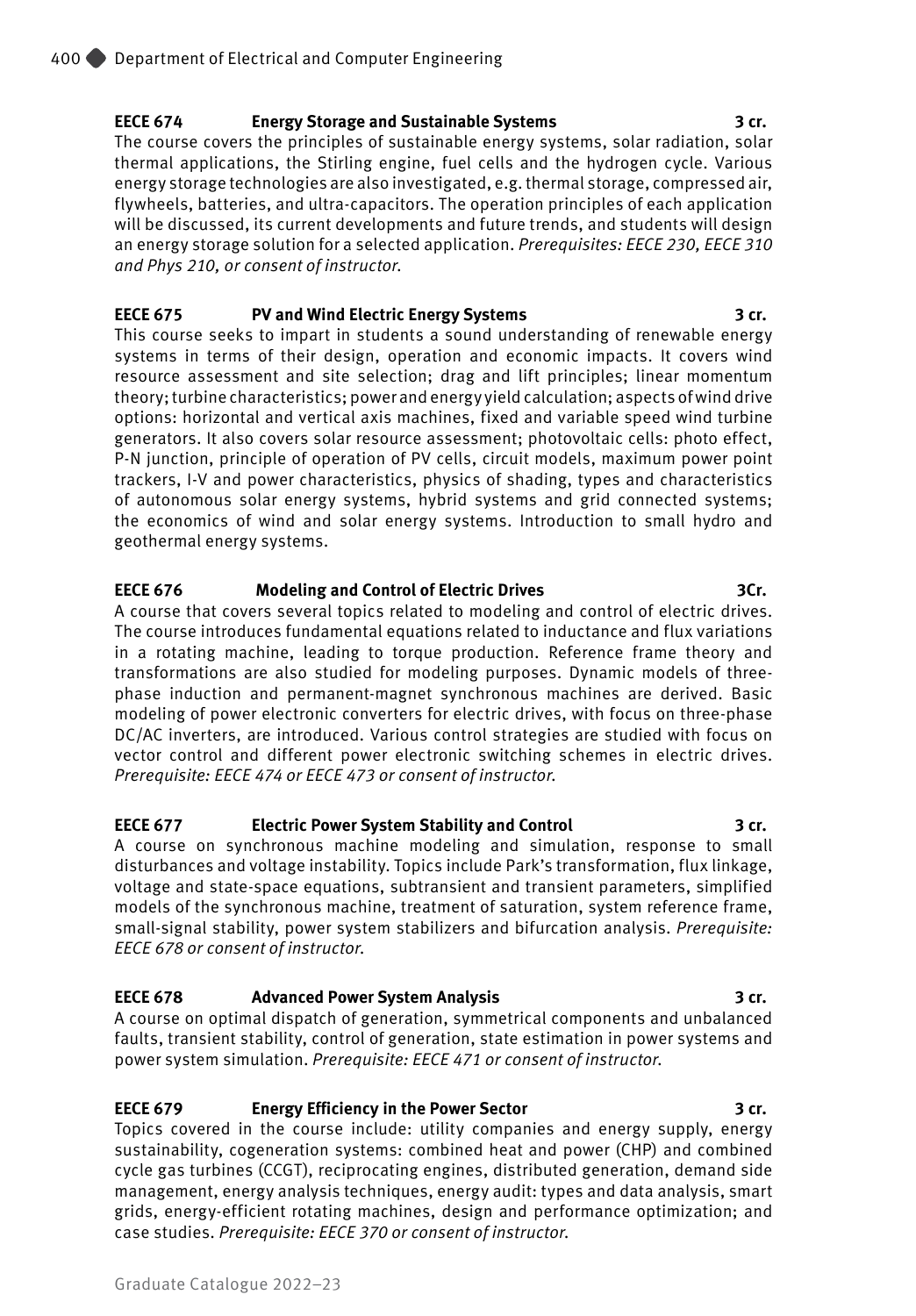**EECE 674 Energy Storage and Sustainable Systems 3 cr.**

The course covers the principles of sustainable energy systems, solar radiation, solar thermal applications, the Stirling engine, fuel cells and the hydrogen cycle. Various energy storage technologies are also investigated, e.g. thermal storage, compressed air, flywheels, batteries, and ultra-capacitors. The operation principles of each application will be discussed, its current developments and future trends, and students will design an energy storage solution for a selected application. *Prerequisites: EECE 230, EECE 310 and Phys 210, or consent of instructor.*

**EECE 675 PV and Wind Electric Energy Systems 3 cr.**

This course seeks to impart in students a sound understanding of renewable energy systems in terms of their design, operation and economic impacts. It covers wind resource assessment and site selection; drag and lift principles; linear momentum theory; turbine characteristics; power and energy yield calculation; aspects of wind drive options: horizontal and vertical axis machines, fixed and variable speed wind turbine generators. It also covers solar resource assessment; photovoltaic cells: photo effect, P-N junction, principle of operation of PV cells, circuit models, maximum power point trackers, I-V and power characteristics, physics of shading, types and characteristics of autonomous solar energy systems, hybrid systems and grid connected systems; the economics of wind and solar energy systems. Introduction to small hydro and geothermal energy systems.

**EECE 676 Modeling and Control of Electric Drives 3Cr.**

A course that covers several topics related to modeling and control of electric drives. The course introduces fundamental equations related to inductance and flux variations in a rotating machine, leading to torque production. Reference frame theory and transformations are also studied for modeling purposes. Dynamic models of three-phase induction and permanent-magnet synchronous machines are derived. Basic modeling of power electronic converters for electric drives, with focus on three-phase DC/AC inverters, are introduced. Various control strategies are studied with focus on vector control and different power electronic switching schemes in electric drives. *Prerequisite: EECE 474 or EECE 473 or consent of instructor.*

**EECE 677 Electric Power System Stability and Control 3 cr.**

A course on synchronous machine modeling and simulation, response to small disturbances and voltage instability. Topics include Park's transformation, flux linkage, voltage and state-space equations, subtransient and transient parameters, simplified models of the synchronous machine, treatment of saturation, system reference frame, small-signal stability, power system stabilizers and bifurcation analysis. *Prerequisite: EECE 678 or consent of instructor.*

**EECE 678 Advanced Power System Analysis 3 cr.**

A course on optimal dispatch of generation, symmetrical components and unbalanced faults, transient stability, control of generation, state estimation in power systems and power system simulation. *Prerequisite: EECE 471 or consent of instructor.*

**EECE 679 Energy Efficiency in the Power Sector 3 cr.**

Topics covered in the course include: utility companies and energy supply, energy sustainability, cogeneration systems: combined heat and power (CHP) and combined cycle gas turbines (CCGT), reciprocating engines, distributed generation, demand side management, energy analysis techniques, energy audit: types and data analysis, smart grids, energy-efficient rotating machines, design and performance optimization; and case studies. *Prerequisite: EECE 370 or consent of instructor.*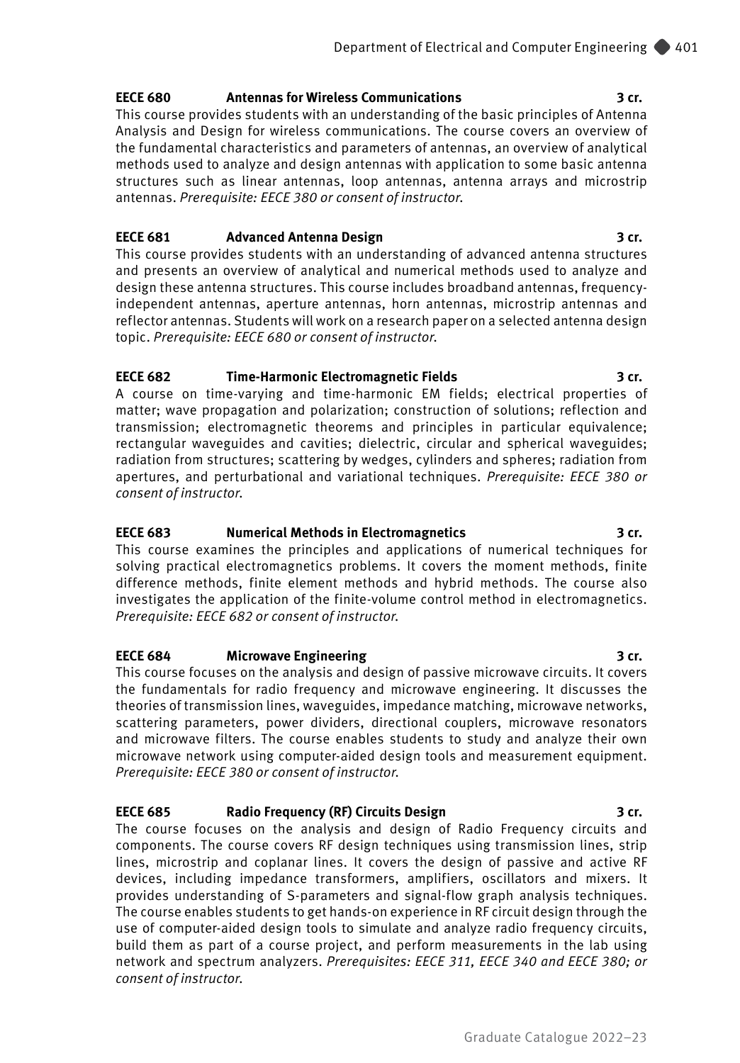**EECE 680 Antennas for Wireless Communications 3 cr.**

This course provides students with an understanding of the basic principles of Antenna Analysis and Design for wireless communications. The course covers an overview of the fundamental characteristics and parameters of antennas, an overview of analytical methods used to analyze and design antennas with application to some basic antenna structures such as linear antennas, loop antennas, antenna arrays and microstrip antennas. *Prerequisite: EECE 380 or consent of instructor.*

**EECE 681 Advanced Antenna Design 3 cr.**

This course provides students with an understanding of advanced antenna structures and presents an overview of analytical and numerical methods used to analyze and design these antenna structures. This course includes broadband antennas, frequency-independent antennas, aperture antennas, horn antennas, microstrip antennas and reflector antennas. Students will work on a research paper on a selected antenna design topic. *Prerequisite: EECE 680 or consent of instructor.*

**EECE 682 Time-Harmonic Electromagnetic Fields 3 cr.**

A course on time-varying and time-harmonic EM fields; electrical properties of matter; wave propagation and polarization; construction of solutions; reflection and transmission; electromagnetic theorems and principles in particular equivalence; rectangular waveguides and cavities; dielectric, circular and spherical waveguides; radiation from structures; scattering by wedges, cylinders and spheres; radiation from apertures, and perturbational and variational techniques. *Prerequisite: EECE 380 or consent of instructor.*

**EECE 683 Numerical Methods in Electromagnetics 3 cr.**

This course examines the principles and applications of numerical techniques for solving practical electromagnetics problems. It covers the moment methods, finite difference methods, finite element methods and hybrid methods. The course also investigates the application of the finite-volume control method in electromagnetics. *Prerequisite: EECE 682 or consent of instructor.*

**EECE 684 Microwave Engineering 3 cr.**

This course focuses on the analysis and design of passive microwave circuits. It covers the fundamentals for radio frequency and microwave engineering. It discusses the theories of transmission lines, waveguides, impedance matching, microwave networks, scattering parameters, power dividers, directional couplers, microwave resonators and microwave filters. The course enables students to study and analyze their own microwave network using computer-aided design tools and measurement equipment. *Prerequisite: EECE 380 or consent of instructor.*

**EECE 685 Radio Frequency (RF) Circuits Design 3 cr.**

The course focuses on the analysis and design of Radio Frequency circuits and components. The course covers RF design techniques using transmission lines, strip lines, microstrip and coplanar lines. It covers the design of passive and active RF devices, including impedance transformers, amplifiers, oscillators and mixers. It provides understanding of S-parameters and signal-flow graph analysis techniques. The course enables students to get hands-on experience in RF circuit design through the use of computer-aided design tools to simulate and analyze radio frequency circuits, build them as part of a course project, and perform measurements in the lab using network and spectrum analyzers. *Prerequisites: EECE 311, EECE 340 and EECE 380; or consent of instructor.*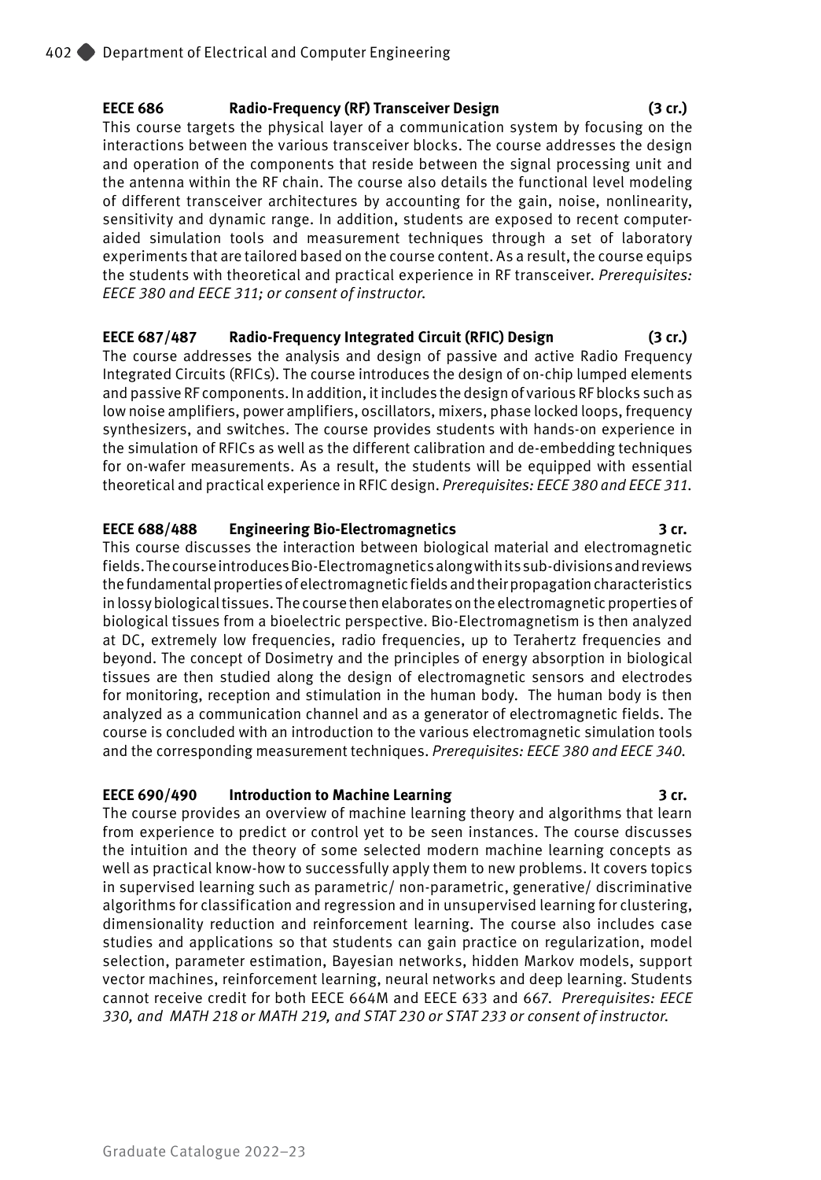**EECE 686 Radio-Frequency (RF) Transceiver Design (3 cr.)**
This course targets the physical layer of a communication system by focusing on the interactions between the various transceiver blocks. The course addresses the design and operation of the components that reside between the signal processing unit and the antenna within the RF chain. The course also details the functional level modeling of different transceiver architectures by accounting for the gain, noise, nonlinearity, sensitivity and dynamic range. In addition, students are exposed to recent computer-aided simulation tools and measurement techniques through a set of laboratory experiments that are tailored based on the course content. As a result, the course equips the students with theoretical and practical experience in RF transceiver. *Prerequisites: EECE 380 and EECE 311; or consent of instructor.*

**EECE 687/487 Radio-Frequency Integrated Circuit (RFIC) Design (3 cr.)**
The course addresses the analysis and design of passive and active Radio Frequency Integrated Circuits (RFICs). The course introduces the design of on-chip lumped elements and passive RF components. In addition, it includes the design of various RF blocks such as low noise amplifiers, power amplifiers, oscillators, mixers, phase locked loops, frequency synthesizers, and switches. The course provides students with hands-on experience in the simulation of RFICs as well as the different calibration and de-embedding techniques for on-wafer measurements. As a result, the students will be equipped with essential theoretical and practical experience in RFIC design. *Prerequisites: EECE 380 and EECE 311.*

**EECE 688/488 Engineering Bio-Electromagnetics 3 cr.**
This course discusses the interaction between biological material and electromagnetic fields. The course introduces Bio-Electromagnetics along with its sub-divisions and reviews the fundamental properties of electromagnetic fields and their propagation characteristics in lossy biological tissues. The course then elaborates on the electromagnetic properties of biological tissues from a bioelectric perspective. Bio-Electromagnetism is then analyzed at DC, extremely low frequencies, radio frequencies, up to Terahertz frequencies and beyond. The concept of Dosimetry and the principles of energy absorption in biological tissues are then studied along the design of electromagnetic sensors and electrodes for monitoring, reception and stimulation in the human body. The human body is then analyzed as a communication channel and as a generator of electromagnetic fields. The course is concluded with an introduction to the various electromagnetic simulation tools and the corresponding measurement techniques. *Prerequisites: EECE 380 and EECE 340.*

**EECE 690/490 Introduction to Machine Learning 3 cr.**
The course provides an overview of machine learning theory and algorithms that learn from experience to predict or control yet to be seen instances. The course discusses the intuition and the theory of some selected modern machine learning concepts as well as practical know-how to successfully apply them to new problems. It covers topics in supervised learning such as parametric/ non-parametric, generative/ discriminative algorithms for classification and regression and in unsupervised learning for clustering, dimensionality reduction and reinforcement learning. The course also includes case studies and applications so that students can gain practice on regularization, model selection, parameter estimation, Bayesian networks, hidden Markov models, support vector machines, reinforcement learning, neural networks and deep learning. Students cannot receive credit for both EECE 664M and EECE 633 and 667. *Prerequisites: EECE 330, and MATH 218 or MATH 219, and STAT 230 or STAT 233 or consent of instructor.*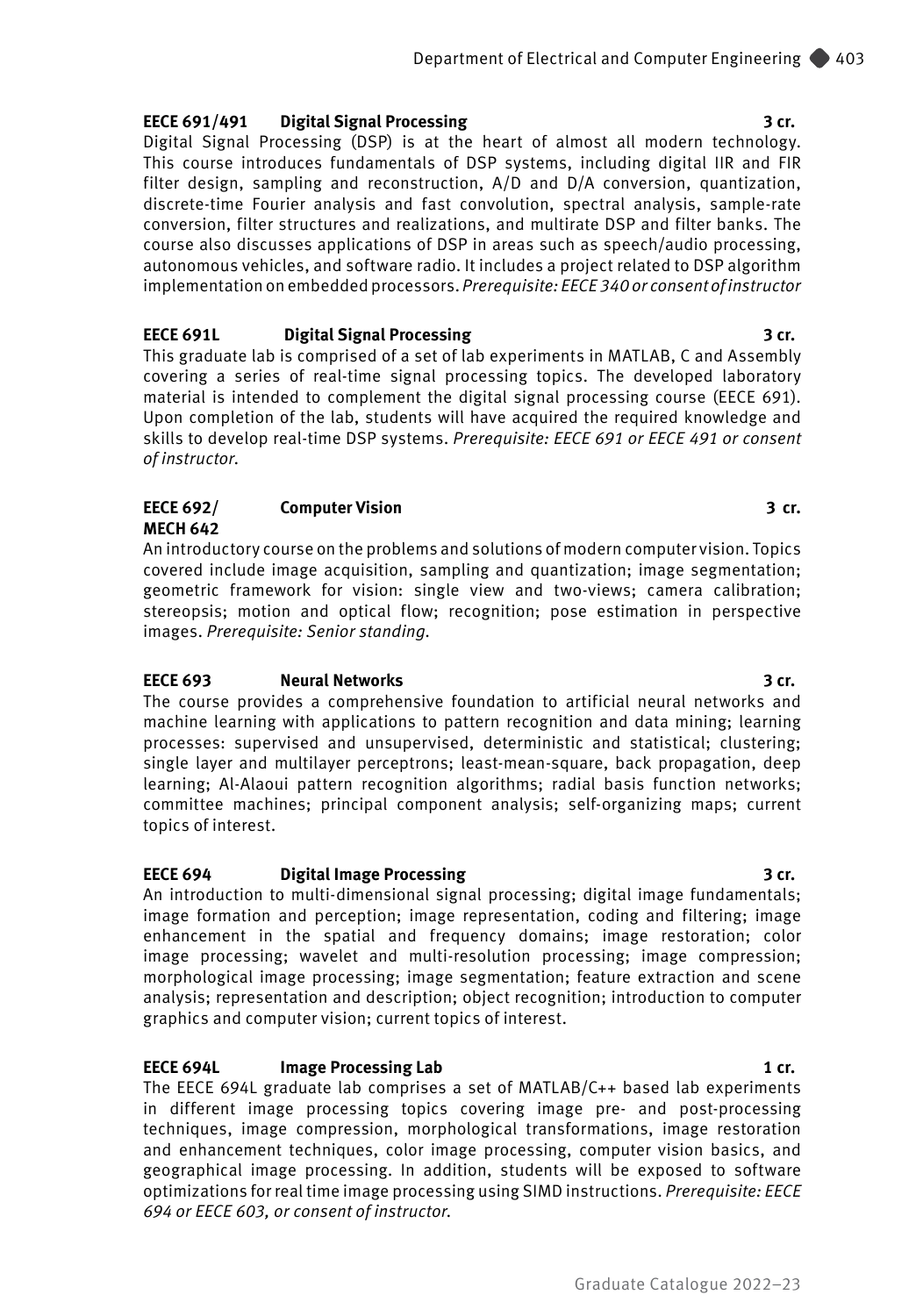**EECE 691/491 Digital Signal Processing 3 cr.**

Digital Signal Processing (DSP) is at the heart of almost all modern technology. This course introduces fundamentals of DSP systems, including digital IIR and FIR filter design, sampling and reconstruction, A/D and D/A conversion, quantization, discrete-time Fourier analysis and fast convolution, spectral analysis, sample-rate conversion, filter structures and realizations, and multirate DSP and filter banks. The course also discusses applications of DSP in areas such as speech/audio processing, autonomous vehicles, and software radio. It includes a project related to DSP algorithm implementation on embedded processors. *Prerequisite: EECE 340 or consent of instructor*

**EECE 691L Digital Signal Processing 3 cr.**

This graduate lab is comprised of a set of lab experiments in MATLAB, C and Assembly covering a series of real-time signal processing topics. The developed laboratory material is intended to complement the digital signal processing course (EECE 691). Upon completion of the lab, students will have acquired the required knowledge and skills to develop real-time DSP systems. *Prerequisite: EECE 691 or EECE 491 or consent of instructor.*

**EECE 692/ MECH 642 Computer Vision 3 cr.**

An introductory course on the problems and solutions of modern computer vision. Topics covered include image acquisition, sampling and quantization; image segmentation; geometric framework for vision: single view and two-views; camera calibration; stereopsis; motion and optical flow; recognition; pose estimation in perspective images. *Prerequisite: Senior standing.*

**EECE 693 Neural Networks 3 cr.**

The course provides a comprehensive foundation to artificial neural networks and machine learning with applications to pattern recognition and data mining; learning processes: supervised and unsupervised, deterministic and statistical; clustering; single layer and multilayer perceptrons; least-mean-square, back propagation, deep learning; Al-Alaoui pattern recognition algorithms; radial basis function networks; committee machines; principal component analysis; self-organizing maps; current topics of interest.

**EECE 694 Digital Image Processing 3 cr.**

An introduction to multi-dimensional signal processing; digital image fundamentals; image formation and perception; image representation, coding and filtering; image enhancement in the spatial and frequency domains; image restoration; color image processing; wavelet and multi-resolution processing; image compression; morphological image processing; image segmentation; feature extraction and scene analysis; representation and description; object recognition; introduction to computer graphics and computer vision; current topics of interest.

**EECE 694L Image Processing Lab 1 cr.**

The EECE 694L graduate lab comprises a set of MATLAB/C++ based lab experiments in different image processing topics covering image pre- and post-processing techniques, image compression, morphological transformations, image restoration and enhancement techniques, color image processing, computer vision basics, and geographical image processing. In addition, students will be exposed to software optimizations for real time image processing using SIMD instructions. *Prerequisite: EECE 694 or EECE 603, or consent of instructor.*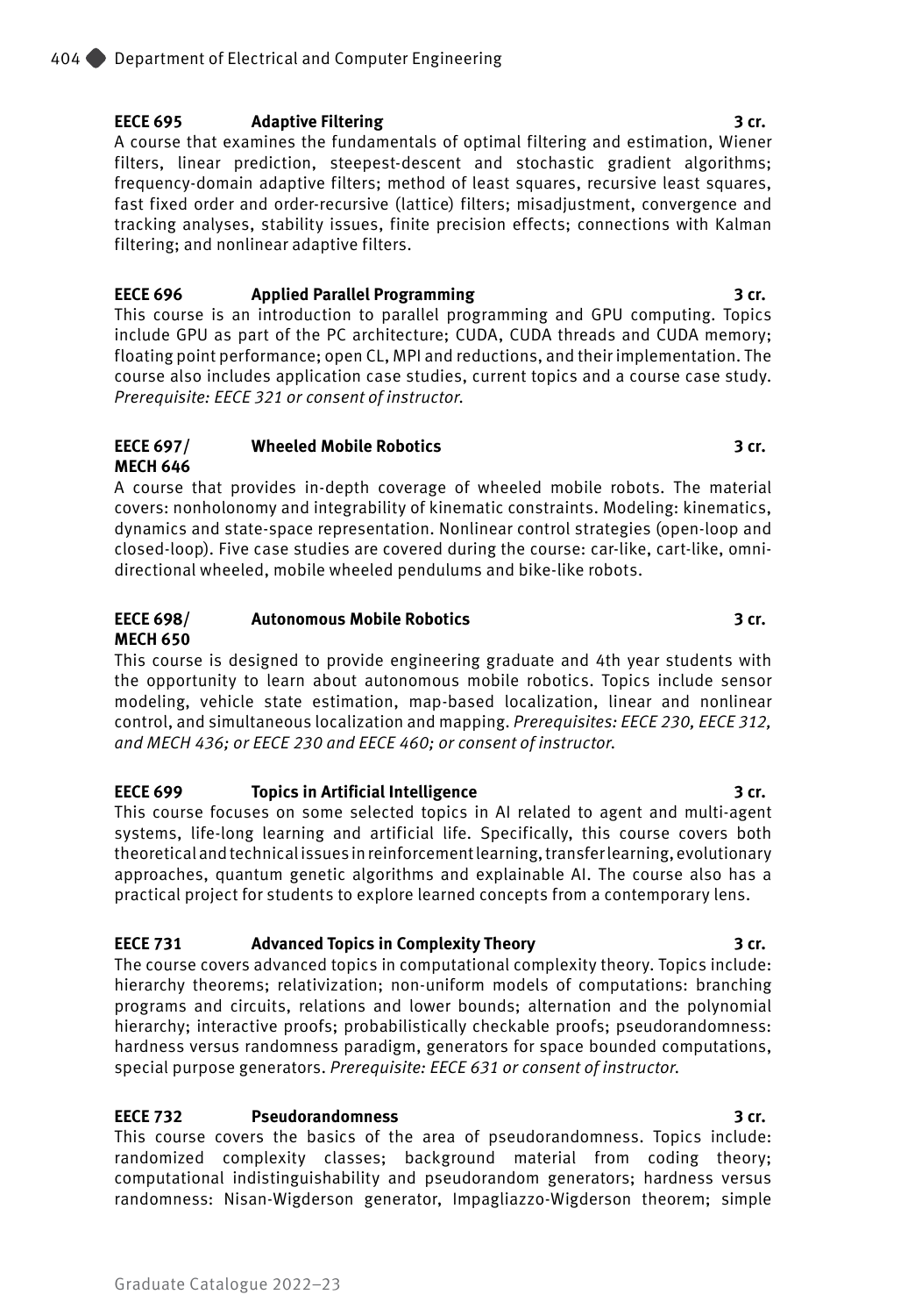**EECE 695 Adaptive Filtering 3 cr.**
A course that examines the fundamentals of optimal filtering and estimation, Wiener filters, linear prediction, steepest-descent and stochastic gradient algorithms; frequency-domain adaptive filters; method of least squares, recursive least squares, fast fixed order and order-recursive (lattice) filters; misadjustment, convergence and tracking analyses, stability issues, finite precision effects; connections with Kalman filtering; and nonlinear adaptive filters.

**EECE 696 Applied Parallel Programming 3 cr.**
This course is an introduction to parallel programming and GPU computing. Topics include GPU as part of the PC architecture; CUDA, CUDA threads and CUDA memory; floating point performance; open CL, MPI and reductions, and their implementation. The course also includes application case studies, current topics and a course case study. *Prerequisite: EECE 321 or consent of instructor.*

**EECE 697/ MECH 646 Wheeled Mobile Robotics 3 cr.**
A course that provides in-depth coverage of wheeled mobile robots. The material covers: nonholonomy and integrability of kinematic constraints. Modeling: kinematics, dynamics and state-space representation. Nonlinear control strategies (open-loop and closed-loop). Five case studies are covered during the course: car-like, cart-like, omni-directional wheeled, mobile wheeled pendulums and bike-like robots.

**EECE 698/ MECH 650 Autonomous Mobile Robotics 3 cr.**
This course is designed to provide engineering graduate and 4th year students with the opportunity to learn about autonomous mobile robotics. Topics include sensor modeling, vehicle state estimation, map-based localization, linear and nonlinear control, and simultaneous localization and mapping. *Prerequisites: EECE 230, EECE 312, and MECH 436; or EECE 230 and EECE 460; or consent of instructor.*

**EECE 699 Topics in Artificial Intelligence 3 cr.**
This course focuses on some selected topics in AI related to agent and multi-agent systems, life-long learning and artificial life. Specifically, this course covers both theoretical and technical issues in reinforcement learning, transfer learning, evolutionary approaches, quantum genetic algorithms and explainable AI. The course also has a practical project for students to explore learned concepts from a contemporary lens.

**EECE 731 Advanced Topics in Complexity Theory 3 cr.**
The course covers advanced topics in computational complexity theory. Topics include: hierarchy theorems; relativization; non-uniform models of computations: branching programs and circuits, relations and lower bounds; alternation and the polynomial hierarchy; interactive proofs; probabilistically checkable proofs; pseudorandomness: hardness versus randomness paradigm, generators for space bounded computations, special purpose generators. *Prerequisite: EECE 631 or consent of instructor.*

**EECE 732 Pseudorandomness 3 cr.**
This course covers the basics of the area of pseudorandomness. Topics include: randomized complexity classes; background material from coding theory; computational indistinguishability and pseudorandom generators; hardness versus randomness: Nisan-Wigderson generator, Impagliazzo-Wigderson theorem; simple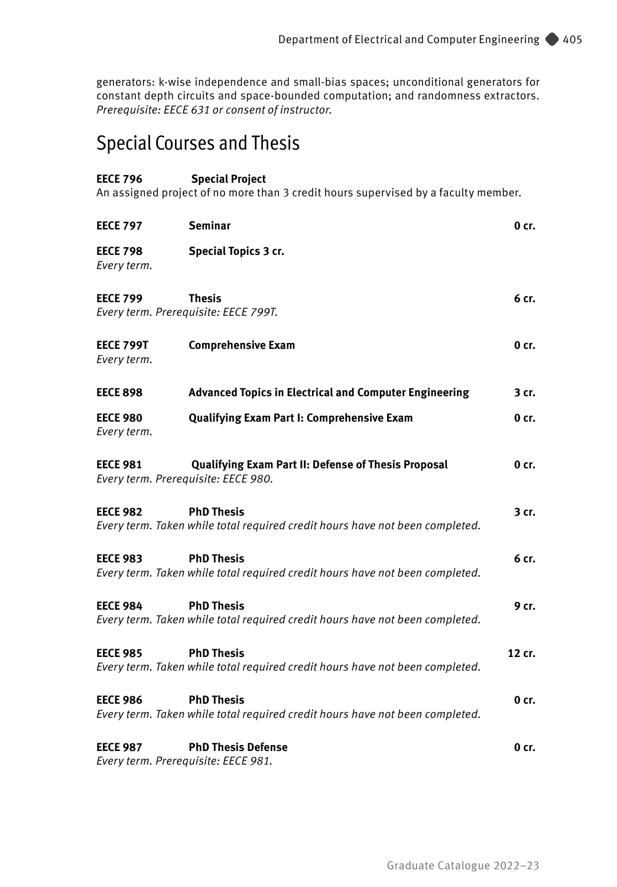generators: k-wise independence and small-bias spaces; unconditional generators for constant depth circuits and space-bounded computation; and randomness extractors. *Prerequisite: EECE 631 or consent of instructor.*

## Special Courses and Thesis

**EECE 796 Special Project**
An assigned project of no more than 3 credit hours supervised by a faculty member.

**EECE 797 Seminar** **0 cr.**

**EECE 798 Special Topics 3 cr.**
*Every term.*

**EECE 799 Thesis** **6 cr.**
*Every term. Prerequisite: EECE 799T.*

**EECE 799T Comprehensive Exam** **0 cr.**
*Every term.*

**EECE 898 Advanced Topics in Electrical and Computer Engineering** **3 cr.**

**EECE 980 Qualifying Exam Part I: Comprehensive Exam** **0 cr.**
*Every term.*

**EECE 981 Qualifying Exam Part II: Defense of Thesis Proposal** **0 cr.**
*Every term. Prerequisite: EECE 980.*

**EECE 982 PhD Thesis** **3 cr.**
*Every term. Taken while total required credit hours have not been completed.*

**EECE 983 PhD Thesis** **6 cr.**
*Every term. Taken while total required credit hours have not been completed.*

**EECE 984 PhD Thesis** **9 cr.**
*Every term. Taken while total required credit hours have not been completed.*

**EECE 985 PhD Thesis** **12 cr.**
*Every term. Taken while total required credit hours have not been completed.*

**EECE 986 PhD Thesis** **0 cr.**
*Every term. Taken while total required credit hours have not been completed.*

**EECE 987 PhD Thesis Defense** **0 cr.**
*Every term. Prerequisite: EECE 981.*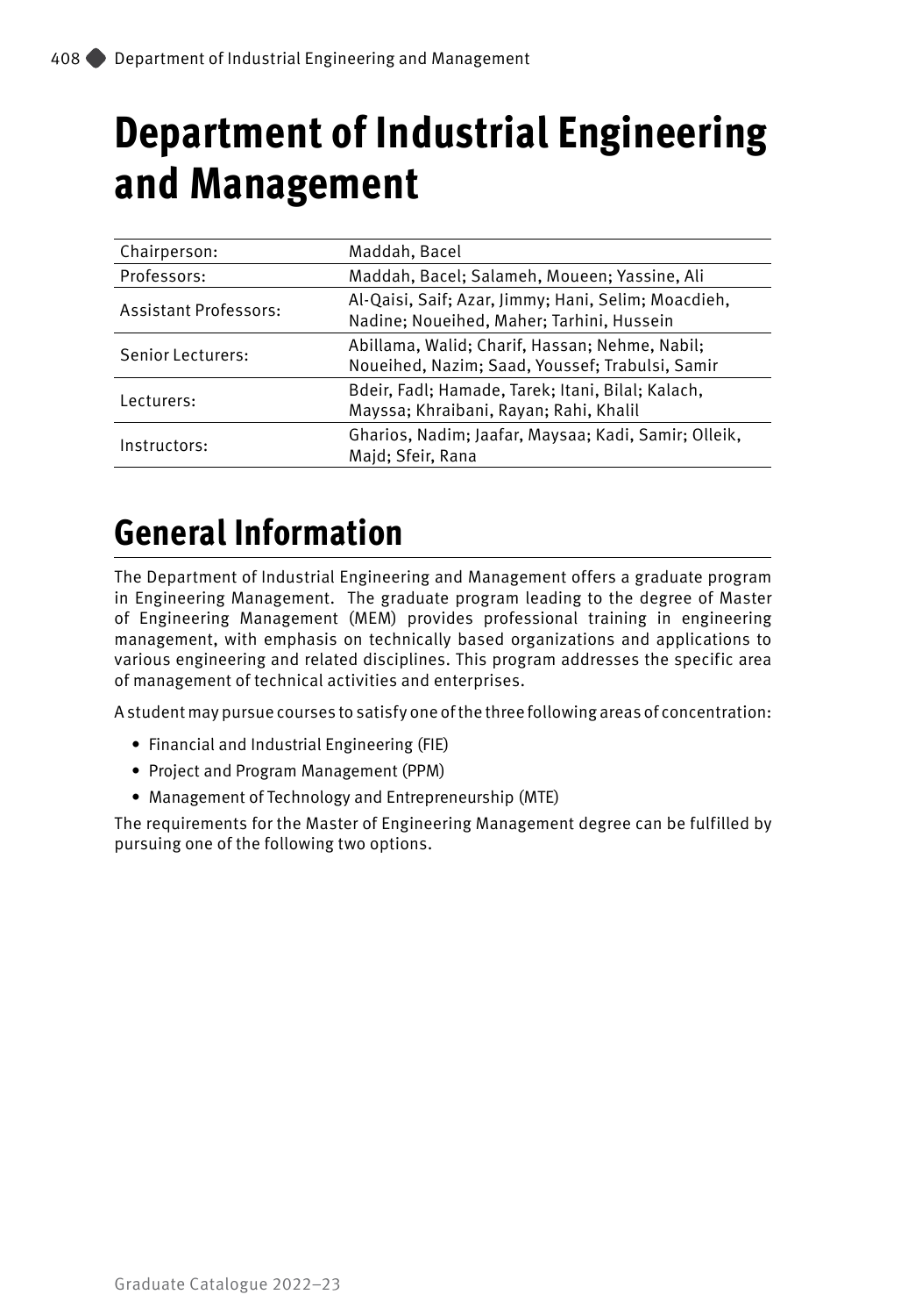# Department of Industrial Engineering and Management

| | |
|---|---|
| Chairperson: | Maddah, Bacel |
| Professors: | Maddah, Bacel; Salameh, Moueen; Yassine, Ali |
| Assistant Professors: | Al-Qaisi, Saif; Azar, Jimmy; Hani, Selim; Moacdieh, Nadine; Noueihed, Maher; Tarhini, Hussein |
| Senior Lecturers: | Abillama, Walid; Charif, Hassan; Nehme, Nabil; Noueihed, Nazim; Saad, Youssef; Trabulsi, Samir |
| Lecturers: | Bdeir, Fadl; Hamade, Tarek; Itani, Bilal; Kalach, Mayssa; Khraibani, Rayan; Rahi, Khalil |
| Instructors: | Gharios, Nadim; Jaafar, Maysaa; Kadi, Samir; Olleik, Majd; Sfeir, Rana |

## General Information

The Department of Industrial Engineering and Management offers a graduate program in Engineering Management. The graduate program leading to the degree of Master of Engineering Management (MEM) provides professional training in engineering management, with emphasis on technically based organizations and applications to various engineering and related disciplines. This program addresses the specific area of management of technical activities and enterprises.

A student may pursue courses to satisfy one of the three following areas of concentration:

- Financial and Industrial Engineering (FIE)
- Project and Program Management (PPM)
- Management of Technology and Entrepreneurship (MTE)

The requirements for the Master of Engineering Management degree can be fulfilled by pursuing one of the following two options.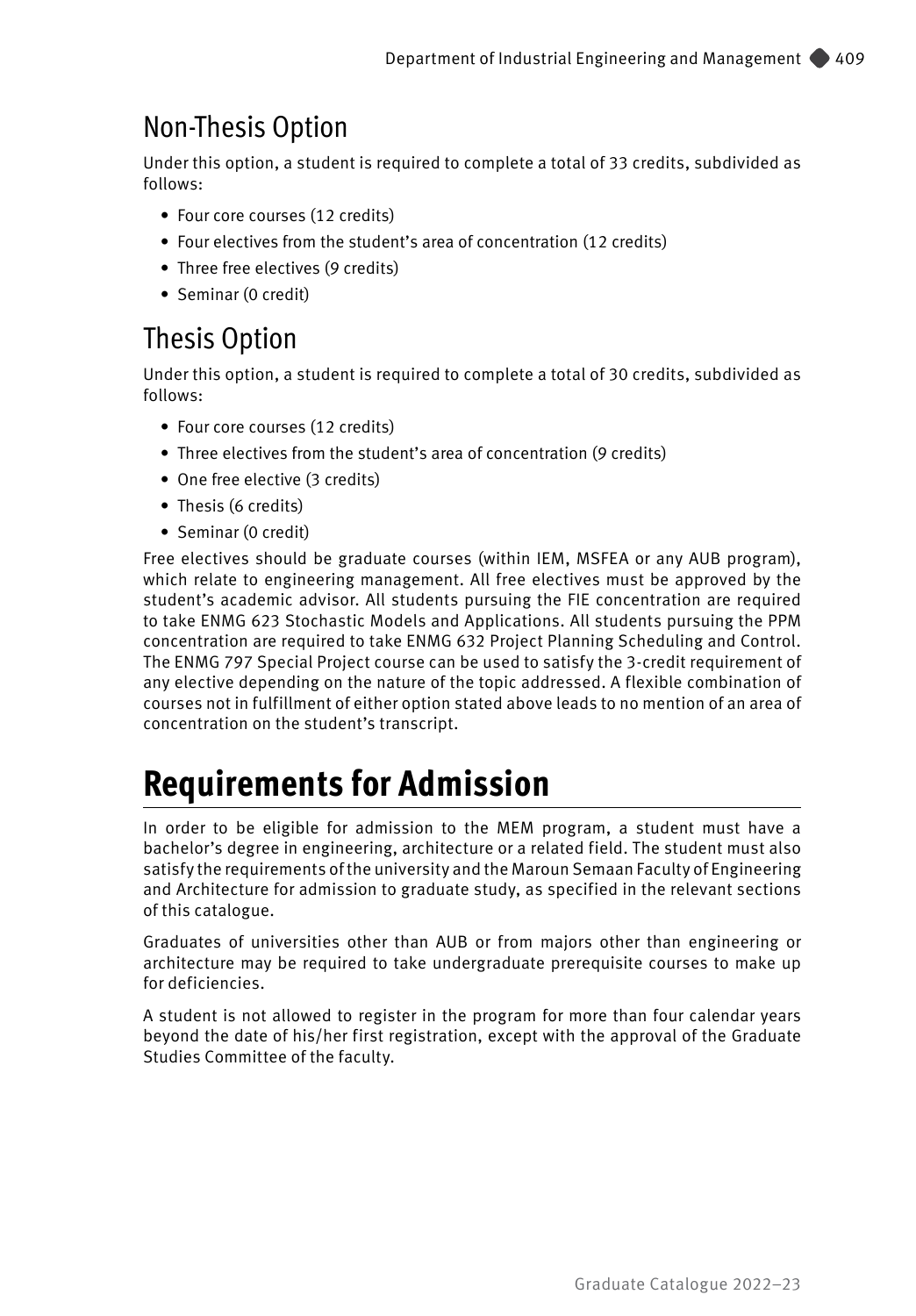## Non-Thesis Option

Under this option, a student is required to complete a total of 33 credits, subdivided as follows:

- Four core courses (12 credits)
- Four electives from the student's area of concentration (12 credits)
- Three free electives (9 credits)
- Seminar (0 credit)

## Thesis Option

Under this option, a student is required to complete a total of 30 credits, subdivided as follows:

- Four core courses (12 credits)
- Three electives from the student's area of concentration (9 credits)
- One free elective (3 credits)
- Thesis (6 credits)
- Seminar (0 credit)

Free electives should be graduate courses (within IEM, MSFEA or any AUB program), which relate to engineering management. All free electives must be approved by the student's academic advisor. All students pursuing the FIE concentration are required to take ENMG 623 Stochastic Models and Applications. All students pursuing the PPM concentration are required to take ENMG 632 Project Planning Scheduling and Control. The ENMG 797 Special Project course can be used to satisfy the 3-credit requirement of any elective depending on the nature of the topic addressed. A flexible combination of courses not in fulfillment of either option stated above leads to no mention of an area of concentration on the student's transcript.

# Requirements for Admission

In order to be eligible for admission to the MEM program, a student must have a bachelor's degree in engineering, architecture or a related field. The student must also satisfy the requirements of the university and the Maroun Semaan Faculty of Engineering and Architecture for admission to graduate study, as specified in the relevant sections of this catalogue.

Graduates of universities other than AUB or from majors other than engineering or architecture may be required to take undergraduate prerequisite courses to make up for deficiencies.

A student is not allowed to register in the program for more than four calendar years beyond the date of his/her first registration, except with the approval of the Graduate Studies Committee of the faculty.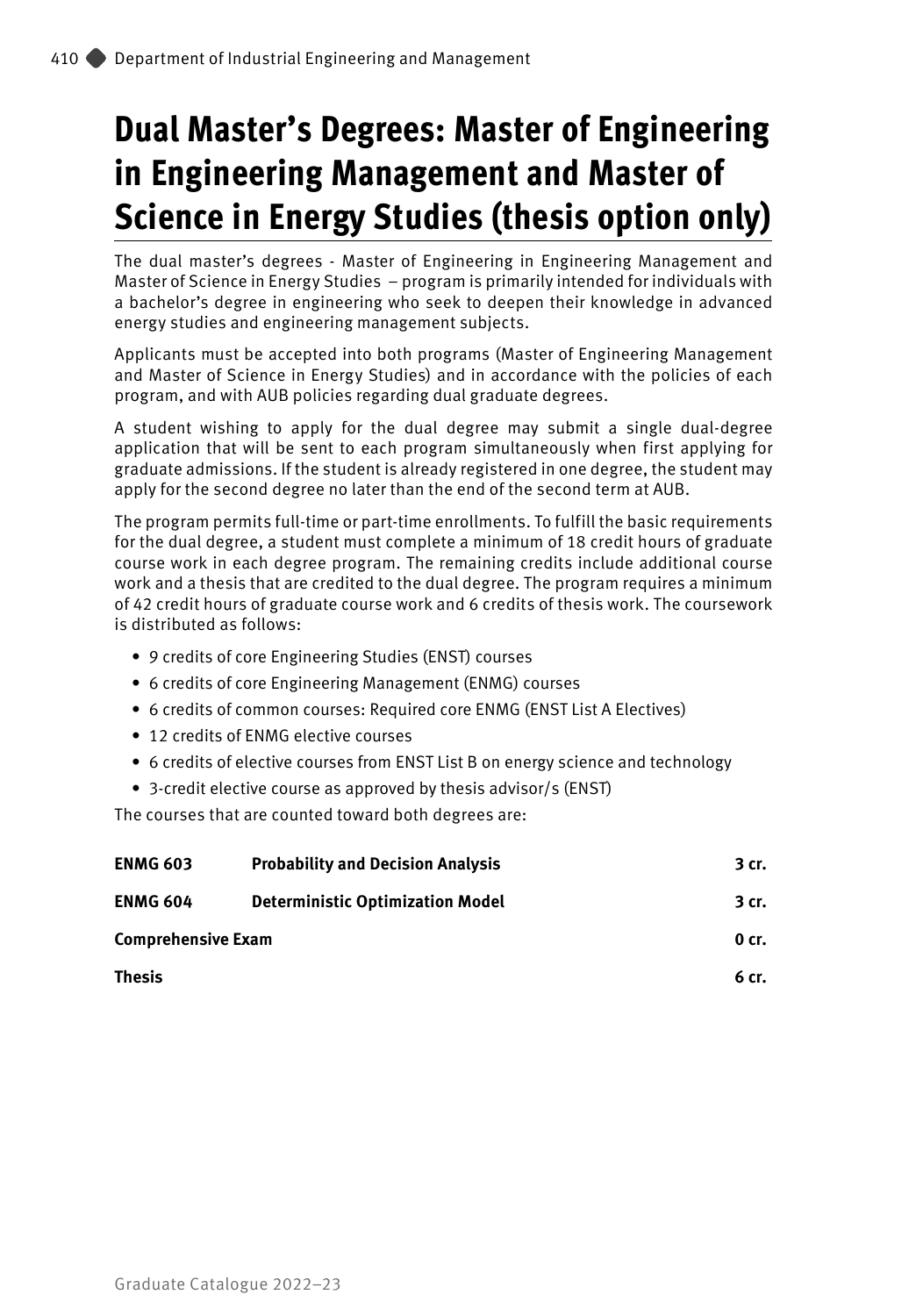# Dual Master's Degrees: Master of Engineering in Engineering Management and Master of Science in Energy Studies (thesis option only)

The dual master's degrees - Master of Engineering in Engineering Management and Master of Science in Energy Studies – program is primarily intended for individuals with a bachelor's degree in engineering who seek to deepen their knowledge in advanced energy studies and engineering management subjects.

Applicants must be accepted into both programs (Master of Engineering Management and Master of Science in Energy Studies) and in accordance with the policies of each program, and with AUB policies regarding dual graduate degrees.

A student wishing to apply for the dual degree may submit a single dual-degree application that will be sent to each program simultaneously when first applying for graduate admissions. If the student is already registered in one degree, the student may apply for the second degree no later than the end of the second term at AUB.

The program permits full-time or part-time enrollments. To fulfill the basic requirements for the dual degree, a student must complete a minimum of 18 credit hours of graduate course work in each degree program. The remaining credits include additional course work and a thesis that are credited to the dual degree. The program requires a minimum of 42 credit hours of graduate course work and 6 credits of thesis work. The coursework is distributed as follows:

- 9 credits of core Engineering Studies (ENST) courses
- 6 credits of core Engineering Management (ENMG) courses
- 6 credits of common courses: Required core ENMG (ENST List A Electives)
- 12 credits of ENMG elective courses
- 6 credits of elective courses from ENST List B on energy science and technology
- 3-credit elective course as approved by thesis advisor/s (ENST)

The courses that are counted toward both degrees are:

| | | |
|---|---|---|
| **ENMG 603** | **Probability and Decision Analysis** | **3 cr.** |
| **ENMG 604** | **Deterministic Optimization Model** | **3 cr.** |
| **Comprehensive Exam** | | **0 cr.** |
| **Thesis** | | **6 cr.** |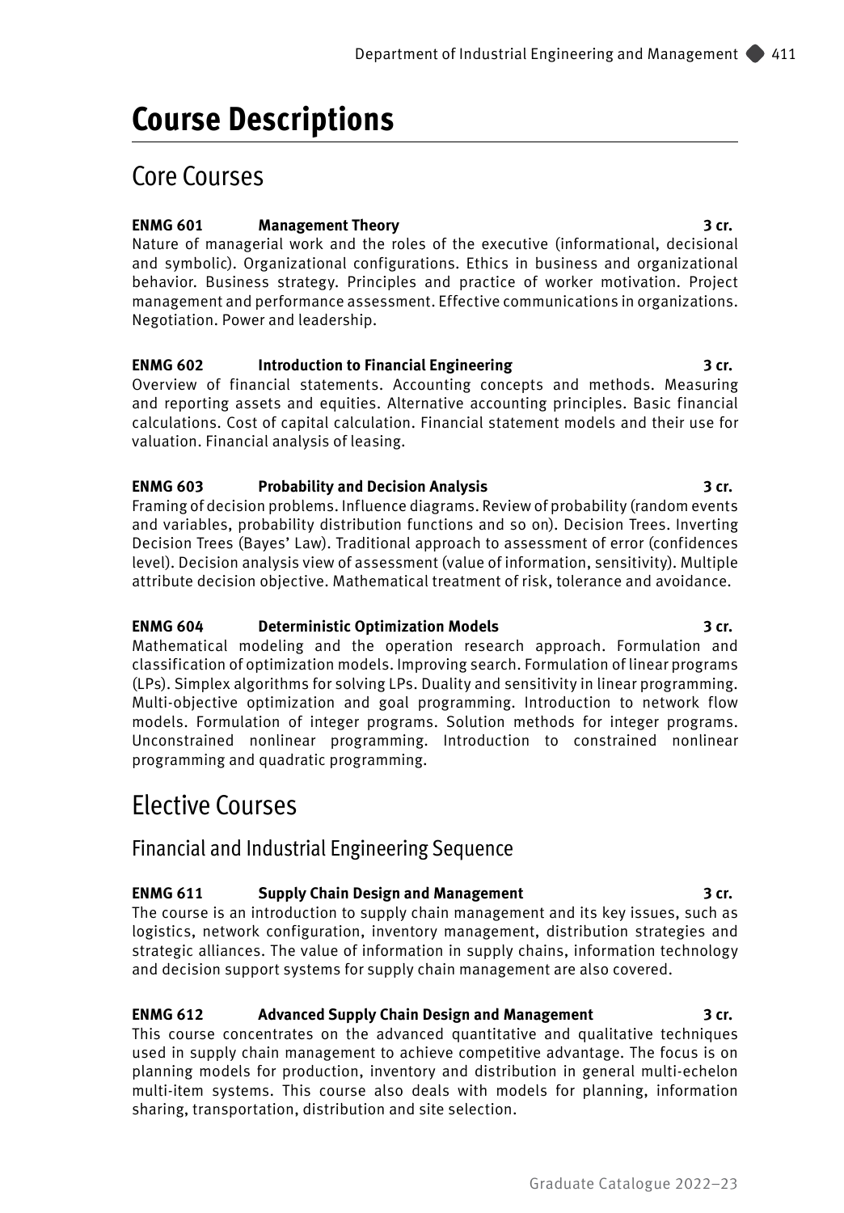# Course Descriptions

## Core Courses

**ENMG 601 Management Theory 3 cr.**
Nature of managerial work and the roles of the executive (informational, decisional and symbolic). Organizational configurations. Ethics in business and organizational behavior. Business strategy. Principles and practice of worker motivation. Project management and performance assessment. Effective communications in organizations. Negotiation. Power and leadership.

**ENMG 602 Introduction to Financial Engineering 3 cr.**
Overview of financial statements. Accounting concepts and methods. Measuring and reporting assets and equities. Alternative accounting principles. Basic financial calculations. Cost of capital calculation. Financial statement models and their use for valuation. Financial analysis of leasing.

**ENMG 603 Probability and Decision Analysis 3 cr.**
Framing of decision problems. Influence diagrams. Review of probability (random events and variables, probability distribution functions and so on). Decision Trees. Inverting Decision Trees (Bayes' Law). Traditional approach to assessment of error (confidences level). Decision analysis view of assessment (value of information, sensitivity). Multiple attribute decision objective. Mathematical treatment of risk, tolerance and avoidance.

**ENMG 604 Deterministic Optimization Models 3 cr.**
Mathematical modeling and the operation research approach. Formulation and classification of optimization models. Improving search. Formulation of linear programs (LPs). Simplex algorithms for solving LPs. Duality and sensitivity in linear programming. Multi-objective optimization and goal programming. Introduction to network flow models. Formulation of integer programs. Solution methods for integer programs. Unconstrained nonlinear programming. Introduction to constrained nonlinear programming and quadratic programming.

## Elective Courses

### Financial and Industrial Engineering Sequence

**ENMG 611 Supply Chain Design and Management 3 cr.**
The course is an introduction to supply chain management and its key issues, such as logistics, network configuration, inventory management, distribution strategies and strategic alliances. The value of information in supply chains, information technology and decision support systems for supply chain management are also covered.

**ENMG 612 Advanced Supply Chain Design and Management 3 cr.**
This course concentrates on the advanced quantitative and qualitative techniques used in supply chain management to achieve competitive advantage. The focus is on planning models for production, inventory and distribution in general multi-echelon multi-item systems. This course also deals with models for planning, information sharing, transportation, distribution and site selection.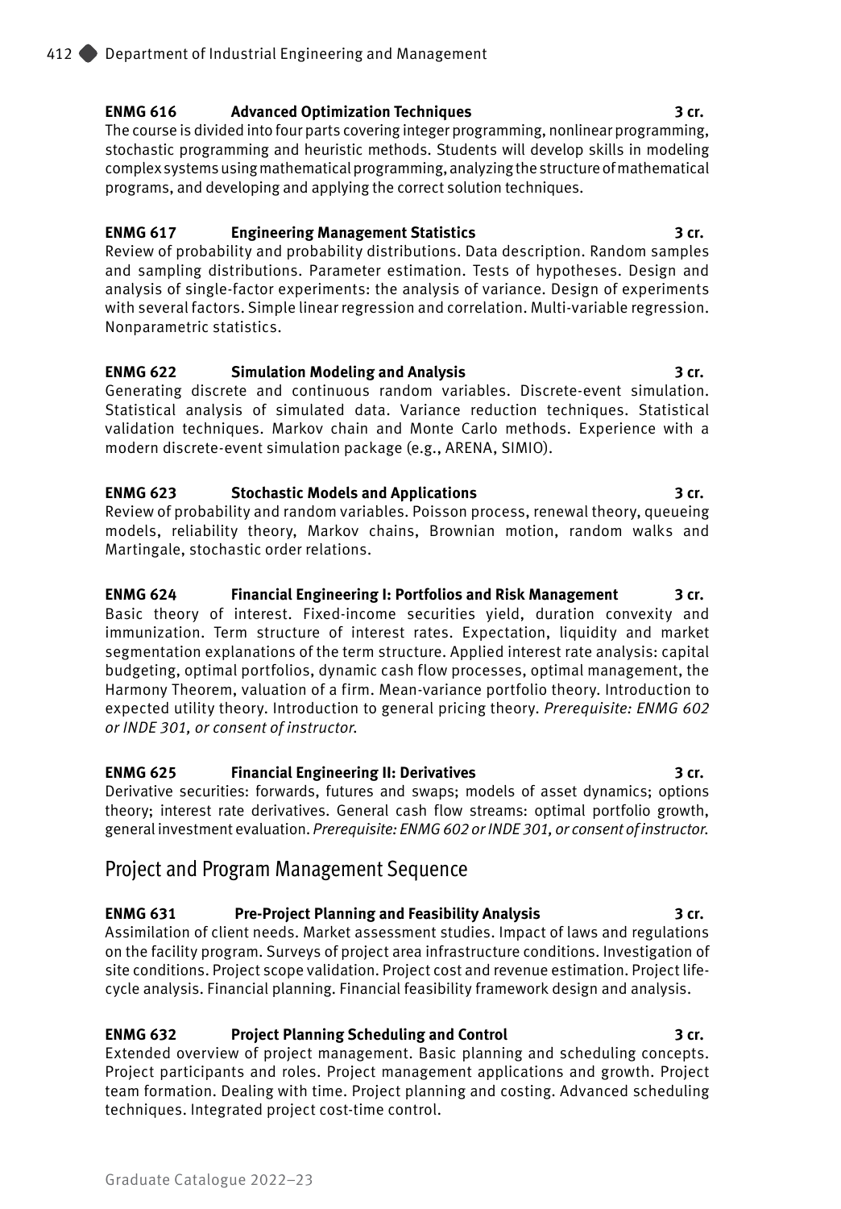**ENMG 616 Advanced Optimization Techniques 3 cr.**

The course is divided into four parts covering integer programming, nonlinear programming, stochastic programming and heuristic methods. Students will develop skills in modeling complex systems using mathematical programming, analyzing the structure of mathematical programs, and developing and applying the correct solution techniques.

**ENMG 617 Engineering Management Statistics 3 cr.**

Review of probability and probability distributions. Data description. Random samples and sampling distributions. Parameter estimation. Tests of hypotheses. Design and analysis of single-factor experiments: the analysis of variance. Design of experiments with several factors. Simple linear regression and correlation. Multi-variable regression. Nonparametric statistics.

**ENMG 622 Simulation Modeling and Analysis 3 cr.**

Generating discrete and continuous random variables. Discrete-event simulation. Statistical analysis of simulated data. Variance reduction techniques. Statistical validation techniques. Markov chain and Monte Carlo methods. Experience with a modern discrete-event simulation package (e.g., ARENA, SIMIO).

**ENMG 623 Stochastic Models and Applications 3 cr.**

Review of probability and random variables. Poisson process, renewal theory, queueing models, reliability theory, Markov chains, Brownian motion, random walks and Martingale, stochastic order relations.

**ENMG 624 Financial Engineering I: Portfolios and Risk Management 3 cr.**

Basic theory of interest. Fixed-income securities yield, duration convexity and immunization. Term structure of interest rates. Expectation, liquidity and market segmentation explanations of the term structure. Applied interest rate analysis: capital budgeting, optimal portfolios, dynamic cash flow processes, optimal management, the Harmony Theorem, valuation of a firm. Mean-variance portfolio theory. Introduction to expected utility theory. Introduction to general pricing theory. *Prerequisite: ENMG 602 or INDE 301, or consent of instructor.*

**ENMG 625 Financial Engineering II: Derivatives 3 cr.**

Derivative securities: forwards, futures and swaps; models of asset dynamics; options theory; interest rate derivatives. General cash flow streams: optimal portfolio growth, general investment evaluation. *Prerequisite: ENMG 602 or INDE 301, or consent of instructor.*

## Project and Program Management Sequence

**ENMG 631 Pre-Project Planning and Feasibility Analysis 3 cr.**

Assimilation of client needs. Market assessment studies. Impact of laws and regulations on the facility program. Surveys of project area infrastructure conditions. Investigation of site conditions. Project scope validation. Project cost and revenue estimation. Project life-cycle analysis. Financial planning. Financial feasibility framework design and analysis.

**ENMG 632 Project Planning Scheduling and Control 3 cr.**

Extended overview of project management. Basic planning and scheduling concepts. Project participants and roles. Project management applications and growth. Project team formation. Dealing with time. Project planning and costing. Advanced scheduling techniques. Integrated project cost-time control.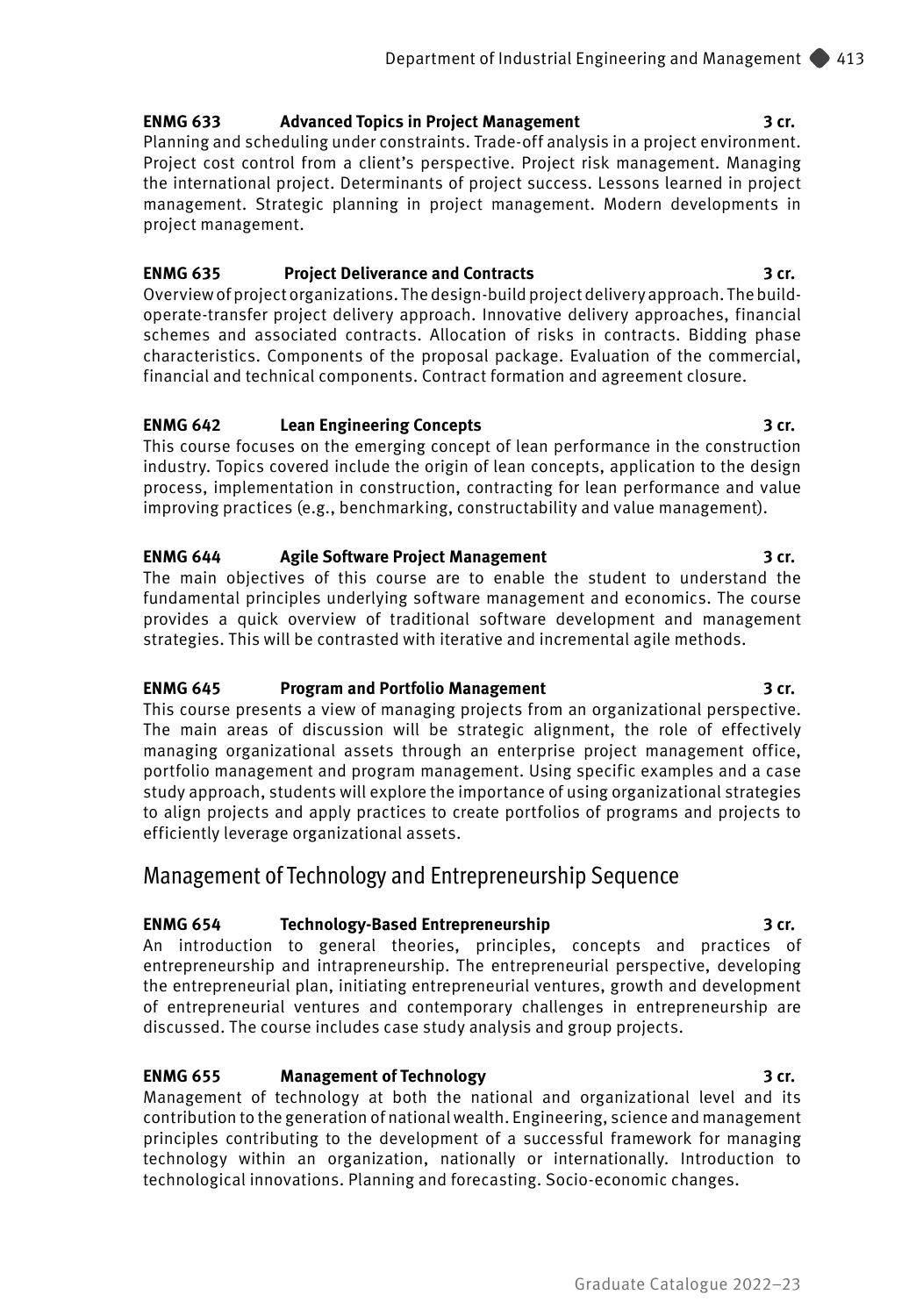**ENMG 633 Advanced Topics in Project Management 3 cr.**
Planning and scheduling under constraints. Trade-off analysis in a project environment. Project cost control from a client's perspective. Project risk management. Managing the international project. Determinants of project success. Lessons learned in project management. Strategic planning in project management. Modern developments in project management.

**ENMG 635 Project Deliverance and Contracts 3 cr.**
Overview of project organizations. The design-build project delivery approach. The build-operate-transfer project delivery approach. Innovative delivery approaches, financial schemes and associated contracts. Allocation of risks in contracts. Bidding phase characteristics. Components of the proposal package. Evaluation of the commercial, financial and technical components. Contract formation and agreement closure.

**ENMG 642 Lean Engineering Concepts 3 cr.**
This course focuses on the emerging concept of lean performance in the construction industry. Topics covered include the origin of lean concepts, application to the design process, implementation in construction, contracting for lean performance and value improving practices (e.g., benchmarking, constructability and value management).

**ENMG 644 Agile Software Project Management 3 cr.**
The main objectives of this course are to enable the student to understand the fundamental principles underlying software management and economics. The course provides a quick overview of traditional software development and management strategies. This will be contrasted with iterative and incremental agile methods.

**ENMG 645 Program and Portfolio Management 3 cr.**
This course presents a view of managing projects from an organizational perspective. The main areas of discussion will be strategic alignment, the role of effectively managing organizational assets through an enterprise project management office, portfolio management and program management. Using specific examples and a case study approach, students will explore the importance of using organizational strategies to align projects and apply practices to create portfolios of programs and projects to efficiently leverage organizational assets.

## Management of Technology and Entrepreneurship Sequence

**ENMG 654 Technology-Based Entrepreneurship 3 cr.**
An introduction to general theories, principles, concepts and practices of entrepreneurship and intrapreneurship. The entrepreneurial perspective, developing the entrepreneurial plan, initiating entrepreneurial ventures, growth and development of entrepreneurial ventures and contemporary challenges in entrepreneurship are discussed. The course includes case study analysis and group projects.

**ENMG 655 Management of Technology 3 cr.**
Management of technology at both the national and organizational level and its contribution to the generation of national wealth. Engineering, science and management principles contributing to the development of a successful framework for managing technology within an organization, nationally or internationally. Introduction to technological innovations. Planning and forecasting. Socio-economic changes.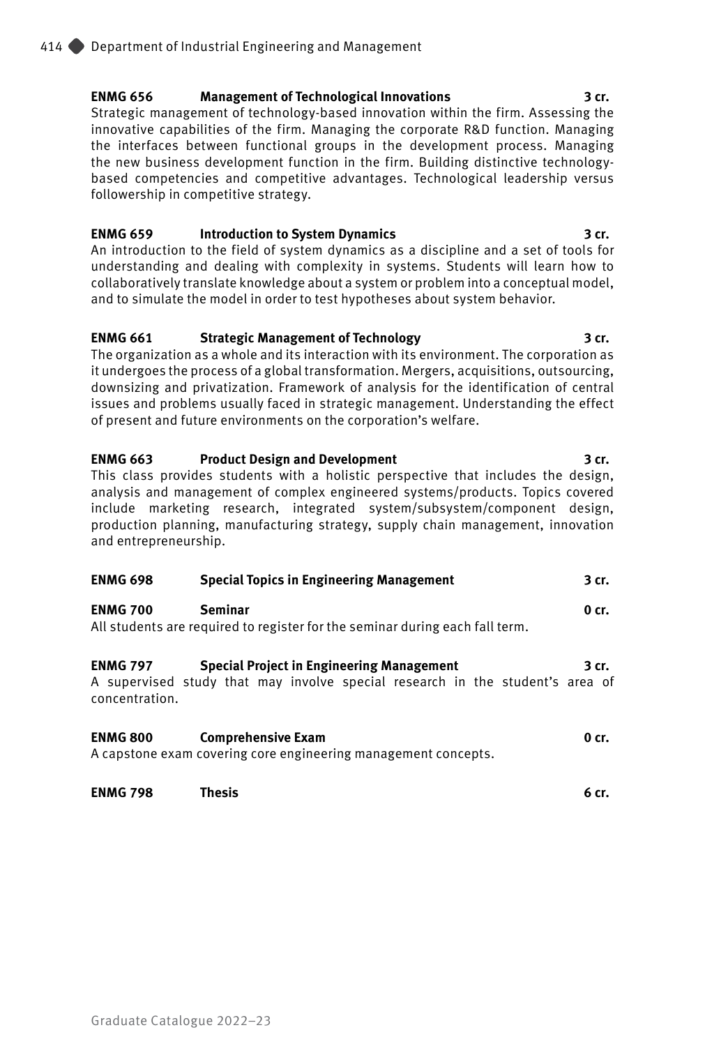**ENMG 656 Management of Technological Innovations 3 cr.**
Strategic management of technology-based innovation within the firm. Assessing the innovative capabilities of the firm. Managing the corporate R&D function. Managing the interfaces between functional groups in the development process. Managing the new business development function in the firm. Building distinctive technology-based competencies and competitive advantages. Technological leadership versus followership in competitive strategy.

**ENMG 659 Introduction to System Dynamics 3 cr.**
An introduction to the field of system dynamics as a discipline and a set of tools for understanding and dealing with complexity in systems. Students will learn how to collaboratively translate knowledge about a system or problem into a conceptual model, and to simulate the model in order to test hypotheses about system behavior.

**ENMG 661 Strategic Management of Technology 3 cr.**
The organization as a whole and its interaction with its environment. The corporation as it undergoes the process of a global transformation. Mergers, acquisitions, outsourcing, downsizing and privatization. Framework of analysis for the identification of central issues and problems usually faced in strategic management. Understanding the effect of present and future environments on the corporation's welfare.

**ENMG 663 Product Design and Development 3 cr.**
This class provides students with a holistic perspective that includes the design, analysis and management of complex engineered systems/products. Topics covered include marketing research, integrated system/subsystem/component design, production planning, manufacturing strategy, supply chain management, innovation and entrepreneurship.

**ENMG 698 Special Topics in Engineering Management 3 cr.**

**ENMG 700 Seminar 0 cr.**
All students are required to register for the seminar during each fall term.

**ENMG 797 Special Project in Engineering Management 3 cr.**
A supervised study that may involve special research in the student's area of concentration.

**ENMG 800 Comprehensive Exam 0 cr.**
A capstone exam covering core engineering management concepts.

**ENMG 798 Thesis 6 cr.**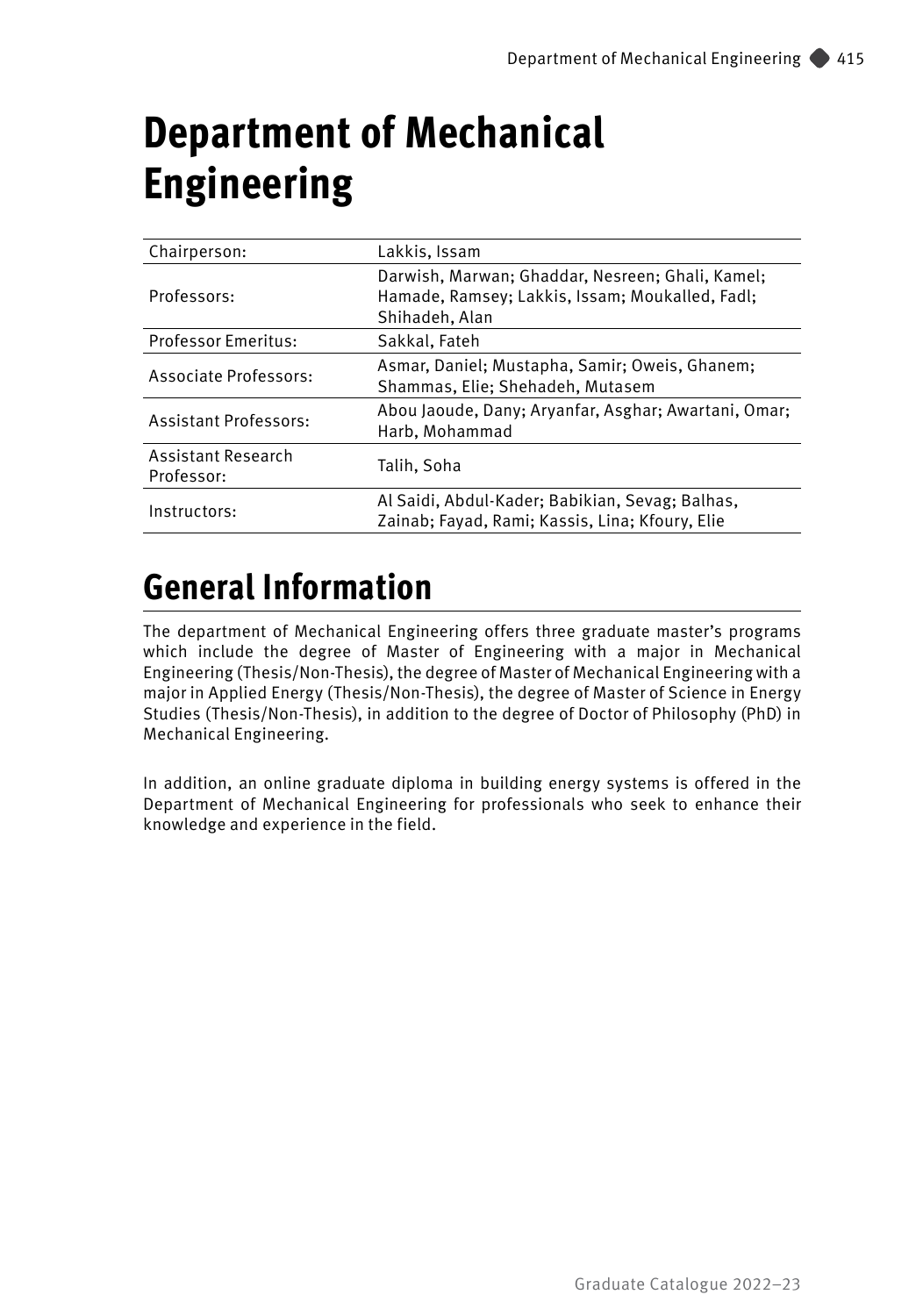# Department of Mechanical Engineering

| | |
|---|---|
| Chairperson: | Lakkis, Issam |
| Professors: | Darwish, Marwan; Ghaddar, Nesreen; Ghali, Kamel; Hamade, Ramsey; Lakkis, Issam; Moukalled, Fadl; Shihadeh, Alan |
| Professor Emeritus: | Sakkal, Fateh |
| Associate Professors: | Asmar, Daniel; Mustapha, Samir; Oweis, Ghanem; Shammas, Elie; Shehadeh, Mutasem |
| Assistant Professors: | Abou Jaoude, Dany; Aryanfar, Asghar; Awartani, Omar; Harb, Mohammad |
| Assistant Research Professor: | Talih, Soha |
| Instructors: | Al Saidi, Abdul-Kader; Babikian, Sevag; Balhas, Zainab; Fayad, Rami; Kassis, Lina; Kfoury, Elie |

## General Information

The department of Mechanical Engineering offers three graduate master's programs which include the degree of Master of Engineering with a major in Mechanical Engineering (Thesis/Non-Thesis), the degree of Master of Mechanical Engineering with a major in Applied Energy (Thesis/Non-Thesis), the degree of Master of Science in Energy Studies (Thesis/Non-Thesis), in addition to the degree of Doctor of Philosophy (PhD) in Mechanical Engineering.

In addition, an online graduate diploma in building energy systems is offered in the Department of Mechanical Engineering for professionals who seek to enhance their knowledge and experience in the field.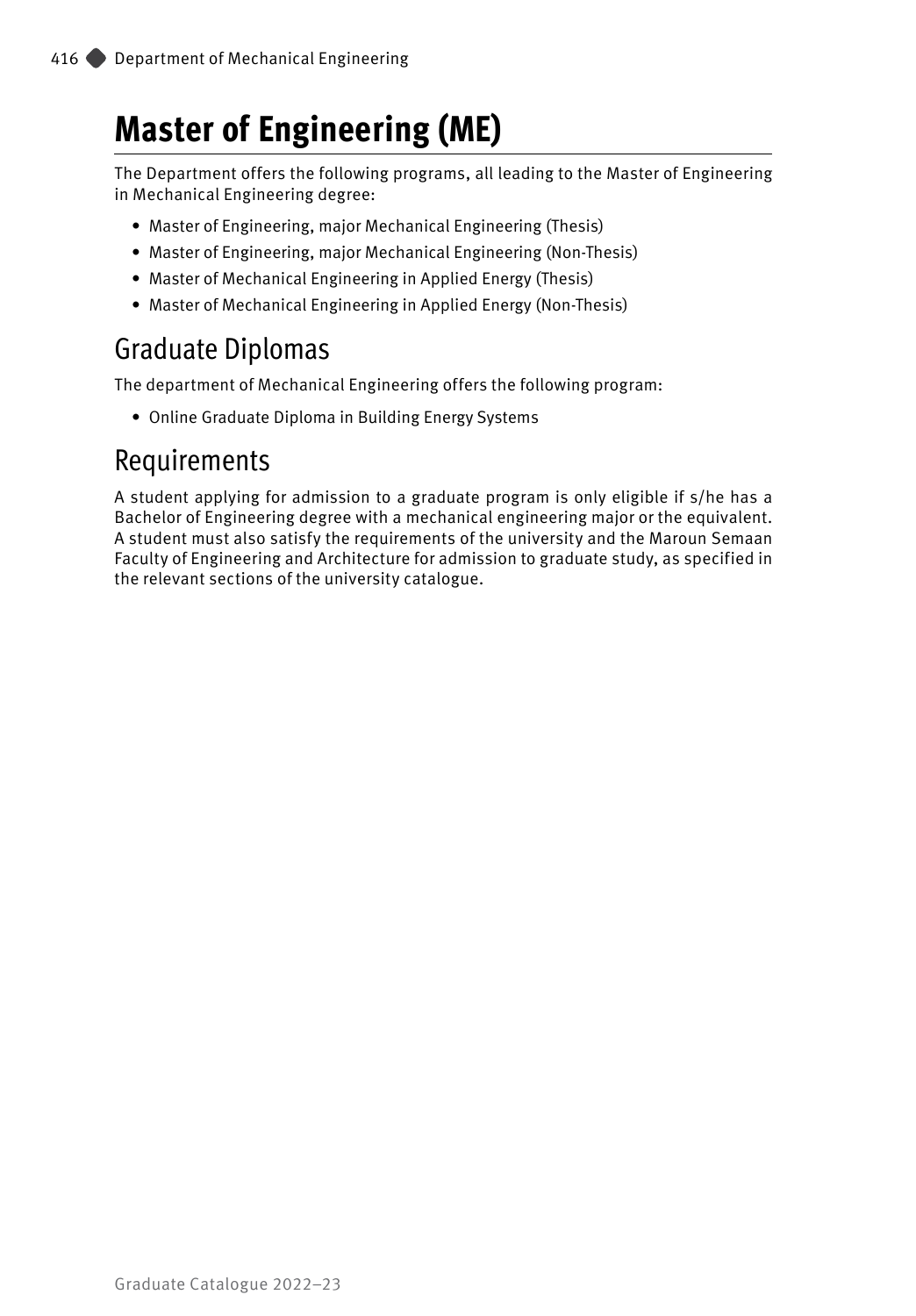# Master of Engineering (ME)

The Department offers the following programs, all leading to the Master of Engineering in Mechanical Engineering degree:

- Master of Engineering, major Mechanical Engineering (Thesis)
- Master of Engineering, major Mechanical Engineering (Non-Thesis)
- Master of Mechanical Engineering in Applied Energy (Thesis)
- Master of Mechanical Engineering in Applied Energy (Non-Thesis)

## Graduate Diplomas

The department of Mechanical Engineering offers the following program:

- Online Graduate Diploma in Building Energy Systems

## Requirements

A student applying for admission to a graduate program is only eligible if s/he has a Bachelor of Engineering degree with a mechanical engineering major or the equivalent. A student must also satisfy the requirements of the university and the Maroun Semaan Faculty of Engineering and Architecture for admission to graduate study, as specified in the relevant sections of the university catalogue.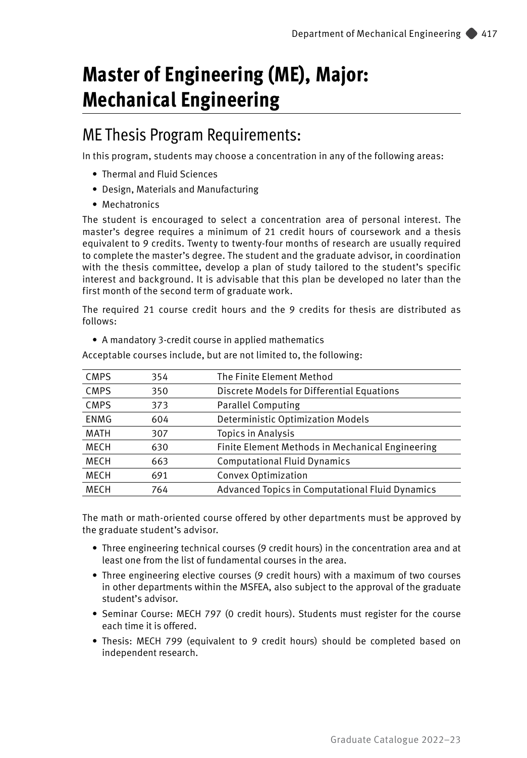# Master of Engineering (ME), Major: Mechanical Engineering

## ME Thesis Program Requirements:

In this program, students may choose a concentration in any of the following areas:

- Thermal and Fluid Sciences
- Design, Materials and Manufacturing
- Mechatronics

The student is encouraged to select a concentration area of personal interest. The master's degree requires a minimum of 21 credit hours of coursework and a thesis equivalent to 9 credits. Twenty to twenty-four months of research are usually required to complete the master's degree. The student and the graduate advisor, in coordination with the thesis committee, develop a plan of study tailored to the student's specific interest and background. It is advisable that this plan be developed no later than the first month of the second term of graduate work.

The required 21 course credit hours and the 9 credits for thesis are distributed as follows:

- A mandatory 3-credit course in applied mathematics

Acceptable courses include, but are not limited to, the following:

| | | |
|---|---|---|
| CMPS | 354 | The Finite Element Method |
| CMPS | 350 | Discrete Models for Differential Equations |
| CMPS | 373 | Parallel Computing |
| ENMG | 604 | Deterministic Optimization Models |
| MATH | 307 | Topics in Analysis |
| MECH | 630 | Finite Element Methods in Mechanical Engineering |
| MECH | 663 | Computational Fluid Dynamics |
| MECH | 691 | Convex Optimization |
| MECH | 764 | Advanced Topics in Computational Fluid Dynamics |

The math or math-oriented course offered by other departments must be approved by the graduate student's advisor.

- Three engineering technical courses (9 credit hours) in the concentration area and at least one from the list of fundamental courses in the area.
- Three engineering elective courses (9 credit hours) with a maximum of two courses in other departments within the MSFEA, also subject to the approval of the graduate student's advisor.
- Seminar Course: MECH 797 (0 credit hours). Students must register for the course each time it is offered.
- Thesis: MECH 799 (equivalent to 9 credit hours) should be completed based on independent research.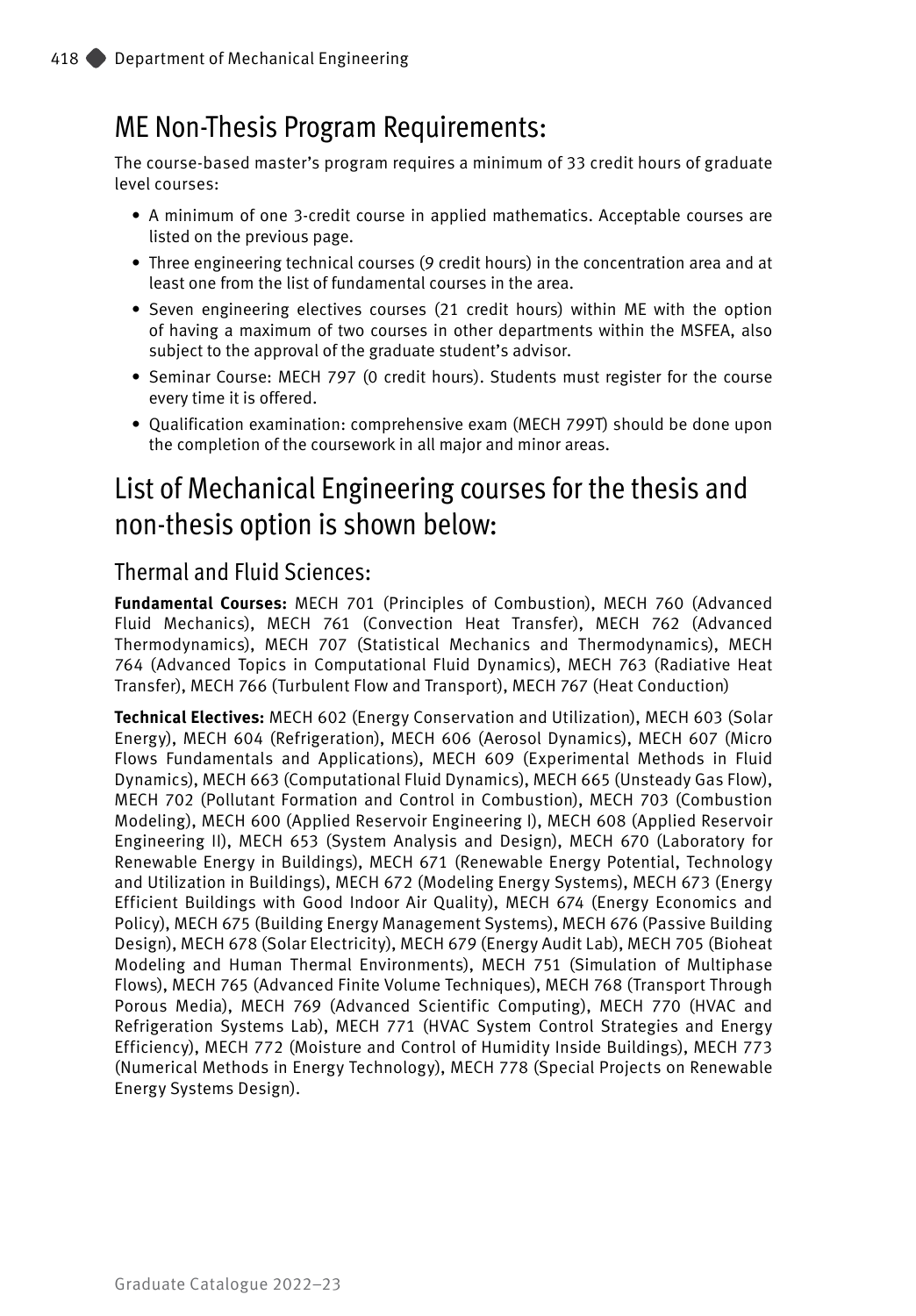## ME Non-Thesis Program Requirements:

The course-based master's program requires a minimum of 33 credit hours of graduate level courses:

- A minimum of one 3-credit course in applied mathematics. Acceptable courses are listed on the previous page.
- Three engineering technical courses (9 credit hours) in the concentration area and at least one from the list of fundamental courses in the area.
- Seven engineering electives courses (21 credit hours) within ME with the option of having a maximum of two courses in other departments within the MSFEA, also subject to the approval of the graduate student's advisor.
- Seminar Course: MECH 797 (0 credit hours). Students must register for the course every time it is offered.
- Qualification examination: comprehensive exam (MECH 799T) should be done upon the completion of the coursework in all major and minor areas.

## List of Mechanical Engineering courses for the thesis and non-thesis option is shown below:

### Thermal and Fluid Sciences:

**Fundamental Courses:** MECH 701 (Principles of Combustion), MECH 760 (Advanced Fluid Mechanics), MECH 761 (Convection Heat Transfer), MECH 762 (Advanced Thermodynamics), MECH 707 (Statistical Mechanics and Thermodynamics), MECH 764 (Advanced Topics in Computational Fluid Dynamics), MECH 763 (Radiative Heat Transfer), MECH 766 (Turbulent Flow and Transport), MECH 767 (Heat Conduction)

**Technical Electives:** MECH 602 (Energy Conservation and Utilization), MECH 603 (Solar Energy), MECH 604 (Refrigeration), MECH 606 (Aerosol Dynamics), MECH 607 (Micro Flows Fundamentals and Applications), MECH 609 (Experimental Methods in Fluid Dynamics), MECH 663 (Computational Fluid Dynamics), MECH 665 (Unsteady Gas Flow), MECH 702 (Pollutant Formation and Control in Combustion), MECH 703 (Combustion Modeling), MECH 600 (Applied Reservoir Engineering I), MECH 608 (Applied Reservoir Engineering II), MECH 653 (System Analysis and Design), MECH 670 (Laboratory for Renewable Energy in Buildings), MECH 671 (Renewable Energy Potential, Technology and Utilization in Buildings), MECH 672 (Modeling Energy Systems), MECH 673 (Energy Efficient Buildings with Good Indoor Air Quality), MECH 674 (Energy Economics and Policy), MECH 675 (Building Energy Management Systems), MECH 676 (Passive Building Design), MECH 678 (Solar Electricity), MECH 679 (Energy Audit Lab), MECH 705 (Bioheat Modeling and Human Thermal Environments), MECH 751 (Simulation of Multiphase Flows), MECH 765 (Advanced Finite Volume Techniques), MECH 768 (Transport Through Porous Media), MECH 769 (Advanced Scientific Computing), MECH 770 (HVAC and Refrigeration Systems Lab), MECH 771 (HVAC System Control Strategies and Energy Efficiency), MECH 772 (Moisture and Control of Humidity Inside Buildings), MECH 773 (Numerical Methods in Energy Technology), MECH 778 (Special Projects on Renewable Energy Systems Design).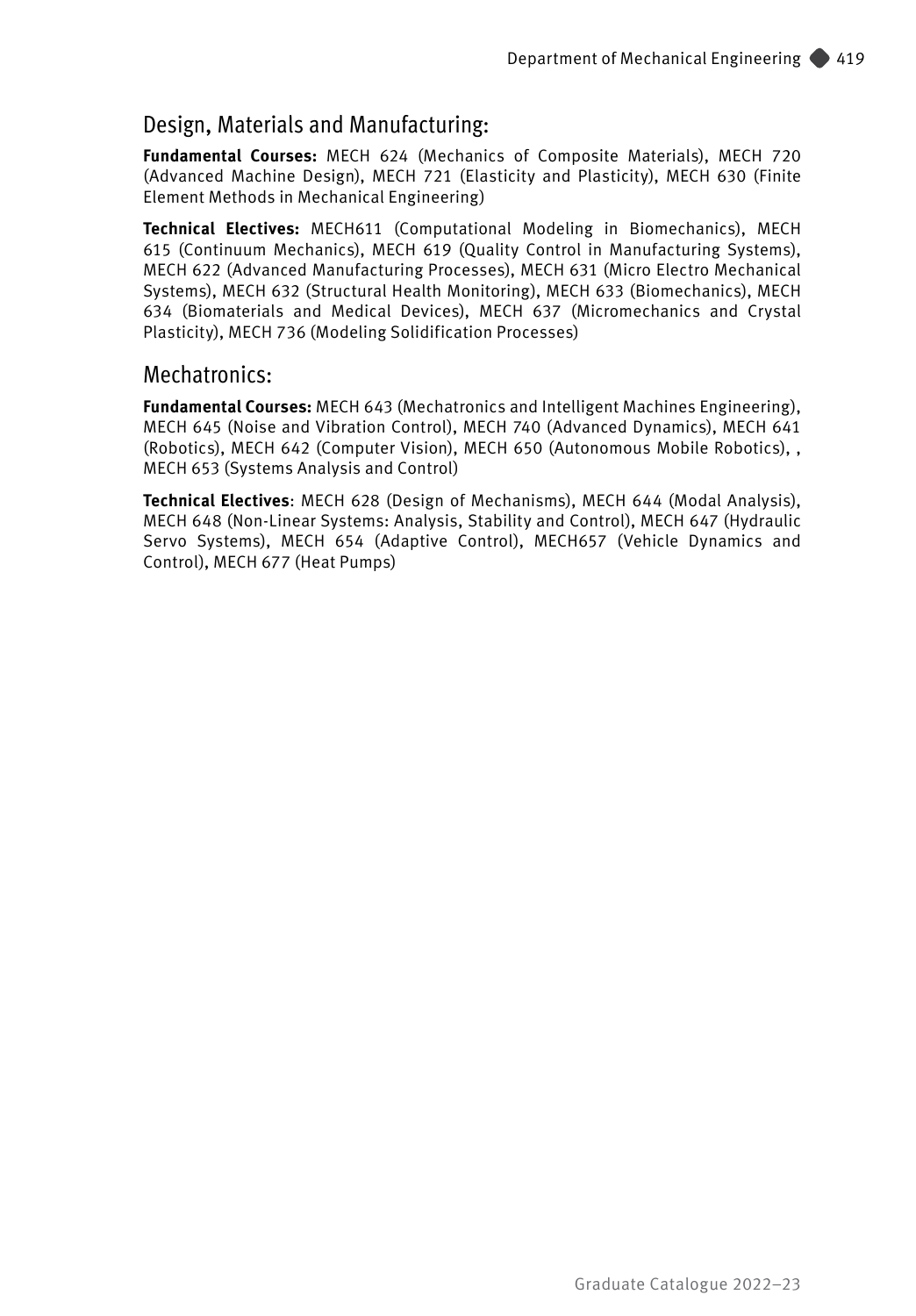## Design, Materials and Manufacturing:

**Fundamental Courses:** MECH 624 (Mechanics of Composite Materials), MECH 720 (Advanced Machine Design), MECH 721 (Elasticity and Plasticity), MECH 630 (Finite Element Methods in Mechanical Engineering)

**Technical Electives:** MECH611 (Computational Modeling in Biomechanics), MECH 615 (Continuum Mechanics), MECH 619 (Quality Control in Manufacturing Systems), MECH 622 (Advanced Manufacturing Processes), MECH 631 (Micro Electro Mechanical Systems), MECH 632 (Structural Health Monitoring), MECH 633 (Biomechanics), MECH 634 (Biomaterials and Medical Devices), MECH 637 (Micromechanics and Crystal Plasticity), MECH 736 (Modeling Solidification Processes)

## Mechatronics:

**Fundamental Courses:** MECH 643 (Mechatronics and Intelligent Machines Engineering), MECH 645 (Noise and Vibration Control), MECH 740 (Advanced Dynamics), MECH 641 (Robotics), MECH 642 (Computer Vision), MECH 650 (Autonomous Mobile Robotics), , MECH 653 (Systems Analysis and Control)

**Technical Electives**: MECH 628 (Design of Mechanisms), MECH 644 (Modal Analysis), MECH 648 (Non-Linear Systems: Analysis, Stability and Control), MECH 647 (Hydraulic Servo Systems), MECH 654 (Adaptive Control), MECH657 (Vehicle Dynamics and Control), MECH 677 (Heat Pumps)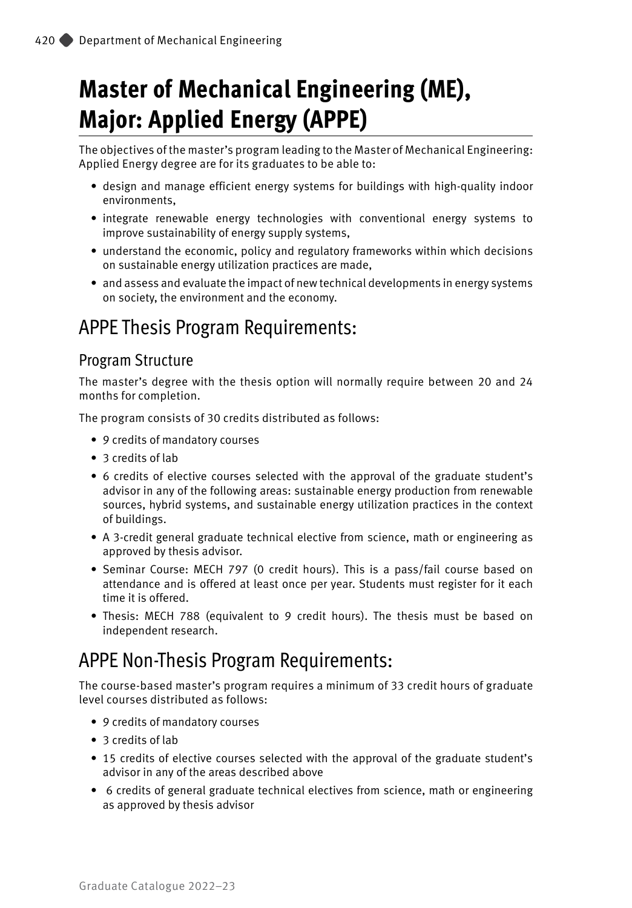# Master of Mechanical Engineering (ME), Major: Applied Energy (APPE)

The objectives of the master's program leading to the Master of Mechanical Engineering: Applied Energy degree are for its graduates to be able to:

- design and manage efficient energy systems for buildings with high-quality indoor environments,
- integrate renewable energy technologies with conventional energy systems to improve sustainability of energy supply systems,
- understand the economic, policy and regulatory frameworks within which decisions on sustainable energy utilization practices are made,
- and assess and evaluate the impact of new technical developments in energy systems on society, the environment and the economy.

## APPE Thesis Program Requirements:

### Program Structure

The master's degree with the thesis option will normally require between 20 and 24 months for completion.

The program consists of 30 credits distributed as follows:

- 9 credits of mandatory courses
- 3 credits of lab
- 6 credits of elective courses selected with the approval of the graduate student's advisor in any of the following areas: sustainable energy production from renewable sources, hybrid systems, and sustainable energy utilization practices in the context of buildings.
- A 3-credit general graduate technical elective from science, math or engineering as approved by thesis advisor.
- Seminar Course: MECH 797 (0 credit hours). This is a pass/fail course based on attendance and is offered at least once per year. Students must register for it each time it is offered.
- Thesis: MECH 788 (equivalent to 9 credit hours). The thesis must be based on independent research.

## APPE Non-Thesis Program Requirements:

The course-based master's program requires a minimum of 33 credit hours of graduate level courses distributed as follows:

- 9 credits of mandatory courses
- 3 credits of lab
- 15 credits of elective courses selected with the approval of the graduate student's advisor in any of the areas described above
- 6 credits of general graduate technical electives from science, math or engineering as approved by thesis advisor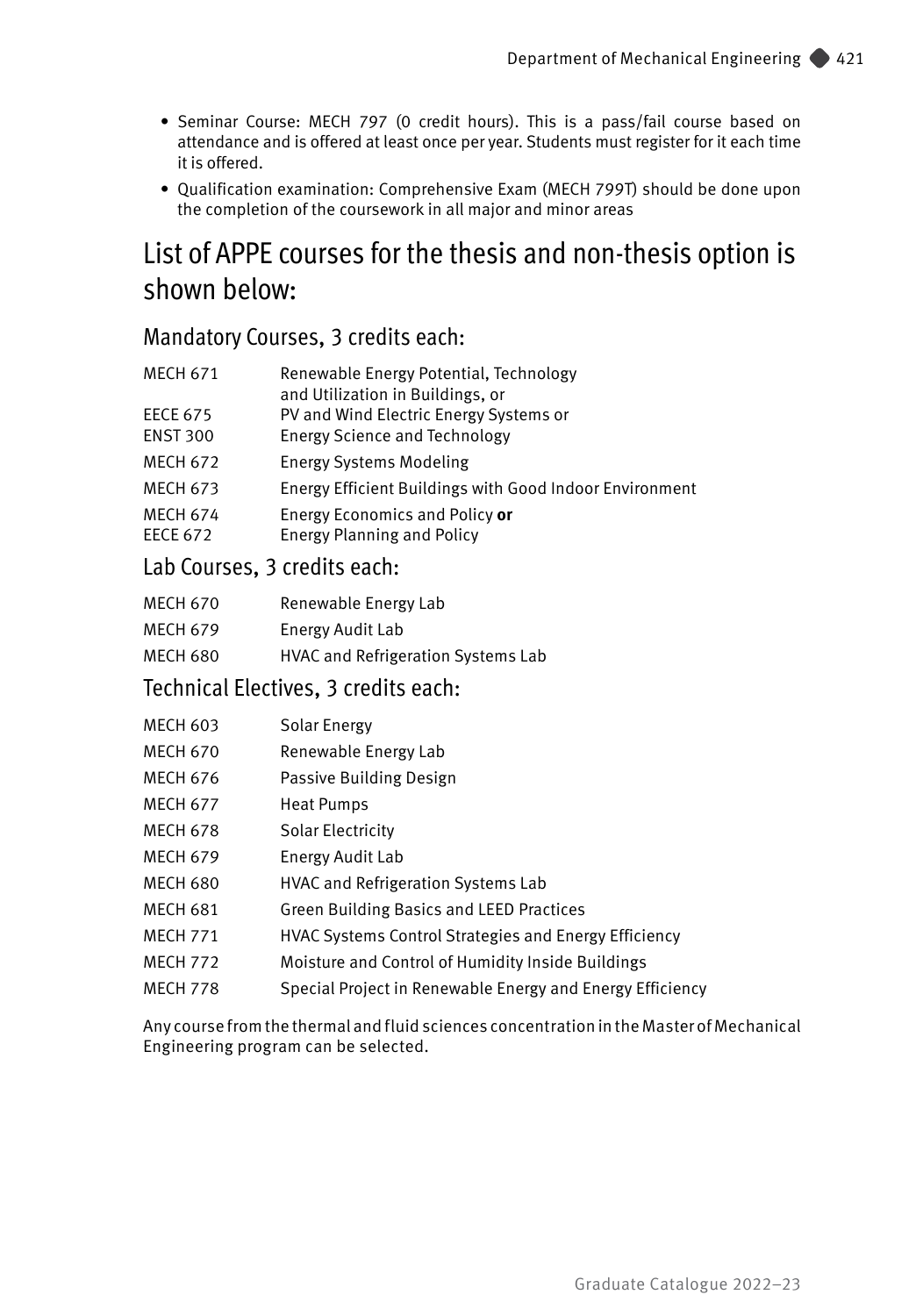- Seminar Course: MECH 797 (0 credit hours). This is a pass/fail course based on attendance and is offered at least once per year. Students must register for it each time it is offered.
- Qualification examination: Comprehensive Exam (MECH 799T) should be done upon the completion of the coursework in all major and minor areas

# List of APPE courses for the thesis and non-thesis option is shown below:

## Mandatory Courses, 3 credits each:

| | |
|---|---|
| MECH 671 | Renewable Energy Potential, Technology and Utilization in Buildings, or |
| EECE 675 | PV and Wind Electric Energy Systems or |
| ENST 300 | Energy Science and Technology |
| MECH 672 | Energy Systems Modeling |
| MECH 673 | Energy Efficient Buildings with Good Indoor Environment |
| MECH 674 | Energy Economics and Policy **or** |
| EECE 672 | Energy Planning and Policy |

## Lab Courses, 3 credits each:

| | |
|---|---|
| MECH 670 | Renewable Energy Lab |
| MECH 679 | Energy Audit Lab |
| MECH 680 | HVAC and Refrigeration Systems Lab |

## Technical Electives, 3 credits each:

| | |
|---|---|
| MECH 603 | Solar Energy |
| MECH 670 | Renewable Energy Lab |
| MECH 676 | Passive Building Design |
| MECH 677 | Heat Pumps |
| MECH 678 | Solar Electricity |
| MECH 679 | Energy Audit Lab |
| MECH 680 | HVAC and Refrigeration Systems Lab |
| MECH 681 | Green Building Basics and LEED Practices |
| MECH 771 | HVAC Systems Control Strategies and Energy Efficiency |
| MECH 772 | Moisture and Control of Humidity Inside Buildings |
| MECH 778 | Special Project in Renewable Energy and Energy Efficiency |

Any course from the thermal and fluid sciences concentration in the Master of Mechanical Engineering program can be selected.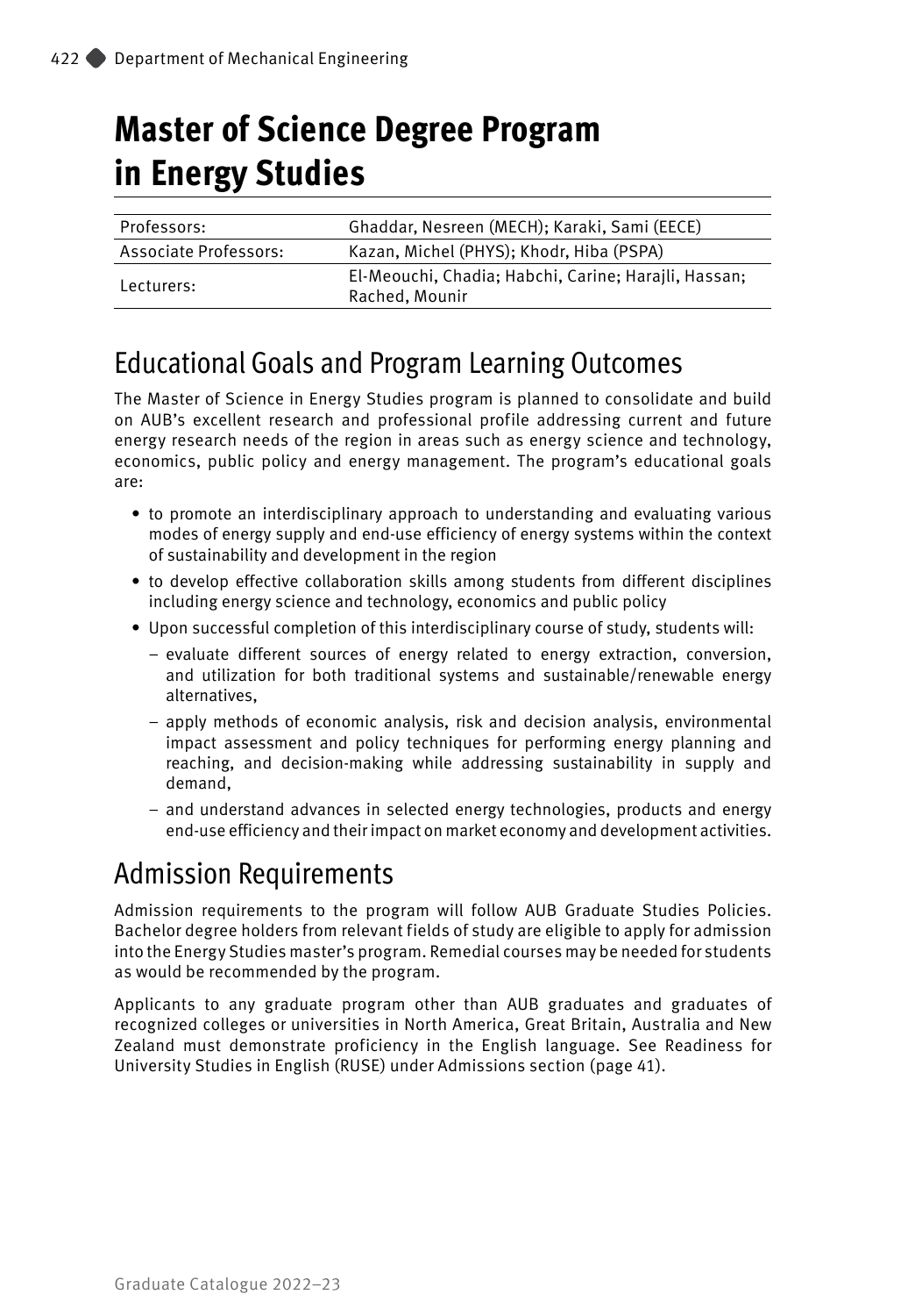# Master of Science Degree Program in Energy Studies

| Professors: | Ghaddar, Nesreen (MECH); Karaki, Sami (EECE) |
|---|---|
| Associate Professors: | Kazan, Michel (PHYS); Khodr, Hiba (PSPA) |
| Lecturers: | El-Meouchi, Chadia; Habchi, Carine; Harajli, Hassan; Rached, Mounir |

## Educational Goals and Program Learning Outcomes

The Master of Science in Energy Studies program is planned to consolidate and build on AUB's excellent research and professional profile addressing current and future energy research needs of the region in areas such as energy science and technology, economics, public policy and energy management. The program's educational goals are:

- to promote an interdisciplinary approach to understanding and evaluating various modes of energy supply and end-use efficiency of energy systems within the context of sustainability and development in the region
- to develop effective collaboration skills among students from different disciplines including energy science and technology, economics and public policy
- Upon successful completion of this interdisciplinary course of study, students will:
  - evaluate different sources of energy related to energy extraction, conversion, and utilization for both traditional systems and sustainable/renewable energy alternatives,
  - apply methods of economic analysis, risk and decision analysis, environmental impact assessment and policy techniques for performing energy planning and reaching, and decision-making while addressing sustainability in supply and demand,
  - and understand advances in selected energy technologies, products and energy end-use efficiency and their impact on market economy and development activities.

## Admission Requirements

Admission requirements to the program will follow AUB Graduate Studies Policies. Bachelor degree holders from relevant fields of study are eligible to apply for admission into the Energy Studies master's program. Remedial courses may be needed for students as would be recommended by the program.

Applicants to any graduate program other than AUB graduates and graduates of recognized colleges or universities in North America, Great Britain, Australia and New Zealand must demonstrate proficiency in the English language. See Readiness for University Studies in English (RUSE) under Admissions section (page 41).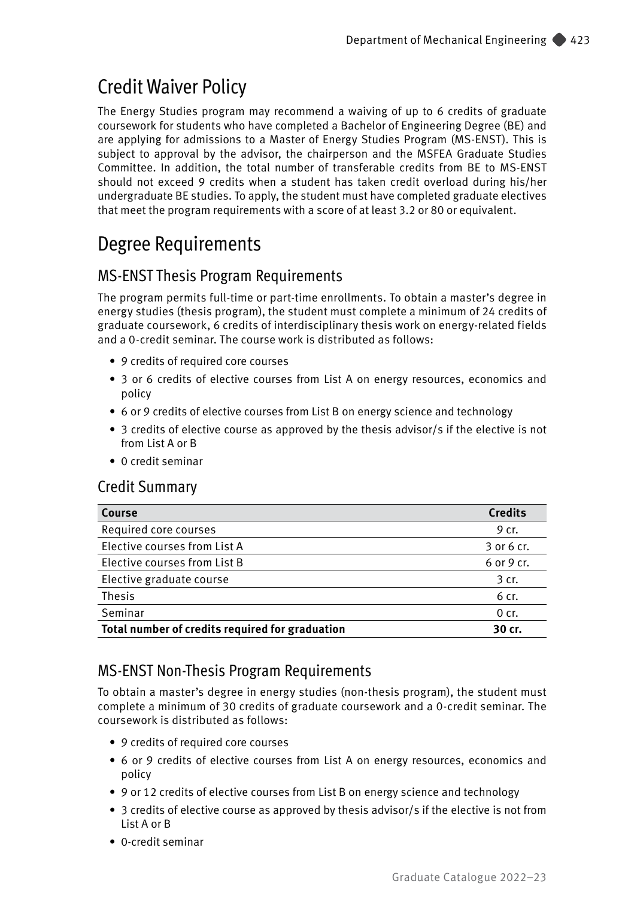# Credit Waiver Policy

The Energy Studies program may recommend a waiving of up to 6 credits of graduate coursework for students who have completed a Bachelor of Engineering Degree (BE) and are applying for admissions to a Master of Energy Studies Program (MS-ENST). This is subject to approval by the advisor, the chairperson and the MSFEA Graduate Studies Committee. In addition, the total number of transferable credits from BE to MS-ENST should not exceed 9 credits when a student has taken credit overload during his/her undergraduate BE studies. To apply, the student must have completed graduate electives that meet the program requirements with a score of at least 3.2 or 80 or equivalent.

# Degree Requirements

## MS-ENST Thesis Program Requirements

The program permits full-time or part-time enrollments. To obtain a master's degree in energy studies (thesis program), the student must complete a minimum of 24 credits of graduate coursework, 6 credits of interdisciplinary thesis work on energy-related fields and a 0-credit seminar. The course work is distributed as follows:

- 9 credits of required core courses
- 3 or 6 credits of elective courses from List A on energy resources, economics and policy
- 6 or 9 credits of elective courses from List B on energy science and technology
- 3 credits of elective course as approved by the thesis advisor/s if the elective is not from List A or B
- 0 credit seminar

## Credit Summary

| Course | Credits |
|---|---|
| Required core courses | 9 cr. |
| Elective courses from List A | 3 or 6 cr. |
| Elective courses from List B | 6 or 9 cr. |
| Elective graduate course | 3 cr. |
| Thesis | 6 cr. |
| Seminar | 0 cr. |
| **Total number of credits required for graduation** | **30 cr.** |

## MS-ENST Non-Thesis Program Requirements

To obtain a master's degree in energy studies (non-thesis program), the student must complete a minimum of 30 credits of graduate coursework and a 0-credit seminar. The coursework is distributed as follows:

- 9 credits of required core courses
- 6 or 9 credits of elective courses from List A on energy resources, economics and policy
- 9 or 12 credits of elective courses from List B on energy science and technology
- 3 credits of elective course as approved by thesis advisor/s if the elective is not from List A or B
- 0-credit seminar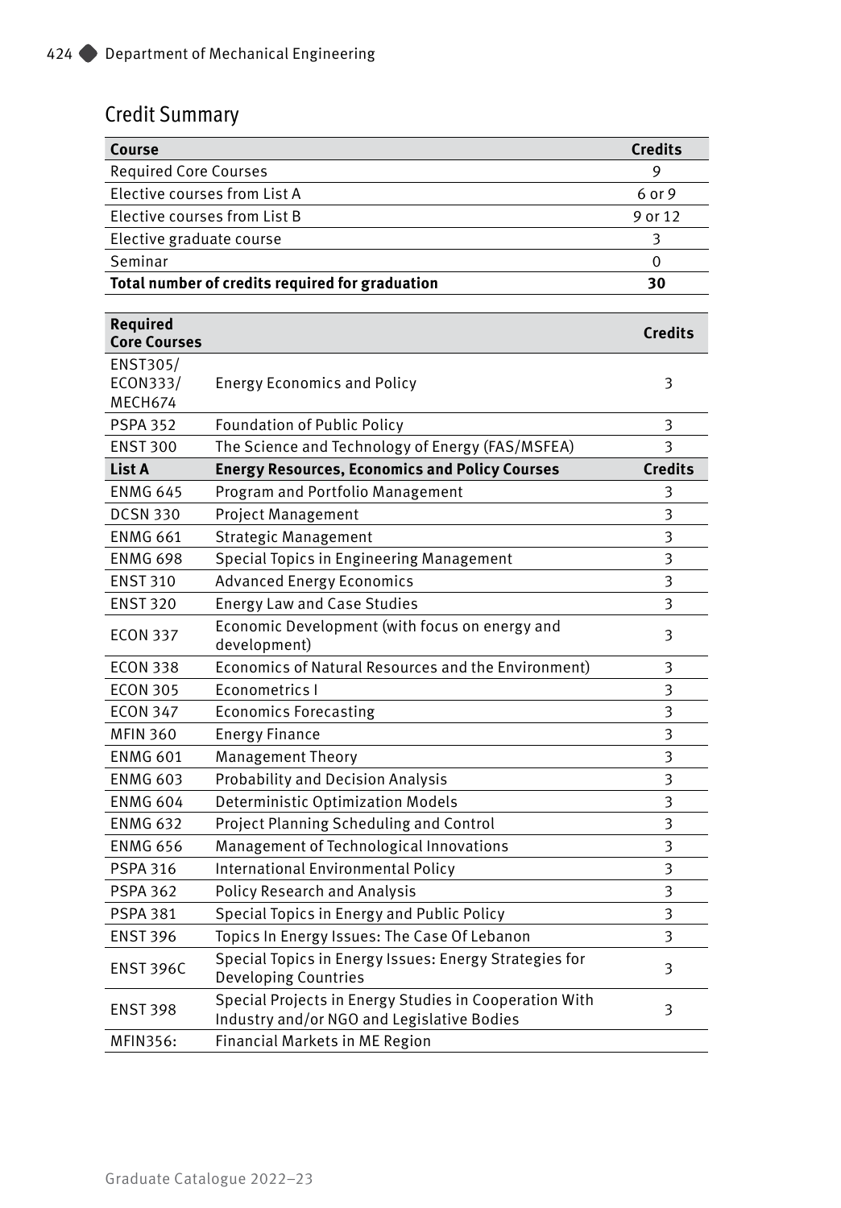## Credit Summary

| Course | Credits |
|---|---|
| Required Core Courses | 9 |
| Elective courses from List A | 6 or 9 |
| Elective courses from List B | 9 or 12 |
| Elective graduate course | 3 |
| Seminar | 0 |
| **Total number of credits required for graduation** | **30** |

| **Required Core Courses** | | **Credits** |
|---|---|---|
| ENST305/ ECON333/ MECH674 | Energy Economics and Policy | 3 |
| PSPA 352 | Foundation of Public Policy | 3 |
| ENST 300 | The Science and Technology of Energy (FAS/MSFEA) | 3 |
| **List A** | **Energy Resources, Economics and Policy Courses** | **Credits** |
| ENMG 645 | Program and Portfolio Management | 3 |
| DCSN 330 | Project Management | 3 |
| ENMG 661 | Strategic Management | 3 |
| ENMG 698 | Special Topics in Engineering Management | 3 |
| ENST 310 | Advanced Energy Economics | 3 |
| ENST 320 | Energy Law and Case Studies | 3 |
| ECON 337 | Economic Development (with focus on energy and development) | 3 |
| ECON 338 | Economics of Natural Resources and the Environment) | 3 |
| ECON 305 | Econometrics I | 3 |
| ECON 347 | Economics Forecasting | 3 |
| MFIN 360 | Energy Finance | 3 |
| ENMG 601 | Management Theory | 3 |
| ENMG 603 | Probability and Decision Analysis | 3 |
| ENMG 604 | Deterministic Optimization Models | 3 |
| ENMG 632 | Project Planning Scheduling and Control | 3 |
| ENMG 656 | Management of Technological Innovations | 3 |
| PSPA 316 | International Environmental Policy | 3 |
| PSPA 362 | Policy Research and Analysis | 3 |
| PSPA 381 | Special Topics in Energy and Public Policy | 3 |
| ENST 396 | Topics In Energy Issues: The Case Of Lebanon | 3 |
| ENST 396C | Special Topics in Energy Issues: Energy Strategies for Developing Countries | 3 |
| ENST 398 | Special Projects in Energy Studies in Cooperation With Industry and/or NGO and Legislative Bodies | 3 |
| MFIN356: | Financial Markets in ME Region | |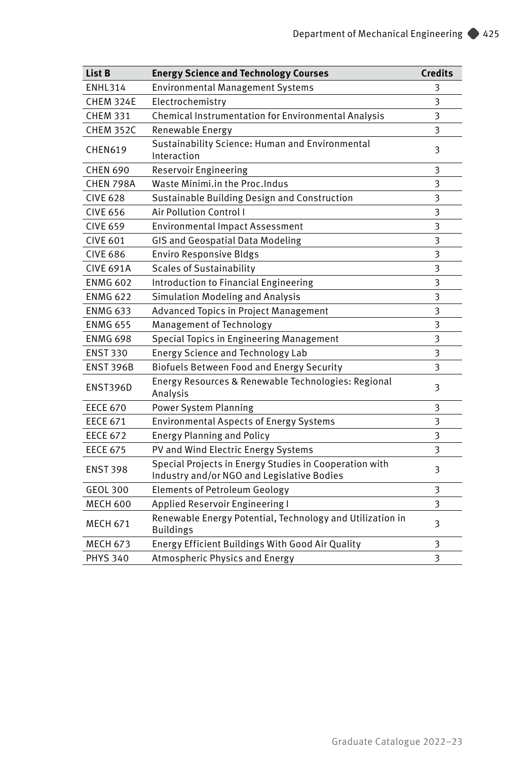| List B | Energy Science and Technology Courses | Credits |
|---|---|---|
| ENHL314 | Environmental Management Systems | 3 |
| CHEM 324E | Electrochemistry | 3 |
| CHEM 331 | Chemical Instrumentation for Environmental Analysis | 3 |
| CHEM 352C | Renewable Energy | 3 |
| CHEN619 | Sustainability Science: Human and Environmental Interaction | 3 |
| CHEN 690 | Reservoir Engineering | 3 |
| CHEN 798A | Waste Minimi.in the Proc.Indus | 3 |
| CIVE 628 | Sustainable Building Design and Construction | 3 |
| CIVE 656 | Air Pollution Control I | 3 |
| CIVE 659 | Environmental Impact Assessment | 3 |
| CIVE 601 | GIS and Geospatial Data Modeling | 3 |
| CIVE 686 | Enviro Responsive Bldgs | 3 |
| CIVE 691A | Scales of Sustainability | 3 |
| ENMG 602 | Introduction to Financial Engineering | 3 |
| ENMG 622 | Simulation Modeling and Analysis | 3 |
| ENMG 633 | Advanced Topics in Project Management | 3 |
| ENMG 655 | Management of Technology | 3 |
| ENMG 698 | Special Topics in Engineering Management | 3 |
| ENST 330 | Energy Science and Technology Lab | 3 |
| ENST 396B | Biofuels Between Food and Energy Security | 3 |
| ENST396D | Energy Resources & Renewable Technologies: Regional Analysis | 3 |
| EECE 670 | Power System Planning | 3 |
| EECE 671 | Environmental Aspects of Energy Systems | 3 |
| EECE 672 | Energy Planning and Policy | 3 |
| EECE 675 | PV and Wind Electric Energy Systems | 3 |
| ENST 398 | Special Projects in Energy Studies in Cooperation with Industry and/or NGO and Legislative Bodies | 3 |
| GEOL 300 | Elements of Petroleum Geology | 3 |
| MECH 600 | Applied Reservoir Engineering I | 3 |
| MECH 671 | Renewable Energy Potential, Technology and Utilization in Buildings | 3 |
| MECH 673 | Energy Efficient Buildings With Good Air Quality | 3 |
| PHYS 340 | Atmospheric Physics and Energy | 3 |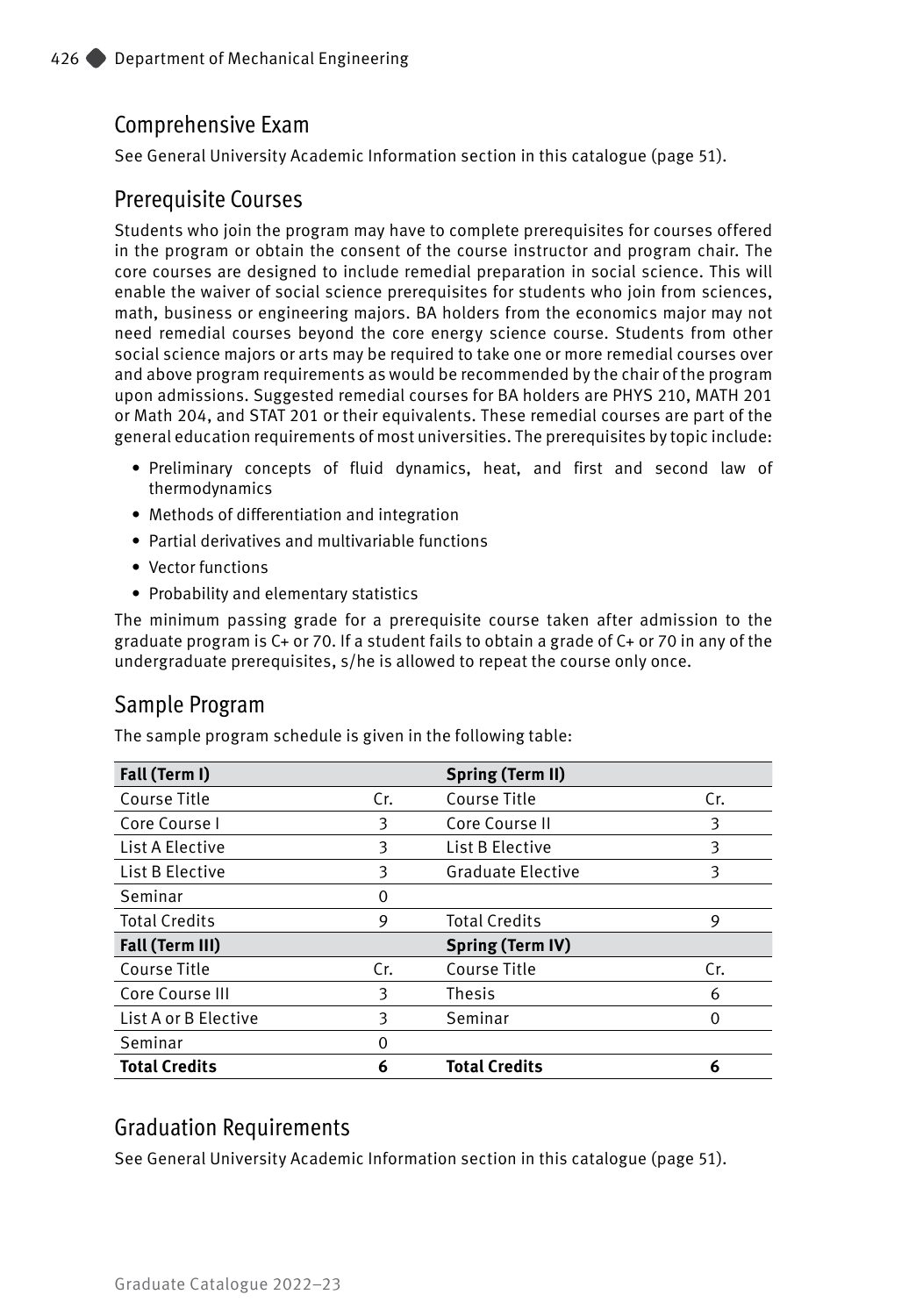## Comprehensive Exam

See General University Academic Information section in this catalogue (page 51).

## Prerequisite Courses

Students who join the program may have to complete prerequisites for courses offered in the program or obtain the consent of the course instructor and program chair. The core courses are designed to include remedial preparation in social science. This will enable the waiver of social science prerequisites for students who join from sciences, math, business or engineering majors. BA holders from the economics major may not need remedial courses beyond the core energy science course. Students from other social science majors or arts may be required to take one or more remedial courses over and above program requirements as would be recommended by the chair of the program upon admissions. Suggested remedial courses for BA holders are PHYS 210, MATH 201 or Math 204, and STAT 201 or their equivalents. These remedial courses are part of the general education requirements of most universities. The prerequisites by topic include:

- Preliminary concepts of fluid dynamics, heat, and first and second law of thermodynamics
- Methods of differentiation and integration
- Partial derivatives and multivariable functions
- Vector functions
- Probability and elementary statistics

The minimum passing grade for a prerequisite course taken after admission to the graduate program is C+ or 70. If a student fails to obtain a grade of C+ or 70 in any of the undergraduate prerequisites, s/he is allowed to repeat the course only once.

## Sample Program

The sample program schedule is given in the following table:

| **Fall (Term I)** | | **Spring (Term II)** | |
|---|---|---|---|
| Course Title | Cr. | Course Title | Cr. |
| Core Course I | 3 | Core Course II | 3 |
| List A Elective | 3 | List B Elective | 3 |
| List B Elective | 3 | Graduate Elective | 3 |
| Seminar | 0 | | |
| Total Credits | 9 | Total Credits | 9 |
| **Fall (Term III)** | | **Spring (Term IV)** | |
| Course Title | Cr. | Course Title | Cr. |
| Core Course III | 3 | Thesis | 6 |
| List A or B Elective | 3 | Seminar | 0 |
| Seminar | 0 | | |
| **Total Credits** | **6** | **Total Credits** | **6** |

## Graduation Requirements

See General University Academic Information section in this catalogue (page 51).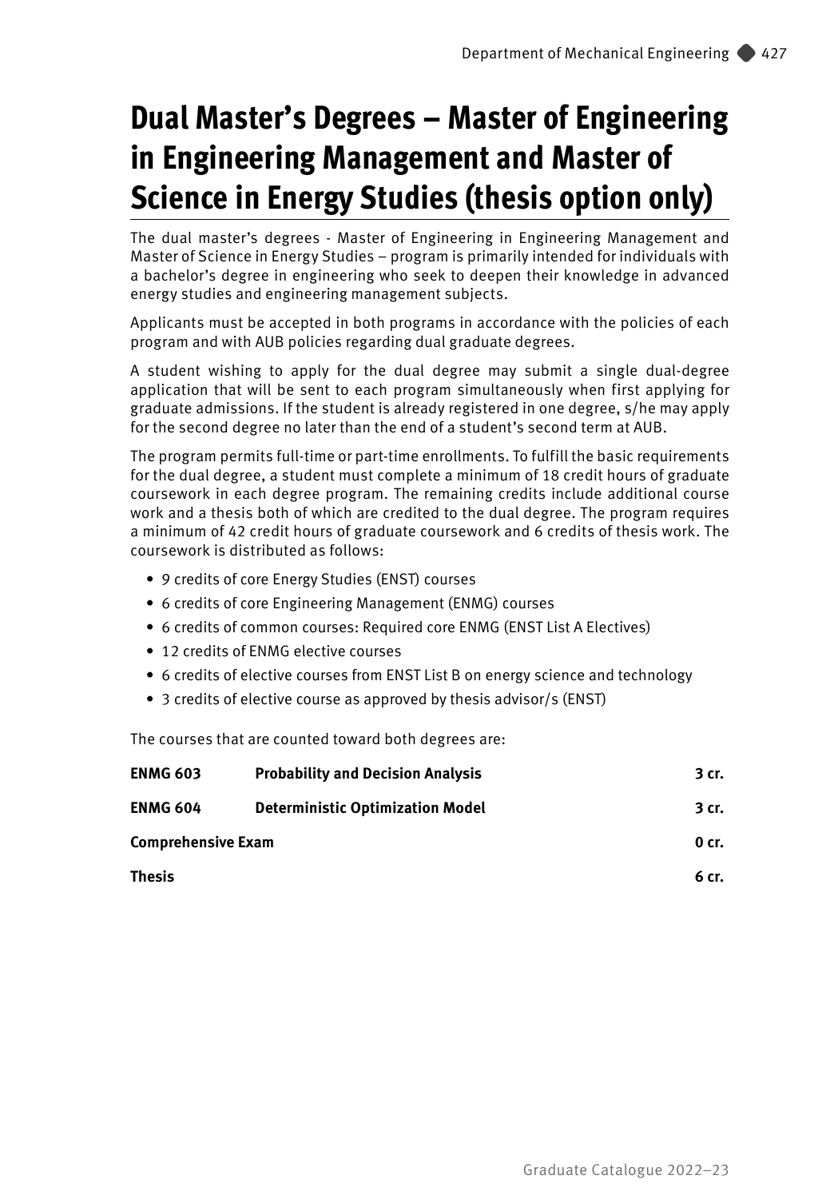# Dual Master's Degrees – Master of Engineering in Engineering Management and Master of Science in Energy Studies (thesis option only)

The dual master's degrees - Master of Engineering in Engineering Management and Master of Science in Energy Studies – program is primarily intended for individuals with a bachelor's degree in engineering who seek to deepen their knowledge in advanced energy studies and engineering management subjects.

Applicants must be accepted in both programs in accordance with the policies of each program and with AUB policies regarding dual graduate degrees.

A student wishing to apply for the dual degree may submit a single dual-degree application that will be sent to each program simultaneously when first applying for graduate admissions. If the student is already registered in one degree, s/he may apply for the second degree no later than the end of a student's second term at AUB.

The program permits full-time or part-time enrollments. To fulfill the basic requirements for the dual degree, a student must complete a minimum of 18 credit hours of graduate coursework in each degree program. The remaining credits include additional course work and a thesis both of which are credited to the dual degree. The program requires a minimum of 42 credit hours of graduate coursework and 6 credits of thesis work. The coursework is distributed as follows:

- 9 credits of core Energy Studies (ENST) courses
- 6 credits of core Engineering Management (ENMG) courses
- 6 credits of common courses: Required core ENMG (ENST List A Electives)
- 12 credits of ENMG elective courses
- 6 credits of elective courses from ENST List B on energy science and technology
- 3 credits of elective course as approved by thesis advisor/s (ENST)

The courses that are counted toward both degrees are:

| | | |
|---|---|---|
| **ENMG 603** | **Probability and Decision Analysis** | **3 cr.** |
| **ENMG 604** | **Deterministic Optimization Model** | **3 cr.** |
| **Comprehensive Exam** | | **0 cr.** |
| **Thesis** | | **6 cr.** |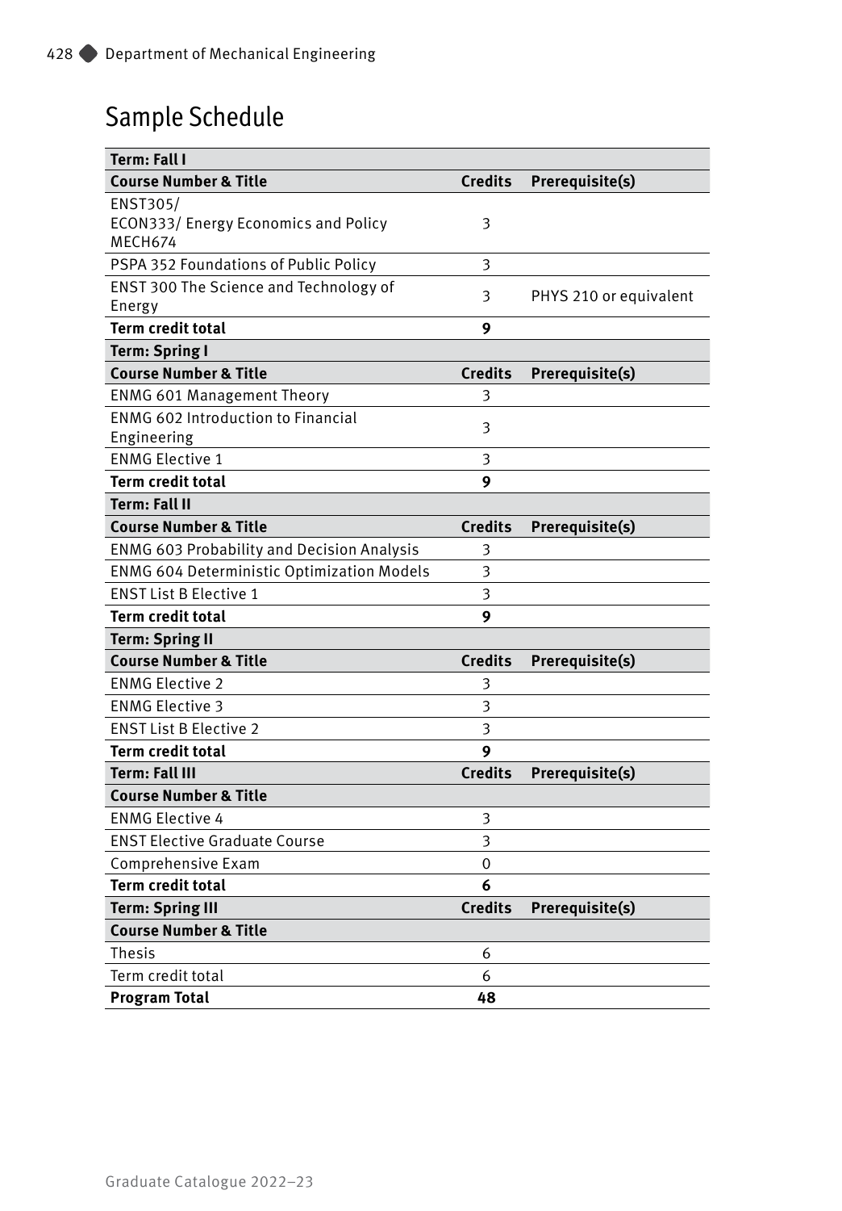## Sample Schedule

| Term: Fall I | | |
|---|---|---|
| **Course Number & Title** | **Credits** | **Prerequisite(s)** |
| ENST305/ ECON333/ Energy Economics and Policy MECH674 | 3 | |
| PSPA 352 Foundations of Public Policy | 3 | |
| ENST 300 The Science and Technology of Energy | 3 | PHYS 210 or equivalent |
| **Term credit total** | **9** | |
| **Term: Spring I** | | |
| **Course Number & Title** | **Credits** | **Prerequisite(s)** |
| ENMG 601 Management Theory | 3 | |
| ENMG 602 Introduction to Financial Engineering | 3 | |
| ENMG Elective 1 | 3 | |
| **Term credit total** | **9** | |
| **Term: Fall II** | | |
| **Course Number & Title** | **Credits** | **Prerequisite(s)** |
| ENMG 603 Probability and Decision Analysis | 3 | |
| ENMG 604 Deterministic Optimization Models | 3 | |
| ENST List B Elective 1 | 3 | |
| **Term credit total** | **9** | |
| **Term: Spring II** | | |
| **Course Number & Title** | **Credits** | **Prerequisite(s)** |
| ENMG Elective 2 | 3 | |
| ENMG Elective 3 | 3 | |
| ENST List B Elective 2 | 3 | |
| **Term credit total** | **9** | |
| **Term: Fall III** | **Credits** | **Prerequisite(s)** |
| **Course Number & Title** | | |
| ENMG Elective 4 | 3 | |
| ENST Elective Graduate Course | 3 | |
| Comprehensive Exam | 0 | |
| **Term credit total** | **6** | |
| **Term: Spring III** | **Credits** | **Prerequisite(s)** |
| **Course Number & Title** | | |
| Thesis | 6 | |
| Term credit total | 6 | |
| **Program Total** | **48** | |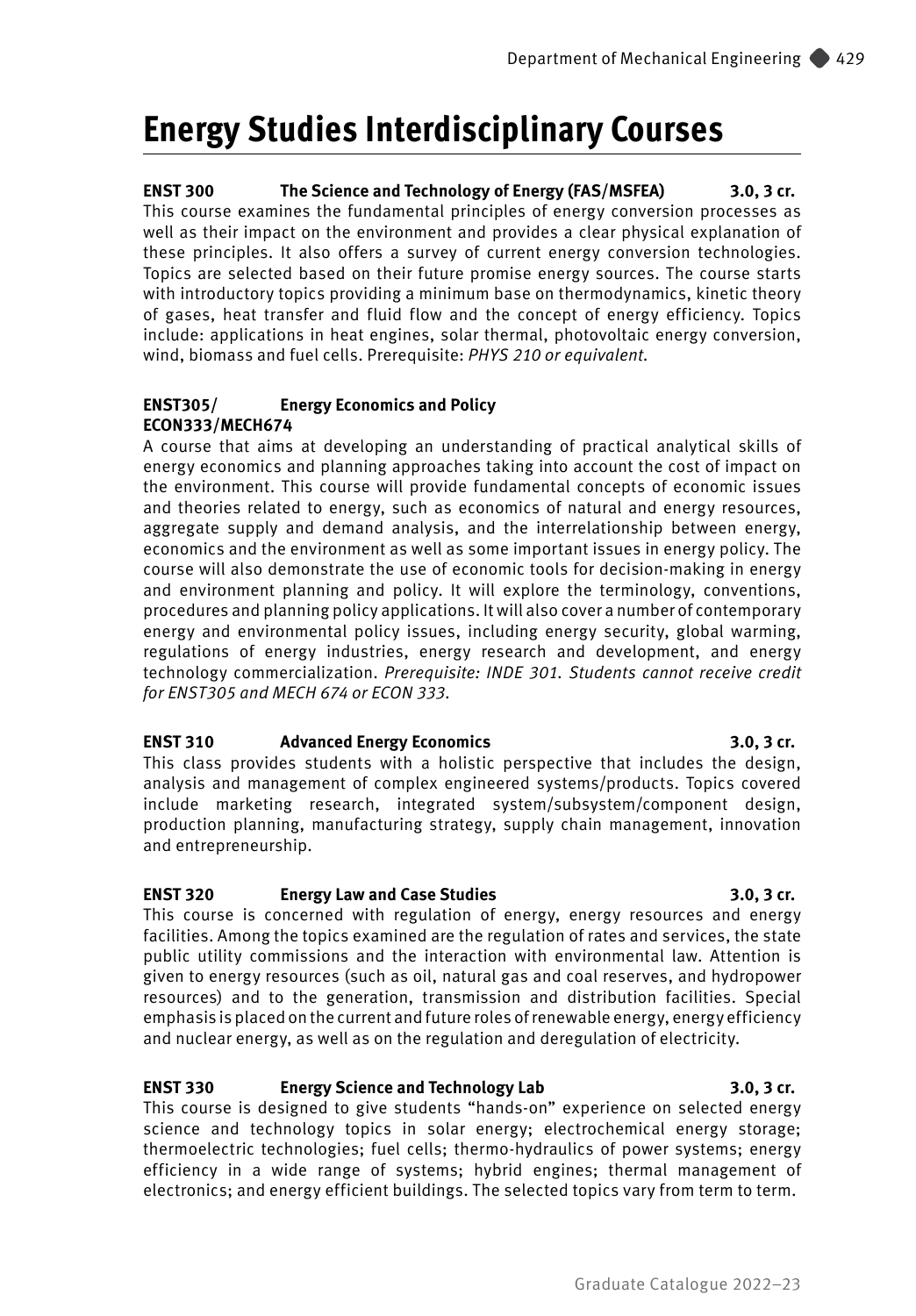# Energy Studies Interdisciplinary Courses

**ENST 300 The Science and Technology of Energy (FAS/MSFEA) 3.0, 3 cr.**

This course examines the fundamental principles of energy conversion processes as well as their impact on the environment and provides a clear physical explanation of these principles. It also offers a survey of current energy conversion technologies. Topics are selected based on their future promise energy sources. The course starts with introductory topics providing a minimum base on thermodynamics, kinetic theory of gases, heat transfer and fluid flow and the concept of energy efficiency. Topics include: applications in heat engines, solar thermal, photovoltaic energy conversion, wind, biomass and fuel cells. Prerequisite: *PHYS 210 or equivalent.*

**ENST305/ECON333/MECH674 Energy Economics and Policy**

A course that aims at developing an understanding of practical analytical skills of energy economics and planning approaches taking into account the cost of impact on the environment. This course will provide fundamental concepts of economic issues and theories related to energy, such as economics of natural and energy resources, aggregate supply and demand analysis, and the interrelationship between energy, economics and the environment as well as some important issues in energy policy. The course will also demonstrate the use of economic tools for decision-making in energy and environment planning and policy. It will explore the terminology, conventions, procedures and planning policy applications. It will also cover a number of contemporary energy and environmental policy issues, including energy security, global warming, regulations of energy industries, energy research and development, and energy technology commercialization. *Prerequisite: INDE 301. Students cannot receive credit for ENST305 and MECH 674 or ECON 333.*

**ENST 310 Advanced Energy Economics 3.0, 3 cr.**

This class provides students with a holistic perspective that includes the design, analysis and management of complex engineered systems/products. Topics covered include marketing research, integrated system/subsystem/component design, production planning, manufacturing strategy, supply chain management, innovation and entrepreneurship.

**ENST 320 Energy Law and Case Studies 3.0, 3 cr.**

This course is concerned with regulation of energy, energy resources and energy facilities. Among the topics examined are the regulation of rates and services, the state public utility commissions and the interaction with environmental law. Attention is given to energy resources (such as oil, natural gas and coal reserves, and hydropower resources) and to the generation, transmission and distribution facilities. Special emphasis is placed on the current and future roles of renewable energy, energy efficiency and nuclear energy, as well as on the regulation and deregulation of electricity.

**ENST 330 Energy Science and Technology Lab 3.0, 3 cr.**

This course is designed to give students "hands-on" experience on selected energy science and technology topics in solar energy; electrochemical energy storage; thermoelectric technologies; fuel cells; thermo-hydraulics of power systems; energy efficiency in a wide range of systems; hybrid engines; thermal management of electronics; and energy efficient buildings. The selected topics vary from term to term.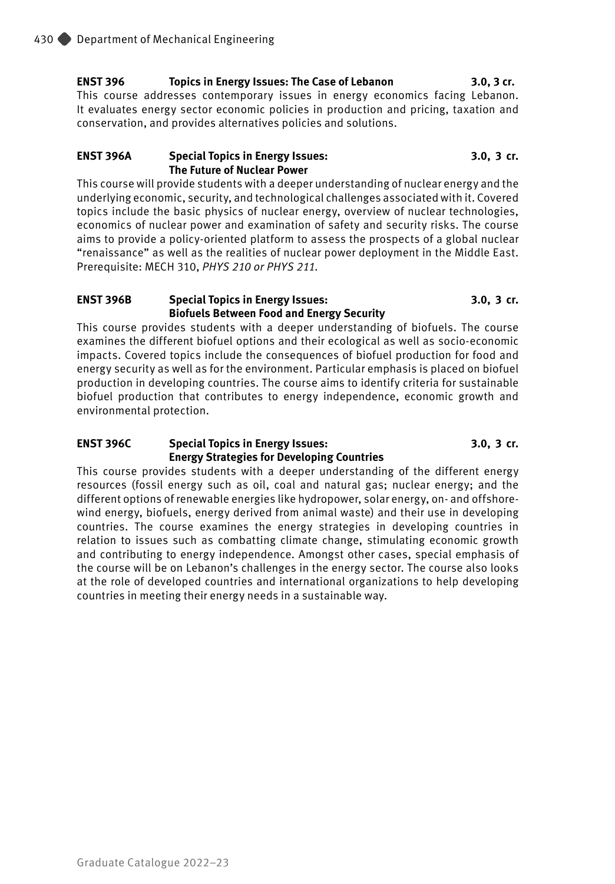**ENST 396 Topics in Energy Issues: The Case of Lebanon 3.0, 3 cr.**

This course addresses contemporary issues in energy economics facing Lebanon. It evaluates energy sector economic policies in production and pricing, taxation and conservation, and provides alternatives policies and solutions.

**ENST 396A Special Topics in Energy Issues: The Future of Nuclear Power 3.0, 3 cr.**

This course will provide students with a deeper understanding of nuclear energy and the underlying economic, security, and technological challenges associated with it. Covered topics include the basic physics of nuclear energy, overview of nuclear technologies, economics of nuclear power and examination of safety and security risks. The course aims to provide a policy-oriented platform to assess the prospects of a global nuclear "renaissance" as well as the realities of nuclear power deployment in the Middle East. Prerequisite: MECH 310, *PHYS 210 or PHYS 211.*

**ENST 396B Special Topics in Energy Issues: Biofuels Between Food and Energy Security 3.0, 3 cr.**

This course provides students with a deeper understanding of biofuels. The course examines the different biofuel options and their ecological as well as socio-economic impacts. Covered topics include the consequences of biofuel production for food and energy security as well as for the environment. Particular emphasis is placed on biofuel production in developing countries. The course aims to identify criteria for sustainable biofuel production that contributes to energy independence, economic growth and environmental protection.

**ENST 396C Special Topics in Energy Issues: Energy Strategies for Developing Countries 3.0, 3 cr.**

This course provides students with a deeper understanding of the different energy resources (fossil energy such as oil, coal and natural gas; nuclear energy; and the different options of renewable energies like hydropower, solar energy, on- and offshore-wind energy, biofuels, energy derived from animal waste) and their use in developing countries. The course examines the energy strategies in developing countries in relation to issues such as combatting climate change, stimulating economic growth and contributing to energy independence. Amongst other cases, special emphasis of the course will be on Lebanon's challenges in the energy sector. The course also looks at the role of developed countries and international organizations to help developing countries in meeting their energy needs in a sustainable way.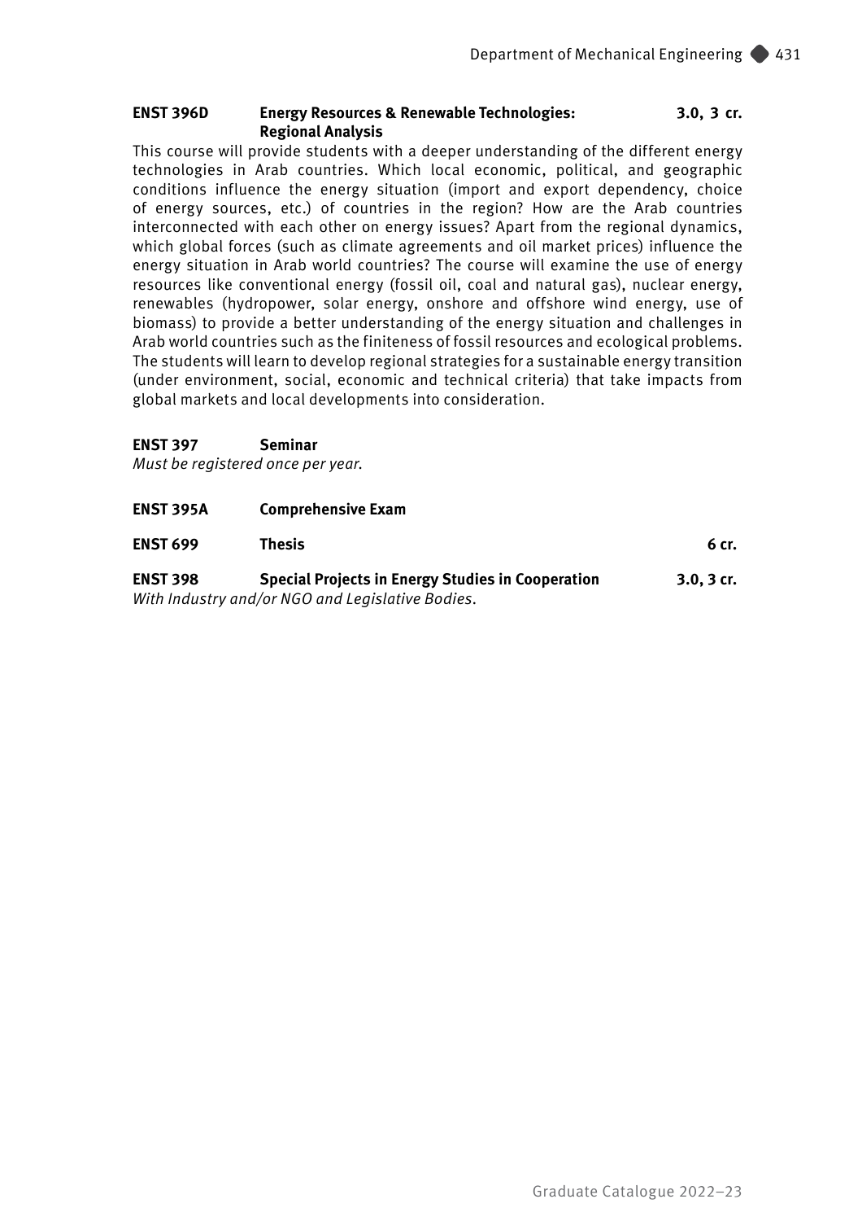**ENST 396D Energy Resources & Renewable Technologies: Regional Analysis** **3.0, 3 cr.**

This course will provide students with a deeper understanding of the different energy technologies in Arab countries. Which local economic, political, and geographic conditions influence the energy situation (import and export dependency, choice of energy sources, etc.) of countries in the region? How are the Arab countries interconnected with each other on energy issues? Apart from the regional dynamics, which global forces (such as climate agreements and oil market prices) influence the energy situation in Arab world countries? The course will examine the use of energy resources like conventional energy (fossil oil, coal and natural gas), nuclear energy, renewables (hydropower, solar energy, onshore and offshore wind energy, use of biomass) to provide a better understanding of the energy situation and challenges in Arab world countries such as the finiteness of fossil resources and ecological problems. The students will learn to develop regional strategies for a sustainable energy transition (under environment, social, economic and technical criteria) that take impacts from global markets and local developments into consideration.

**ENST 397 Seminar**

*Must be registered once per year.*

**ENST 395A Comprehensive Exam**

**ENST 699 Thesis** **6 cr.**

**ENST 398 Special Projects in Energy Studies in Cooperation** **3.0, 3 cr.**

*With Industry and/or NGO and Legislative Bodies.*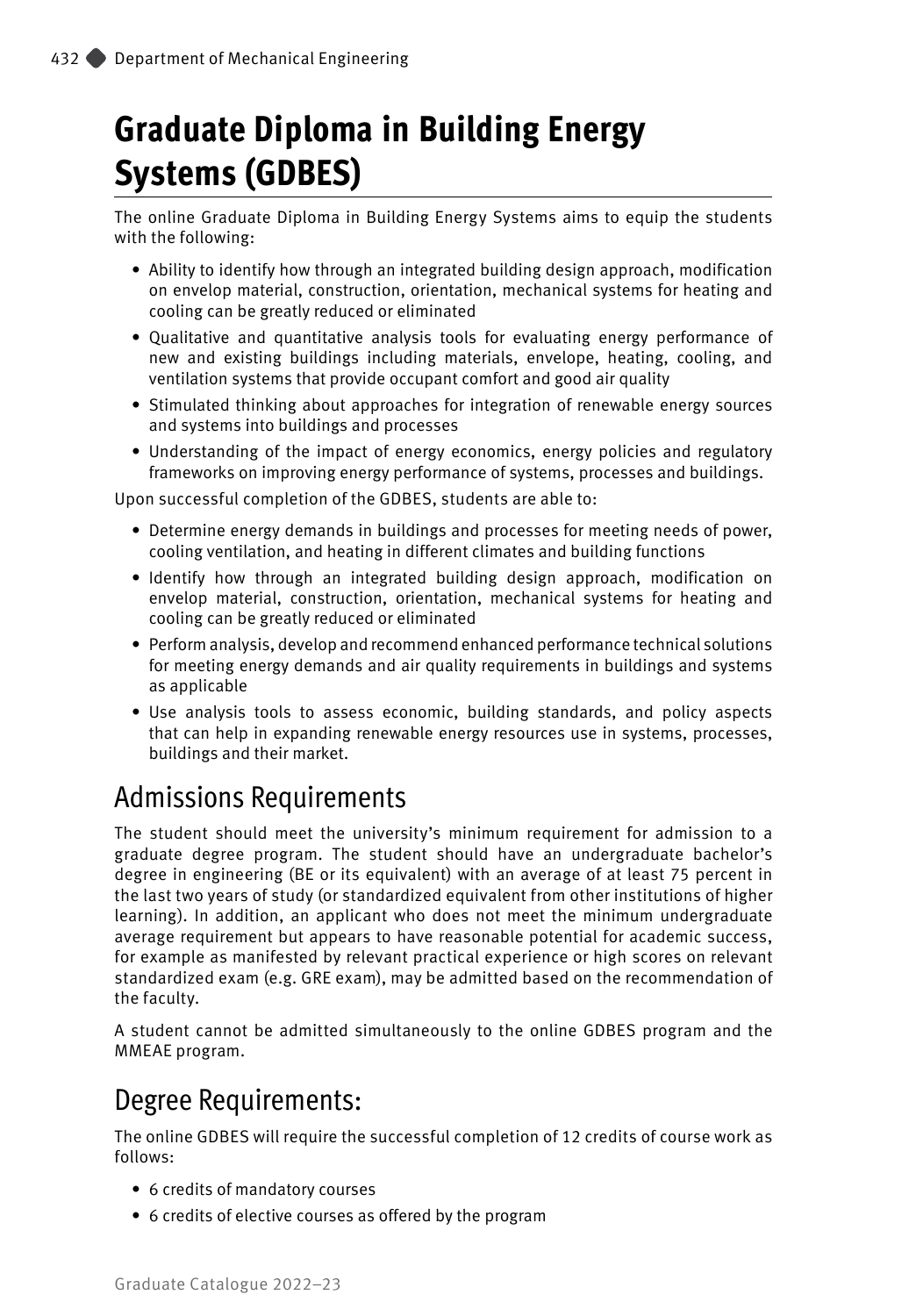# Graduate Diploma in Building Energy Systems (GDBES)

The online Graduate Diploma in Building Energy Systems aims to equip the students with the following:

- Ability to identify how through an integrated building design approach, modification on envelop material, construction, orientation, mechanical systems for heating and cooling can be greatly reduced or eliminated
- Qualitative and quantitative analysis tools for evaluating energy performance of new and existing buildings including materials, envelope, heating, cooling, and ventilation systems that provide occupant comfort and good air quality
- Stimulated thinking about approaches for integration of renewable energy sources and systems into buildings and processes
- Understanding of the impact of energy economics, energy policies and regulatory frameworks on improving energy performance of systems, processes and buildings.

Upon successful completion of the GDBES, students are able to:

- Determine energy demands in buildings and processes for meeting needs of power, cooling ventilation, and heating in different climates and building functions
- Identify how through an integrated building design approach, modification on envelop material, construction, orientation, mechanical systems for heating and cooling can be greatly reduced or eliminated
- Perform analysis, develop and recommend enhanced performance technical solutions for meeting energy demands and air quality requirements in buildings and systems as applicable
- Use analysis tools to assess economic, building standards, and policy aspects that can help in expanding renewable energy resources use in systems, processes, buildings and their market.

## Admissions Requirements

The student should meet the university's minimum requirement for admission to a graduate degree program. The student should have an undergraduate bachelor's degree in engineering (BE or its equivalent) with an average of at least 75 percent in the last two years of study (or standardized equivalent from other institutions of higher learning). In addition, an applicant who does not meet the minimum undergraduate average requirement but appears to have reasonable potential for academic success, for example as manifested by relevant practical experience or high scores on relevant standardized exam (e.g. GRE exam), may be admitted based on the recommendation of the faculty.

A student cannot be admitted simultaneously to the online GDBES program and the MMEAE program.

## Degree Requirements:

The online GDBES will require the successful completion of 12 credits of course work as follows:

- 6 credits of mandatory courses
- 6 credits of elective courses as offered by the program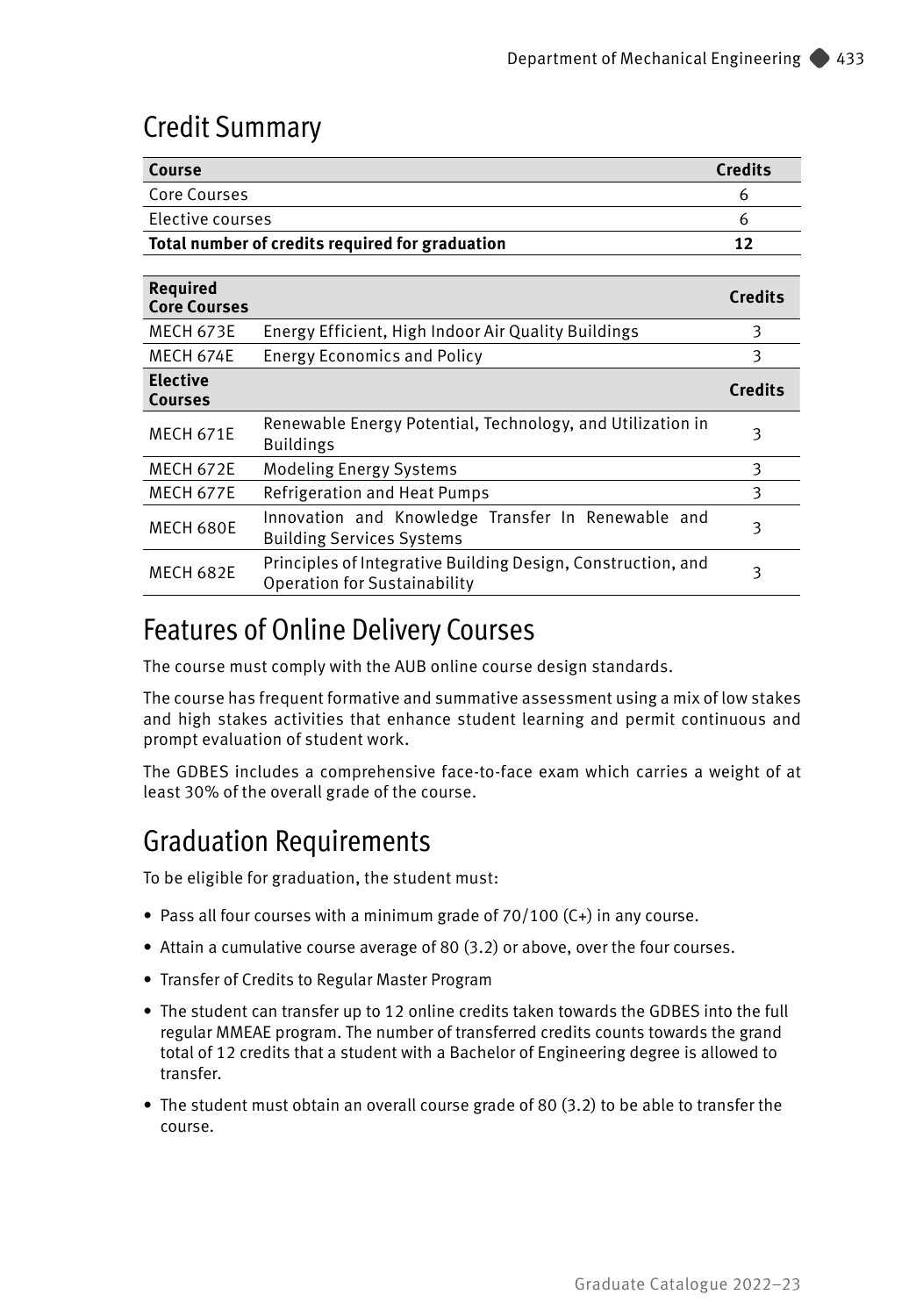## Credit Summary

| Course | Credits |
|---|---|
| Core Courses | 6 |
| Elective courses | 6 |
| **Total number of credits required for graduation** | **12** |

| Required Core Courses | | Credits |
|---|---|---|
| MECH 673E | Energy Efficient, High Indoor Air Quality Buildings | 3 |
| MECH 674E | Energy Economics and Policy | 3 |
| **Elective Courses** | | **Credits** |
| MECH 671E | Renewable Energy Potential, Technology, and Utilization in Buildings | 3 |
| MECH 672E | Modeling Energy Systems | 3 |
| MECH 677E | Refrigeration and Heat Pumps | 3 |
| MECH 680E | Innovation and Knowledge Transfer In Renewable and Building Services Systems | 3 |
| MECH 682E | Principles of Integrative Building Design, Construction, and Operation for Sustainability | 3 |

## Features of Online Delivery Courses

The course must comply with the AUB online course design standards.

The course has frequent formative and summative assessment using a mix of low stakes and high stakes activities that enhance student learning and permit continuous and prompt evaluation of student work.

The GDBES includes a comprehensive face-to-face exam which carries a weight of at least 30% of the overall grade of the course.

## Graduation Requirements

To be eligible for graduation, the student must:

- Pass all four courses with a minimum grade of 70/100 (C+) in any course.
- Attain a cumulative course average of 80 (3.2) or above, over the four courses.
- Transfer of Credits to Regular Master Program
- The student can transfer up to 12 online credits taken towards the GDBES into the full regular MMEAE program. The number of transferred credits counts towards the grand total of 12 credits that a student with a Bachelor of Engineering degree is allowed to transfer.
- The student must obtain an overall course grade of 80 (3.2) to be able to transfer the course.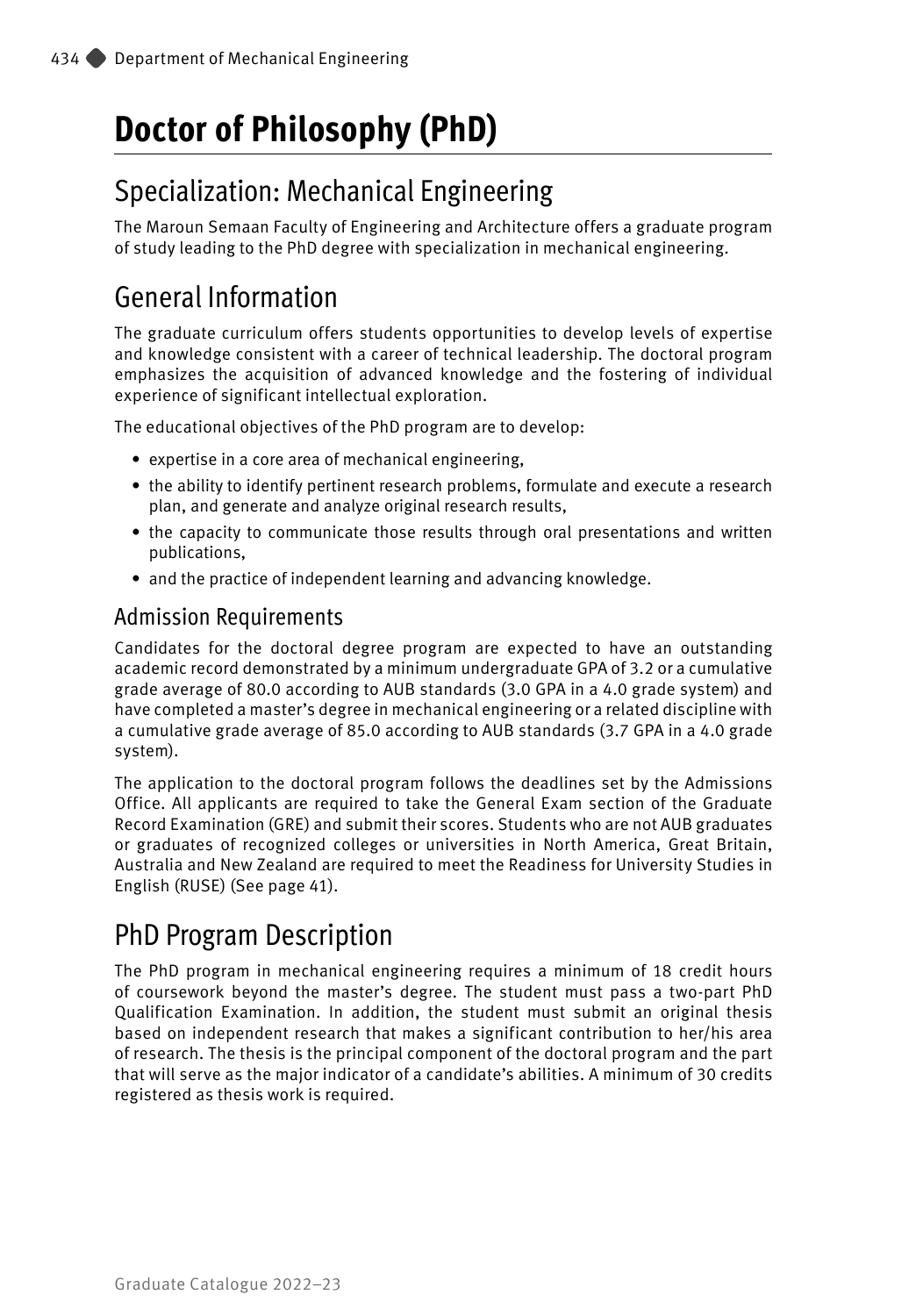# Doctor of Philosophy (PhD)

## Specialization: Mechanical Engineering

The Maroun Semaan Faculty of Engineering and Architecture offers a graduate program of study leading to the PhD degree with specialization in mechanical engineering.

## General Information

The graduate curriculum offers students opportunities to develop levels of expertise and knowledge consistent with a career of technical leadership. The doctoral program emphasizes the acquisition of advanced knowledge and the fostering of individual experience of significant intellectual exploration.

The educational objectives of the PhD program are to develop:

- expertise in a core area of mechanical engineering,
- the ability to identify pertinent research problems, formulate and execute a research plan, and generate and analyze original research results,
- the capacity to communicate those results through oral presentations and written publications,
- and the practice of independent learning and advancing knowledge.

### Admission Requirements

Candidates for the doctoral degree program are expected to have an outstanding academic record demonstrated by a minimum undergraduate GPA of 3.2 or a cumulative grade average of 80.0 according to AUB standards (3.0 GPA in a 4.0 grade system) and have completed a master's degree in mechanical engineering or a related discipline with a cumulative grade average of 85.0 according to AUB standards (3.7 GPA in a 4.0 grade system).

The application to the doctoral program follows the deadlines set by the Admissions Office. All applicants are required to take the General Exam section of the Graduate Record Examination (GRE) and submit their scores. Students who are not AUB graduates or graduates of recognized colleges or universities in North America, Great Britain, Australia and New Zealand are required to meet the Readiness for University Studies in English (RUSE) (See page 41).

## PhD Program Description

The PhD program in mechanical engineering requires a minimum of 18 credit hours of coursework beyond the master's degree. The student must pass a two-part PhD Qualification Examination. In addition, the student must submit an original thesis based on independent research that makes a significant contribution to her/his area of research. The thesis is the principal component of the doctoral program and the part that will serve as the major indicator of a candidate's abilities. A minimum of 30 credits registered as thesis work is required.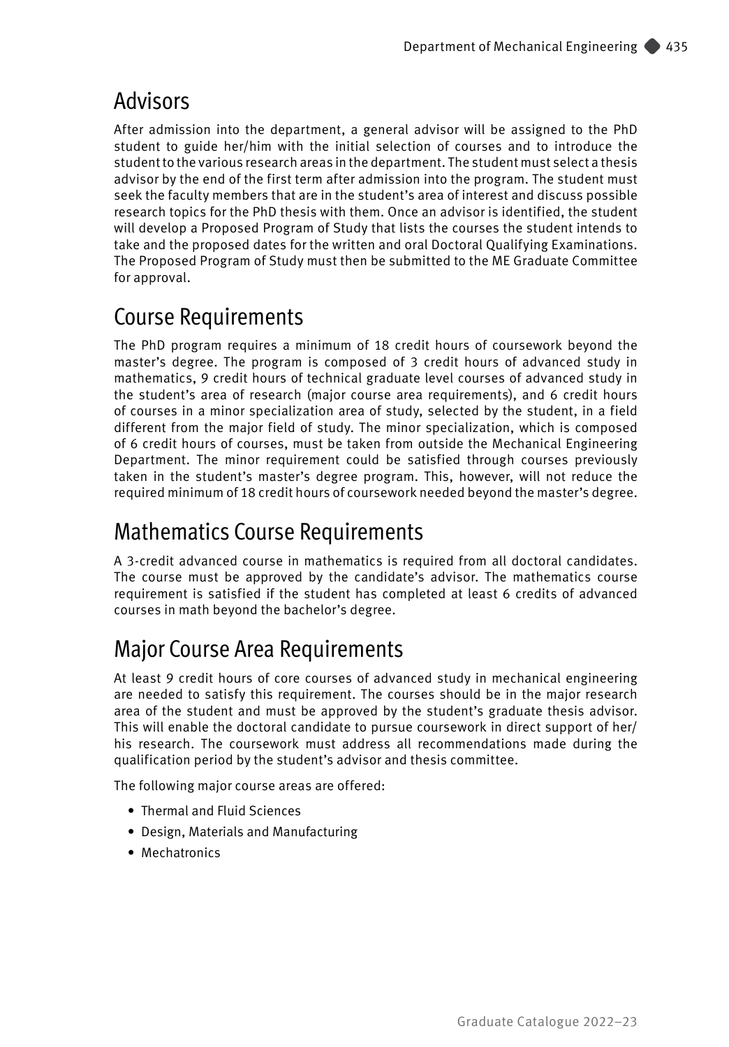## Advisors

After admission into the department, a general advisor will be assigned to the PhD student to guide her/him with the initial selection of courses and to introduce the student to the various research areas in the department. The student must select a thesis advisor by the end of the first term after admission into the program. The student must seek the faculty members that are in the student's area of interest and discuss possible research topics for the PhD thesis with them. Once an advisor is identified, the student will develop a Proposed Program of Study that lists the courses the student intends to take and the proposed dates for the written and oral Doctoral Qualifying Examinations. The Proposed Program of Study must then be submitted to the ME Graduate Committee for approval.

## Course Requirements

The PhD program requires a minimum of 18 credit hours of coursework beyond the master's degree. The program is composed of 3 credit hours of advanced study in mathematics, 9 credit hours of technical graduate level courses of advanced study in the student's area of research (major course area requirements), and 6 credit hours of courses in a minor specialization area of study, selected by the student, in a field different from the major field of study. The minor specialization, which is composed of 6 credit hours of courses, must be taken from outside the Mechanical Engineering Department. The minor requirement could be satisfied through courses previously taken in the student's master's degree program. This, however, will not reduce the required minimum of 18 credit hours of coursework needed beyond the master's degree.

## Mathematics Course Requirements

A 3-credit advanced course in mathematics is required from all doctoral candidates. The course must be approved by the candidate's advisor. The mathematics course requirement is satisfied if the student has completed at least 6 credits of advanced courses in math beyond the bachelor's degree.

## Major Course Area Requirements

At least 9 credit hours of core courses of advanced study in mechanical engineering are needed to satisfy this requirement. The courses should be in the major research area of the student and must be approved by the student's graduate thesis advisor. This will enable the doctoral candidate to pursue coursework in direct support of her/his research. The coursework must address all recommendations made during the qualification period by the student's advisor and thesis committee.

The following major course areas are offered:

- Thermal and Fluid Sciences
- Design, Materials and Manufacturing
- Mechatronics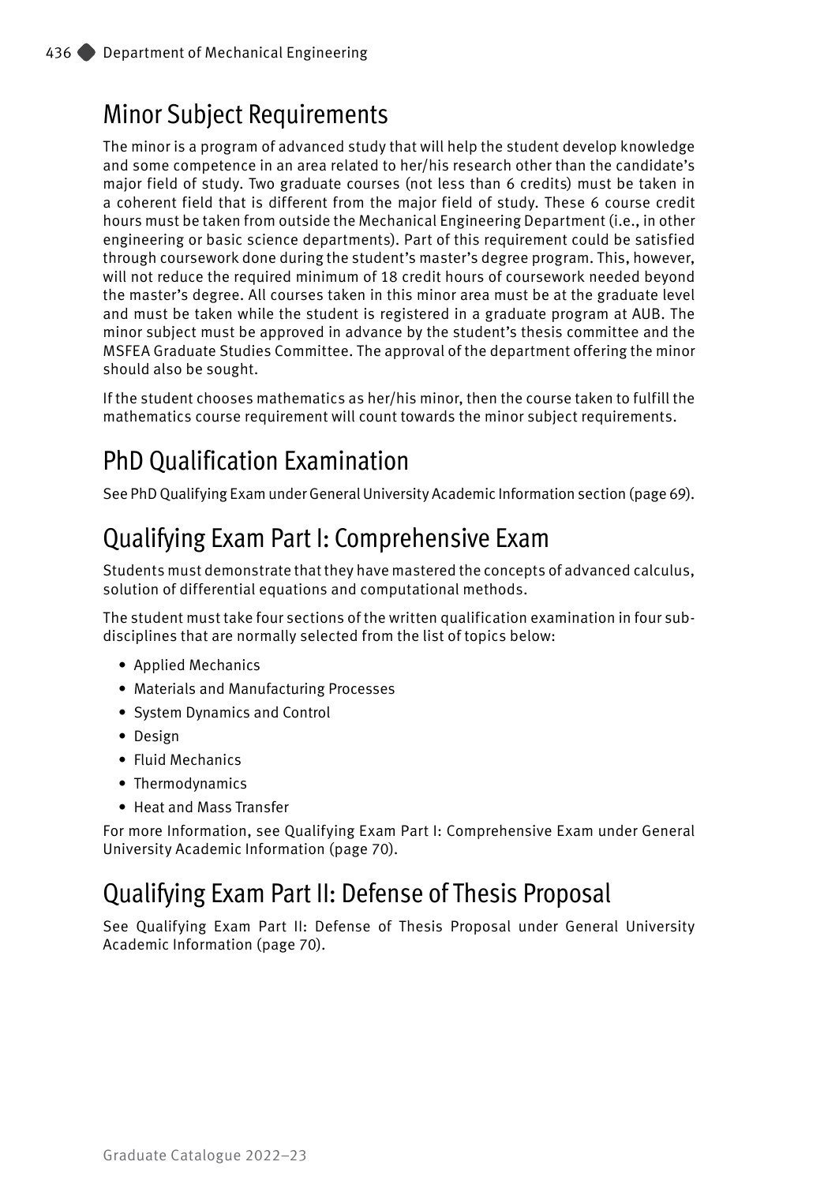## Minor Subject Requirements

The minor is a program of advanced study that will help the student develop knowledge and some competence in an area related to her/his research other than the candidate's major field of study. Two graduate courses (not less than 6 credits) must be taken in a coherent field that is different from the major field of study. These 6 course credit hours must be taken from outside the Mechanical Engineering Department (i.e., in other engineering or basic science departments). Part of this requirement could be satisfied through coursework done during the student's master's degree program. This, however, will not reduce the required minimum of 18 credit hours of coursework needed beyond the master's degree. All courses taken in this minor area must be at the graduate level and must be taken while the student is registered in a graduate program at AUB. The minor subject must be approved in advance by the student's thesis committee and the MSFEA Graduate Studies Committee. The approval of the department offering the minor should also be sought.

If the student chooses mathematics as her/his minor, then the course taken to fulfill the mathematics course requirement will count towards the minor subject requirements.

## PhD Qualification Examination

See PhD Qualifying Exam under General University Academic Information section (page 69).

## Qualifying Exam Part I: Comprehensive Exam

Students must demonstrate that they have mastered the concepts of advanced calculus, solution of differential equations and computational methods.

The student must take four sections of the written qualification examination in four sub-disciplines that are normally selected from the list of topics below:

- Applied Mechanics
- Materials and Manufacturing Processes
- System Dynamics and Control
- Design
- Fluid Mechanics
- Thermodynamics
- Heat and Mass Transfer

For more Information, see Qualifying Exam Part I: Comprehensive Exam under General University Academic Information (page 70).

## Qualifying Exam Part II: Defense of Thesis Proposal

See Qualifying Exam Part II: Defense of Thesis Proposal under General University Academic Information (page 70).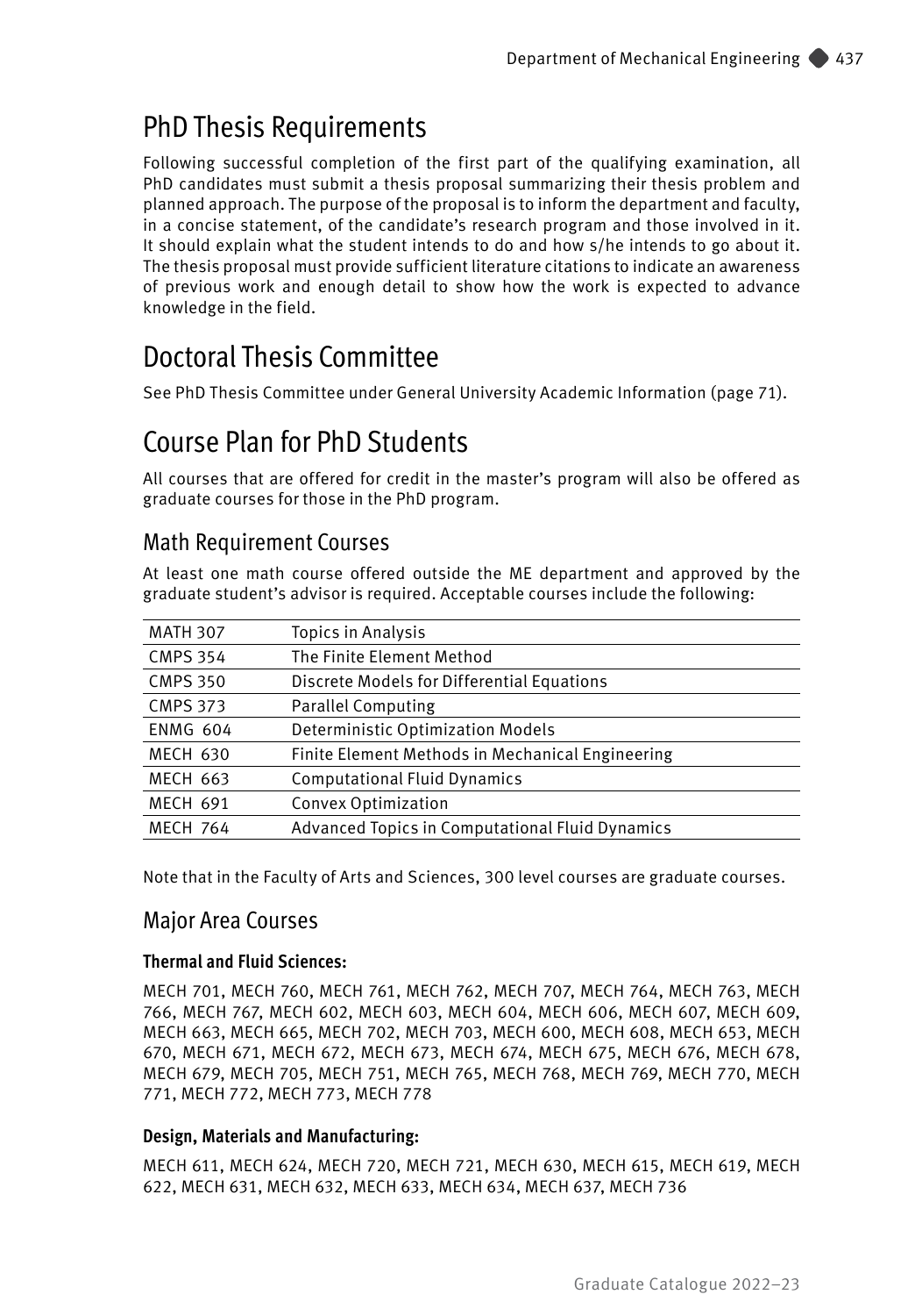# PhD Thesis Requirements

Following successful completion of the first part of the qualifying examination, all PhD candidates must submit a thesis proposal summarizing their thesis problem and planned approach. The purpose of the proposal is to inform the department and faculty, in a concise statement, of the candidate's research program and those involved in it. It should explain what the student intends to do and how s/he intends to go about it. The thesis proposal must provide sufficient literature citations to indicate an awareness of previous work and enough detail to show how the work is expected to advance knowledge in the field.

# Doctoral Thesis Committee

See PhD Thesis Committee under General University Academic Information (page 71).

# Course Plan for PhD Students

All courses that are offered for credit in the master's program will also be offered as graduate courses for those in the PhD program.

## Math Requirement Courses

At least one math course offered outside the ME department and approved by the graduate student's advisor is required. Acceptable courses include the following:

| | |
|---|---|
| MATH 307 | Topics in Analysis |
| CMPS 354 | The Finite Element Method |
| CMPS 350 | Discrete Models for Differential Equations |
| CMPS 373 | Parallel Computing |
| ENMG 604 | Deterministic Optimization Models |
| MECH 630 | Finite Element Methods in Mechanical Engineering |
| MECH 663 | Computational Fluid Dynamics |
| MECH 691 | Convex Optimization |
| MECH 764 | Advanced Topics in Computational Fluid Dynamics |

Note that in the Faculty of Arts and Sciences, 300 level courses are graduate courses.

## Major Area Courses

**Thermal and Fluid Sciences:**

MECH 701, MECH 760, MECH 761, MECH 762, MECH 707, MECH 764, MECH 763, MECH 766, MECH 767, MECH 602, MECH 603, MECH 604, MECH 606, MECH 607, MECH 609, MECH 663, MECH 665, MECH 702, MECH 703, MECH 600, MECH 608, MECH 653, MECH 670, MECH 671, MECH 672, MECH 673, MECH 674, MECH 675, MECH 676, MECH 678, MECH 679, MECH 705, MECH 751, MECH 765, MECH 768, MECH 769, MECH 770, MECH 771, MECH 772, MECH 773, MECH 778

**Design, Materials and Manufacturing:**

MECH 611, MECH 624, MECH 720, MECH 721, MECH 630, MECH 615, MECH 619, MECH 622, MECH 631, MECH 632, MECH 633, MECH 634, MECH 637, MECH 736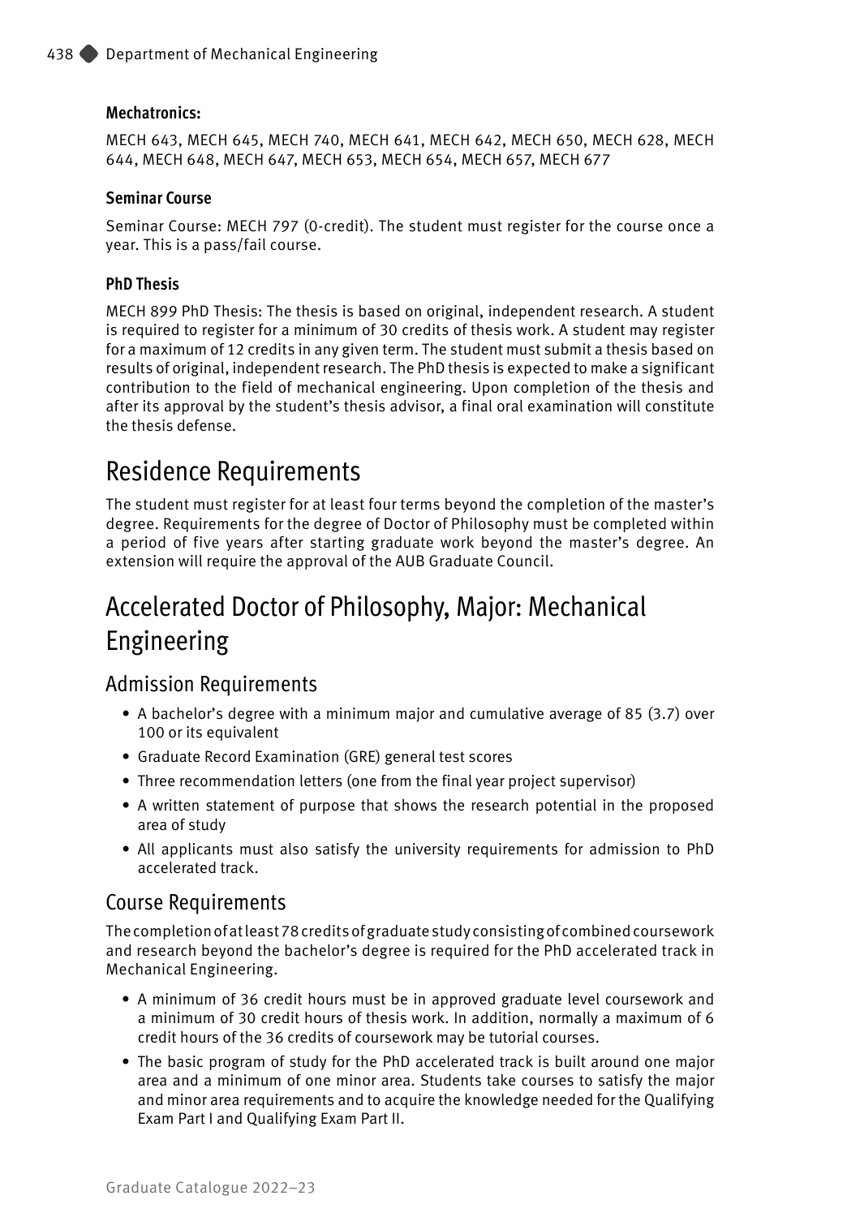#### Mechatronics:

MECH 643, MECH 645, MECH 740, MECH 641, MECH 642, MECH 650, MECH 628, MECH 644, MECH 648, MECH 647, MECH 653, MECH 654, MECH 657, MECH 677

#### Seminar Course

Seminar Course: MECH 797 (0-credit). The student must register for the course once a year. This is a pass/fail course.

#### PhD Thesis

MECH 899 PhD Thesis: The thesis is based on original, independent research. A student is required to register for a minimum of 30 credits of thesis work. A student may register for a maximum of 12 credits in any given term. The student must submit a thesis based on results of original, independent research. The PhD thesis is expected to make a significant contribution to the field of mechanical engineering. Upon completion of the thesis and after its approval by the student's thesis advisor, a final oral examination will constitute the thesis defense.

## Residence Requirements

The student must register for at least four terms beyond the completion of the master's degree. Requirements for the degree of Doctor of Philosophy must be completed within a period of five years after starting graduate work beyond the master's degree. An extension will require the approval of the AUB Graduate Council.

## Accelerated Doctor of Philosophy, Major: Mechanical Engineering

### Admission Requirements

- A bachelor's degree with a minimum major and cumulative average of 85 (3.7) over 100 or its equivalent
- Graduate Record Examination (GRE) general test scores
- Three recommendation letters (one from the final year project supervisor)
- A written statement of purpose that shows the research potential in the proposed area of study
- All applicants must also satisfy the university requirements for admission to PhD accelerated track.

### Course Requirements

The completion of at least 78 credits of graduate study consisting of combined coursework and research beyond the bachelor's degree is required for the PhD accelerated track in Mechanical Engineering.

- A minimum of 36 credit hours must be in approved graduate level coursework and a minimum of 30 credit hours of thesis work. In addition, normally a maximum of 6 credit hours of the 36 credits of coursework may be tutorial courses.
- The basic program of study for the PhD accelerated track is built around one major area and a minimum of one minor area. Students take courses to satisfy the major and minor area requirements and to acquire the knowledge needed for the Qualifying Exam Part I and Qualifying Exam Part II.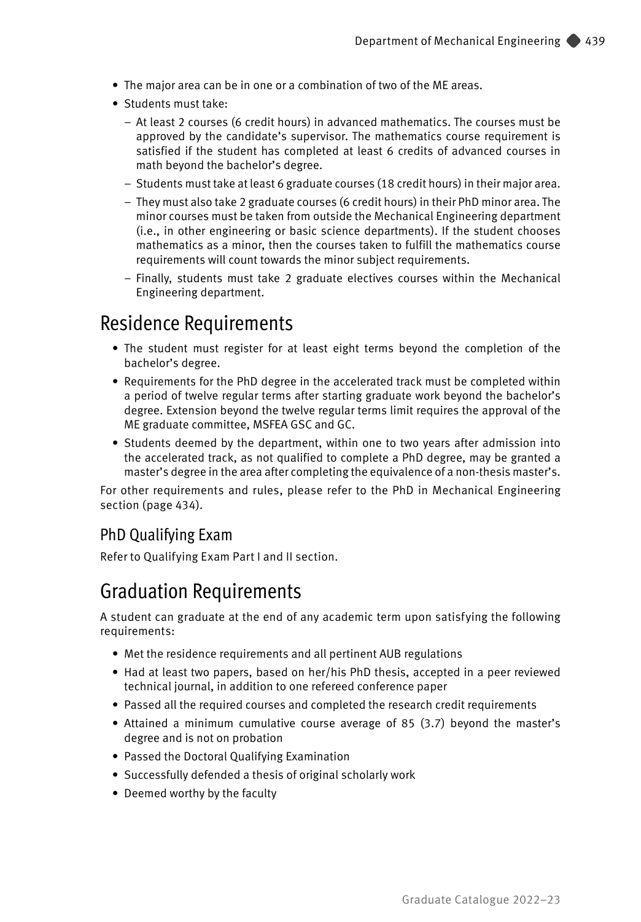- The major area can be in one or a combination of two of the ME areas.
- Students must take:
  - At least 2 courses (6 credit hours) in advanced mathematics. The courses must be approved by the candidate's supervisor. The mathematics course requirement is satisfied if the student has completed at least 6 credits of advanced courses in math beyond the bachelor's degree.
  - Students must take at least 6 graduate courses (18 credit hours) in their major area.
  - They must also take 2 graduate courses (6 credit hours) in their PhD minor area. The minor courses must be taken from outside the Mechanical Engineering department (i.e., in other engineering or basic science departments). If the student chooses mathematics as a minor, then the courses taken to fulfill the mathematics course requirements will count towards the minor subject requirements.
  - Finally, students must take 2 graduate electives courses within the Mechanical Engineering department.

# Residence Requirements

- The student must register for at least eight terms beyond the completion of the bachelor's degree.
- Requirements for the PhD degree in the accelerated track must be completed within a period of twelve regular terms after starting graduate work beyond the bachelor's degree. Extension beyond the twelve regular terms limit requires the approval of the ME graduate committee, MSFEA GSC and GC.
- Students deemed by the department, within one to two years after admission into the accelerated track, as not qualified to complete a PhD degree, may be granted a master's degree in the area after completing the equivalence of a non-thesis master's.

For other requirements and rules, please refer to the PhD in Mechanical Engineering section (page 434).

## PhD Qualifying Exam

Refer to Qualifying Exam Part I and II section.

# Graduation Requirements

A student can graduate at the end of any academic term upon satisfying the following requirements:

- Met the residence requirements and all pertinent AUB regulations
- Had at least two papers, based on her/his PhD thesis, accepted in a peer reviewed technical journal, in addition to one refereed conference paper
- Passed all the required courses and completed the research credit requirements
- Attained a minimum cumulative course average of 85 (3.7) beyond the master's degree and is not on probation
- Passed the Doctoral Qualifying Examination
- Successfully defended a thesis of original scholarly work
- Deemed worthy by the faculty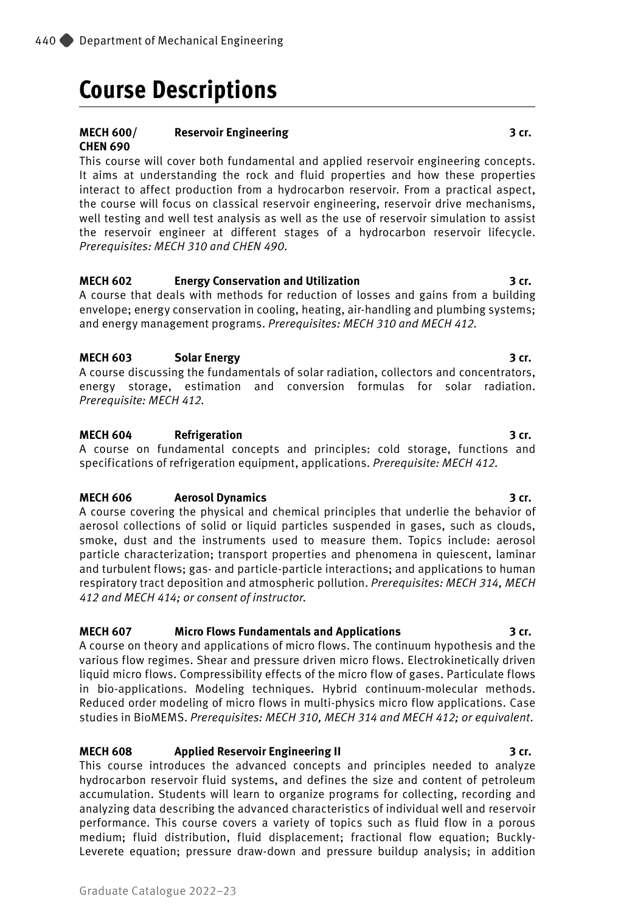# Course Descriptions

**MECH 600/ CHEN 690 Reservoir Engineering 3 cr.**

This course will cover both fundamental and applied reservoir engineering concepts. It aims at understanding the rock and fluid properties and how these properties interact to affect production from a hydrocarbon reservoir. From a practical aspect, the course will focus on classical reservoir engineering, reservoir drive mechanisms, well testing and well test analysis as well as the use of reservoir simulation to assist the reservoir engineer at different stages of a hydrocarbon reservoir lifecycle. *Prerequisites: MECH 310 and CHEN 490.*

**MECH 602 Energy Conservation and Utilization 3 cr.**

A course that deals with methods for reduction of losses and gains from a building envelope; energy conservation in cooling, heating, air-handling and plumbing systems; and energy management programs. *Prerequisites: MECH 310 and MECH 412.*

**MECH 603 Solar Energy 3 cr.**

A course discussing the fundamentals of solar radiation, collectors and concentrators, energy storage, estimation and conversion formulas for solar radiation. *Prerequisite: MECH 412.*

**MECH 604 Refrigeration 3 cr.**

A course on fundamental concepts and principles: cold storage, functions and specifications of refrigeration equipment, applications. *Prerequisite: MECH 412.*

**MECH 606 Aerosol Dynamics 3 cr.**

A course covering the physical and chemical principles that underlie the behavior of aerosol collections of solid or liquid particles suspended in gases, such as clouds, smoke, dust and the instruments used to measure them. Topics include: aerosol particle characterization; transport properties and phenomena in quiescent, laminar and turbulent flows; gas- and particle-particle interactions; and applications to human respiratory tract deposition and atmospheric pollution. *Prerequisites: MECH 314, MECH 412 and MECH 414; or consent of instructor.*

**MECH 607 Micro Flows Fundamentals and Applications 3 cr.**

A course on theory and applications of micro flows. The continuum hypothesis and the various flow regimes. Shear and pressure driven micro flows. Electrokinetically driven liquid micro flows. Compressibility effects of the micro flow of gases. Particulate flows in bio-applications. Modeling techniques. Hybrid continuum-molecular methods. Reduced order modeling of micro flows in multi-physics micro flow applications. Case studies in BioMEMS. *Prerequisites: MECH 310, MECH 314 and MECH 412; or equivalent.*

**MECH 608 Applied Reservoir Engineering II 3 cr.**

This course introduces the advanced concepts and principles needed to analyze hydrocarbon reservoir fluid systems, and defines the size and content of petroleum accumulation. Students will learn to organize programs for collecting, recording and analyzing data describing the advanced characteristics of individual well and reservoir performance. This course covers a variety of topics such as fluid flow in a porous medium; fluid distribution, fluid displacement; fractional flow equation; Buckly-Leverete equation; pressure draw-down and pressure buildup analysis; in addition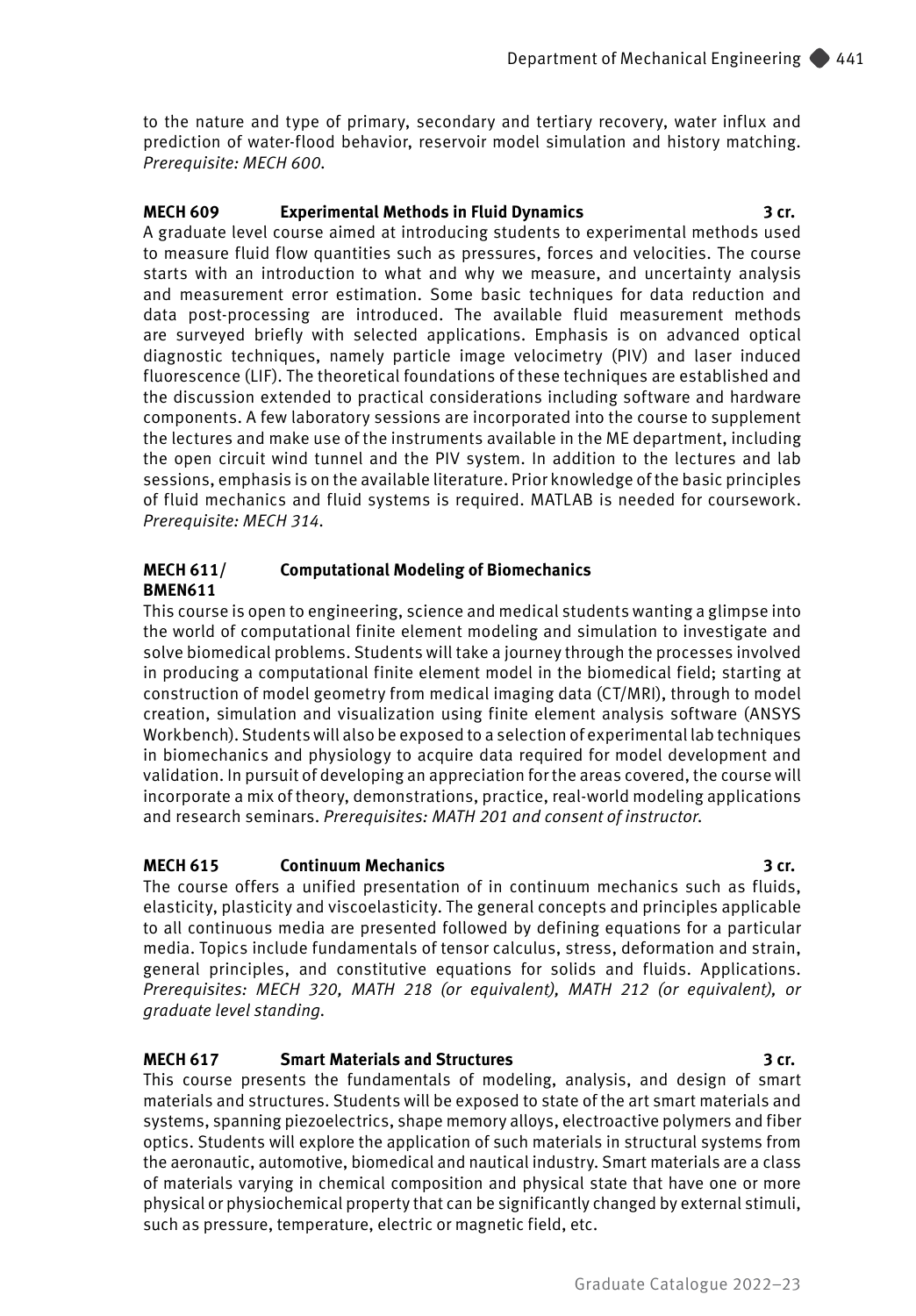to the nature and type of primary, secondary and tertiary recovery, water influx and prediction of water-flood behavior, reservoir model simulation and history matching. *Prerequisite: MECH 600.*

**MECH 609 Experimental Methods in Fluid Dynamics 3 cr.**

A graduate level course aimed at introducing students to experimental methods used to measure fluid flow quantities such as pressures, forces and velocities. The course starts with an introduction to what and why we measure, and uncertainty analysis and measurement error estimation. Some basic techniques for data reduction and data post-processing are introduced. The available fluid measurement methods are surveyed briefly with selected applications. Emphasis is on advanced optical diagnostic techniques, namely particle image velocimetry (PIV) and laser induced fluorescence (LIF). The theoretical foundations of these techniques are established and the discussion extended to practical considerations including software and hardware components. A few laboratory sessions are incorporated into the course to supplement the lectures and make use of the instruments available in the ME department, including the open circuit wind tunnel and the PIV system. In addition to the lectures and lab sessions, emphasis is on the available literature. Prior knowledge of the basic principles of fluid mechanics and fluid systems is required. MATLAB is needed for coursework. *Prerequisite: MECH 314.*

**MECH 611/ BMEN611 Computational Modeling of Biomechanics**

This course is open to engineering, science and medical students wanting a glimpse into the world of computational finite element modeling and simulation to investigate and solve biomedical problems. Students will take a journey through the processes involved in producing a computational finite element model in the biomedical field; starting at construction of model geometry from medical imaging data (CT/MRI), through to model creation, simulation and visualization using finite element analysis software (ANSYS Workbench). Students will also be exposed to a selection of experimental lab techniques in biomechanics and physiology to acquire data required for model development and validation. In pursuit of developing an appreciation for the areas covered, the course will incorporate a mix of theory, demonstrations, practice, real-world modeling applications and research seminars. *Prerequisites: MATH 201 and consent of instructor.*

**MECH 615 Continuum Mechanics 3 cr.**

The course offers a unified presentation of in continuum mechanics such as fluids, elasticity, plasticity and viscoelasticity. The general concepts and principles applicable to all continuous media are presented followed by defining equations for a particular media. Topics include fundamentals of tensor calculus, stress, deformation and strain, general principles, and constitutive equations for solids and fluids. Applications. *Prerequisites: MECH 320, MATH 218 (or equivalent), MATH 212 (or equivalent), or graduate level standing.*

**MECH 617 Smart Materials and Structures 3 cr.**

This course presents the fundamentals of modeling, analysis, and design of smart materials and structures. Students will be exposed to state of the art smart materials and systems, spanning piezoelectrics, shape memory alloys, electroactive polymers and fiber optics. Students will explore the application of such materials in structural systems from the aeronautic, automotive, biomedical and nautical industry. Smart materials are a class of materials varying in chemical composition and physical state that have one or more physical or physiochemical property that can be significantly changed by external stimuli, such as pressure, temperature, electric or magnetic field, etc.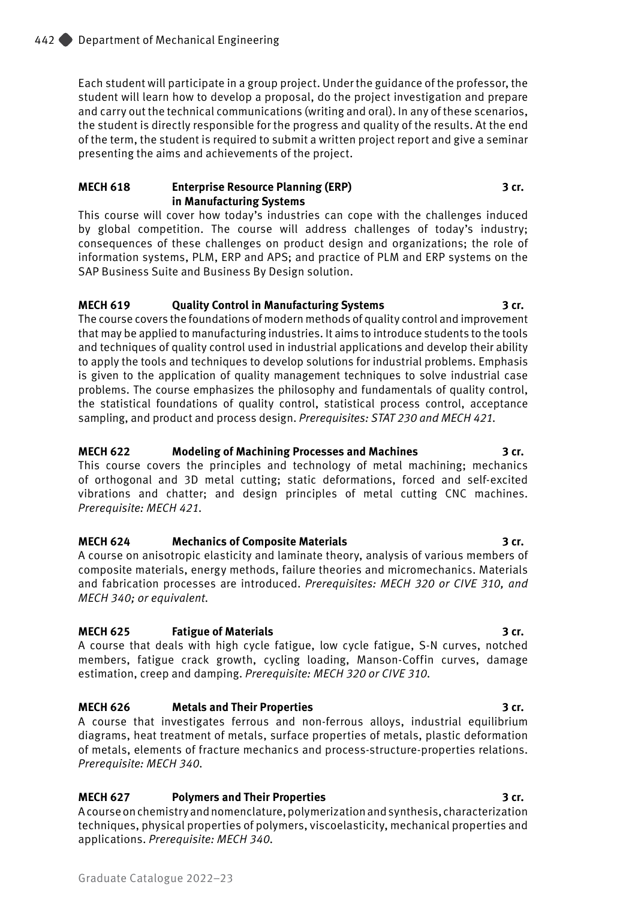Each student will participate in a group project. Under the guidance of the professor, the student will learn how to develop a proposal, do the project investigation and prepare and carry out the technical communications (writing and oral). In any of these scenarios, the student is directly responsible for the progress and quality of the results. At the end of the term, the student is required to submit a written project report and give a seminar presenting the aims and achievements of the project.

**MECH 618 Enterprise Resource Planning (ERP) in Manufacturing Systems 3 cr.**

This course will cover how today's industries can cope with the challenges induced by global competition. The course will address challenges of today's industry; consequences of these challenges on product design and organizations; the role of information systems, PLM, ERP and APS; and practice of PLM and ERP systems on the SAP Business Suite and Business By Design solution.

**MECH 619 Quality Control in Manufacturing Systems 3 cr.**

The course covers the foundations of modern methods of quality control and improvement that may be applied to manufacturing industries. It aims to introduce students to the tools and techniques of quality control used in industrial applications and develop their ability to apply the tools and techniques to develop solutions for industrial problems. Emphasis is given to the application of quality management techniques to solve industrial case problems. The course emphasizes the philosophy and fundamentals of quality control, the statistical foundations of quality control, statistical process control, acceptance sampling, and product and process design. *Prerequisites: STAT 230 and MECH 421.*

**MECH 622 Modeling of Machining Processes and Machines 3 cr.**

This course covers the principles and technology of metal machining; mechanics of orthogonal and 3D metal cutting; static deformations, forced and self-excited vibrations and chatter; and design principles of metal cutting CNC machines. *Prerequisite: MECH 421.*

**MECH 624 Mechanics of Composite Materials 3 cr.**

A course on anisotropic elasticity and laminate theory, analysis of various members of composite materials, energy methods, failure theories and micromechanics. Materials and fabrication processes are introduced. *Prerequisites: MECH 320 or CIVE 310, and MECH 340; or equivalent.*

**MECH 625 Fatigue of Materials 3 cr.**

A course that deals with high cycle fatigue, low cycle fatigue, S-N curves, notched members, fatigue crack growth, cycling loading, Manson-Coffin curves, damage estimation, creep and damping. *Prerequisite: MECH 320 or CIVE 310.*

**MECH 626 Metals and Their Properties 3 cr.**

A course that investigates ferrous and non-ferrous alloys, industrial equilibrium diagrams, heat treatment of metals, surface properties of metals, plastic deformation of metals, elements of fracture mechanics and process-structure-properties relations. *Prerequisite: MECH 340.*

**MECH 627 Polymers and Their Properties 3 cr.**

A course on chemistry and nomenclature, polymerization and synthesis, characterization techniques, physical properties of polymers, viscoelasticity, mechanical properties and applications. *Prerequisite: MECH 340.*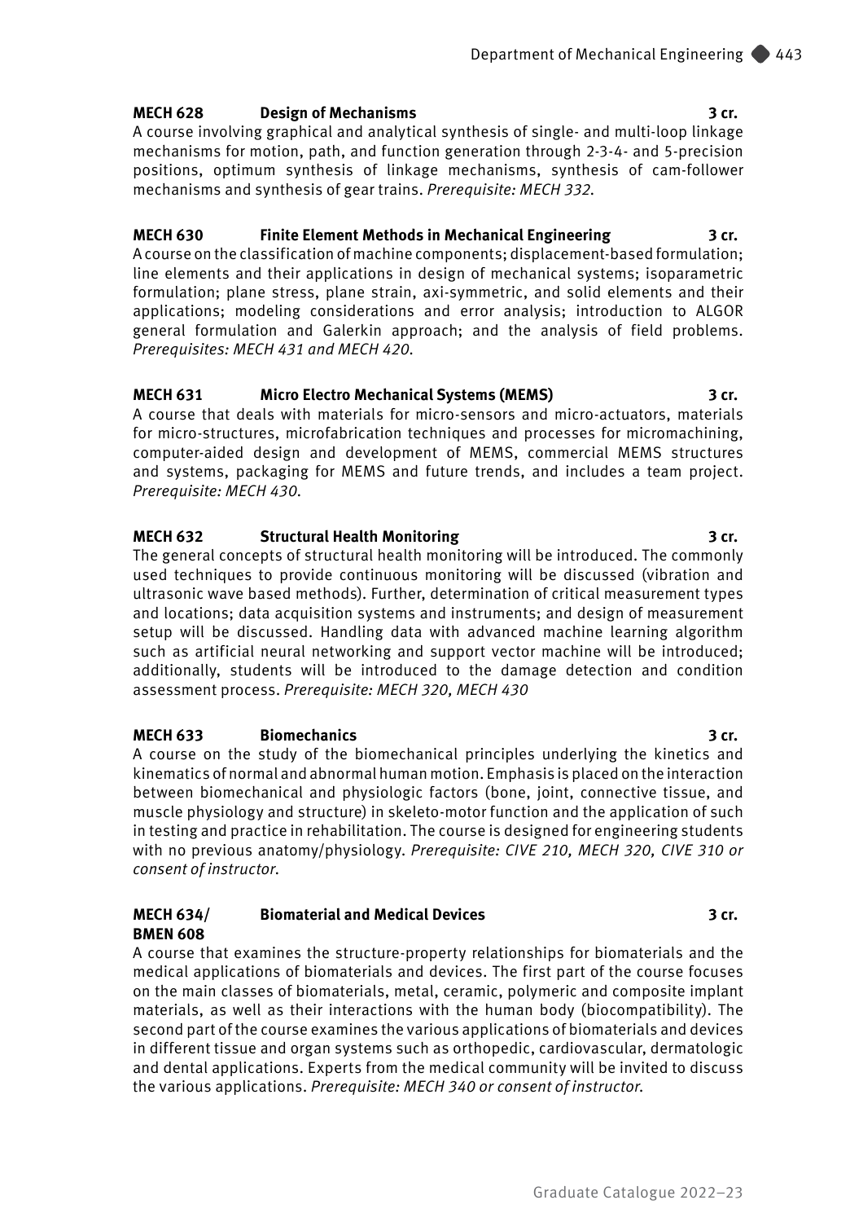**MECH 628 Design of Mechanisms 3 cr.**
A course involving graphical and analytical synthesis of single- and multi-loop linkage mechanisms for motion, path, and function generation through 2-3-4- and 5-precision positions, optimum synthesis of linkage mechanisms, synthesis of cam-follower mechanisms and synthesis of gear trains. *Prerequisite: MECH 332.*

**MECH 630 Finite Element Methods in Mechanical Engineering 3 cr.**
A course on the classification of machine components; displacement-based formulation; line elements and their applications in design of mechanical systems; isoparametric formulation; plane stress, plane strain, axi-symmetric, and solid elements and their applications; modeling considerations and error analysis; introduction to ALGOR general formulation and Galerkin approach; and the analysis of field problems. *Prerequisites: MECH 431 and MECH 420.*

**MECH 631 Micro Electro Mechanical Systems (MEMS) 3 cr.**
A course that deals with materials for micro-sensors and micro-actuators, materials for micro-structures, microfabrication techniques and processes for micromachining, computer-aided design and development of MEMS, commercial MEMS structures and systems, packaging for MEMS and future trends, and includes a team project. *Prerequisite: MECH 430.*

**MECH 632 Structural Health Monitoring 3 cr.**
The general concepts of structural health monitoring will be introduced. The commonly used techniques to provide continuous monitoring will be discussed (vibration and ultrasonic wave based methods). Further, determination of critical measurement types and locations; data acquisition systems and instruments; and design of measurement setup will be discussed. Handling data with advanced machine learning algorithm such as artificial neural networking and support vector machine will be introduced; additionally, students will be introduced to the damage detection and condition assessment process. *Prerequisite: MECH 320, MECH 430*

**MECH 633 Biomechanics 3 cr.**
A course on the study of the biomechanical principles underlying the kinetics and kinematics of normal and abnormal human motion. Emphasis is placed on the interaction between biomechanical and physiologic factors (bone, joint, connective tissue, and muscle physiology and structure) in skeleto-motor function and the application of such in testing and practice in rehabilitation. The course is designed for engineering students with no previous anatomy/physiology. *Prerequisite: CIVE 210, MECH 320, CIVE 310 or consent of instructor.*

**MECH 634/ BMEN 608 Biomaterial and Medical Devices 3 cr.**
A course that examines the structure-property relationships for biomaterials and the medical applications of biomaterials and devices. The first part of the course focuses on the main classes of biomaterials, metal, ceramic, polymeric and composite implant materials, as well as their interactions with the human body (biocompatibility). The second part of the course examines the various applications of biomaterials and devices in different tissue and organ systems such as orthopedic, cardiovascular, dermatologic and dental applications. Experts from the medical community will be invited to discuss the various applications. *Prerequisite: MECH 340 or consent of instructor.*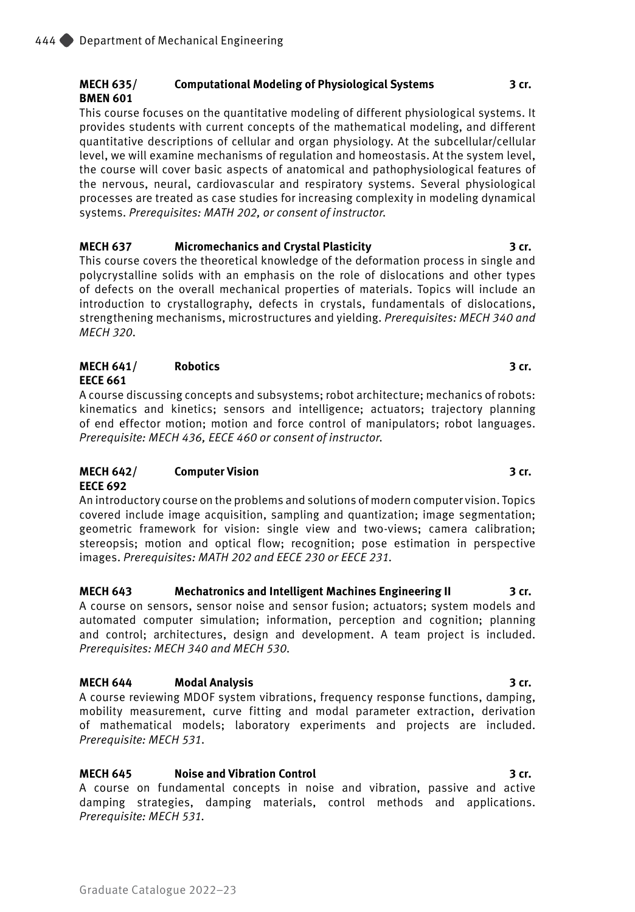**MECH 635/ BMEN 601 Computational Modeling of Physiological Systems 3 cr.**

This course focuses on the quantitative modeling of different physiological systems. It provides students with current concepts of the mathematical modeling, and different quantitative descriptions of cellular and organ physiology. At the subcellular/cellular level, we will examine mechanisms of regulation and homeostasis. At the system level, the course will cover basic aspects of anatomical and pathophysiological features of the nervous, neural, cardiovascular and respiratory systems. Several physiological processes are treated as case studies for increasing complexity in modeling dynamical systems. *Prerequisites: MATH 202, or consent of instructor.*

**MECH 637 Micromechanics and Crystal Plasticity 3 cr.**

This course covers the theoretical knowledge of the deformation process in single and polycrystalline solids with an emphasis on the role of dislocations and other types of defects on the overall mechanical properties of materials. Topics will include an introduction to crystallography, defects in crystals, fundamentals of dislocations, strengthening mechanisms, microstructures and yielding. *Prerequisites: MECH 340 and MECH 320.*

**MECH 641/ EECE 661 Robotics 3 cr.**

A course discussing concepts and subsystems; robot architecture; mechanics of robots: kinematics and kinetics; sensors and intelligence; actuators; trajectory planning of end effector motion; motion and force control of manipulators; robot languages. *Prerequisite: MECH 436, EECE 460 or consent of instructor.*

**MECH 642/ EECE 692 Computer Vision 3 cr.**

An introductory course on the problems and solutions of modern computer vision. Topics covered include image acquisition, sampling and quantization; image segmentation; geometric framework for vision: single view and two-views; camera calibration; stereopsis; motion and optical flow; recognition; pose estimation in perspective images. *Prerequisites: MATH 202 and EECE 230 or EECE 231.*

**MECH 643 Mechatronics and Intelligent Machines Engineering II 3 cr.**

A course on sensors, sensor noise and sensor fusion; actuators; system models and automated computer simulation; information, perception and cognition; planning and control; architectures, design and development. A team project is included. *Prerequisites: MECH 340 and MECH 530.*

**MECH 644 Modal Analysis 3 cr.**

A course reviewing MDOF system vibrations, frequency response functions, damping, mobility measurement, curve fitting and modal parameter extraction, derivation of mathematical models; laboratory experiments and projects are included. *Prerequisite: MECH 531.*

**MECH 645 Noise and Vibration Control 3 cr.**

A course on fundamental concepts in noise and vibration, passive and active damping strategies, damping materials, control methods and applications. *Prerequisite: MECH 531.*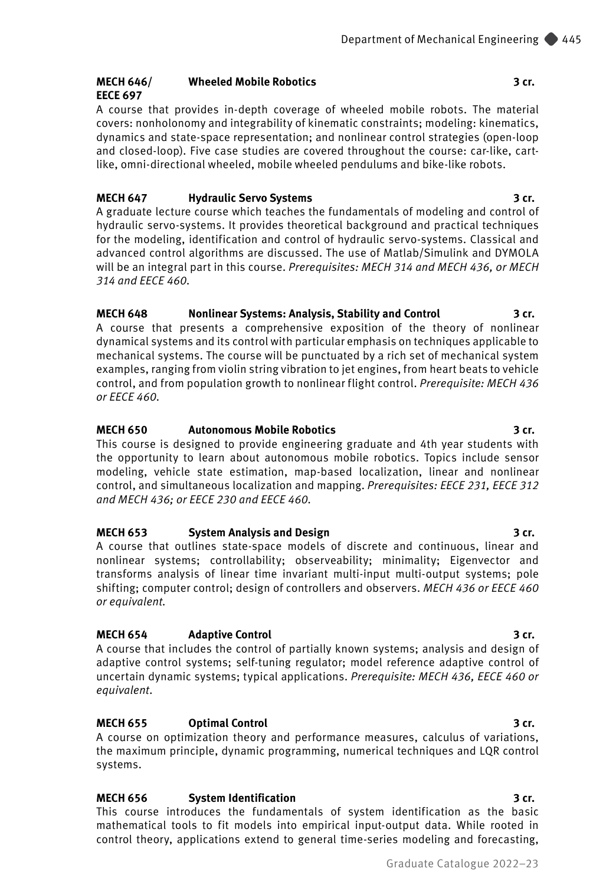**MECH 646/ EECE 697 Wheeled Mobile Robotics 3 cr.**

A course that provides in-depth coverage of wheeled mobile robots. The material covers: nonholonomy and integrability of kinematic constraints; modeling: kinematics, dynamics and state-space representation; and nonlinear control strategies (open-loop and closed-loop). Five case studies are covered throughout the course: car-like, cart-like, omni-directional wheeled, mobile wheeled pendulums and bike-like robots.

**MECH 647 Hydraulic Servo Systems 3 cr.**

A graduate lecture course which teaches the fundamentals of modeling and control of hydraulic servo-systems. It provides theoretical background and practical techniques for the modeling, identification and control of hydraulic servo-systems. Classical and advanced control algorithms are discussed. The use of Matlab/Simulink and DYMOLA will be an integral part in this course. *Prerequisites: MECH 314 and MECH 436, or MECH 314 and EECE 460.*

**MECH 648 Nonlinear Systems: Analysis, Stability and Control 3 cr.**

A course that presents a comprehensive exposition of the theory of nonlinear dynamical systems and its control with particular emphasis on techniques applicable to mechanical systems. The course will be punctuated by a rich set of mechanical system examples, ranging from violin string vibration to jet engines, from heart beats to vehicle control, and from population growth to nonlinear flight control. *Prerequisite: MECH 436 or EECE 460.*

**MECH 650 Autonomous Mobile Robotics 3 cr.**

This course is designed to provide engineering graduate and 4th year students with the opportunity to learn about autonomous mobile robotics. Topics include sensor modeling, vehicle state estimation, map-based localization, linear and nonlinear control, and simultaneous localization and mapping. *Prerequisites: EECE 231, EECE 312 and MECH 436; or EECE 230 and EECE 460.*

**MECH 653 System Analysis and Design 3 cr.**

A course that outlines state-space models of discrete and continuous, linear and nonlinear systems; controllability; observeability; minimality; Eigenvector and transforms analysis of linear time invariant multi-input multi-output systems; pole shifting; computer control; design of controllers and observers. *MECH 436 or EECE 460 or equivalent.*

**MECH 654 Adaptive Control 3 cr.**

A course that includes the control of partially known systems; analysis and design of adaptive control systems; self-tuning regulator; model reference adaptive control of uncertain dynamic systems; typical applications. *Prerequisite: MECH 436, EECE 460 or equivalent.*

**MECH 655 Optimal Control 3 cr.**

A course on optimization theory and performance measures, calculus of variations, the maximum principle, dynamic programming, numerical techniques and LQR control systems.

**MECH 656 System Identification 3 cr.**

This course introduces the fundamentals of system identification as the basic mathematical tools to fit models into empirical input-output data. While rooted in control theory, applications extend to general time-series modeling and forecasting,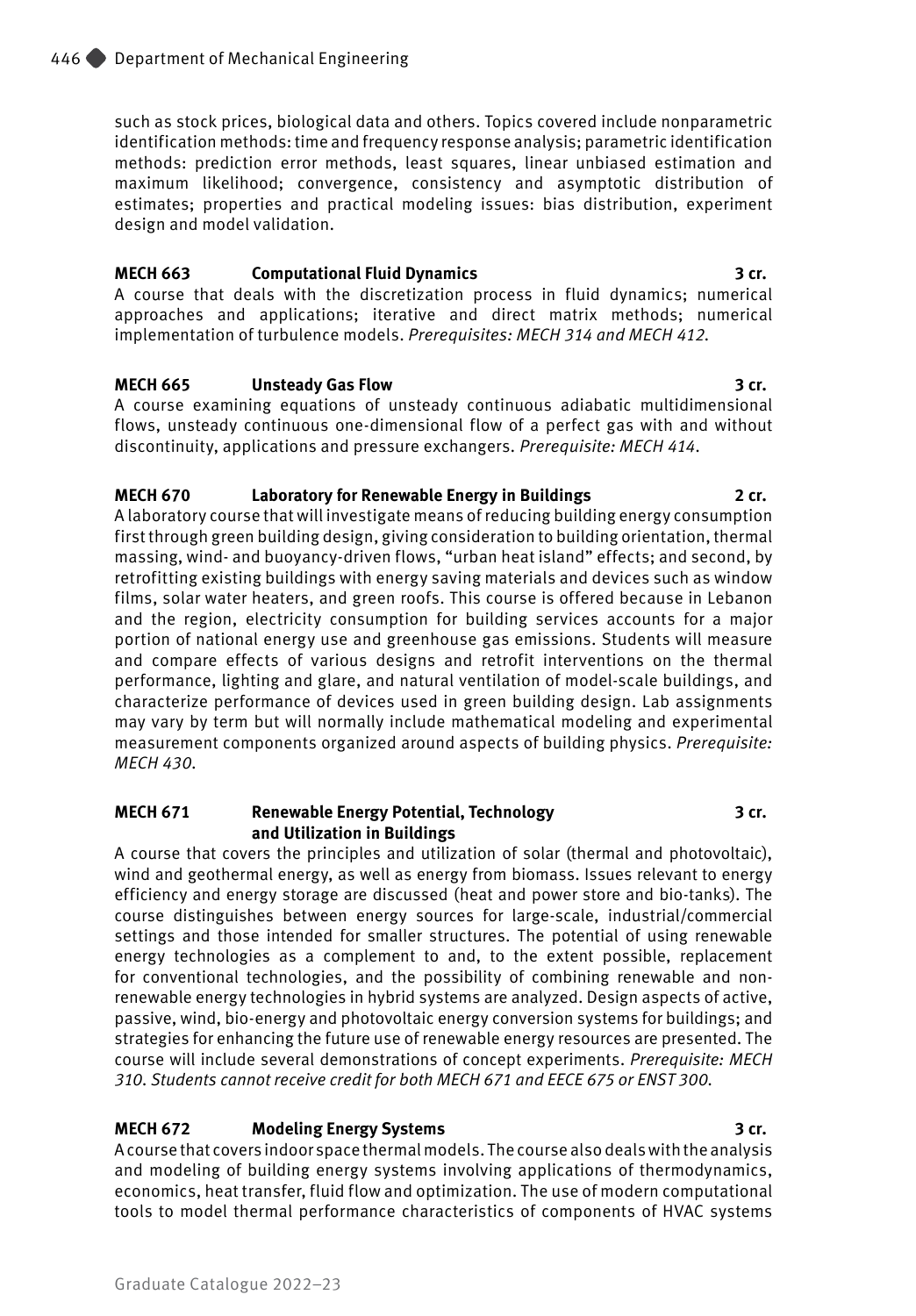such as stock prices, biological data and others. Topics covered include nonparametric identification methods: time and frequency response analysis; parametric identification methods: prediction error methods, least squares, linear unbiased estimation and maximum likelihood; convergence, consistency and asymptotic distribution of estimates; properties and practical modeling issues: bias distribution, experiment design and model validation.

**MECH 663 Computational Fluid Dynamics 3 cr.**
A course that deals with the discretization process in fluid dynamics; numerical approaches and applications; iterative and direct matrix methods; numerical implementation of turbulence models. *Prerequisites: MECH 314 and MECH 412.*

**MECH 665 Unsteady Gas Flow 3 cr.**
A course examining equations of unsteady continuous adiabatic multidimensional flows, unsteady continuous one-dimensional flow of a perfect gas with and without discontinuity, applications and pressure exchangers. *Prerequisite: MECH 414.*

**MECH 670 Laboratory for Renewable Energy in Buildings 2 cr.**
A laboratory course that will investigate means of reducing building energy consumption first through green building design, giving consideration to building orientation, thermal massing, wind- and buoyancy-driven flows, "urban heat island" effects; and second, by retrofitting existing buildings with energy saving materials and devices such as window films, solar water heaters, and green roofs. This course is offered because in Lebanon and the region, electricity consumption for building services accounts for a major portion of national energy use and greenhouse gas emissions. Students will measure and compare effects of various designs and retrofit interventions on the thermal performance, lighting and glare, and natural ventilation of model-scale buildings, and characterize performance of devices used in green building design. Lab assignments may vary by term but will normally include mathematical modeling and experimental measurement components organized around aspects of building physics. *Prerequisite: MECH 430.*

**MECH 671 Renewable Energy Potential, Technology and Utilization in Buildings 3 cr.**
A course that covers the principles and utilization of solar (thermal and photovoltaic), wind and geothermal energy, as well as energy from biomass. Issues relevant to energy efficiency and energy storage are discussed (heat and power store and bio-tanks). The course distinguishes between energy sources for large-scale, industrial/commercial settings and those intended for smaller structures. The potential of using renewable energy technologies as a complement to and, to the extent possible, replacement for conventional technologies, and the possibility of combining renewable and non-renewable energy technologies in hybrid systems are analyzed. Design aspects of active, passive, wind, bio-energy and photovoltaic energy conversion systems for buildings; and strategies for enhancing the future use of renewable energy resources are presented. The course will include several demonstrations of concept experiments. *Prerequisite: MECH 310. Students cannot receive credit for both MECH 671 and EECE 675 or ENST 300.*

**MECH 672 Modeling Energy Systems 3 cr.**
A course that covers indoor space thermal models. The course also deals with the analysis and modeling of building energy systems involving applications of thermodynamics, economics, heat transfer, fluid flow and optimization. The use of modern computational tools to model thermal performance characteristics of components of HVAC systems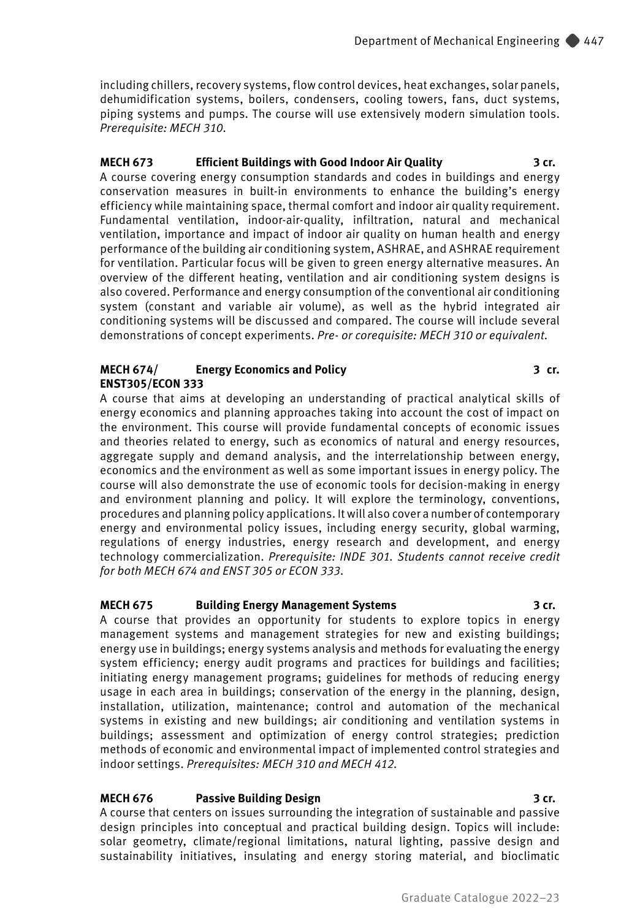including chillers, recovery systems, flow control devices, heat exchanges, solar panels, dehumidification systems, boilers, condensers, cooling towers, fans, duct systems, piping systems and pumps. The course will use extensively modern simulation tools. *Prerequisite: MECH 310.*

**MECH 673 Efficient Buildings with Good Indoor Air Quality 3 cr.**
A course covering energy consumption standards and codes in buildings and energy conservation measures in built-in environments to enhance the building's energy efficiency while maintaining space, thermal comfort and indoor air quality requirement. Fundamental ventilation, indoor-air-quality, infiltration, natural and mechanical ventilation, importance and impact of indoor air quality on human health and energy performance of the building air conditioning system, ASHRAE, and ASHRAE requirement for ventilation. Particular focus will be given to green energy alternative measures. An overview of the different heating, ventilation and air conditioning system designs is also covered. Performance and energy consumption of the conventional air conditioning system (constant and variable air volume), as well as the hybrid integrated air conditioning systems will be discussed and compared. The course will include several demonstrations of concept experiments. *Pre- or corequisite: MECH 310 or equivalent.*

**MECH 674/ ENST305/ECON 333 Energy Economics and Policy 3 cr.**
A course that aims at developing an understanding of practical analytical skills of energy economics and planning approaches taking into account the cost of impact on the environment. This course will provide fundamental concepts of economic issues and theories related to energy, such as economics of natural and energy resources, aggregate supply and demand analysis, and the interrelationship between energy, economics and the environment as well as some important issues in energy policy. The course will also demonstrate the use of economic tools for decision-making in energy and environment planning and policy. It will explore the terminology, conventions, procedures and planning policy applications. It will also cover a number of contemporary energy and environmental policy issues, including energy security, global warming, regulations of energy industries, energy research and development, and energy technology commercialization. *Prerequisite: INDE 301. Students cannot receive credit for both MECH 674 and ENST 305 or ECON 333.*

**MECH 675 Building Energy Management Systems 3 cr.**
A course that provides an opportunity for students to explore topics in energy management systems and management strategies for new and existing buildings; energy use in buildings; energy systems analysis and methods for evaluating the energy system efficiency; energy audit programs and practices for buildings and facilities; initiating energy management programs; guidelines for methods of reducing energy usage in each area in buildings; conservation of the energy in the planning, design, installation, utilization, maintenance; control and automation of the mechanical systems in existing and new buildings; air conditioning and ventilation systems in buildings; assessment and optimization of energy control strategies; prediction methods of economic and environmental impact of implemented control strategies and indoor settings. *Prerequisites: MECH 310 and MECH 412.*

**MECH 676 Passive Building Design 3 cr.**
A course that centers on issues surrounding the integration of sustainable and passive design principles into conceptual and practical building design. Topics will include: solar geometry, climate/regional limitations, natural lighting, passive design and sustainability initiatives, insulating and energy storing material, and bioclimatic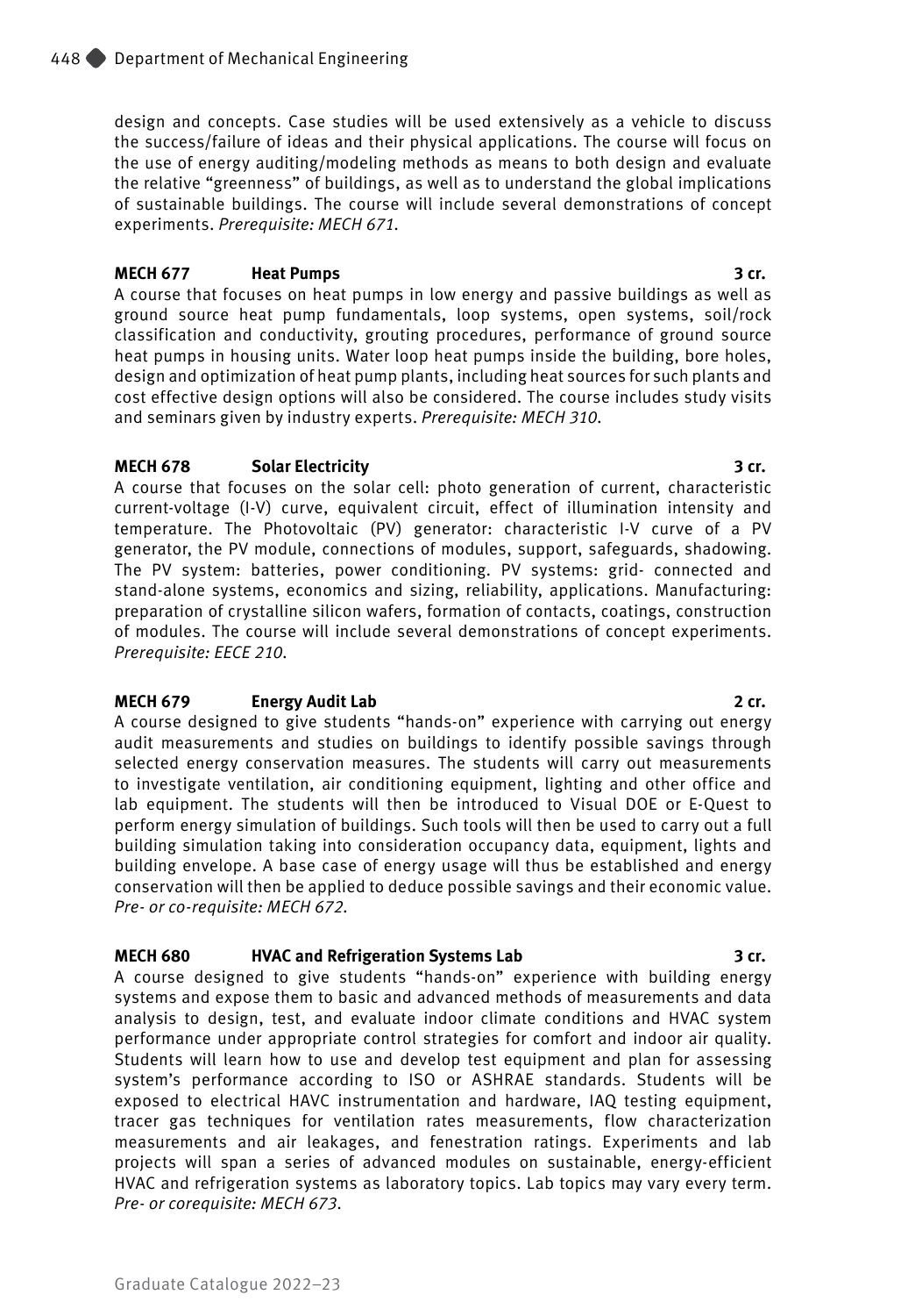design and concepts. Case studies will be used extensively as a vehicle to discuss the success/failure of ideas and their physical applications. The course will focus on the use of energy auditing/modeling methods as means to both design and evaluate the relative "greenness" of buildings, as well as to understand the global implications of sustainable buildings. The course will include several demonstrations of concept experiments. *Prerequisite: MECH 671.*

**MECH 677 Heat Pumps 3 cr.**
A course that focuses on heat pumps in low energy and passive buildings as well as ground source heat pump fundamentals, loop systems, open systems, soil/rock classification and conductivity, grouting procedures, performance of ground source heat pumps in housing units. Water loop heat pumps inside the building, bore holes, design and optimization of heat pump plants, including heat sources for such plants and cost effective design options will also be considered. The course includes study visits and seminars given by industry experts. *Prerequisite: MECH 310.*

**MECH 678 Solar Electricity 3 cr.**
A course that focuses on the solar cell: photo generation of current, characteristic current-voltage (I-V) curve, equivalent circuit, effect of illumination intensity and temperature. The Photovoltaic (PV) generator: characteristic I-V curve of a PV generator, the PV module, connections of modules, support, safeguards, shadowing. The PV system: batteries, power conditioning. PV systems: grid- connected and stand-alone systems, economics and sizing, reliability, applications. Manufacturing: preparation of crystalline silicon wafers, formation of contacts, coatings, construction of modules. The course will include several demonstrations of concept experiments. *Prerequisite: EECE 210.*

**MECH 679 Energy Audit Lab 2 cr.**
A course designed to give students "hands-on" experience with carrying out energy audit measurements and studies on buildings to identify possible savings through selected energy conservation measures. The students will carry out measurements to investigate ventilation, air conditioning equipment, lighting and other office and lab equipment. The students will then be introduced to Visual DOE or E-Quest to perform energy simulation of buildings. Such tools will then be used to carry out a full building simulation taking into consideration occupancy data, equipment, lights and building envelope. A base case of energy usage will thus be established and energy conservation will then be applied to deduce possible savings and their economic value. *Pre- or co-requisite: MECH 672.*

**MECH 680 HVAC and Refrigeration Systems Lab 3 cr.**
A course designed to give students "hands-on" experience with building energy systems and expose them to basic and advanced methods of measurements and data analysis to design, test, and evaluate indoor climate conditions and HVAC system performance under appropriate control strategies for comfort and indoor air quality. Students will learn how to use and develop test equipment and plan for assessing system's performance according to ISO or ASHRAE standards. Students will be exposed to electrical HAVC instrumentation and hardware, IAQ testing equipment, tracer gas techniques for ventilation rates measurements, flow characterization measurements and air leakages, and fenestration ratings. Experiments and lab projects will span a series of advanced modules on sustainable, energy-efficient HVAC and refrigeration systems as laboratory topics. Lab topics may vary every term. *Pre- or corequisite: MECH 673.*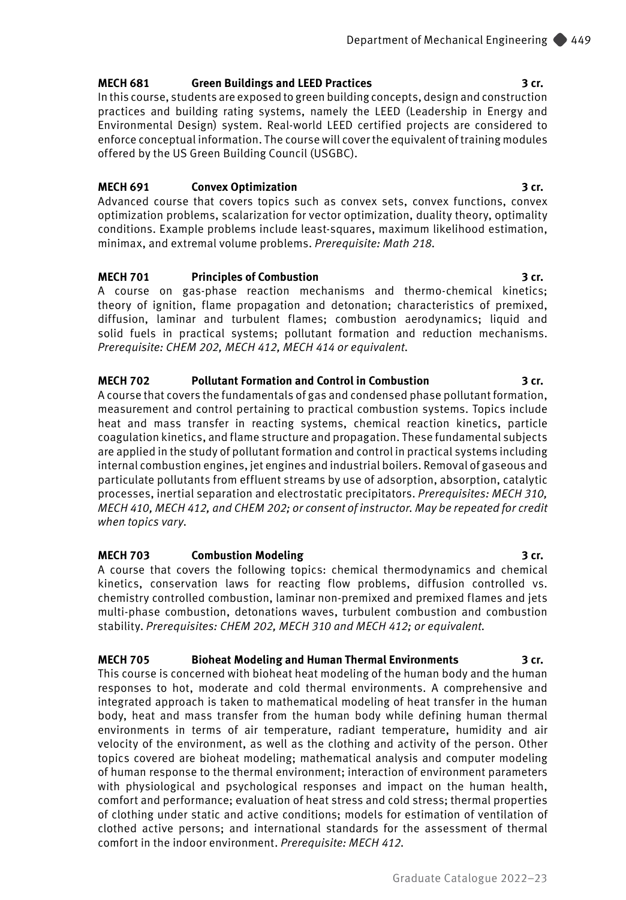**MECH 681 Green Buildings and LEED Practices 3 cr.**

In this course, students are exposed to green building concepts, design and construction practices and building rating systems, namely the LEED (Leadership in Energy and Environmental Design) system. Real-world LEED certified projects are considered to enforce conceptual information. The course will cover the equivalent of training modules offered by the US Green Building Council (USGBC).

**MECH 691 Convex Optimization 3 cr.**

Advanced course that covers topics such as convex sets, convex functions, convex optimization problems, scalarization for vector optimization, duality theory, optimality conditions. Example problems include least-squares, maximum likelihood estimation, minimax, and extremal volume problems. *Prerequisite: Math 218.*

**MECH 701 Principles of Combustion 3 cr.**

A course on gas-phase reaction mechanisms and thermo-chemical kinetics; theory of ignition, flame propagation and detonation; characteristics of premixed, diffusion, laminar and turbulent flames; combustion aerodynamics; liquid and solid fuels in practical systems; pollutant formation and reduction mechanisms. *Prerequisite: CHEM 202, MECH 412, MECH 414 or equivalent.*

**MECH 702 Pollutant Formation and Control in Combustion 3 cr.**

A course that covers the fundamentals of gas and condensed phase pollutant formation, measurement and control pertaining to practical combustion systems. Topics include heat and mass transfer in reacting systems, chemical reaction kinetics, particle coagulation kinetics, and flame structure and propagation. These fundamental subjects are applied in the study of pollutant formation and control in practical systems including internal combustion engines, jet engines and industrial boilers. Removal of gaseous and particulate pollutants from effluent streams by use of adsorption, absorption, catalytic processes, inertial separation and electrostatic precipitators. *Prerequisites: MECH 310, MECH 410, MECH 412, and CHEM 202; or consent of instructor. May be repeated for credit when topics vary.*

**MECH 703 Combustion Modeling 3 cr.**

A course that covers the following topics: chemical thermodynamics and chemical kinetics, conservation laws for reacting flow problems, diffusion controlled vs. chemistry controlled combustion, laminar non-premixed and premixed flames and jets multi-phase combustion, detonations waves, turbulent combustion and combustion stability. *Prerequisites: CHEM 202, MECH 310 and MECH 412; or equivalent.*

**MECH 705 Bioheat Modeling and Human Thermal Environments 3 cr.**

This course is concerned with bioheat heat modeling of the human body and the human responses to hot, moderate and cold thermal environments. A comprehensive and integrated approach is taken to mathematical modeling of heat transfer in the human body, heat and mass transfer from the human body while defining human thermal environments in terms of air temperature, radiant temperature, humidity and air velocity of the environment, as well as the clothing and activity of the person. Other topics covered are bioheat modeling; mathematical analysis and computer modeling of human response to the thermal environment; interaction of environment parameters with physiological and psychological responses and impact on the human health, comfort and performance; evaluation of heat stress and cold stress; thermal properties of clothing under static and active conditions; models for estimation of ventilation of clothed active persons; and international standards for the assessment of thermal comfort in the indoor environment. *Prerequisite: MECH 412.*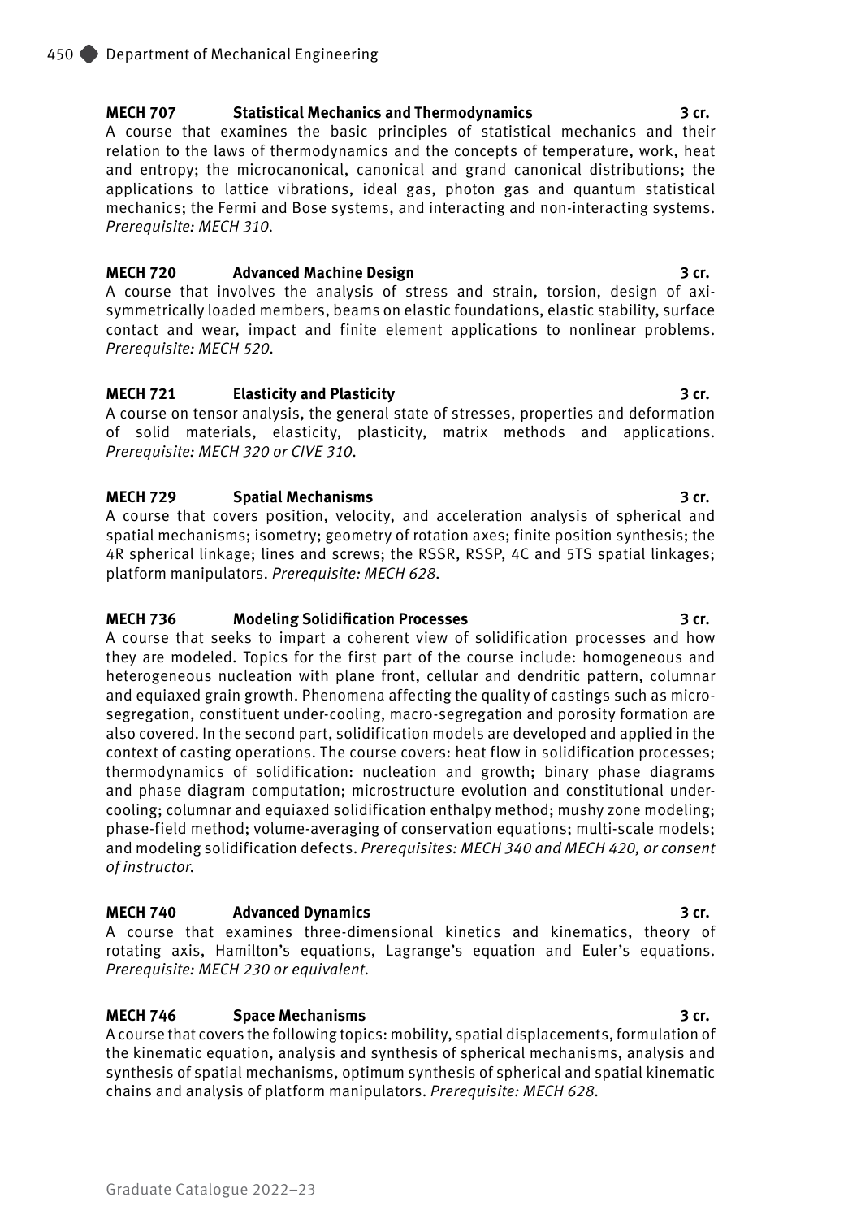**MECH 707 Statistical Mechanics and Thermodynamics 3 cr.**
A course that examines the basic principles of statistical mechanics and their relation to the laws of thermodynamics and the concepts of temperature, work, heat and entropy; the microcanonical, canonical and grand canonical distributions; the applications to lattice vibrations, ideal gas, photon gas and quantum statistical mechanics; the Fermi and Bose systems, and interacting and non-interacting systems. *Prerequisite: MECH 310.*

**MECH 720 Advanced Machine Design 3 cr.**
A course that involves the analysis of stress and strain, torsion, design of axi-symmetrically loaded members, beams on elastic foundations, elastic stability, surface contact and wear, impact and finite element applications to nonlinear problems. *Prerequisite: MECH 520.*

**MECH 721 Elasticity and Plasticity 3 cr.**
A course on tensor analysis, the general state of stresses, properties and deformation of solid materials, elasticity, plasticity, matrix methods and applications. *Prerequisite: MECH 320 or CIVE 310.*

**MECH 729 Spatial Mechanisms 3 cr.**
A course that covers position, velocity, and acceleration analysis of spherical and spatial mechanisms; isometry; geometry of rotation axes; finite position synthesis; the 4R spherical linkage; lines and screws; the RSSR, RSSP, 4C and 5TS spatial linkages; platform manipulators. *Prerequisite: MECH 628.*

**MECH 736 Modeling Solidification Processes 3 cr.**
A course that seeks to impart a coherent view of solidification processes and how they are modeled. Topics for the first part of the course include: homogeneous and heterogeneous nucleation with plane front, cellular and dendritic pattern, columnar and equiaxed grain growth. Phenomena affecting the quality of castings such as micro-segregation, constituent under-cooling, macro-segregation and porosity formation are also covered. In the second part, solidification models are developed and applied in the context of casting operations. The course covers: heat flow in solidification processes; thermodynamics of solidification: nucleation and growth; binary phase diagrams and phase diagram computation; microstructure evolution and constitutional under-cooling; columnar and equiaxed solidification enthalpy method; mushy zone modeling; phase-field method; volume-averaging of conservation equations; multi-scale models; and modeling solidification defects. *Prerequisites: MECH 340 and MECH 420, or consent of instructor.*

**MECH 740 Advanced Dynamics 3 cr.**
A course that examines three-dimensional kinetics and kinematics, theory of rotating axis, Hamilton's equations, Lagrange's equation and Euler's equations. *Prerequisite: MECH 230 or equivalent.*

**MECH 746 Space Mechanisms 3 cr.**
A course that covers the following topics: mobility, spatial displacements, formulation of the kinematic equation, analysis and synthesis of spherical mechanisms, analysis and synthesis of spatial mechanisms, optimum synthesis of spherical and spatial kinematic chains and analysis of platform manipulators. *Prerequisite: MECH 628.*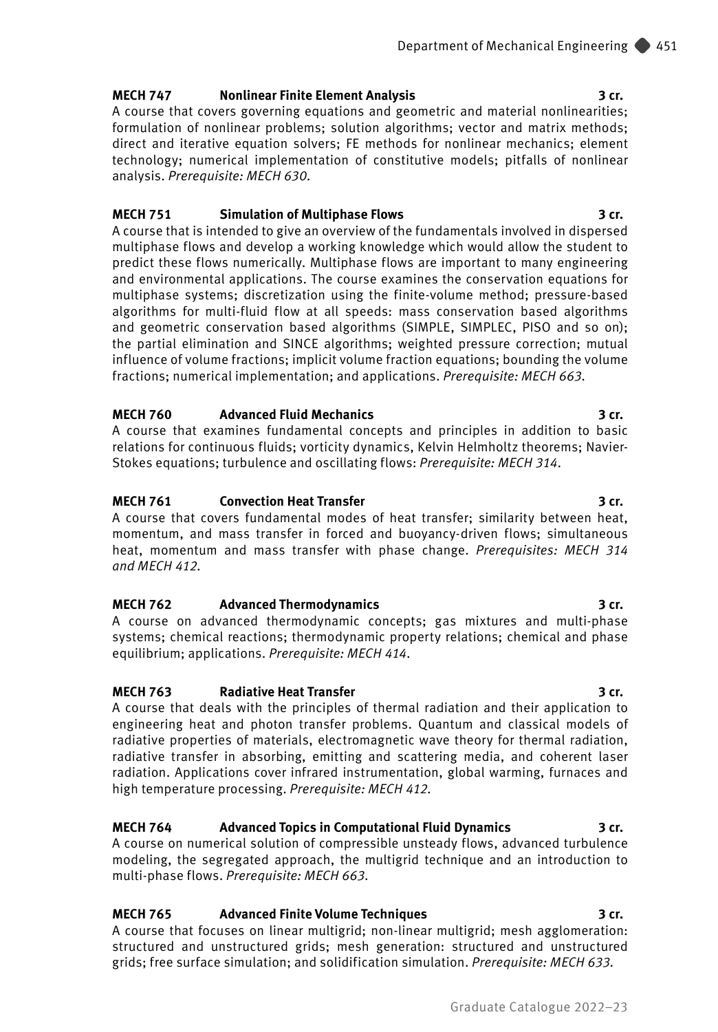**MECH 747 Nonlinear Finite Element Analysis 3 cr.**
A course that covers governing equations and geometric and material nonlinearities; formulation of nonlinear problems; solution algorithms; vector and matrix methods; direct and iterative equation solvers; FE methods for nonlinear mechanics; element technology; numerical implementation of constitutive models; pitfalls of nonlinear analysis. *Prerequisite: MECH 630.*

**MECH 751 Simulation of Multiphase Flows 3 cr.**
A course that is intended to give an overview of the fundamentals involved in dispersed multiphase flows and develop a working knowledge which would allow the student to predict these flows numerically. Multiphase flows are important to many engineering and environmental applications. The course examines the conservation equations for multiphase systems; discretization using the finite-volume method; pressure-based algorithms for multi-fluid flow at all speeds: mass conservation based algorithms and geometric conservation based algorithms (SIMPLE, SIMPLEC, PISO and so on); the partial elimination and SINCE algorithms; weighted pressure correction; mutual influence of volume fractions; implicit volume fraction equations; bounding the volume fractions; numerical implementation; and applications. *Prerequisite: MECH 663.*

**MECH 760 Advanced Fluid Mechanics 3 cr.**
A course that examines fundamental concepts and principles in addition to basic relations for continuous fluids; vorticity dynamics, Kelvin Helmholtz theorems; Navier-Stokes equations; turbulence and oscillating flows: *Prerequisite: MECH 314.*

**MECH 761 Convection Heat Transfer 3 cr.**
A course that covers fundamental modes of heat transfer; similarity between heat, momentum, and mass transfer in forced and buoyancy-driven flows; simultaneous heat, momentum and mass transfer with phase change. *Prerequisites: MECH 314 and MECH 412.*

**MECH 762 Advanced Thermodynamics 3 cr.**
A course on advanced thermodynamic concepts; gas mixtures and multi-phase systems; chemical reactions; thermodynamic property relations; chemical and phase equilibrium; applications. *Prerequisite: MECH 414.*

**MECH 763 Radiative Heat Transfer 3 cr.**
A course that deals with the principles of thermal radiation and their application to engineering heat and photon transfer problems. Quantum and classical models of radiative properties of materials, electromagnetic wave theory for thermal radiation, radiative transfer in absorbing, emitting and scattering media, and coherent laser radiation. Applications cover infrared instrumentation, global warming, furnaces and high temperature processing. *Prerequisite: MECH 412.*

**MECH 764 Advanced Topics in Computational Fluid Dynamics 3 cr.**
A course on numerical solution of compressible unsteady flows, advanced turbulence modeling, the segregated approach, the multigrid technique and an introduction to multi-phase flows. *Prerequisite: MECH 663.*

**MECH 765 Advanced Finite Volume Techniques 3 cr.**
A course that focuses on linear multigrid; non-linear multigrid; mesh agglomeration: structured and unstructured grids; mesh generation: structured and unstructured grids; free surface simulation; and solidification simulation. *Prerequisite: MECH 633.*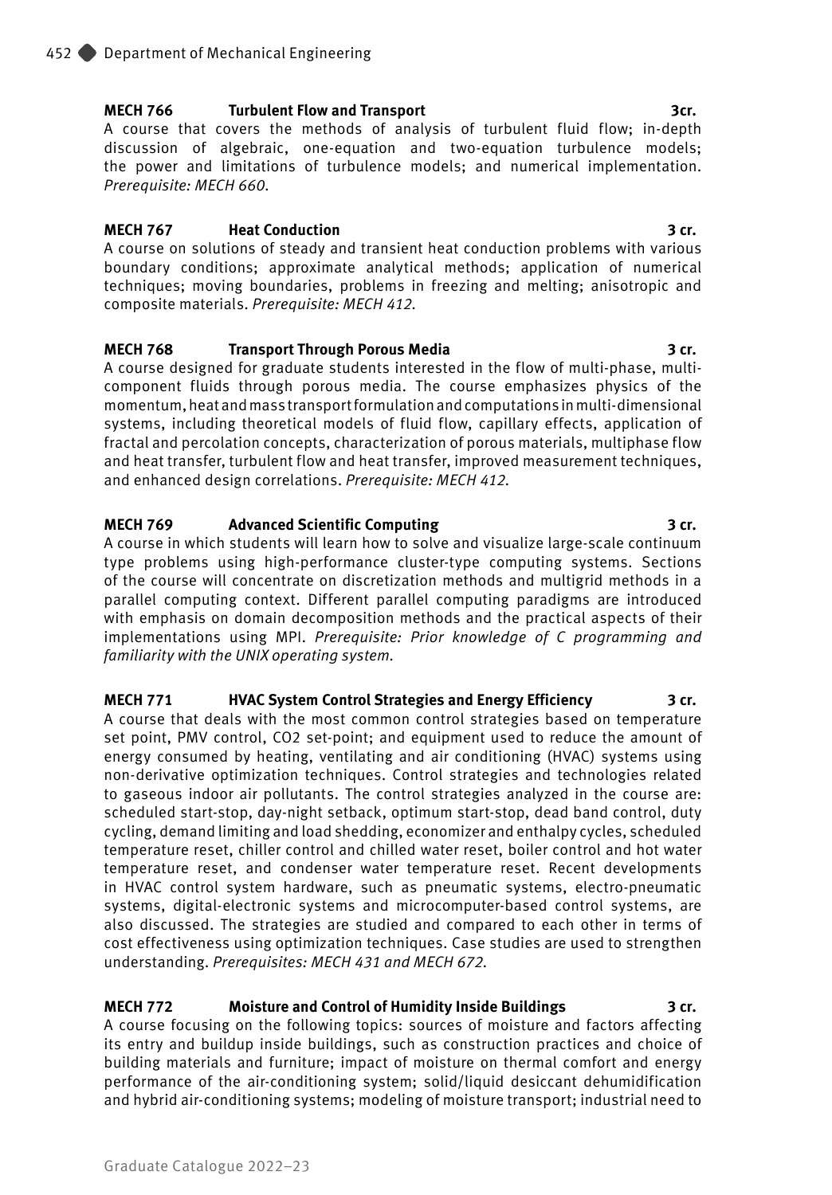**MECH 766 Turbulent Flow and Transport 3cr.**

A course that covers the methods of analysis of turbulent fluid flow; in-depth discussion of algebraic, one-equation and two-equation turbulence models; the power and limitations of turbulence models; and numerical implementation. *Prerequisite: MECH 660.*

**MECH 767 Heat Conduction 3 cr.**

A course on solutions of steady and transient heat conduction problems with various boundary conditions; approximate analytical methods; application of numerical techniques; moving boundaries, problems in freezing and melting; anisotropic and composite materials. *Prerequisite: MECH 412.*

**MECH 768 Transport Through Porous Media 3 cr.**

A course designed for graduate students interested in the flow of multi-phase, multi-component fluids through porous media. The course emphasizes physics of the momentum, heat and mass transport formulation and computations in multi-dimensional systems, including theoretical models of fluid flow, capillary effects, application of fractal and percolation concepts, characterization of porous materials, multiphase flow and heat transfer, turbulent flow and heat transfer, improved measurement techniques, and enhanced design correlations. *Prerequisite: MECH 412.*

**MECH 769 Advanced Scientific Computing 3 cr.**

A course in which students will learn how to solve and visualize large-scale continuum type problems using high-performance cluster-type computing systems. Sections of the course will concentrate on discretization methods and multigrid methods in a parallel computing context. Different parallel computing paradigms are introduced with emphasis on domain decomposition methods and the practical aspects of their implementations using MPI. *Prerequisite: Prior knowledge of C programming and familiarity with the UNIX operating system.*

**MECH 771 HVAC System Control Strategies and Energy Efficiency 3 cr.**

A course that deals with the most common control strategies based on temperature set point, PMV control, $CO_2$ set-point; and equipment used to reduce the amount of energy consumed by heating, ventilating and air conditioning (HVAC) systems using non-derivative optimization techniques. Control strategies and technologies related to gaseous indoor air pollutants. The control strategies analyzed in the course are: scheduled start-stop, day-night setback, optimum start-stop, dead band control, duty cycling, demand limiting and load shedding, economizer and enthalpy cycles, scheduled temperature reset, chiller control and chilled water reset, boiler control and hot water temperature reset, and condenser water temperature reset. Recent developments in HVAC control system hardware, such as pneumatic systems, electro-pneumatic systems, digital-electronic systems and microcomputer-based control systems, are also discussed. The strategies are studied and compared to each other in terms of cost effectiveness using optimization techniques. Case studies are used to strengthen understanding. *Prerequisites: MECH 431 and MECH 672.*

**MECH 772 Moisture and Control of Humidity Inside Buildings 3 cr.**

A course focusing on the following topics: sources of moisture and factors affecting its entry and buildup inside buildings, such as construction practices and choice of building materials and furniture; impact of moisture on thermal comfort and energy performance of the air-conditioning system; solid/liquid desiccant dehumidification and hybrid air-conditioning systems; modeling of moisture transport; industrial need to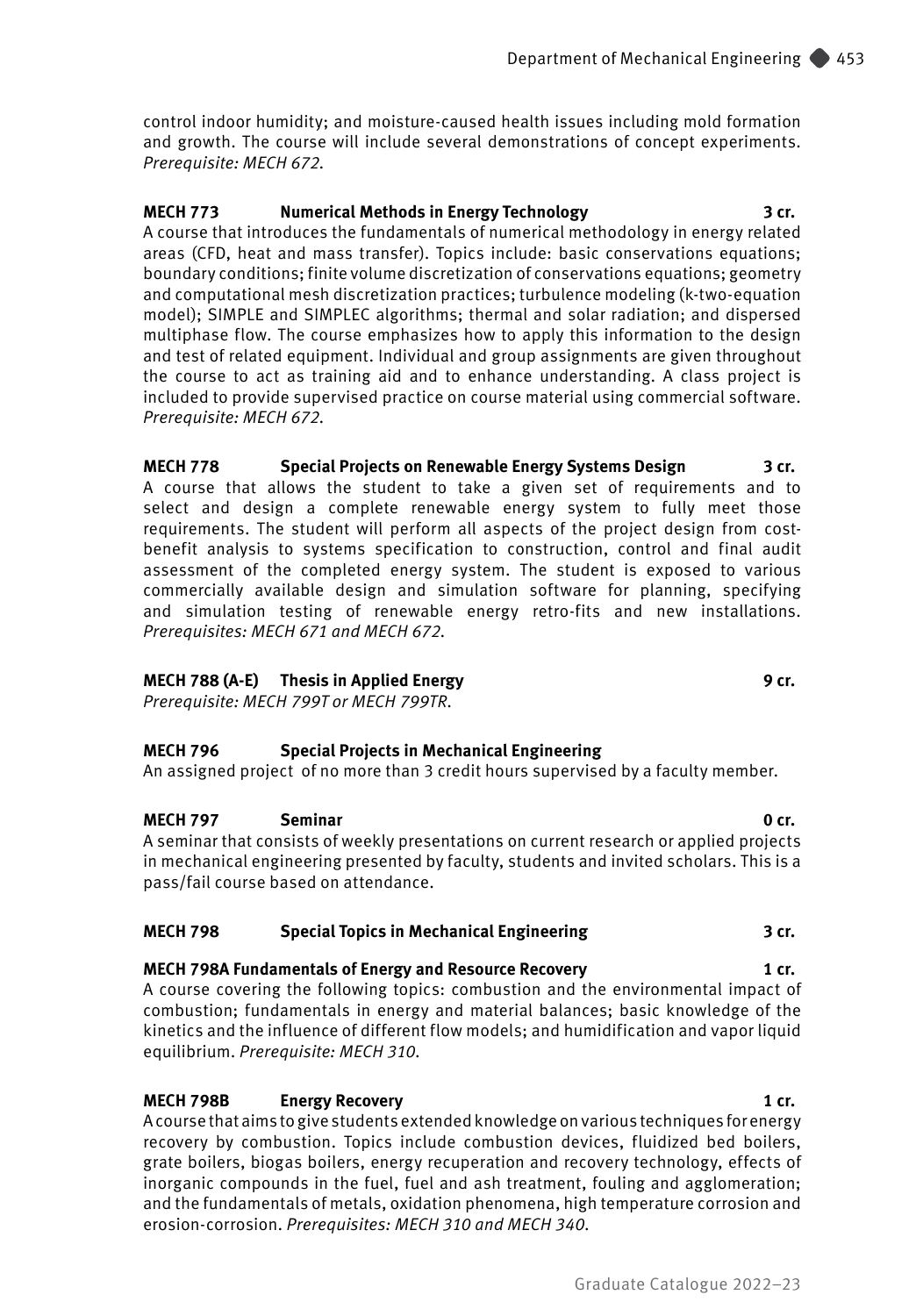control indoor humidity; and moisture-caused health issues including mold formation and growth. The course will include several demonstrations of concept experiments. *Prerequisite: MECH 672.*

**MECH 773 Numerical Methods in Energy Technology 3 cr.**
A course that introduces the fundamentals of numerical methodology in energy related areas (CFD, heat and mass transfer). Topics include: basic conservations equations; boundary conditions; finite volume discretization of conservations equations; geometry and computational mesh discretization practices; turbulence modeling (k-two-equation model); SIMPLE and SIMPLEC algorithms; thermal and solar radiation; and dispersed multiphase flow. The course emphasizes how to apply this information to the design and test of related equipment. Individual and group assignments are given throughout the course to act as training aid and to enhance understanding. A class project is included to provide supervised practice on course material using commercial software. *Prerequisite: MECH 672.*

**MECH 778 Special Projects on Renewable Energy Systems Design 3 cr.**
A course that allows the student to take a given set of requirements and to select and design a complete renewable energy system to fully meet those requirements. The student will perform all aspects of the project design from cost-benefit analysis to systems specification to construction, control and final audit assessment of the completed energy system. The student is exposed to various commercially available design and simulation software for planning, specifying and simulation testing of renewable energy retro-fits and new installations. *Prerequisites: MECH 671 and MECH 672.*

**MECH 788 (A-E) Thesis in Applied Energy 9 cr.**
*Prerequisite: MECH 799T or MECH 799TR.*

**MECH 796 Special Projects in Mechanical Engineering**
An assigned project of no more than 3 credit hours supervised by a faculty member.

**MECH 797 Seminar 0 cr.**
A seminar that consists of weekly presentations on current research or applied projects in mechanical engineering presented by faculty, students and invited scholars. This is a pass/fail course based on attendance.

**MECH 798 Special Topics in Mechanical Engineering 3 cr.**

**MECH 798A Fundamentals of Energy and Resource Recovery 1 cr.**
A course covering the following topics: combustion and the environmental impact of combustion; fundamentals in energy and material balances; basic knowledge of the kinetics and the influence of different flow models; and humidification and vapor liquid equilibrium. *Prerequisite: MECH 310.*

**MECH 798B Energy Recovery 1 cr.**
A course that aims to give students extended knowledge on various techniques for energy recovery by combustion. Topics include combustion devices, fluidized bed boilers, grate boilers, biogas boilers, energy recuperation and recovery technology, effects of inorganic compounds in the fuel, fuel and ash treatment, fouling and agglomeration; and the fundamentals of metals, oxidation phenomena, high temperature corrosion and erosion-corrosion. *Prerequisites: MECH 310 and MECH 340.*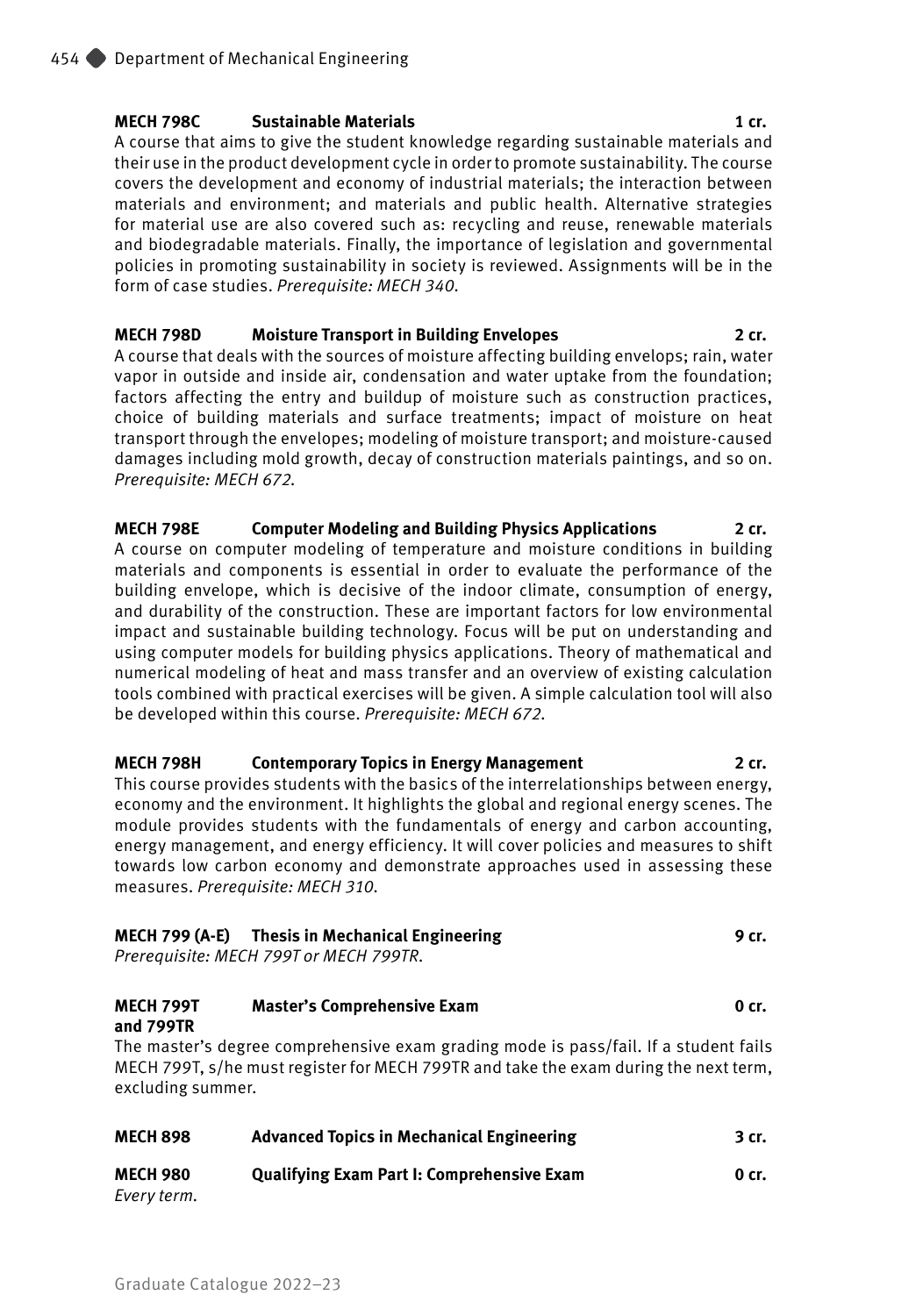**MECH 798C Sustainable Materials 1 cr.**
A course that aims to give the student knowledge regarding sustainable materials and their use in the product development cycle in order to promote sustainability. The course covers the development and economy of industrial materials; the interaction between materials and environment; and materials and public health. Alternative strategies for material use are also covered such as: recycling and reuse, renewable materials and biodegradable materials. Finally, the importance of legislation and governmental policies in promoting sustainability in society is reviewed. Assignments will be in the form of case studies. *Prerequisite: MECH 340.*

**MECH 798D Moisture Transport in Building Envelopes 2 cr.**
A course that deals with the sources of moisture affecting building envelops; rain, water vapor in outside and inside air, condensation and water uptake from the foundation; factors affecting the entry and buildup of moisture such as construction practices, choice of building materials and surface treatments; impact of moisture on heat transport through the envelopes; modeling of moisture transport; and moisture-caused damages including mold growth, decay of construction materials paintings, and so on. *Prerequisite: MECH 672.*

**MECH 798E Computer Modeling and Building Physics Applications 2 cr.**
A course on computer modeling of temperature and moisture conditions in building materials and components is essential in order to evaluate the performance of the building envelope, which is decisive of the indoor climate, consumption of energy, and durability of the construction. These are important factors for low environmental impact and sustainable building technology. Focus will be put on understanding and using computer models for building physics applications. Theory of mathematical and numerical modeling of heat and mass transfer and an overview of existing calculation tools combined with practical exercises will be given. A simple calculation tool will also be developed within this course. *Prerequisite: MECH 672.*

**MECH 798H Contemporary Topics in Energy Management 2 cr.**
This course provides students with the basics of the interrelationships between energy, economy and the environment. It highlights the global and regional energy scenes. The module provides students with the fundamentals of energy and carbon accounting, energy management, and energy efficiency. It will cover policies and measures to shift towards low carbon economy and demonstrate approaches used in assessing these measures. *Prerequisite: MECH 310.*

**MECH 799 (A-E) Thesis in Mechanical Engineering 9 cr.**
*Prerequisite: MECH 799T or MECH 799TR.*

**MECH 799T and 799TR Master's Comprehensive Exam 0 cr.**
The master's degree comprehensive exam grading mode is pass/fail. If a student fails MECH 799T, s/he must register for MECH 799TR and take the exam during the next term, excluding summer.

**MECH 898 Advanced Topics in Mechanical Engineering 3 cr.**

**MECH 980 Qualifying Exam Part I: Comprehensive Exam 0 cr.**
*Every term.*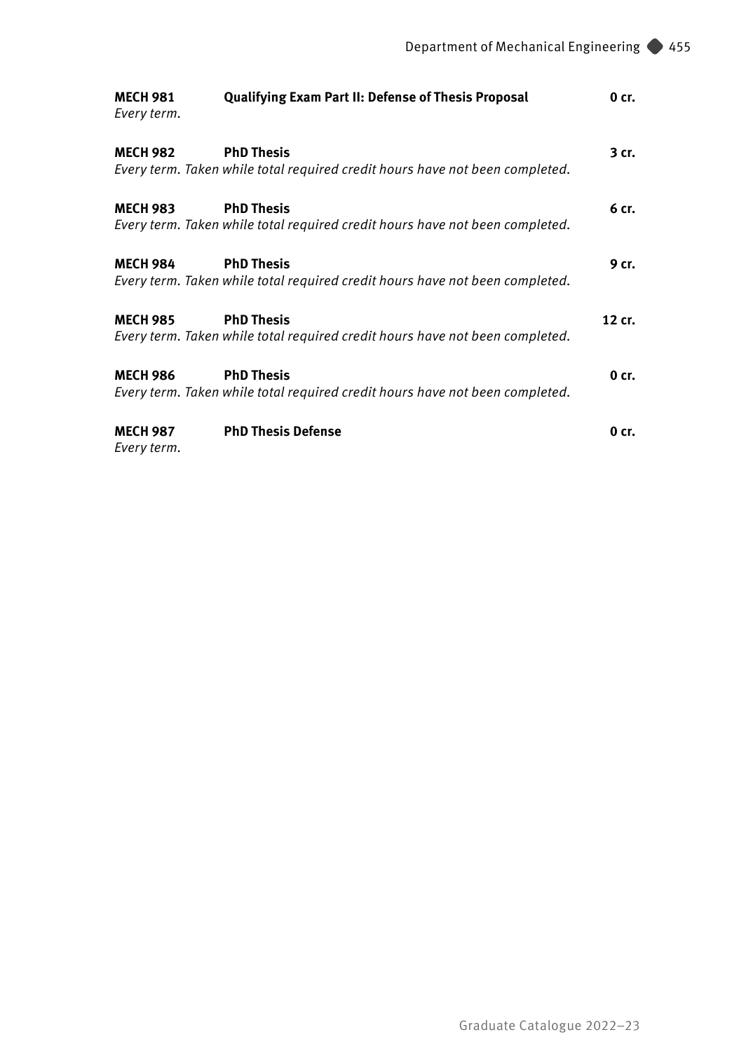**MECH 981** **Qualifying Exam Part II: Defense of Thesis Proposal** **0 cr.**
*Every term.*

**MECH 982** **PhD Thesis** **3 cr.**
*Every term. Taken while total required credit hours have not been completed.*

**MECH 983** **PhD Thesis** **6 cr.**
*Every term. Taken while total required credit hours have not been completed.*

**MECH 984** **PhD Thesis** **9 cr.**
*Every term. Taken while total required credit hours have not been completed.*

**MECH 985** **PhD Thesis** **12 cr.**
*Every term. Taken while total required credit hours have not been completed.*

**MECH 986** **PhD Thesis** **0 cr.**
*Every term. Taken while total required credit hours have not been completed.*

**MECH 987** **PhD Thesis Defense** **0 cr.**
*Every term.*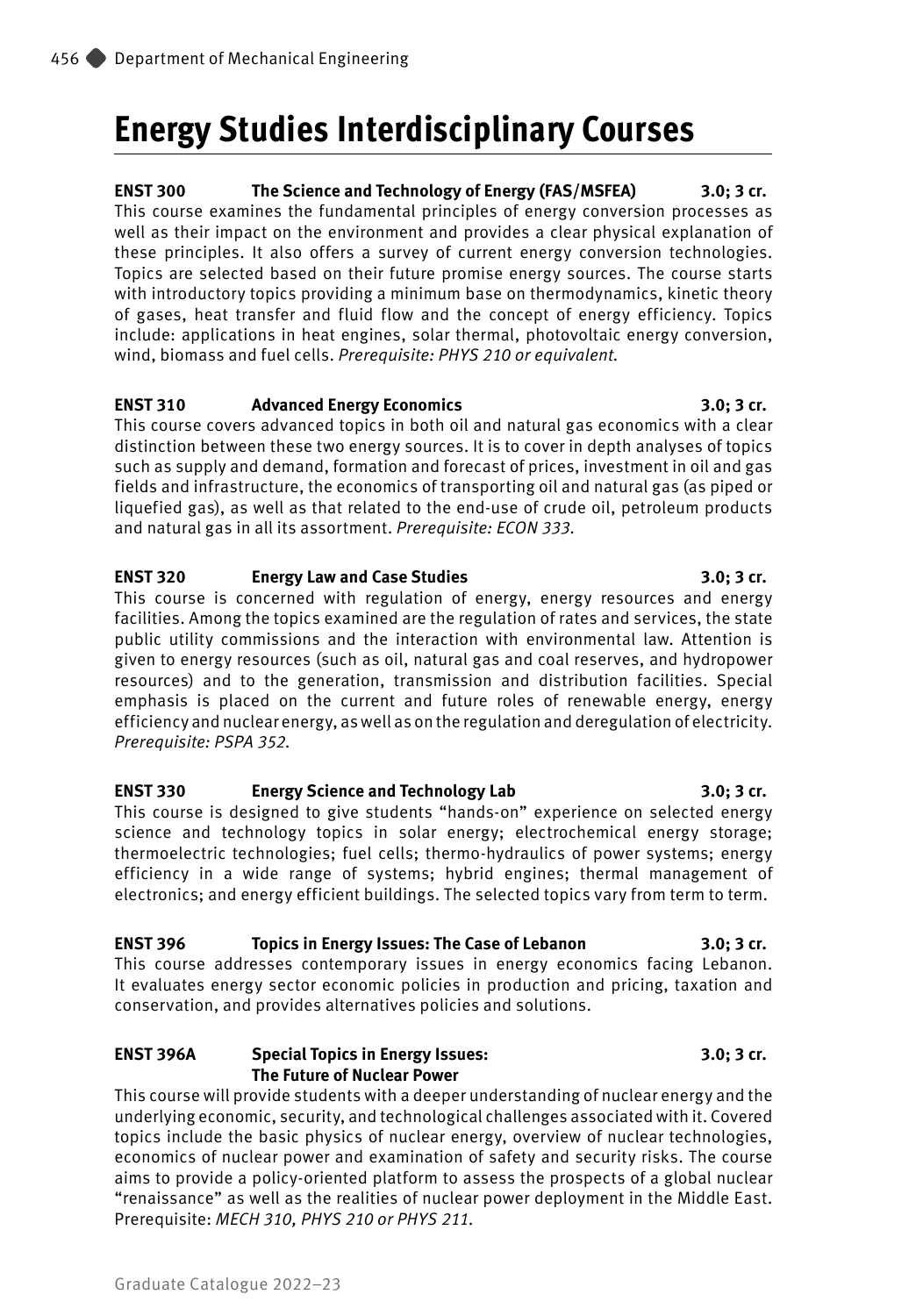# Energy Studies Interdisciplinary Courses

**ENST 300 The Science and Technology of Energy (FAS/MSFEA) 3.0; 3 cr.**
This course examines the fundamental principles of energy conversion processes as well as their impact on the environment and provides a clear physical explanation of these principles. It also offers a survey of current energy conversion technologies. Topics are selected based on their future promise energy sources. The course starts with introductory topics providing a minimum base on thermodynamics, kinetic theory of gases, heat transfer and fluid flow and the concept of energy efficiency. Topics include: applications in heat engines, solar thermal, photovoltaic energy conversion, wind, biomass and fuel cells. *Prerequisite: PHYS 210 or equivalent.*

**ENST 310 Advanced Energy Economics 3.0; 3 cr.**
This course covers advanced topics in both oil and natural gas economics with a clear distinction between these two energy sources. It is to cover in depth analyses of topics such as supply and demand, formation and forecast of prices, investment in oil and gas fields and infrastructure, the economics of transporting oil and natural gas (as piped or liquefied gas), as well as that related to the end-use of crude oil, petroleum products and natural gas in all its assortment. *Prerequisite: ECON 333.*

**ENST 320 Energy Law and Case Studies 3.0; 3 cr.**
This course is concerned with regulation of energy, energy resources and energy facilities. Among the topics examined are the regulation of rates and services, the state public utility commissions and the interaction with environmental law. Attention is given to energy resources (such as oil, natural gas and coal reserves, and hydropower resources) and to the generation, transmission and distribution facilities. Special emphasis is placed on the current and future roles of renewable energy, energy efficiency and nuclear energy, as well as on the regulation and deregulation of electricity. *Prerequisite: PSPA 352.*

**ENST 330 Energy Science and Technology Lab 3.0; 3 cr.**
This course is designed to give students "hands-on" experience on selected energy science and technology topics in solar energy; electrochemical energy storage; thermoelectric technologies; fuel cells; thermo-hydraulics of power systems; energy efficiency in a wide range of systems; hybrid engines; thermal management of electronics; and energy efficient buildings. The selected topics vary from term to term.

**ENST 396 Topics in Energy Issues: The Case of Lebanon 3.0; 3 cr.**
This course addresses contemporary issues in energy economics facing Lebanon. It evaluates energy sector economic policies in production and pricing, taxation and conservation, and provides alternatives policies and solutions.

**ENST 396A Special Topics in Energy Issues: The Future of Nuclear Power 3.0; 3 cr.**
This course will provide students with a deeper understanding of nuclear energy and the underlying economic, security, and technological challenges associated with it. Covered topics include the basic physics of nuclear energy, overview of nuclear technologies, economics of nuclear power and examination of safety and security risks. The course aims to provide a policy-oriented platform to assess the prospects of a global nuclear "renaissance" as well as the realities of nuclear power deployment in the Middle East. Prerequisite: *MECH 310, PHYS 210 or PHYS 211.*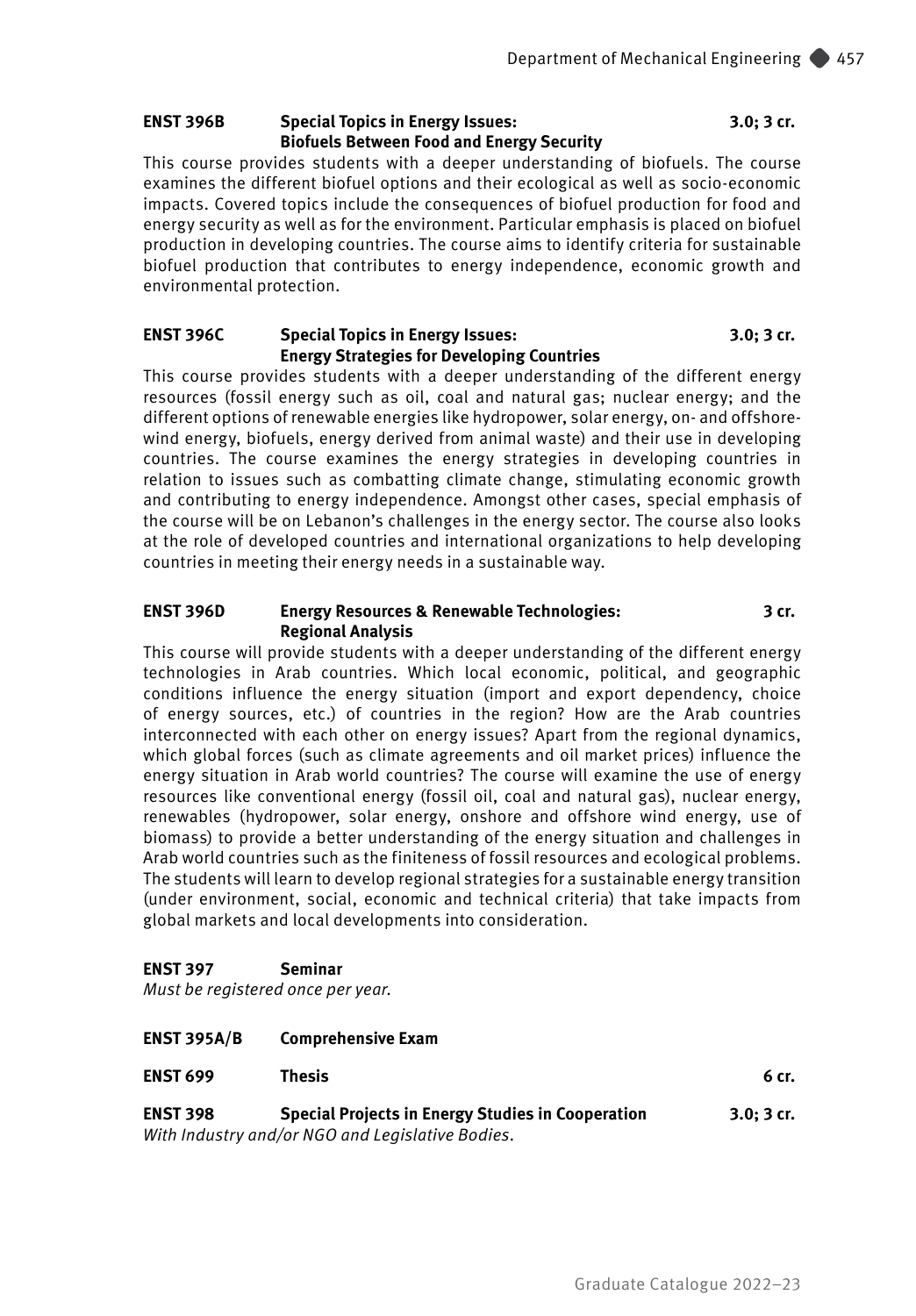**ENST 396B Special Topics in Energy Issues: Biofuels Between Food and Energy Security** 3.0; 3 cr.

This course provides students with a deeper understanding of biofuels. The course examines the different biofuel options and their ecological as well as socio-economic impacts. Covered topics include the consequences of biofuel production for food and energy security as well as for the environment. Particular emphasis is placed on biofuel production in developing countries. The course aims to identify criteria for sustainable biofuel production that contributes to energy independence, economic growth and environmental protection.

**ENST 396C Special Topics in Energy Issues: Energy Strategies for Developing Countries** 3.0; 3 cr.

This course provides students with a deeper understanding of the different energy resources (fossil energy such as oil, coal and natural gas; nuclear energy; and the different options of renewable energies like hydropower, solar energy, on- and offshore-wind energy, biofuels, energy derived from animal waste) and their use in developing countries. The course examines the energy strategies in developing countries in relation to issues such as combatting climate change, stimulating economic growth and contributing to energy independence. Amongst other cases, special emphasis of the course will be on Lebanon's challenges in the energy sector. The course also looks at the role of developed countries and international organizations to help developing countries in meeting their energy needs in a sustainable way.

**ENST 396D Energy Resources & Renewable Technologies: Regional Analysis** 3 cr.

This course will provide students with a deeper understanding of the different energy technologies in Arab countries. Which local economic, political, and geographic conditions influence the energy situation (import and export dependency, choice of energy sources, etc.) of countries in the region? How are the Arab countries interconnected with each other on energy issues? Apart from the regional dynamics, which global forces (such as climate agreements and oil market prices) influence the energy situation in Arab world countries? The course will examine the use of energy resources like conventional energy (fossil oil, coal and natural gas), nuclear energy, renewables (hydropower, solar energy, onshore and offshore wind energy, use of biomass) to provide a better understanding of the energy situation and challenges in Arab world countries such as the finiteness of fossil resources and ecological problems. The students will learn to develop regional strategies for a sustainable energy transition (under environment, social, economic and technical criteria) that take impacts from global markets and local developments into consideration.

**ENST 397 Seminar**

*Must be registered once per year.*

**ENST 395A/B Comprehensive Exam**

**ENST 699 Thesis** 6 cr.

**ENST 398 Special Projects in Energy Studies in Cooperation** 3.0; 3 cr.

*With Industry and/or NGO and Legislative Bodies.*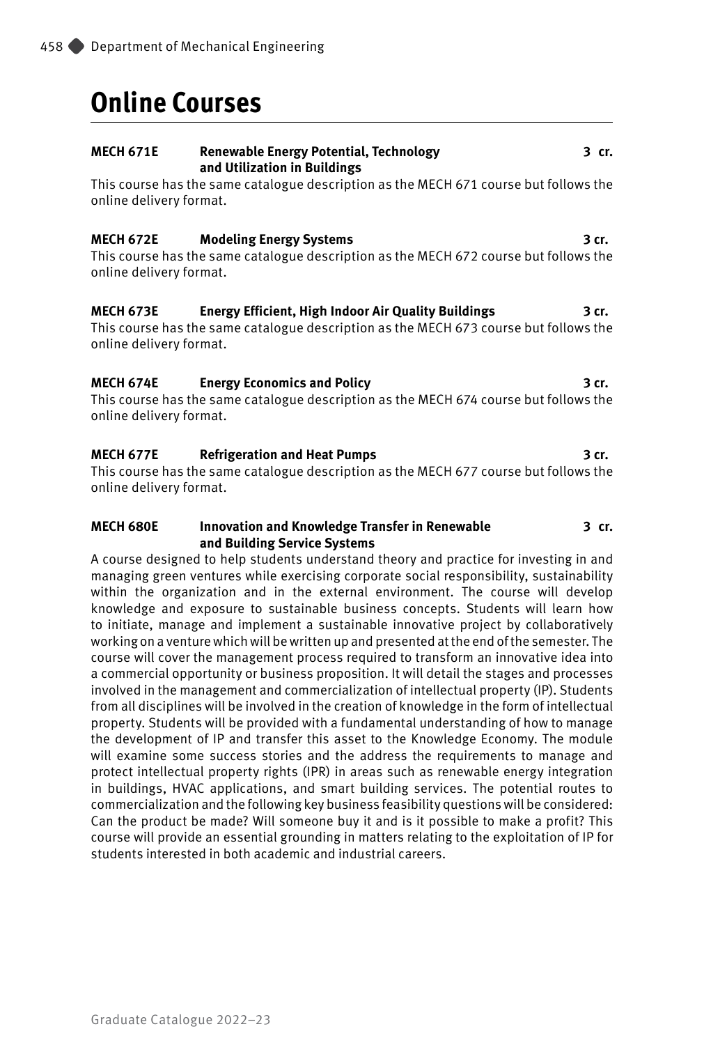# Online Courses

**MECH 671E Renewable Energy Potential, Technology and Utilization in Buildings 3 cr.**

This course has the same catalogue description as the MECH 671 course but follows the online delivery format.

**MECH 672E Modeling Energy Systems 3 cr.**

This course has the same catalogue description as the MECH 672 course but follows the online delivery format.

**MECH 673E Energy Efficient, High Indoor Air Quality Buildings 3 cr.**

This course has the same catalogue description as the MECH 673 course but follows the online delivery format.

**MECH 674E Energy Economics and Policy 3 cr.**

This course has the same catalogue description as the MECH 674 course but follows the online delivery format.

**MECH 677E Refrigeration and Heat Pumps 3 cr.**

This course has the same catalogue description as the MECH 677 course but follows the online delivery format.

**MECH 680E Innovation and Knowledge Transfer in Renewable and Building Service Systems 3 cr.**

A course designed to help students understand theory and practice for investing in and managing green ventures while exercising corporate social responsibility, sustainability within the organization and in the external environment. The course will develop knowledge and exposure to sustainable business concepts. Students will learn how to initiate, manage and implement a sustainable innovative project by collaboratively working on a venture which will be written up and presented at the end of the semester. The course will cover the management process required to transform an innovative idea into a commercial opportunity or business proposition. It will detail the stages and processes involved in the management and commercialization of intellectual property (IP). Students from all disciplines will be involved in the creation of knowledge in the form of intellectual property. Students will be provided with a fundamental understanding of how to manage the development of IP and transfer this asset to the Knowledge Economy. The module will examine some success stories and the address the requirements to manage and protect intellectual property rights (IPR) in areas such as renewable energy integration in buildings, HVAC applications, and smart building services. The potential routes to commercialization and the following key business feasibility questions will be considered: Can the product be made? Will someone buy it and is it possible to make a profit? This course will provide an essential grounding in matters relating to the exploitation of IP for students interested in both academic and industrial careers.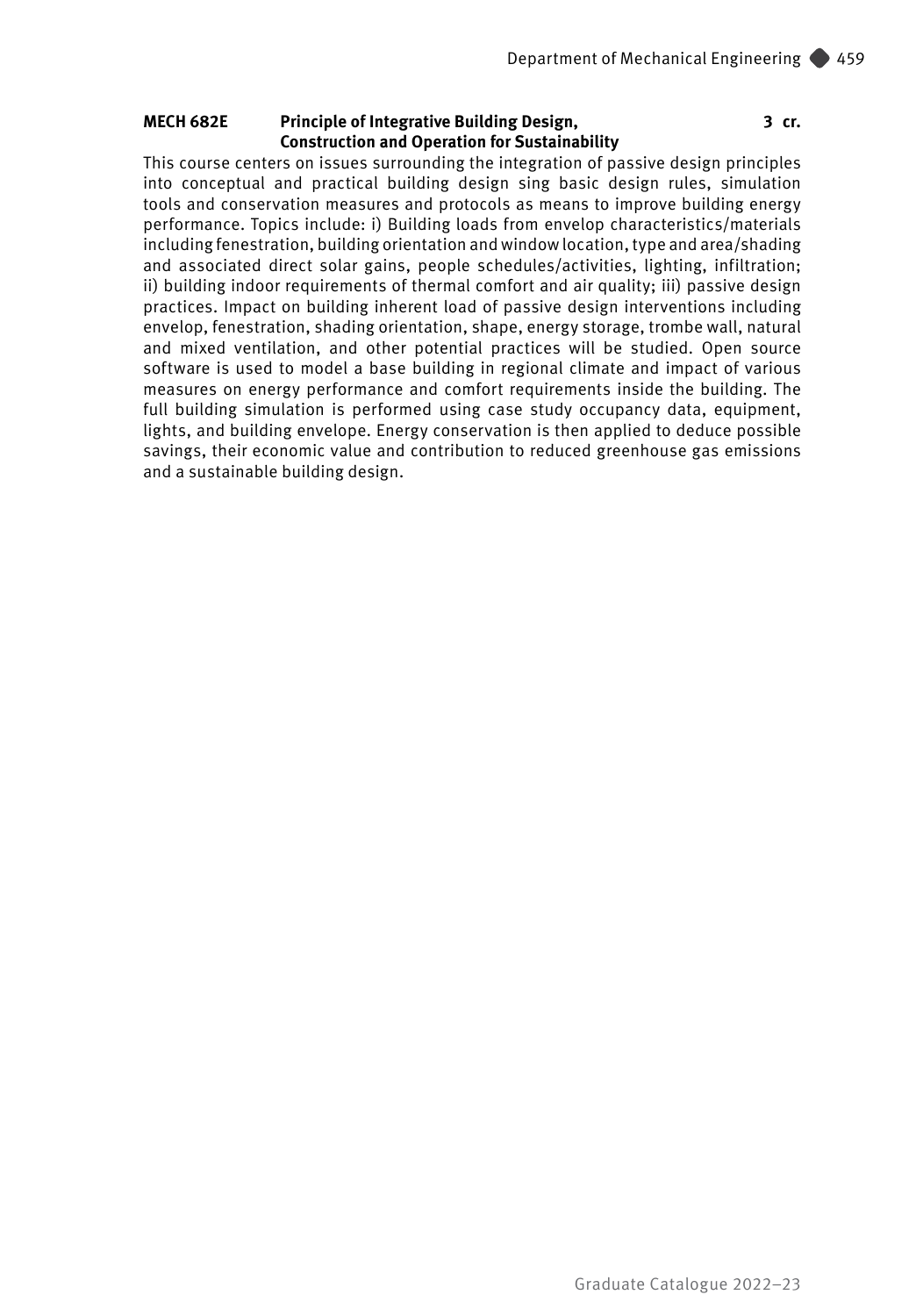**MECH 682E Principle of Integrative Building Design, Construction and Operation for Sustainability 3 cr.**

This course centers on issues surrounding the integration of passive design principles into conceptual and practical building design sing basic design rules, simulation tools and conservation measures and protocols as means to improve building energy performance. Topics include: i) Building loads from envelop characteristics/materials including fenestration, building orientation and window location, type and area/shading and associated direct solar gains, people schedules/activities, lighting, infiltration; ii) building indoor requirements of thermal comfort and air quality; iii) passive design practices. Impact on building inherent load of passive design interventions including envelop, fenestration, shading orientation, shape, energy storage, trombe wall, natural and mixed ventilation, and other potential practices will be studied. Open source software is used to model a base building in regional climate and impact of various measures on energy performance and comfort requirements inside the building. The full building simulation is performed using case study occupancy data, equipment, lights, and building envelope. Energy conservation is then applied to deduce possible savings, their economic value and contribution to reduced greenhouse gas emissions and a sustainable building design.